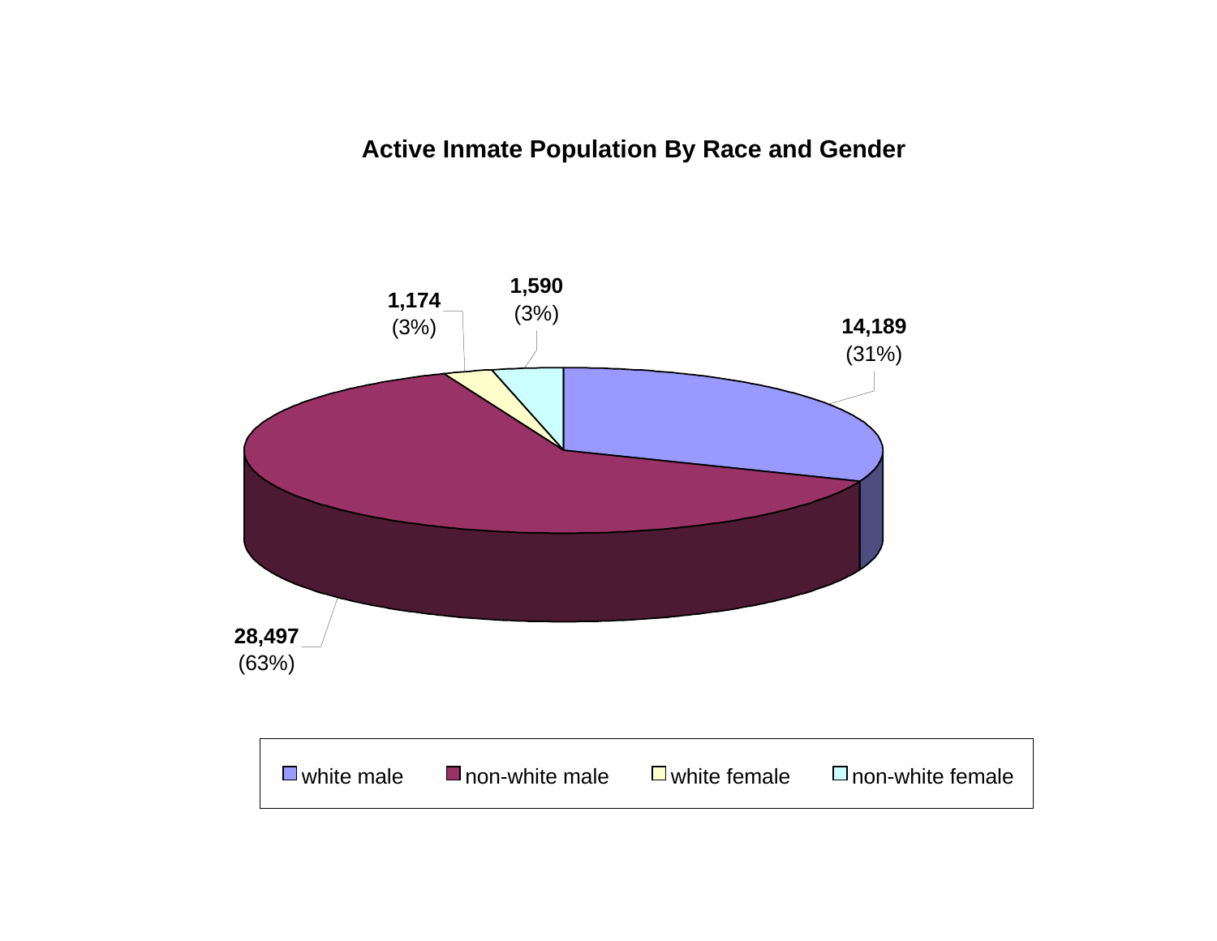## Active Inmate Population By Race and Gender

| Category | Count | Percent |
|---|---|---|
| white male | 14,189 | (31%) |
| non-white male | 28,497 | (63%) |
| white female | 1,174 | (3%) |
| non-white female | 1,590 | (3%) |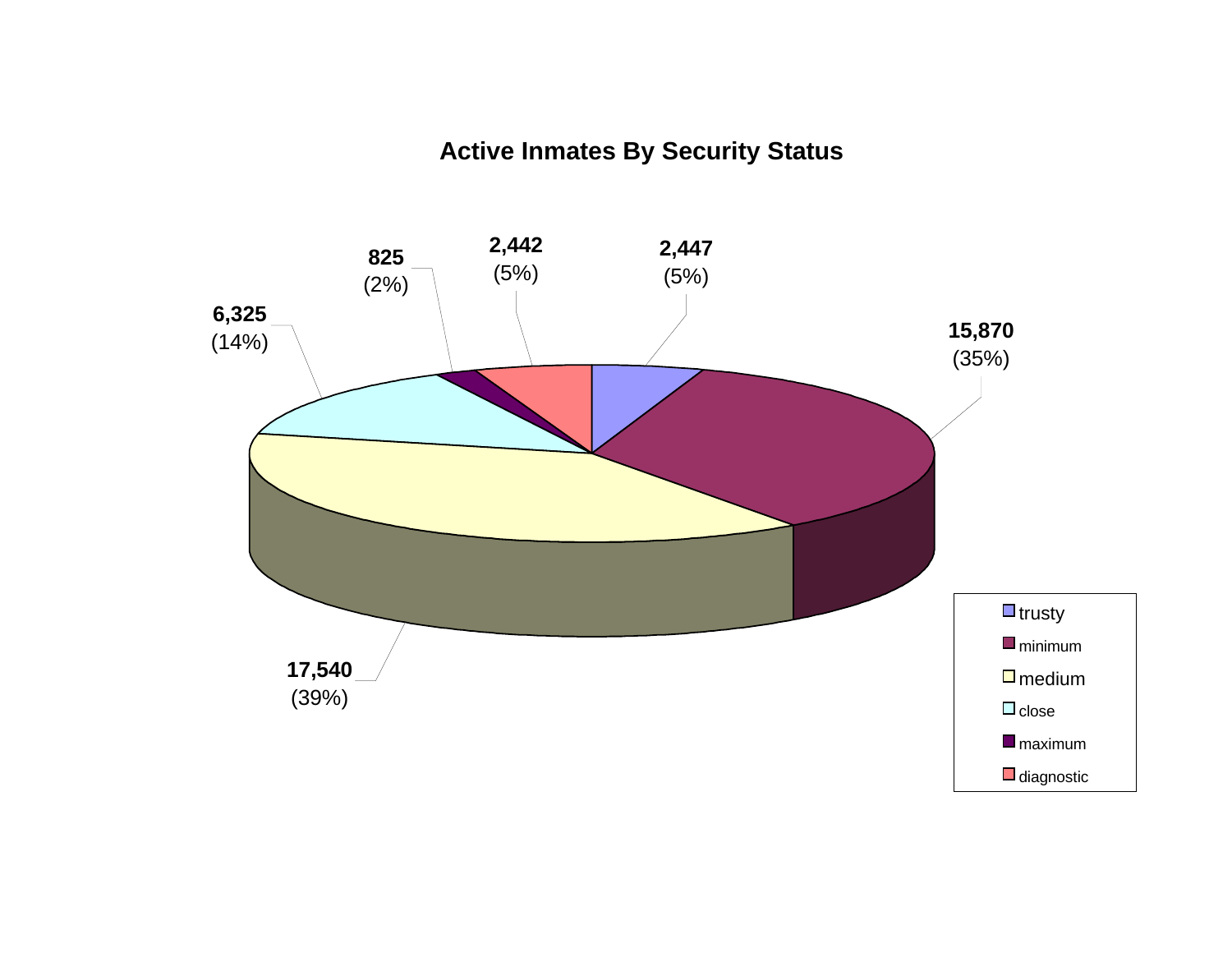# Active Inmates By Security Status

| Security Status | Count | Percent |
|---|---|---|
| trusty | 2,447 | (5%) |
| minimum | 15,870 | (35%) |
| medium | 17,540 | (39%) |
| close | 6,325 | (14%) |
| maximum | 825 | (2%) |
| diagnostic | 2,442 | (5%) |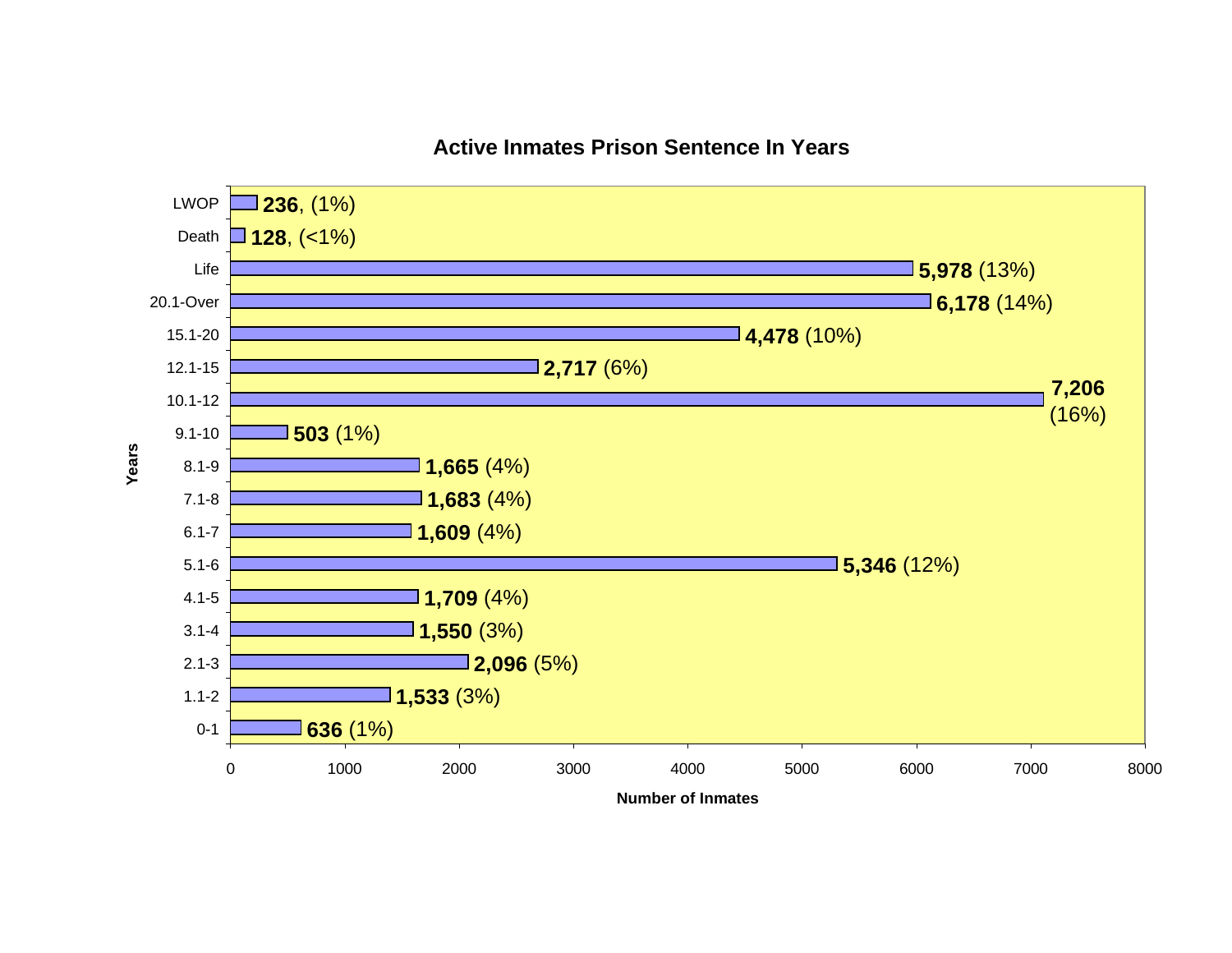## Active Inmates Prison Sentence In Years

| Years | Number of Inmates |
|---|---|
| LWOP | 236, (1%) |
| Death | 128, (<1%) |
| Life | 5,978 (13%) |
| 20.1-Over | 6,178 (14%) |
| 15.1-20 | 4,478 (10%) |
| 12.1-15 | 2,717 (6%) |
| 10.1-12 | 7,206 (16%) |
| 9.1-10 | 503 (1%) |
| 8.1-9 | 1,665 (4%) |
| 7.1-8 | 1,683 (4%) |
| 6.1-7 | 1,609 (4%) |
| 5.1-6 | 5,346 (12%) |
| 4.1-5 | 1,709 (4%) |
| 3.1-4 | 1,550 (3%) |
| 2.1-3 | 2,096 (5%) |
| 1.1-2 | 1,533 (3%) |
| 0-1 | 636 (1%) |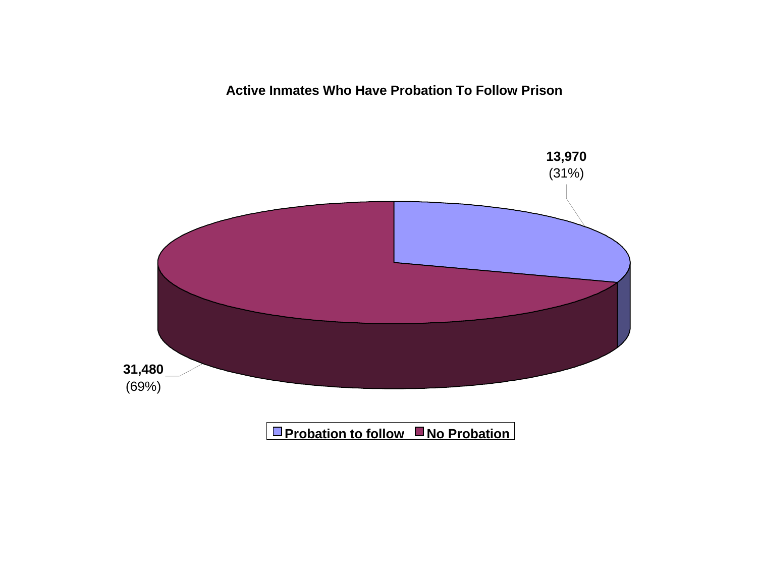**Active Inmates Who Have Probation To Follow Prison**

13,970
(31%)

31,480
(69%)

Probation to follow | No Probation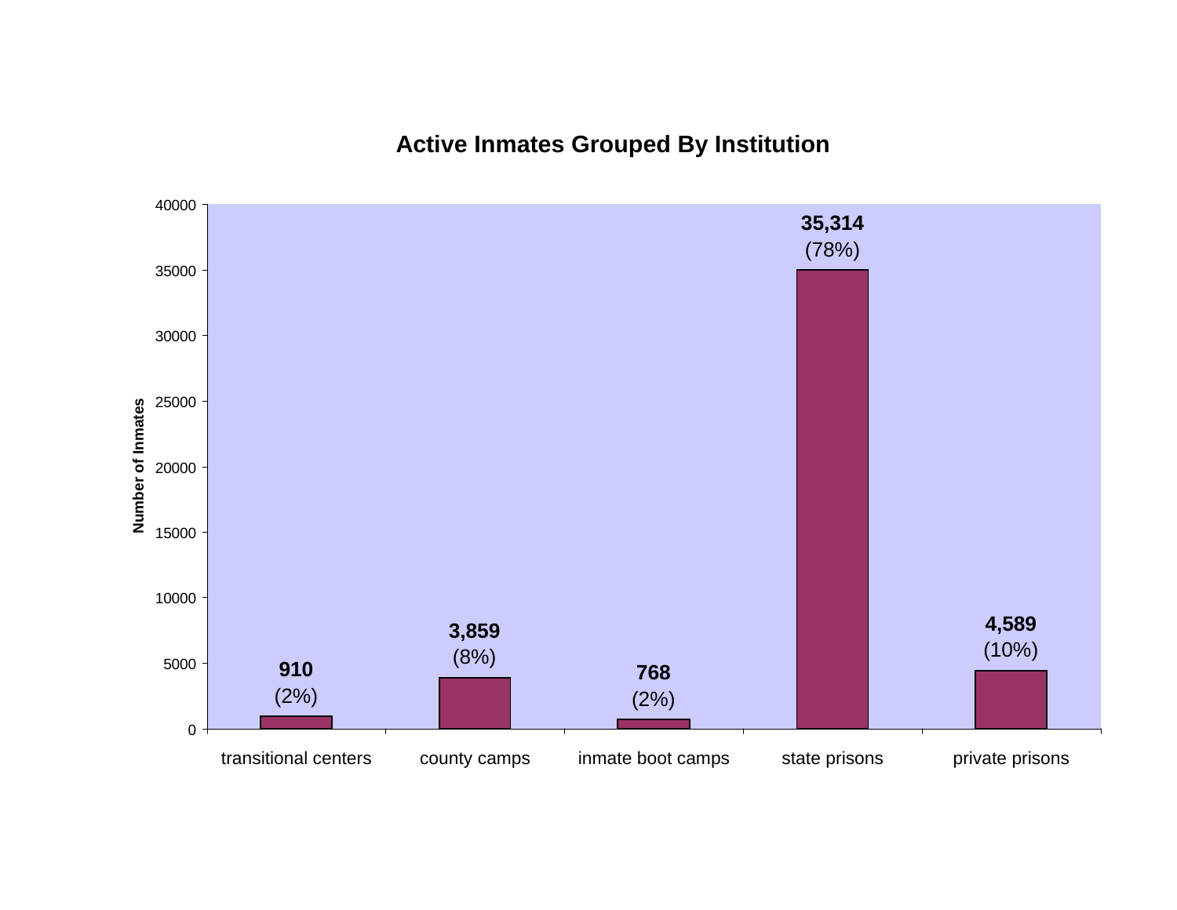## Active Inmates Grouped By Institution

| Institution | Number of Inmates | Percent |
|---|---|---|
| transitional centers | 910 | (2%) |
| county camps | 3,859 | (8%) |
| inmate boot camps | 768 | (2%) |
| state prisons | 35,314 | (78%) |
| private prisons | 4,589 | (10%) |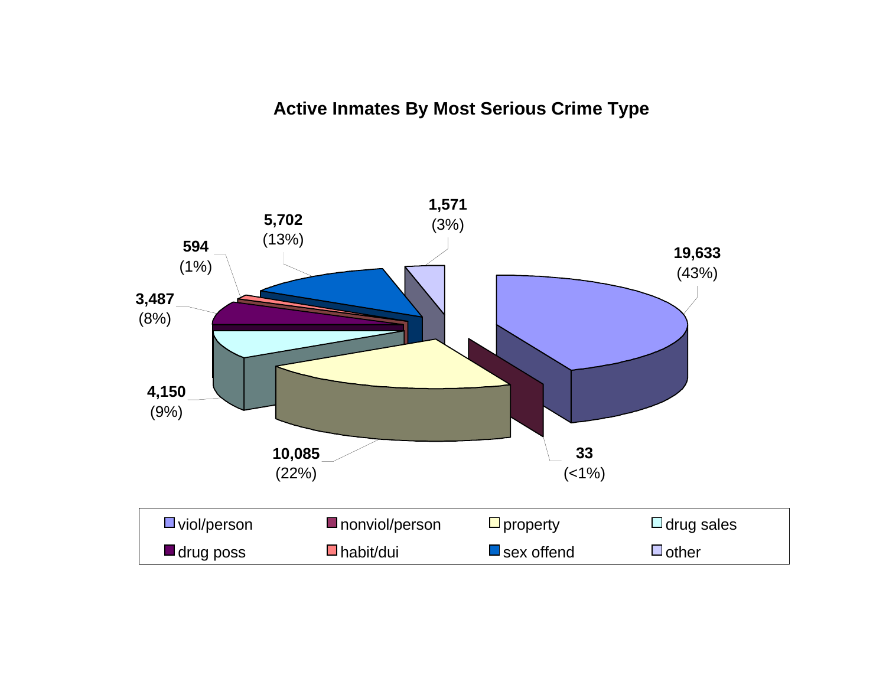## Active Inmates By Most Serious Crime Type

| Crime Type | Count | Percent |
|---|---|---|
| viol/person | 19,633 | (43%) |
| nonviol/person | 33 | (<1%) |
| property | 10,085 | (22%) |
| drug sales | 4,150 | (9%) |
| drug poss | 3,487 | (8%) |
| habit/dui | 594 | (1%) |
| sex offend | 5,702 | (13%) |
| other | 1,571 | (3%) |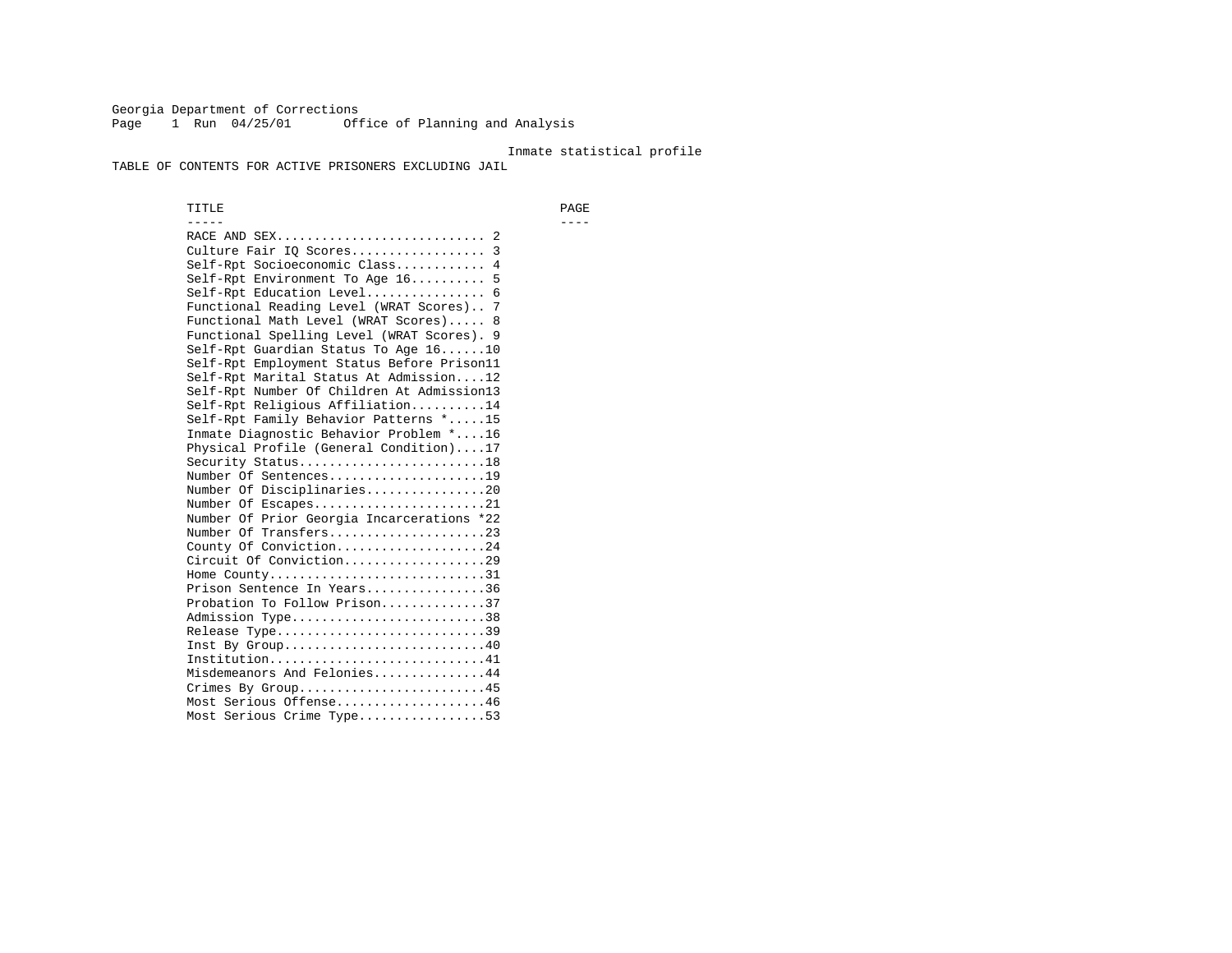Georgia Department of Corrections
Page 1 Run 04/25/01 Office of Planning and Analysis

Inmate statistical profile

TABLE OF CONTENTS FOR ACTIVE PRISONERS EXCLUDING JAIL

| TITLE | PAGE |
|---|---|
| RACE AND SEX | 2 |
| Culture Fair IQ Scores | 3 |
| Self-Rpt Socioeconomic Class | 4 |
| Self-Rpt Environment To Age 16 | 5 |
| Self-Rpt Education Level | 6 |
| Functional Reading Level (WRAT Scores) | 7 |
| Functional Math Level (WRAT Scores) | 8 |
| Functional Spelling Level (WRAT Scores) | 9 |
| Self-Rpt Guardian Status To Age 16 | 10 |
| Self-Rpt Employment Status Before Prison | 11 |
| Self-Rpt Marital Status At Admission | 12 |
| Self-Rpt Number Of Children At Admission | 13 |
| Self-Rpt Religious Affiliation | 14 |
| Self-Rpt Family Behavior Patterns * | 15 |
| Inmate Diagnostic Behavior Problem * | 16 |
| Physical Profile (General Condition) | 17 |
| Security Status | 18 |
| Number Of Sentences | 19 |
| Number Of Disciplinaries | 20 |
| Number Of Escapes | 21 |
| Number Of Prior Georgia Incarcerations * | 22 |
| Number Of Transfers | 23 |
| County Of Conviction | 24 |
| Circuit Of Conviction | 29 |
| Home County | 31 |
| Prison Sentence In Years | 36 |
| Probation To Follow Prison | 37 |
| Admission Type | 38 |
| Release Type | 39 |
| Inst By Group | 40 |
| Institution | 41 |
| Misdemeanors And Felonies | 44 |
| Crimes By Group | 45 |
| Most Serious Offense | 46 |
| Most Serious Crime Type | 53 |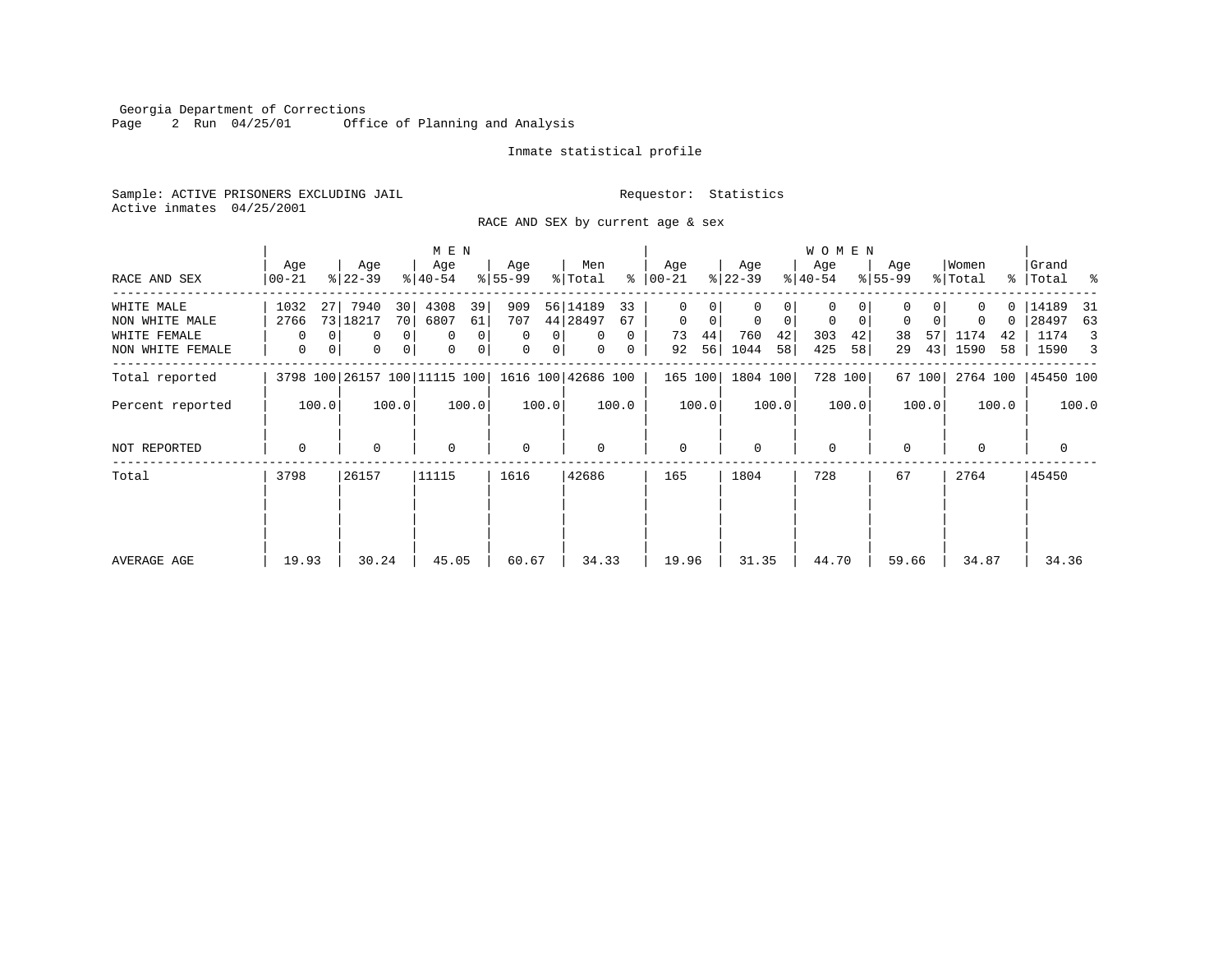Georgia Department of Corrections
Run 04/25/01 Office of Planning and Analysis

Inmate statistical profile

Sample: ACTIVE PRISONERS EXCLUDING JAIL

Requestor: Statistics

Active inmates 04/25/2001

RACE AND SEX by current age & sex

| | MEN | | | | | | | | | | WOMEN | | | | | | | | | | | |
|---|---|---|---|---|---|---|---|---|---|---|---|---|---|---|---|---|---|---|---|---|---|---|
| RACE AND SEX | Age 00-21 | % | Age 22-39 | % | Age 40-54 | % | Age 55-99 | % | Men Total | % | Age 00-21 | % | Age 22-39 | % | Age 40-54 | % | Age 55-99 | % | Women Total | % | Grand Total | % |
| WHITE MALE | 1032 | 27 | 7940 | 30 | 4308 | 39 | 909 | 56 | 14189 | 33 | 0 | 0 | 0 | 0 | 0 | 0 | 0 | 0 | 0 | 0 | 14189 | 31 |
| NON WHITE MALE | 2766 | 73 | 18217 | 70 | 6807 | 61 | 707 | 44 | 28497 | 67 | 0 | 0 | 0 | 0 | 0 | 0 | 0 | 0 | 0 | 0 | 28497 | 63 |
| WHITE FEMALE | 0 | 0 | 0 | 0 | 0 | 0 | 0 | 0 | 0 | 0 | 73 | 44 | 760 | 42 | 303 | 42 | 38 | 57 | 1174 | 42 | 1174 | 3 |
| NON WHITE FEMALE | 0 | 0 | 0 | 0 | 0 | 0 | 0 | 0 | 0 | 0 | 92 | 56 | 1044 | 58 | 425 | 58 | 29 | 43 | 1590 | 58 | 1590 | 3 |
| Total reported | 3798 | 100 | 26157 | 100 | 11115 | 100 | 1616 | 100 | 42686 | 100 | 165 | 100 | 1804 | 100 | 728 | 100 | 67 | 100 | 2764 | 100 | 45450 | 100 |
| Percent reported | | 100.0 | | 100.0 | | 100.0 | | 100.0 | | 100.0 | | 100.0 | | 100.0 | | 100.0 | | 100.0 | | 100.0 | | 100.0 |
| NOT REPORTED | 0 | | 0 | | 0 | | 0 | | 0 | | 0 | | 0 | | 0 | | 0 | | 0 | | 0 | |
| Total | 3798 | | 26157 | | 11115 | | 1616 | | 42686 | | 165 | | 1804 | | 728 | | 67 | | 2764 | | 45450 | |
| AVERAGE AGE | 19.93 | | 30.24 | | 45.05 | | 60.67 | | 34.33 | | 19.96 | | 31.35 | | 44.70 | | 59.66 | | 34.87 | | 34.36 | |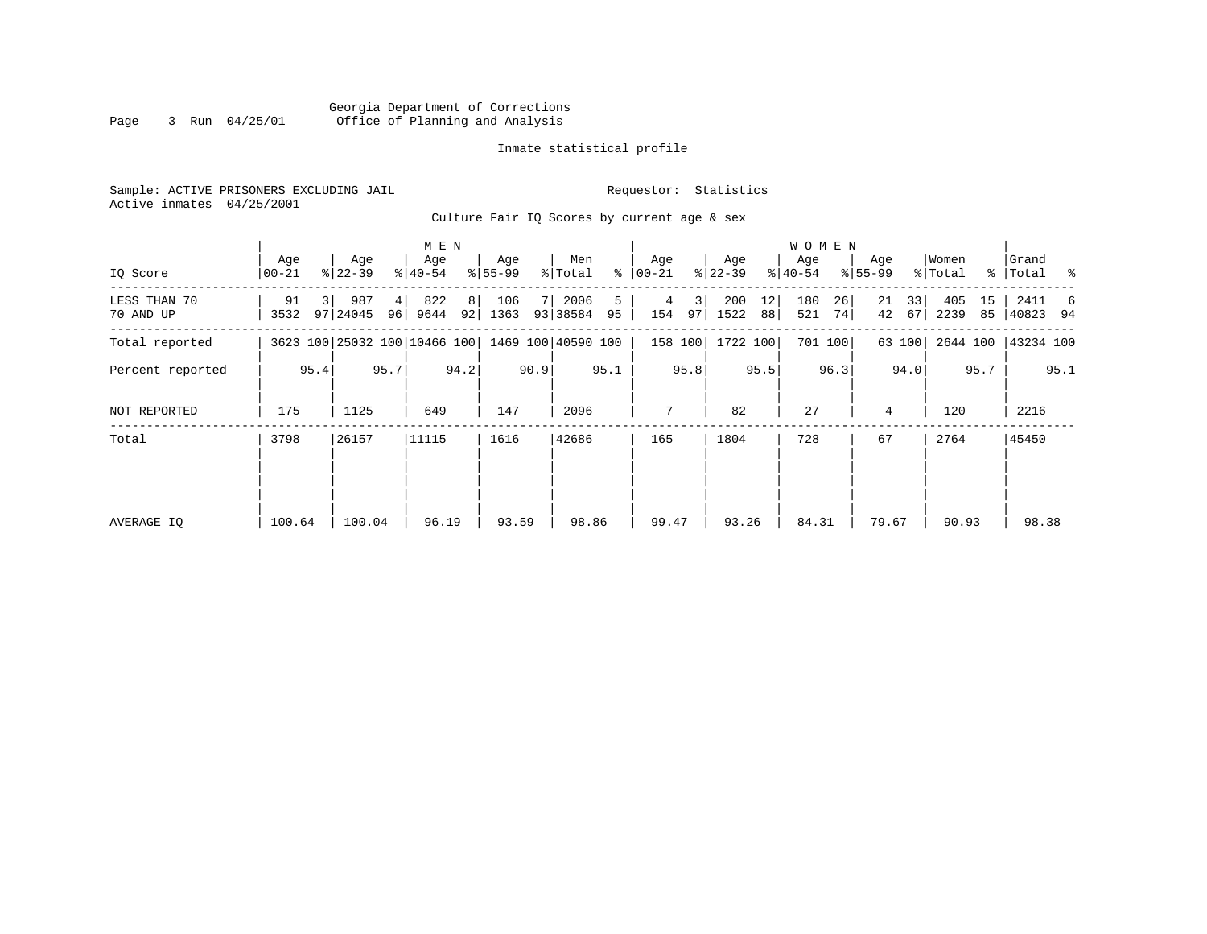Georgia Department of Corrections
Office of Planning and Analysis

Inmate statistical profile

Sample: ACTIVE PRISONERS EXCLUDING JAIL

Requestor: Statistics

Active inmates 04/25/2001

Culture Fair IQ Scores by current age & sex

| IQ Score | MEN Age 00-21 | % | Age 22-39 | % | Age 40-54 | % | Age 55-99 | % | Men Total | % | WOMEN Age 00-21 | % | Age 22-39 | % | Age 40-54 | % | Age 55-99 | % | Women Total | % | Grand Total | % |
|---|---|---|---|---|---|---|---|---|---|---|---|---|---|---|---|---|---|---|---|---|---|---|
| LESS THAN 70 | 91 | 3 | 987 | 4 | 822 | 8 | 106 | 7 | 2006 | 5 | 4 | 3 | 200 | 12 | 180 | 26 | 21 | 33 | 405 | 15 | 2411 | 6 |
| 70 AND UP | 3532 | 97 | 24045 | 96 | 9644 | 92 | 1363 | 93 | 38584 | 95 | 154 | 97 | 1522 | 88 | 521 | 74 | 42 | 67 | 2239 | 85 | 40823 | 94 |
| Total reported | 3623 | 100 | 25032 | 100 | 10466 | 100 | 1469 | 100 | 40590 | 100 | 158 | 100 | 1722 | 100 | 701 | 100 | 63 | 100 | 2644 | 100 | 43234 | 100 |
| Percent reported | | 95.4 | | 95.7 | | 94.2 | | 90.9 | | 95.1 | | 95.8 | | 95.5 | | 96.3 | | 94.0 | | 95.7 | | 95.1 |
| NOT REPORTED | 175 | | 1125 | | 649 | | 147 | | 2096 | | 7 | | 82 | | 27 | | 4 | | 120 | | 2216 | |
| Total | 3798 | | 26157 | | 11115 | | 1616 | | 42686 | | 165 | | 1804 | | 728 | | 67 | | 2764 | | 45450 | |
| AVERAGE IQ | 100.64 | | 100.04 | | 96.19 | | 93.59 | | 98.86 | | 99.47 | | 93.26 | | 84.31 | | 79.67 | | 90.93 | | 98.38 | |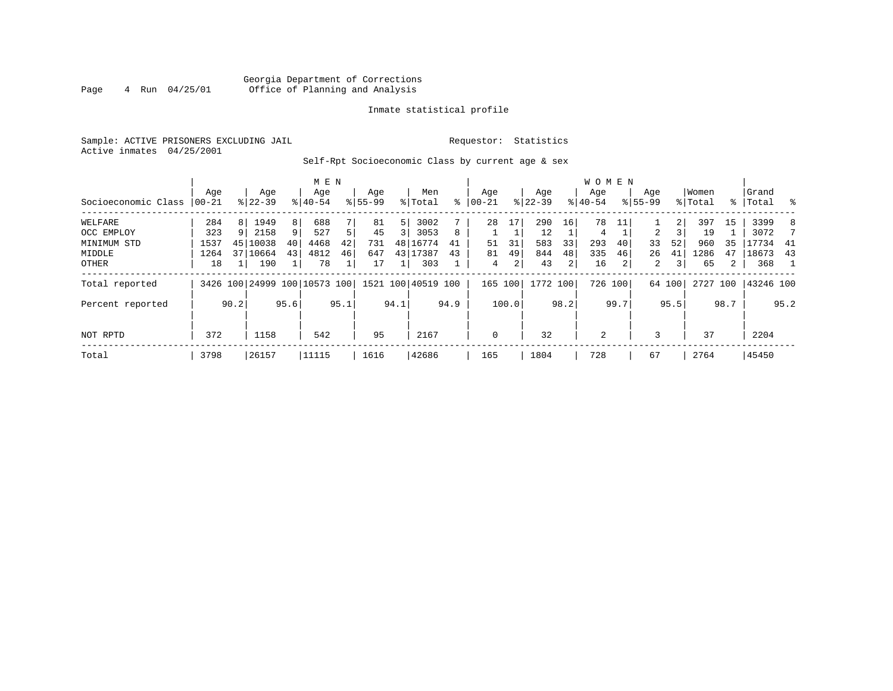Georgia Department of Corrections
Office of Planning and Analysis

Inmate statistical profile

Sample: ACTIVE PRISONERS EXCLUDING JAIL

Requestor: Statistics

Active inmates 04/25/2001

Self-Rpt Socioeconomic Class by current age & sex

| Socioeconomic Class | MEN Age 00-21 | % | Age 22-39 | % | Age 40-54 | % | Age 55-99 | % | Men Total | % | WOMEN Age 00-21 | % | Age 22-39 | % | Age 40-54 | % | Age 55-99 | % | Women Total | % | Grand Total | % |
|---|---|---|---|---|---|---|---|---|---|---|---|---|---|---|---|---|---|---|---|---|---|---|
| WELFARE | 284 | 8 | 1949 | 8 | 688 | 7 | 81 | 5 | 3002 | 7 | 28 | 17 | 290 | 16 | 78 | 11 | 1 | 2 | 397 | 15 | 3399 | 8 |
| OCC EMPLOY | 323 | 9 | 2158 | 9 | 527 | 5 | 45 | 3 | 3053 | 8 | 1 | 1 | 12 | 1 | 4 | 1 | 2 | 3 | 19 | 1 | 3072 | 7 |
| MINIMUM STD | 1537 | 45 | 10038 | 40 | 4468 | 42 | 731 | 48 | 16774 | 41 | 51 | 31 | 583 | 33 | 293 | 40 | 33 | 52 | 960 | 35 | 17734 | 41 |
| MIDDLE | 1264 | 37 | 10664 | 43 | 4812 | 46 | 647 | 43 | 17387 | 43 | 81 | 49 | 844 | 48 | 335 | 46 | 26 | 41 | 1286 | 47 | 18673 | 43 |
| OTHER | 18 | 1 | 190 | 1 | 78 | 1 | 17 | 1 | 303 | 1 | 4 | 2 | 43 | 2 | 16 | 2 | 2 | 3 | 65 | 2 | 368 | 1 |
| Total reported | 3426 | 100 | 24999 | 100 | 10573 | 100 | 1521 | 100 | 40519 | 100 | 165 | 100 | 1772 | 100 | 726 | 100 | 64 | 100 | 2727 | 100 | 43246 | 100 |
| Percent reported | | 90.2 | | 95.6 | | 95.1 | | 94.1 | | 94.9 | | 100.0 | | 98.2 | | 99.7 | | 95.5 | | 98.7 | | 95.2 |
| NOT RPTD | 372 | | 1158 | | 542 | | 95 | | 2167 | | 0 | | 32 | | 2 | | 3 | | 37 | | 2204 | |
| Total | 3798 | | 26157 | | 11115 | | 1616 | | 42686 | | 165 | | 1804 | | 728 | | 67 | | 2764 | | 45450 | |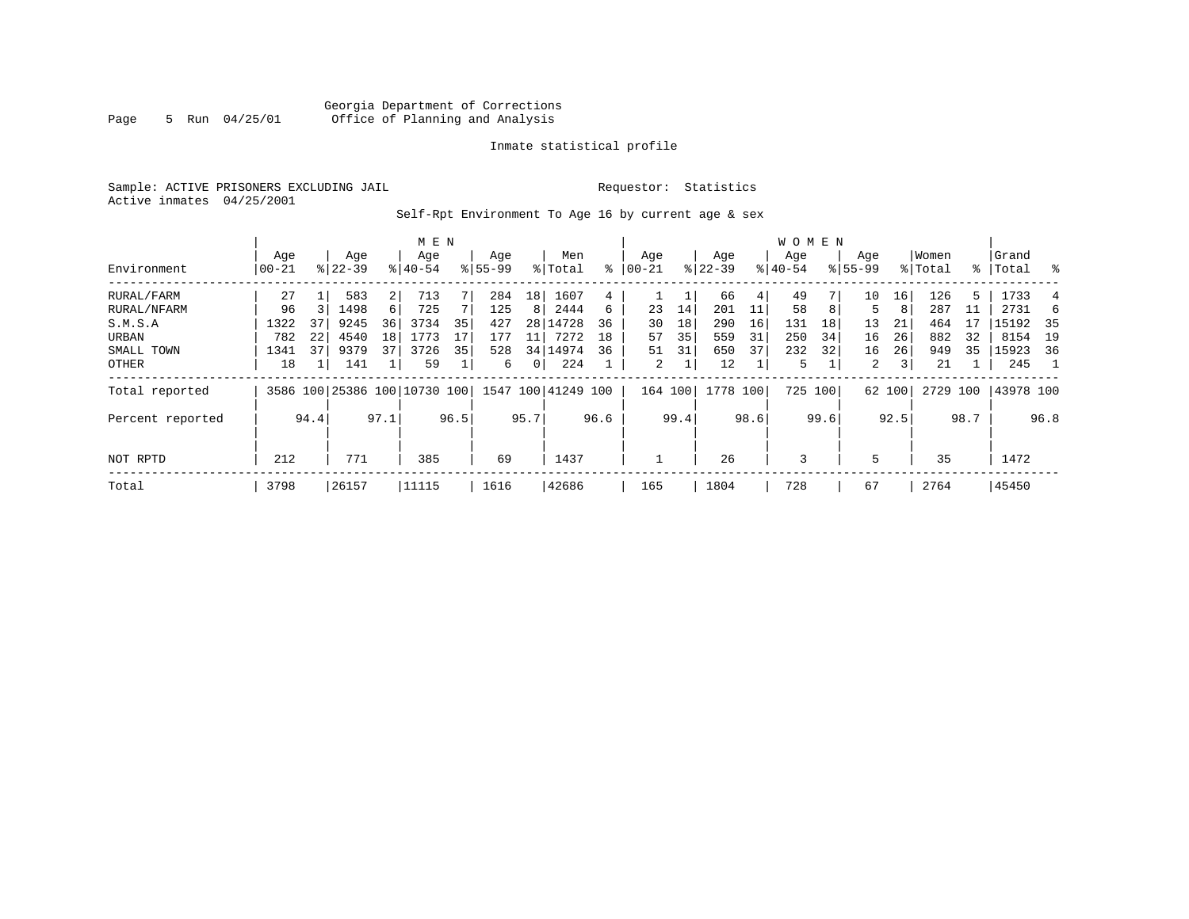Georgia Department of Corrections
Office of Planning and Analysis

Inmate statistical profile

Sample: ACTIVE PRISONERS EXCLUDING JAIL    Requestor: Statistics
Active inmates 04/25/2001

Self-Rpt Environment To Age 16 by current age & sex

| Environment | MEN Age 00-21 | % | Age 22-39 | % | Age 40-54 | % | Age 55-99 | % | Men Total | % | WOMEN Age 00-21 | % | Age 22-39 | % | Age 40-54 | % | Age 55-99 | % | Women Total | % | Grand Total | % |
|---|---|---|---|---|---|---|---|---|---|---|---|---|---|---|---|---|---|---|---|---|---|---|
| RURAL/FARM | 27 | 1 | 583 | 2 | 713 | 7 | 284 | 18 | 1607 | 4 | 1 | 1 | 66 | 4 | 49 | 7 | 10 | 16 | 126 | 5 | 1733 | 4 |
| RURAL/NFARM | 96 | 3 | 1498 | 6 | 725 | 7 | 125 | 8 | 2444 | 6 | 23 | 14 | 201 | 11 | 58 | 8 | 5 | 8 | 287 | 11 | 2731 | 6 |
| S.M.S.A | 1322 | 37 | 9245 | 36 | 3734 | 35 | 427 | 28 | 14728 | 36 | 30 | 18 | 290 | 16 | 131 | 18 | 13 | 21 | 464 | 17 | 15192 | 35 |
| URBAN | 782 | 22 | 4540 | 18 | 1773 | 17 | 177 | 11 | 7272 | 18 | 57 | 35 | 559 | 31 | 250 | 34 | 16 | 26 | 882 | 32 | 8154 | 19 |
| SMALL TOWN | 1341 | 37 | 9379 | 37 | 3726 | 35 | 528 | 34 | 14974 | 36 | 51 | 31 | 650 | 37 | 232 | 32 | 16 | 26 | 949 | 35 | 15923 | 36 |
| OTHER | 18 | 1 | 141 | 1 | 59 | 1 | 6 | 0 | 224 | 1 | 2 | 1 | 12 | 1 | 5 | 1 | 2 | 3 | 21 | 1 | 245 | 1 |
| Total reported | 3586 | 100 | 25386 | 100 | 10730 | 100 | 1547 | 100 | 41249 | 100 | 164 | 100 | 1778 | 100 | 725 | 100 | 62 | 100 | 2729 | 100 | 43978 | 100 |
| Percent reported | | 94.4 | | 97.1 | | 96.5 | | 95.7 | | 96.6 | | 99.4 | | 98.6 | | 99.6 | | 92.5 | | 98.7 | | 96.8 |
| NOT RPTD | 212 | | 771 | | 385 | | 69 | | 1437 | | 1 | | 26 | | 3 | | 5 | | 35 | | 1472 | |
| Total | 3798 | | 26157 | | 11115 | | 1616 | | 42686 | | 165 | | 1804 | | 728 | | 67 | | 2764 | | 45450 | |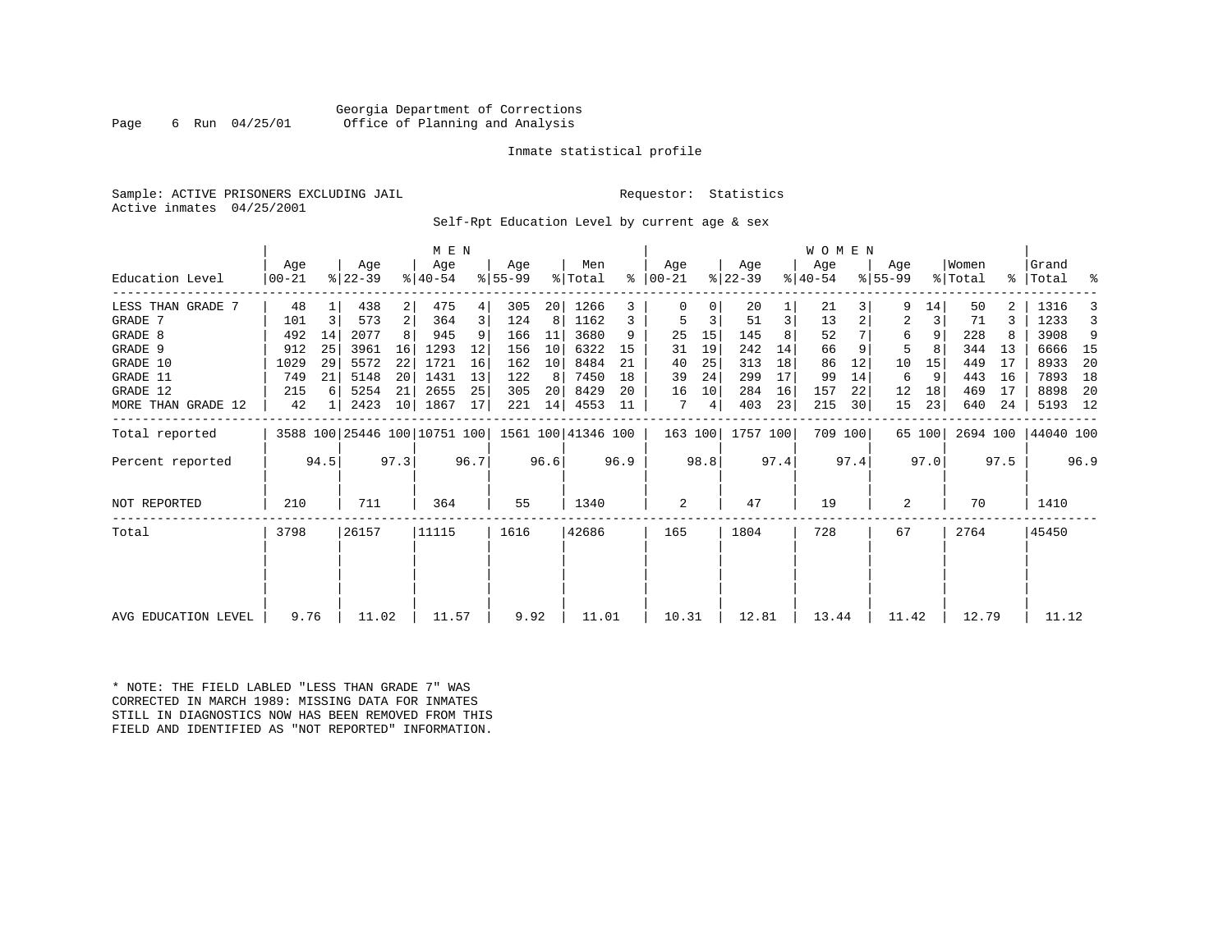Georgia Department of Corrections
Office of Planning and Analysis

Inmate statistical profile

Sample: ACTIVE PRISONERS EXCLUDING JAIL
Active inmates 04/25/2001

Requestor: Statistics

Self-Rpt Education Level by current age & sex

| Education Level | MEN Age 00-21 | % | Age 22-39 | % | Age 40-54 | % | Age 55-99 | % | Men Total | % | WOMEN Age 00-21 | % | Age 22-39 | % | Age 40-54 | % | Age 55-99 | % | Women Total | % | Grand Total | % |
|---|---|---|---|---|---|---|---|---|---|---|---|---|---|---|---|---|---|---|---|---|---|---|
| LESS THAN GRADE 7 | 48 | 1 | 438 | 2 | 475 | 4 | 305 | 20 | 1266 | 3 | 0 | 0 | 20 | 1 | 21 | 3 | 9 | 14 | 50 | 2 | 1316 | 3 |
| GRADE 7 | 101 | 3 | 573 | 2 | 364 | 3 | 124 | 8 | 1162 | 3 | 5 | 3 | 51 | 3 | 13 | 2 | 2 | 3 | 71 | 3 | 1233 | 3 |
| GRADE 8 | 492 | 14 | 2077 | 8 | 945 | 9 | 166 | 11 | 3680 | 9 | 25 | 15 | 145 | 8 | 52 | 7 | 6 | 9 | 228 | 8 | 3908 | 9 |
| GRADE 9 | 912 | 25 | 3961 | 16 | 1293 | 12 | 156 | 10 | 6322 | 15 | 31 | 19 | 242 | 14 | 66 | 9 | 5 | 8 | 344 | 13 | 6666 | 15 |
| GRADE 10 | 1029 | 29 | 5572 | 22 | 1721 | 16 | 162 | 10 | 8484 | 21 | 40 | 25 | 313 | 18 | 86 | 12 | 10 | 15 | 449 | 17 | 8933 | 20 |
| GRADE 11 | 749 | 21 | 5148 | 20 | 1431 | 13 | 122 | 8 | 7450 | 18 | 39 | 24 | 299 | 17 | 99 | 14 | 6 | 9 | 443 | 16 | 7893 | 18 |
| GRADE 12 | 215 | 6 | 5254 | 21 | 2655 | 25 | 305 | 20 | 8429 | 20 | 16 | 10 | 284 | 16 | 157 | 22 | 12 | 18 | 469 | 17 | 8898 | 20 |
| MORE THAN GRADE 12 | 42 | 1 | 2423 | 10 | 1867 | 17 | 221 | 14 | 4553 | 11 | 7 | 4 | 403 | 23 | 215 | 30 | 15 | 23 | 640 | 24 | 5193 | 12 |
| Total reported | 3588 | 100 | 25446 | 100 | 10751 | 100 | 1561 | 100 | 41346 | 100 | 163 | 100 | 1757 | 100 | 709 | 100 | 65 | 100 | 2694 | 100 | 44040 | 100 |
| Percent reported | | 94.5 | | 97.3 | | 96.7 | | 96.6 | | 96.9 | | 98.8 | | 97.4 | | 97.4 | | 97.0 | | 97.5 | | 96.9 |
| NOT REPORTED | 210 | | 711 | | 364 | | 55 | | 1340 | | 2 | | 47 | | 19 | | 2 | | 70 | | 1410 | |
| Total | 3798 | | 26157 | | 11115 | | 1616 | | 42686 | | 165 | | 1804 | | 728 | | 67 | | 2764 | | 45450 | |
| AVG EDUCATION LEVEL | 9.76 | | 11.02 | | 11.57 | | 9.92 | | 11.01 | | 10.31 | | 12.81 | | 13.44 | | 11.42 | | 12.79 | | 11.12 | |

* NOTE: THE FIELD LABLED "LESS THAN GRADE 7" WAS CORRECTED IN MARCH 1989: MISSING DATA FOR INMATES STILL IN DIAGNOSTICS NOW HAS BEEN REMOVED FROM THIS FIELD AND IDENTIFIED AS "NOT REPORTED" INFORMATION.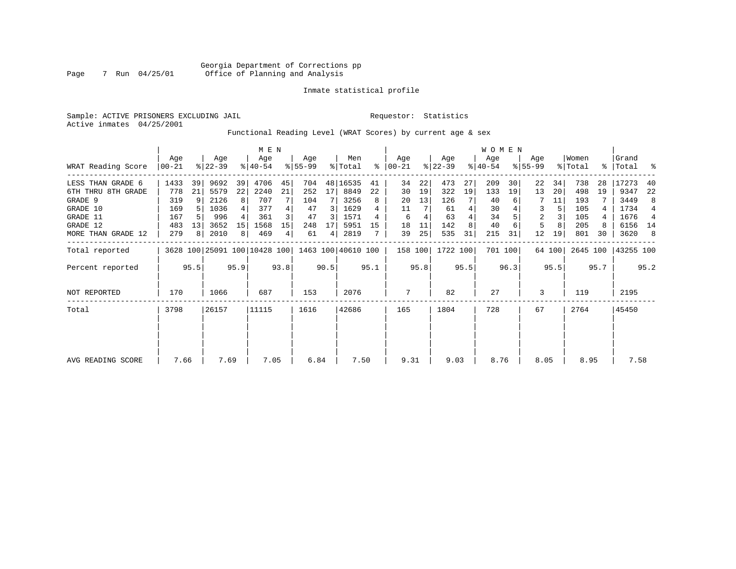Georgia Department of Corrections pp
Office of Planning and Analysis

Inmate statistical profile

Sample: ACTIVE PRISONERS EXCLUDING JAIL

Requestor: Statistics

Active inmates 04/25/2001

Functional Reading Level (WRAT Scores) by current age & sex

| WRAT Reading Score | MEN Age 00-21 | % | Age 22-39 | % | Age 40-54 | % | Age 55-99 | % | Men Total | % | WOMEN Age 00-21 | % | Age 22-39 | % | Age 40-54 | % | Age 55-99 | % | Women Total | % | Grand Total | % |
|---|---|---|---|---|---|---|---|---|---|---|---|---|---|---|---|---|---|---|---|---|---|---|
| LESS THAN GRADE 6 | 1433 | 39 | 9692 | 39 | 4706 | 45 | 704 | 48 | 16535 | 41 | 34 | 22 | 473 | 27 | 209 | 30 | 22 | 34 | 738 | 28 | 17273 | 40 |
| 6TH THRU 8TH GRADE | 778 | 21 | 5579 | 22 | 2240 | 21 | 252 | 17 | 8849 | 22 | 30 | 19 | 322 | 19 | 133 | 19 | 13 | 20 | 498 | 19 | 9347 | 22 |
| GRADE 9 | 319 | 9 | 2126 | 8 | 707 | 7 | 104 | 7 | 3256 | 8 | 20 | 13 | 126 | 7 | 40 | 6 | 7 | 11 | 193 | 7 | 3449 | 8 |
| GRADE 10 | 169 | 5 | 1036 | 4 | 377 | 4 | 47 | 3 | 1629 | 4 | 11 | 7 | 61 | 4 | 30 | 4 | 3 | 5 | 105 | 4 | 1734 | 4 |
| GRADE 11 | 167 | 5 | 996 | 4 | 361 | 3 | 47 | 3 | 1571 | 4 | 6 | 4 | 63 | 4 | 34 | 5 | 2 | 3 | 105 | 4 | 1676 | 4 |
| GRADE 12 | 483 | 13 | 3652 | 15 | 1568 | 15 | 248 | 17 | 5951 | 15 | 18 | 11 | 142 | 8 | 40 | 6 | 5 | 8 | 205 | 8 | 6156 | 14 |
| MORE THAN GRADE 12 | 279 | 8 | 2010 | 8 | 469 | 4 | 61 | 4 | 2819 | 7 | 39 | 25 | 535 | 31 | 215 | 31 | 12 | 19 | 801 | 30 | 3620 | 8 |
| Total reported | 3628 | 100 | 25091 | 100 | 10428 | 100 | 1463 | 100 | 40610 | 100 | 158 | 100 | 1722 | 100 | 701 | 100 | 64 | 100 | 2645 | 100 | 43255 | 100 |
| Percent reported | | 95.5 | | 95.9 | | 93.8 | | 90.5 | | 95.1 | | 95.8 | | 95.5 | | 96.3 | | 95.5 | | 95.7 | | 95.2 |
| NOT REPORTED | 170 | | 1066 | | 687 | | 153 | | 2076 | | 7 | | 82 | | 27 | | 3 | | 119 | | 2195 | |
| Total | 3798 | | 26157 | | 11115 | | 1616 | | 42686 | | 165 | | 1804 | | 728 | | 67 | | 2764 | | 45450 | |
| AVG READING SCORE | 7.66 | | 7.69 | | 7.05 | | 6.84 | | 7.50 | | 9.31 | | 9.03 | | 8.76 | | 8.05 | | 8.95 | | 7.58 | |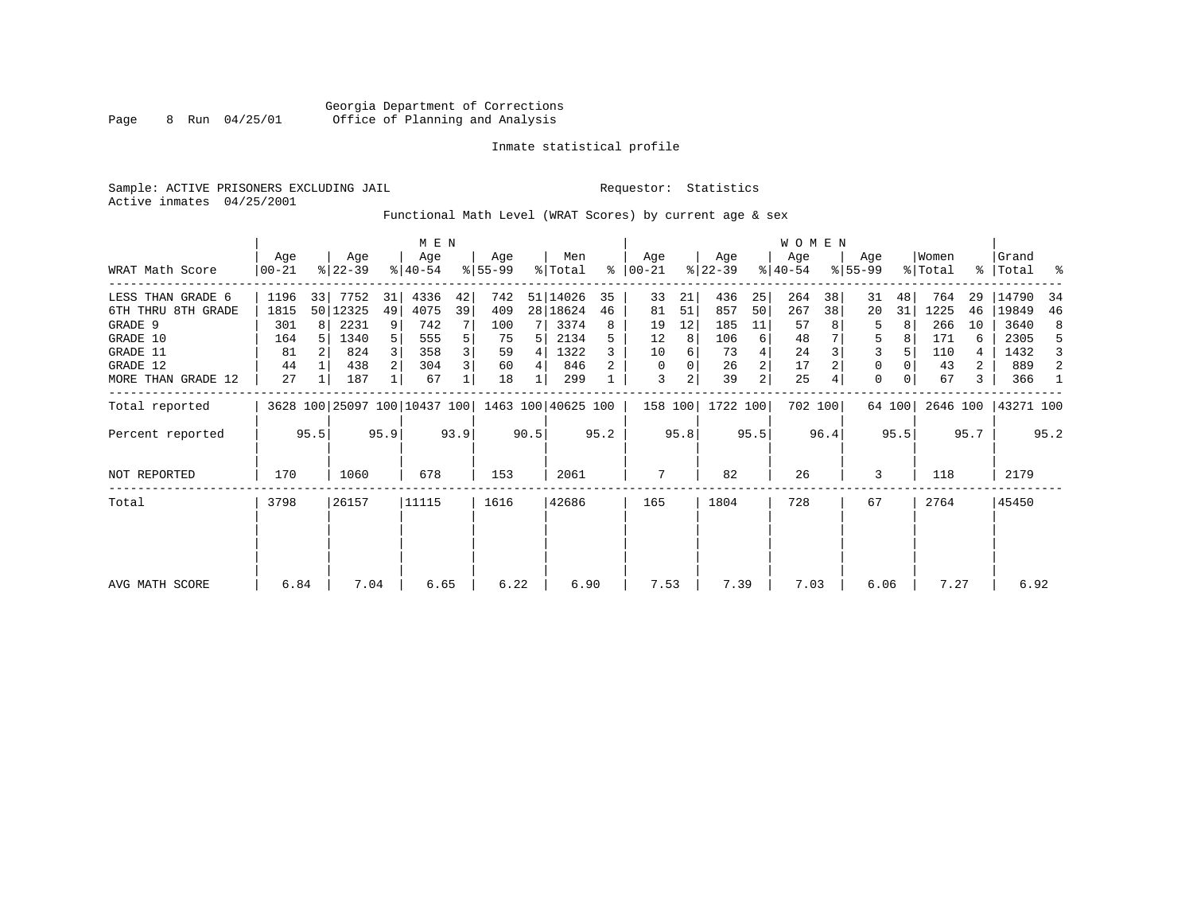Georgia Department of Corrections
Office of Planning and Analysis

Inmate statistical profile

Sample: ACTIVE PRISONERS EXCLUDING JAIL     Requestor: Statistics
Active inmates 04/25/2001

Functional Math Level (WRAT Scores) by current age & sex

| | MEN | | | | | | | | | | WOMEN | | | | | | | | | | | |
|---|---|---|---|---|---|---|---|---|---|---|---|---|---|---|---|---|---|---|---|---|---|---|
| WRAT Math Score | Age 00-21 | % | Age 22-39 | % | Age 40-54 | % | Age 55-99 | % | Men Total | % | Age 00-21 | % | Age 22-39 | % | Age 40-54 | % | Age 55-99 | % | Women Total | % | Grand Total | % |
| LESS THAN GRADE 6 | 1196 | 33 | 7752 | 31 | 4336 | 42 | 742 | 51 | 14026 | 35 | 33 | 21 | 436 | 25 | 264 | 38 | 31 | 48 | 764 | 29 | 14790 | 34 |
| 6TH THRU 8TH GRADE | 1815 | 50 | 12325 | 49 | 4075 | 39 | 409 | 28 | 18624 | 46 | 81 | 51 | 857 | 50 | 267 | 38 | 20 | 31 | 1225 | 46 | 19849 | 46 |
| GRADE 9 | 301 | 8 | 2231 | 9 | 742 | 7 | 100 | 7 | 3374 | 8 | 19 | 12 | 185 | 11 | 57 | 8 | 5 | 8 | 266 | 10 | 3640 | 8 |
| GRADE 10 | 164 | 5 | 1340 | 5 | 555 | 5 | 75 | 5 | 2134 | 5 | 12 | 8 | 106 | 6 | 48 | 7 | 5 | 8 | 171 | 6 | 2305 | 5 |
| GRADE 11 | 81 | 2 | 824 | 3 | 358 | 3 | 59 | 4 | 1322 | 3 | 10 | 6 | 73 | 4 | 24 | 3 | 3 | 5 | 110 | 4 | 1432 | 3 |
| GRADE 12 | 44 | 1 | 438 | 2 | 304 | 3 | 60 | 4 | 846 | 2 | 0 | 0 | 26 | 2 | 17 | 2 | 0 | 0 | 43 | 2 | 889 | 2 |
| MORE THAN GRADE 12 | 27 | 1 | 187 | 1 | 67 | 1 | 18 | 1 | 299 | 1 | 3 | 2 | 39 | 2 | 25 | 4 | 0 | 0 | 67 | 3 | 366 | 1 |
| Total reported | 3628 | 100 | 25097 | 100 | 10437 | 100 | 1463 | 100 | 40625 | 100 | 158 | 100 | 1722 | 100 | 702 | 100 | 64 | 100 | 2646 | 100 | 43271 | 100 |
| Percent reported | | 95.5 | | 95.9 | | 93.9 | | 90.5 | | 95.2 | | 95.8 | | 95.5 | | 96.4 | | 95.5 | | 95.7 | | 95.2 |
| NOT REPORTED | 170 | | 1060 | | 678 | | 153 | | 2061 | | 7 | | 82 | | 26 | | 3 | | 118 | | 2179 | |
| Total | 3798 | | 26157 | | 11115 | | 1616 | | 42686 | | 165 | | 1804 | | 728 | | 67 | | 2764 | | 45450 | |
| AVG MATH SCORE | 6.84 | | 7.04 | | 6.65 | | 6.22 | | 6.90 | | 7.53 | | 7.39 | | 7.03 | | 6.06 | | 7.27 | | 6.92 | |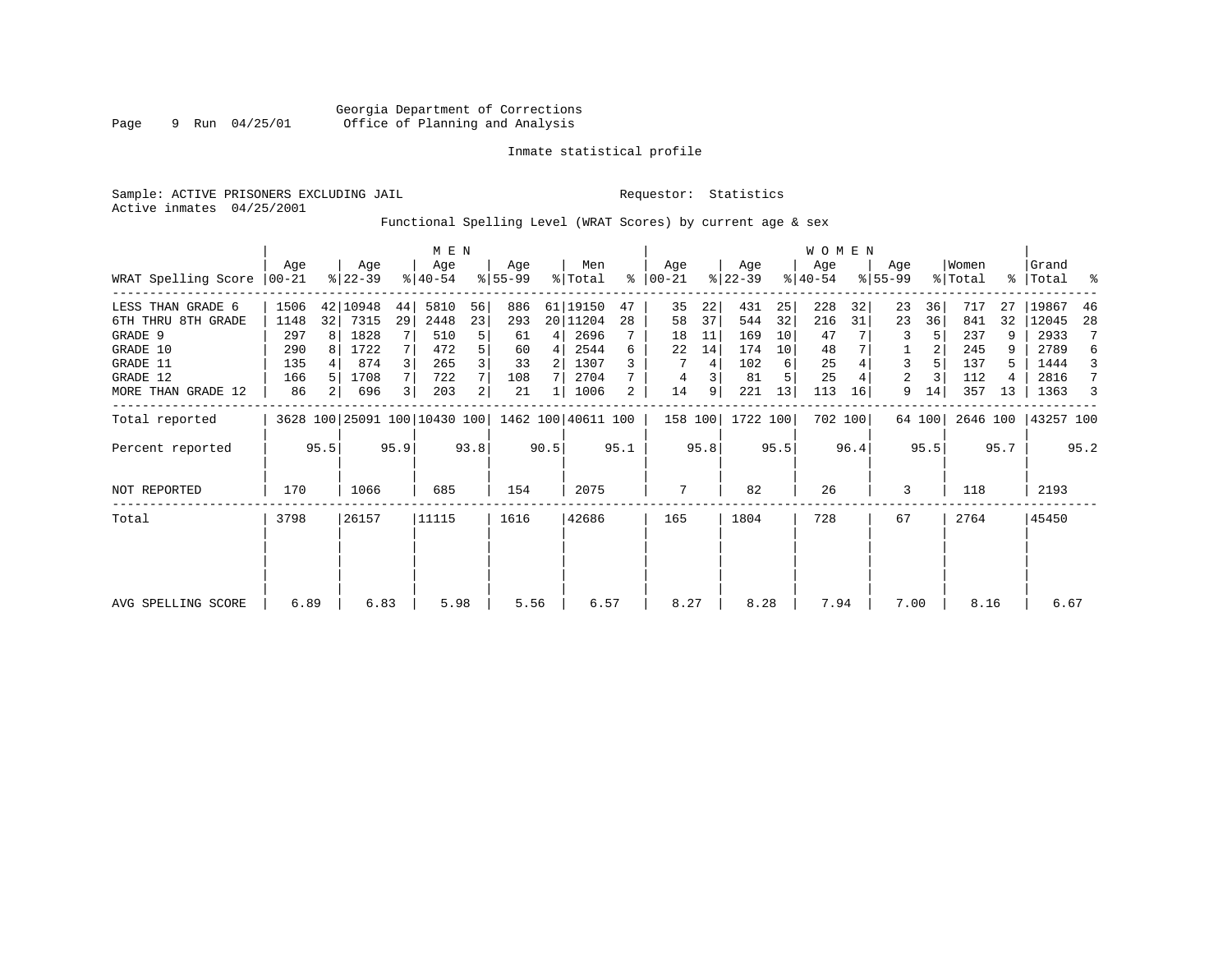Georgia Department of Corrections
Office of Planning and Analysis

Inmate statistical profile

Sample: ACTIVE PRISONERS EXCLUDING JAIL    Requestor: Statistics
Active inmates 04/25/2001

Functional Spelling Level (WRAT Scores) by current age & sex

| WRAT Spelling Score | MEN Age 00-21 | % | Age 22-39 | % | Age 40-54 | % | Age 55-99 | % | Men Total | % | WOMEN Age 00-21 | % | Age 22-39 | % | Age 40-54 | % | Age 55-99 | % | Women Total | % | Grand Total | % |
|---|---|---|---|---|---|---|---|---|---|---|---|---|---|---|---|---|---|---|---|---|---|---|
| LESS THAN GRADE 6 | 1506 | 42 | 10948 | 44 | 5810 | 56 | 886 | 61 | 19150 | 47 | 35 | 22 | 431 | 25 | 228 | 32 | 23 | 36 | 717 | 27 | 19867 | 46 |
| 6TH THRU 8TH GRADE | 1148 | 32 | 7315 | 29 | 2448 | 23 | 293 | 20 | 11204 | 28 | 58 | 37 | 544 | 32 | 216 | 31 | 23 | 36 | 841 | 32 | 12045 | 28 |
| GRADE 9 | 297 | 8 | 1828 | 7 | 510 | 5 | 61 | 4 | 2696 | 7 | 18 | 11 | 169 | 10 | 47 | 7 | 3 | 5 | 237 | 9 | 2933 | 7 |
| GRADE 10 | 290 | 8 | 1722 | 7 | 472 | 5 | 60 | 4 | 2544 | 6 | 22 | 14 | 174 | 10 | 48 | 7 | 1 | 2 | 245 | 9 | 2789 | 6 |
| GRADE 11 | 135 | 4 | 874 | 3 | 265 | 3 | 33 | 2 | 1307 | 3 | 7 | 4 | 102 | 6 | 25 | 4 | 3 | 5 | 137 | 5 | 1444 | 3 |
| GRADE 12 | 166 | 5 | 1708 | 7 | 722 | 7 | 108 | 7 | 2704 | 7 | 4 | 3 | 81 | 5 | 25 | 4 | 2 | 3 | 112 | 4 | 2816 | 7 |
| MORE THAN GRADE 12 | 86 | 2 | 696 | 3 | 203 | 2 | 21 | 1 | 1006 | 2 | 14 | 9 | 221 | 13 | 113 | 16 | 9 | 14 | 357 | 13 | 1363 | 3 |
| Total reported | 3628 | 100 | 25091 | 100 | 10430 | 100 | 1462 | 100 | 40611 | 100 | 158 | 100 | 1722 | 100 | 702 | 100 | 64 | 100 | 2646 | 100 | 43257 | 100 |
| Percent reported | | 95.5 | | 95.9 | | 93.8 | | 90.5 | | 95.1 | | 95.8 | | 95.5 | | 96.4 | | 95.5 | | 95.7 | | 95.2 |
| NOT REPORTED | 170 | | 1066 | | 685 | | 154 | | 2075 | | 7 | | 82 | | 26 | | 3 | | 118 | | 2193 | |
| Total | 3798 | | 26157 | | 11115 | | 1616 | | 42686 | | 165 | | 1804 | | 728 | | 67 | | 2764 | | 45450 | |
| AVG SPELLING SCORE | 6.89 | | 6.83 | | 5.98 | | 5.56 | | 6.57 | | 8.27 | | 8.28 | | 7.94 | | 7.00 | | 8.16 | | 6.67 | |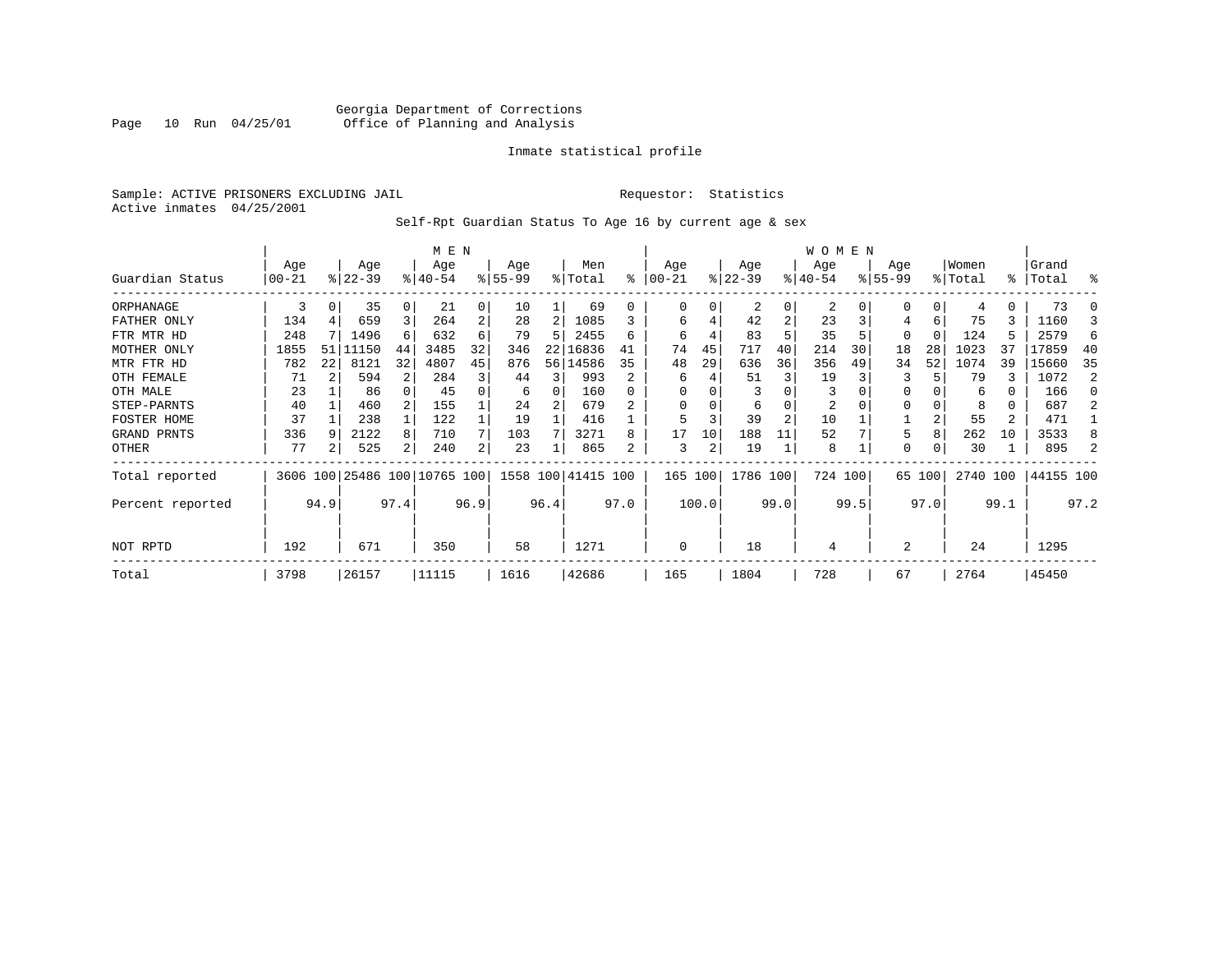Georgia Department of Corrections
Office of Planning and Analysis

Inmate statistical profile

Sample: ACTIVE PRISONERS EXCLUDING JAIL
Active inmates 04/25/2001

Requestor: Statistics

Self-Rpt Guardian Status To Age 16 by current age & sex

| Guardian Status | MEN Age 00-21 | % | Age 22-39 | % | Age 40-54 | % | Age 55-99 | % | Men Total | % | WOMEN Age 00-21 | % | Age 22-39 | % | Age 40-54 | % | Age 55-99 | % | Women Total | % | Grand Total | % |
|---|---|---|---|---|---|---|---|---|---|---|---|---|---|---|---|---|---|---|---|---|---|---|
| ORPHANAGE | 3 | 0 | 35 | 0 | 21 | 0 | 10 | 1 | 69 | 0 | 0 | 0 | 2 | 0 | 2 | 0 | 0 | 0 | 4 | 0 | 73 | 0 |
| FATHER ONLY | 134 | 4 | 659 | 3 | 264 | 2 | 28 | 2 | 1085 | 3 | 6 | 4 | 42 | 2 | 23 | 3 | 4 | 6 | 75 | 3 | 1160 | 3 |
| FTR MTR HD | 248 | 7 | 1496 | 6 | 632 | 6 | 79 | 5 | 2455 | 6 | 6 | 4 | 83 | 5 | 35 | 5 | 0 | 0 | 124 | 5 | 2579 | 6 |
| MOTHER ONLY | 1855 | 51 | 11150 | 44 | 3485 | 32 | 346 | 22 | 16836 | 41 | 74 | 45 | 717 | 40 | 214 | 30 | 18 | 28 | 1023 | 37 | 17859 | 40 |
| MTR FTR HD | 782 | 22 | 8121 | 32 | 4807 | 45 | 876 | 56 | 14586 | 35 | 48 | 29 | 636 | 36 | 356 | 49 | 34 | 52 | 1074 | 39 | 15660 | 35 |
| OTH FEMALE | 71 | 2 | 594 | 2 | 284 | 3 | 44 | 3 | 993 | 2 | 6 | 4 | 51 | 3 | 19 | 3 | 3 | 5 | 79 | 3 | 1072 | 2 |
| OTH MALE | 23 | 1 | 86 | 0 | 45 | 0 | 6 | 0 | 160 | 0 | 0 | 0 | 3 | 0 | 3 | 0 | 0 | 0 | 6 | 0 | 166 | 0 |
| STEP-PARNTS | 40 | 1 | 460 | 2 | 155 | 1 | 24 | 2 | 679 | 2 | 0 | 0 | 6 | 0 | 2 | 0 | 0 | 0 | 8 | 0 | 687 | 2 |
| FOSTER HOME | 37 | 1 | 238 | 1 | 122 | 1 | 19 | 1 | 416 | 1 | 5 | 3 | 39 | 2 | 10 | 1 | 1 | 2 | 55 | 2 | 471 | 1 |
| GRAND PRNTS | 336 | 9 | 2122 | 8 | 710 | 7 | 103 | 7 | 3271 | 8 | 17 | 10 | 188 | 11 | 52 | 7 | 5 | 8 | 262 | 10 | 3533 | 8 |
| OTHER | 77 | 2 | 525 | 2 | 240 | 2 | 23 | 1 | 865 | 2 | 3 | 2 | 19 | 1 | 8 | 1 | 0 | 0 | 30 | 1 | 895 | 2 |
| Total reported | 3606 | 100 | 25486 | 100 | 10765 | 100 | 1558 | 100 | 41415 | 100 | 165 | 100 | 1786 | 100 | 724 | 100 | 65 | 100 | 2740 | 100 | 44155 | 100 |
| Percent reported | | 94.9 | | 97.4 | | 96.9 | | 96.4 | | 97.0 | | 100.0 | | 99.0 | | 99.5 | | 97.0 | | 99.1 | | 97.2 |
| NOT RPTD | 192 | | 671 | | 350 | | 58 | | 1271 | | 0 | | 18 | | 4 | | 2 | | 24 | | 1295 | |
| Total | 3798 | | 26157 | | 11115 | | 1616 | | 42686 | | 165 | | 1804 | | 728 | | 67 | | 2764 | | 45450 | |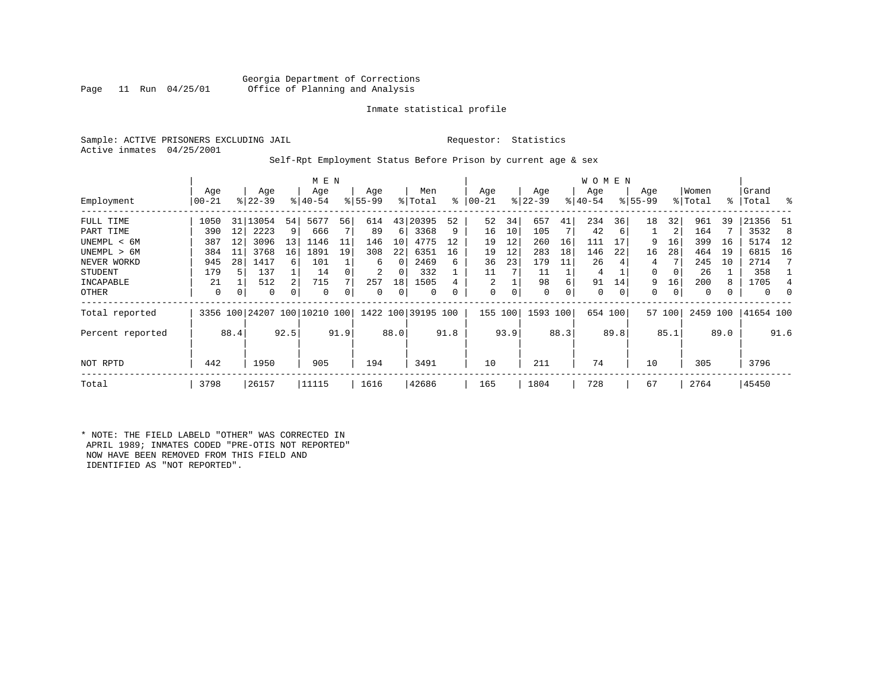Georgia Department of Corrections
Office of Planning and Analysis

Inmate statistical profile

Sample: ACTIVE PRISONERS EXCLUDING JAIL

Requestor: Statistics

Active inmates 04/25/2001

Self-Rpt Employment Status Before Prison by current age & sex

| | MEN | | | | | | | | | | WOMEN | | | | | | | | | | | |
|---|---|---|---|---|---|---|---|---|---|---|---|---|---|---|---|---|---|---|---|---|---|---|
| Employment | Age 00-21 | % | Age 22-39 | % | Age 40-54 | % | Age 55-99 | % | Men Total | % | Age 00-21 | % | Age 22-39 | % | Age 40-54 | % | Age 55-99 | % | Women Total | % | Grand Total | % |
| FULL TIME | 1050 | 31 | 13054 | 54 | 5677 | 56 | 614 | 43 | 20395 | 52 | 52 | 34 | 657 | 41 | 234 | 36 | 18 | 32 | 961 | 39 | 21356 | 51 |
| PART TIME | 390 | 12 | 2223 | 9 | 666 | 7 | 89 | 6 | 3368 | 9 | 16 | 10 | 105 | 7 | 42 | 6 | 1 | 2 | 164 | 7 | 3532 | 8 |
| UNEMPL < 6M | 387 | 12 | 3096 | 13 | 1146 | 11 | 146 | 10 | 4775 | 12 | 19 | 12 | 260 | 16 | 111 | 17 | 9 | 16 | 399 | 16 | 5174 | 12 |
| UNEMPL > 6M | 384 | 11 | 3768 | 16 | 1891 | 19 | 308 | 22 | 6351 | 16 | 19 | 12 | 283 | 18 | 146 | 22 | 16 | 28 | 464 | 19 | 6815 | 16 |
| NEVER WORKD | 945 | 28 | 1417 | 6 | 101 | 1 | 6 | 0 | 2469 | 6 | 36 | 23 | 179 | 11 | 26 | 4 | 4 | 7 | 245 | 10 | 2714 | 7 |
| STUDENT | 179 | 5 | 137 | 1 | 14 | 0 | 2 | 0 | 332 | 1 | 11 | 7 | 11 | 1 | 4 | 1 | 0 | 0 | 26 | 1 | 358 | 1 |
| INCAPABLE | 21 | 1 | 512 | 2 | 715 | 7 | 257 | 18 | 1505 | 4 | 2 | 1 | 98 | 6 | 91 | 14 | 9 | 16 | 200 | 8 | 1705 | 4 |
| OTHER | 0 | 0 | 0 | 0 | 0 | 0 | 0 | 0 | 0 | 0 | 0 | 0 | 0 | 0 | 0 | 0 | 0 | 0 | 0 | 0 | 0 | 0 |
| Total reported | 3356 | 100 | 24207 | 100 | 10210 | 100 | 1422 | 100 | 39195 | 100 | 155 | 100 | 1593 | 100 | 654 | 100 | 57 | 100 | 2459 | 100 | 41654 | 100 |
| Percent reported | | 88.4 | | 92.5 | | 91.9 | | 88.0 | | 91.8 | | 93.9 | | 88.3 | | 89.8 | | 85.1 | | 89.0 | | 91.6 |
| NOT RPTD | 442 | | 1950 | | 905 | | 194 | | 3491 | | 10 | | 211 | | 74 | | 10 | | 305 | | 3796 | |
| Total | 3798 | | 26157 | | 11115 | | 1616 | | 42686 | | 165 | | 1804 | | 728 | | 67 | | 2764 | | 45450 | |

* NOTE: THE FIELD LABELD "OTHER" WAS CORRECTED IN APRIL 1989; INMATES CODED "PRE-OTIS NOT REPORTED" NOW HAVE BEEN REMOVED FROM THIS FIELD AND IDENTIFIED AS "NOT REPORTED".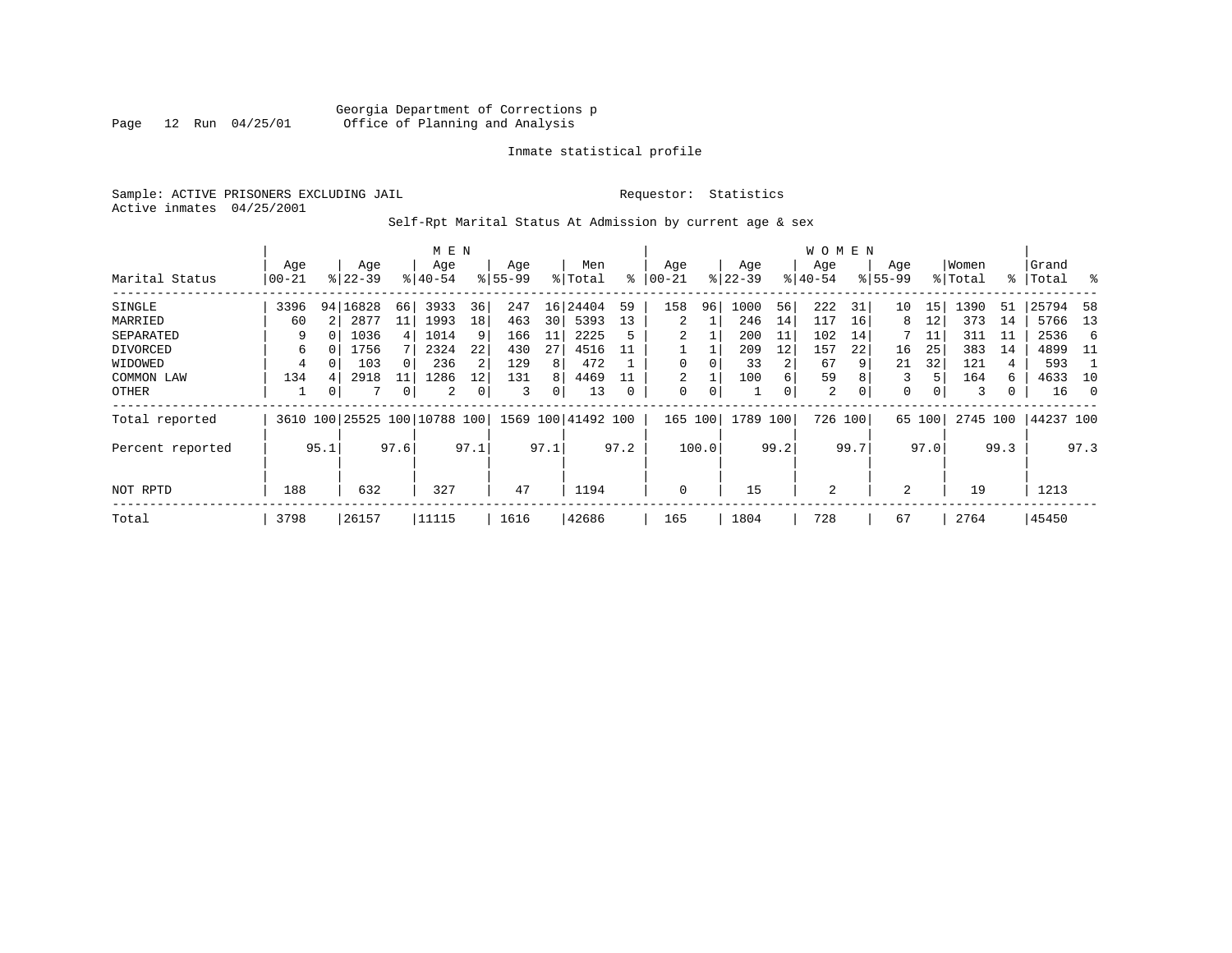Georgia Department of Corrections p
Office of Planning and Analysis

Inmate statistical profile

Sample: ACTIVE PRISONERS EXCLUDING JAIL

Requestor: Statistics

Active inmates 04/25/2001

Self-Rpt Marital Status At Admission by current age & sex

| Marital Status | MEN Age 00-21 | % | Age 22-39 | % | Age 40-54 | % | Age 55-99 | % | Men Total | % | WOMEN Age 00-21 | % | Age 22-39 | % | Age 40-54 | % | Age 55-99 | % | Women Total | % | Grand Total | % |
|---|---|---|---|---|---|---|---|---|---|---|---|---|---|---|---|---|---|---|---|---|---|---|
| SINGLE | 3396 | 94 | 16828 | 66 | 3933 | 36 | 247 | 16 | 24404 | 59 | 158 | 96 | 1000 | 56 | 222 | 31 | 10 | 15 | 1390 | 51 | 25794 | 58 |
| MARRIED | 60 | 2 | 2877 | 11 | 1993 | 18 | 463 | 30 | 5393 | 13 | 2 | 1 | 246 | 14 | 117 | 16 | 8 | 12 | 373 | 14 | 5766 | 13 |
| SEPARATED | 9 | 0 | 1036 | 4 | 1014 | 9 | 166 | 11 | 2225 | 5 | 2 | 1 | 200 | 11 | 102 | 14 | 7 | 11 | 311 | 11 | 2536 | 6 |
| DIVORCED | 6 | 0 | 1756 | 7 | 2324 | 22 | 430 | 27 | 4516 | 11 | 1 | 1 | 209 | 12 | 157 | 22 | 16 | 25 | 383 | 14 | 4899 | 11 |
| WIDOWED | 4 | 0 | 103 | 0 | 236 | 2 | 129 | 8 | 472 | 1 | 0 | 0 | 33 | 2 | 67 | 9 | 21 | 32 | 121 | 4 | 593 | 1 |
| COMMON LAW | 134 | 4 | 2918 | 11 | 1286 | 12 | 131 | 8 | 4469 | 11 | 2 | 1 | 100 | 6 | 59 | 8 | 3 | 5 | 164 | 6 | 4633 | 10 |
| OTHER | 1 | 0 | 7 | 0 | 2 | 0 | 3 | 0 | 13 | 0 | 0 | 0 | 1 | 0 | 2 | 0 | 0 | 0 | 3 | 0 | 16 | 0 |
| Total reported | 3610 | 100 | 25525 | 100 | 10788 | 100 | 1569 | 100 | 41492 | 100 | 165 | 100 | 1789 | 100 | 726 | 100 | 65 | 100 | 2745 | 100 | 44237 | 100 |
| Percent reported | | 95.1 | | 97.6 | | 97.1 | | 97.1 | | 97.2 | | 100.0 | | 99.2 | | 99.7 | | 97.0 | | 99.3 | | 97.3 |
| NOT RPTD | 188 | | 632 | | 327 | | 47 | | 1194 | | 0 | | 15 | | 2 | | 2 | | 19 | | 1213 | |
| Total | 3798 | | 26157 | | 11115 | | 1616 | | 42686 | | 165 | | 1804 | | 728 | | 67 | | 2764 | | 45450 | |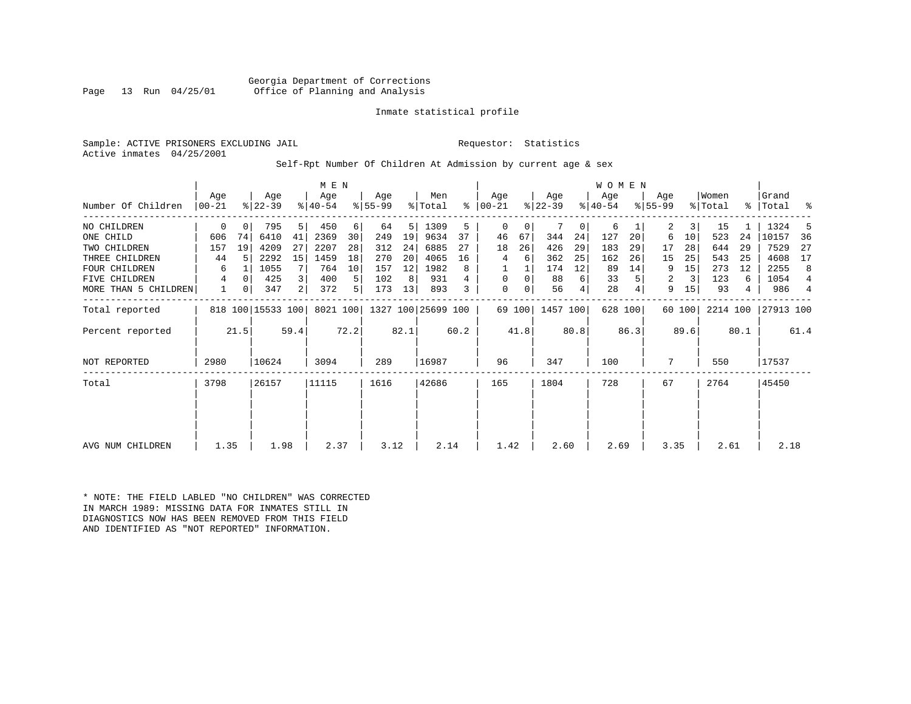Georgia Department of Corrections
Office of Planning and Analysis

Inmate statistical profile

Sample: ACTIVE PRISONERS EXCLUDING JAIL

Requestor: Statistics

Active inmates 04/25/2001

Self-Rpt Number Of Children At Admission by current age & sex

| Number Of Children | MEN Age 00-21 | % | Age 22-39 | % | Age 40-54 | % | Age 55-99 | % | Men Total | % | WOMEN Age 00-21 | % | Age 22-39 | % | Age 40-54 | % | Age 55-99 | % | Women Total | % | Grand Total | % |
|---|---|---|---|---|---|---|---|---|---|---|---|---|---|---|---|---|---|---|---|---|---|---|
| NO CHILDREN | 0 | 0 | 795 | 5 | 450 | 6 | 64 | 5 | 1309 | 5 | 0 | 0 | 7 | 0 | 6 | 1 | 2 | 3 | 15 | 1 | 1324 | 5 |
| ONE CHILD | 606 | 74 | 6410 | 41 | 2369 | 30 | 249 | 19 | 9634 | 37 | 46 | 67 | 344 | 24 | 127 | 20 | 6 | 10 | 523 | 24 | 10157 | 36 |
| TWO CHILDREN | 157 | 19 | 4209 | 27 | 2207 | 28 | 312 | 24 | 6885 | 27 | 18 | 26 | 426 | 29 | 183 | 29 | 17 | 28 | 644 | 29 | 7529 | 27 |
| THREE CHILDREN | 44 | 5 | 2292 | 15 | 1459 | 18 | 270 | 20 | 4065 | 16 | 4 | 6 | 362 | 25 | 162 | 26 | 15 | 25 | 543 | 25 | 4608 | 17 |
| FOUR CHILDREN | 6 | 1 | 1055 | 7 | 764 | 10 | 157 | 12 | 1982 | 8 | 1 | 1 | 174 | 12 | 89 | 14 | 9 | 15 | 273 | 12 | 2255 | 8 |
| FIVE CHILDREN | 4 | 0 | 425 | 3 | 400 | 5 | 102 | 8 | 931 | 4 | 0 | 0 | 88 | 6 | 33 | 5 | 2 | 3 | 123 | 6 | 1054 | 4 |
| MORE THAN 5 CHILDREN | 1 | 0 | 347 | 2 | 372 | 5 | 173 | 13 | 893 | 3 | 0 | 0 | 56 | 4 | 28 | 4 | 9 | 15 | 93 | 4 | 986 | 4 |
| Total reported | 818 | 100 | 15533 | 100 | 8021 | 100 | 1327 | 100 | 25699 | 100 | 69 | 100 | 1457 | 100 | 628 | 100 | 60 | 100 | 2214 | 100 | 27913 | 100 |
| Percent reported | | 21.5 | | 59.4 | | 72.2 | | 82.1 | | 60.2 | | 41.8 | | 80.8 | | 86.3 | | 89.6 | | 80.1 | | 61.4 |
| NOT REPORTED | 2980 | | 10624 | | 3094 | | 289 | | 16987 | | 96 | | 347 | | 100 | | 7 | | 550 | | 17537 | |
| Total | 3798 | | 26157 | | 11115 | | 1616 | | 42686 | | 165 | | 1804 | | 728 | | 67 | | 2764 | | 45450 | |
| AVG NUM CHILDREN | 1.35 | | 1.98 | | 2.37 | | 3.12 | | 2.14 | | 1.42 | | 2.60 | | 2.69 | | 3.35 | | 2.61 | | 2.18 | |

* NOTE: THE FIELD LABLED "NO CHILDREN" WAS CORRECTED IN MARCH 1989: MISSING DATA FOR INMATES STILL IN DIAGNOSTICS NOW HAS BEEN REMOVED FROM THIS FIELD AND IDENTIFIED AS "NOT REPORTED" INFORMATION.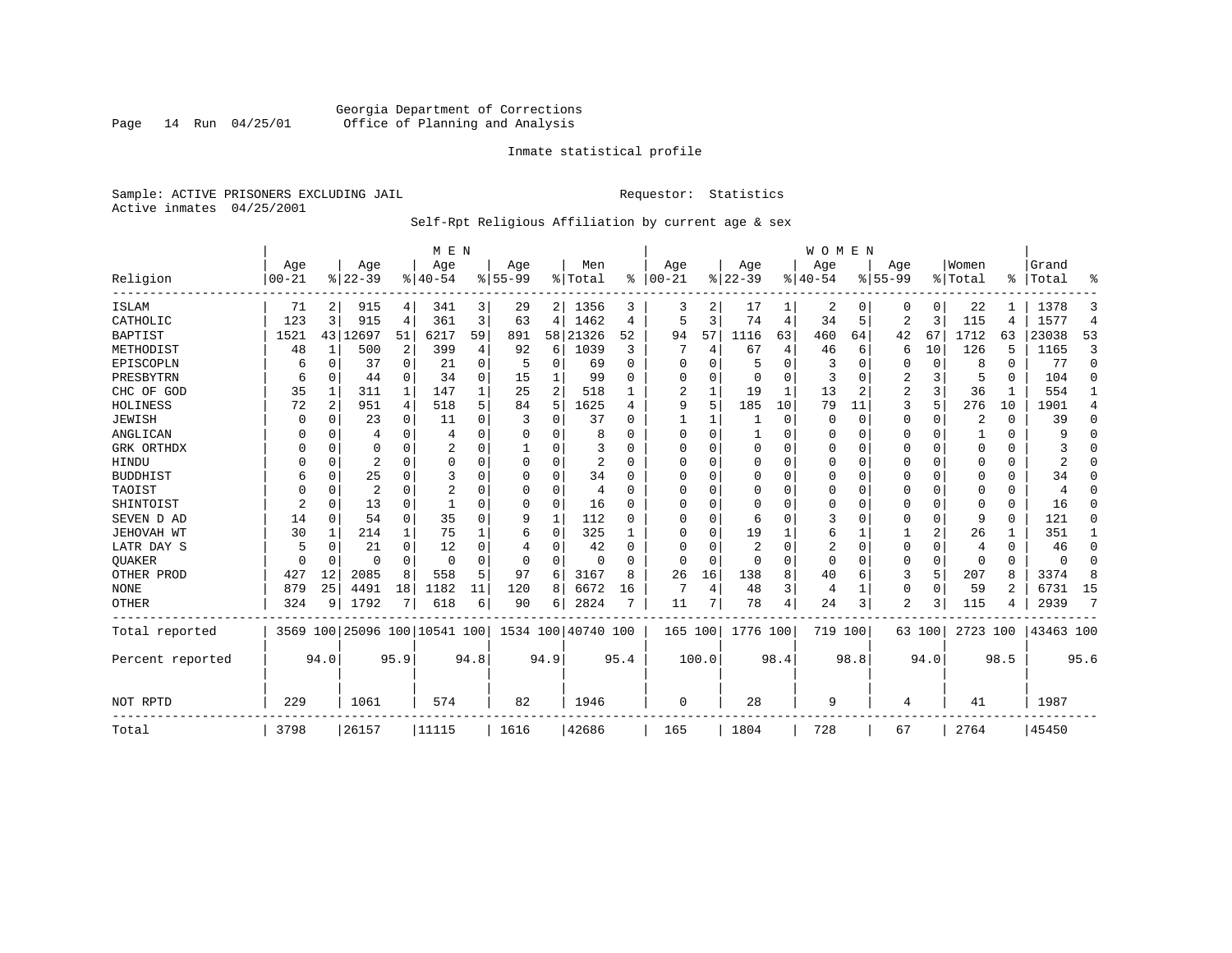Georgia Department of Corrections
Office of Planning and Analysis

Inmate statistical profile

Sample: ACTIVE PRISONERS EXCLUDING JAIL
Active inmates 04/25/2001

Requestor: Statistics

Self-Rpt Religious Affiliation by current age & sex

| Religion | MEN Age 00-21 | % | Age 22-39 | % | Age 40-54 | % | Age 55-99 | % | Men Total | % | WOMEN Age 00-21 | % | Age 22-39 | % | Age 40-54 | % | Age 55-99 | % | Women Total | % | Grand Total | % |
|---|---|---|---|---|---|---|---|---|---|---|---|---|---|---|---|---|---|---|---|---|---|---|
| ISLAM | 71 | 2 | 915 | 4 | 341 | 3 | 29 | 2 | 1356 | 3 | 3 | 2 | 17 | 1 | 2 | 0 | 0 | 0 | 22 | 1 | 1378 | 3 |
| CATHOLIC | 123 | 3 | 915 | 4 | 361 | 3 | 63 | 4 | 1462 | 4 | 5 | 3 | 74 | 4 | 34 | 5 | 2 | 3 | 115 | 4 | 1577 | 4 |
| BAPTIST | 1521 | 43 | 12697 | 51 | 6217 | 59 | 891 | 58 | 21326 | 52 | 94 | 57 | 1116 | 63 | 460 | 64 | 42 | 67 | 1712 | 63 | 23038 | 53 |
| METHODIST | 48 | 1 | 500 | 2 | 399 | 4 | 92 | 6 | 1039 | 3 | 7 | 4 | 67 | 4 | 46 | 6 | 6 | 10 | 126 | 5 | 1165 | 3 |
| EPISCOPLN | 6 | 0 | 37 | 0 | 21 | 0 | 5 | 0 | 69 | 0 | 0 | 0 | 5 | 0 | 3 | 0 | 0 | 0 | 8 | 0 | 77 | 0 |
| PRESBYTRN | 6 | 0 | 44 | 0 | 34 | 0 | 15 | 1 | 99 | 0 | 0 | 0 | 0 | 0 | 3 | 0 | 2 | 3 | 5 | 0 | 104 | 0 |
| CHC OF GOD | 35 | 1 | 311 | 1 | 147 | 1 | 25 | 2 | 518 | 1 | 2 | 1 | 19 | 1 | 13 | 2 | 2 | 3 | 36 | 1 | 554 | 1 |
| HOLINESS | 72 | 2 | 951 | 4 | 518 | 5 | 84 | 5 | 1625 | 4 | 9 | 5 | 185 | 10 | 79 | 11 | 3 | 5 | 276 | 10 | 1901 | 4 |
| JEWISH | 0 | 0 | 23 | 0 | 11 | 0 | 3 | 0 | 37 | 0 | 1 | 1 | 1 | 0 | 0 | 0 | 0 | 0 | 2 | 0 | 39 | 0 |
| ANGLICAN | 0 | 0 | 4 | 0 | 4 | 0 | 0 | 0 | 8 | 0 | 0 | 0 | 1 | 0 | 0 | 0 | 0 | 0 | 1 | 0 | 9 | 0 |
| GRK ORTHDX | 0 | 0 | 0 | 0 | 2 | 0 | 1 | 0 | 3 | 0 | 0 | 0 | 0 | 0 | 0 | 0 | 0 | 0 | 0 | 0 | 3 | 0 |
| HINDU | 0 | 0 | 2 | 0 | 0 | 0 | 0 | 0 | 2 | 0 | 0 | 0 | 0 | 0 | 0 | 0 | 0 | 0 | 0 | 0 | 2 | 0 |
| BUDDHIST | 6 | 0 | 25 | 0 | 3 | 0 | 0 | 0 | 34 | 0 | 0 | 0 | 0 | 0 | 0 | 0 | 0 | 0 | 0 | 0 | 34 | 0 |
| TAOIST | 0 | 0 | 2 | 0 | 2 | 0 | 0 | 0 | 4 | 0 | 0 | 0 | 0 | 0 | 0 | 0 | 0 | 0 | 0 | 0 | 4 | 0 |
| SHINTOIST | 2 | 0 | 13 | 0 | 1 | 0 | 0 | 0 | 16 | 0 | 0 | 0 | 0 | 0 | 0 | 0 | 0 | 0 | 0 | 0 | 16 | 0 |
| SEVEN D AD | 14 | 0 | 54 | 0 | 35 | 0 | 9 | 1 | 112 | 0 | 0 | 0 | 6 | 0 | 3 | 0 | 0 | 0 | 9 | 0 | 121 | 0 |
| JEHOVAH WT | 30 | 1 | 214 | 1 | 75 | 1 | 6 | 0 | 325 | 1 | 0 | 0 | 19 | 1 | 6 | 1 | 1 | 2 | 26 | 1 | 351 | 1 |
| LATR DAY S | 5 | 0 | 21 | 0 | 12 | 0 | 4 | 0 | 42 | 0 | 0 | 0 | 2 | 0 | 2 | 0 | 0 | 0 | 4 | 0 | 46 | 0 |
| QUAKER | 0 | 0 | 0 | 0 | 0 | 0 | 0 | 0 | 0 | 0 | 0 | 0 | 0 | 0 | 0 | 0 | 0 | 0 | 0 | 0 | 0 | 0 |
| OTHER PROD | 427 | 12 | 2085 | 8 | 558 | 5 | 97 | 6 | 3167 | 8 | 26 | 16 | 138 | 8 | 40 | 6 | 3 | 5 | 207 | 8 | 3374 | 8 |
| NONE | 879 | 25 | 4491 | 18 | 1182 | 11 | 120 | 8 | 6672 | 16 | 7 | 4 | 48 | 3 | 4 | 1 | 0 | 0 | 59 | 2 | 6731 | 15 |
| OTHER | 324 | 9 | 1792 | 7 | 618 | 6 | 90 | 6 | 2824 | 7 | 11 | 7 | 78 | 4 | 24 | 3 | 2 | 3 | 115 | 4 | 2939 | 7 |
| Total reported | 3569 | 100 | 25096 | 100 | 10541 | 100 | 1534 | 100 | 40740 | 100 | 165 | 100 | 1776 | 100 | 719 | 100 | 63 | 100 | 2723 | 100 | 43463 | 100 |
| Percent reported | | 94.0 | | 95.9 | | 94.8 | | 94.9 | | 95.4 | | 100.0 | | 98.4 | | 98.8 | | 94.0 | | 98.5 | | 95.6 |
| NOT RPTD | 229 | | 1061 | | 574 | | 82 | | 1946 | | 0 | | 28 | | 9 | | 4 | | 41 | | 1987 | |
| Total | 3798 | | 26157 | | 11115 | | 1616 | | 42686 | | 165 | | 1804 | | 728 | | 67 | | 2764 | | 45450 | |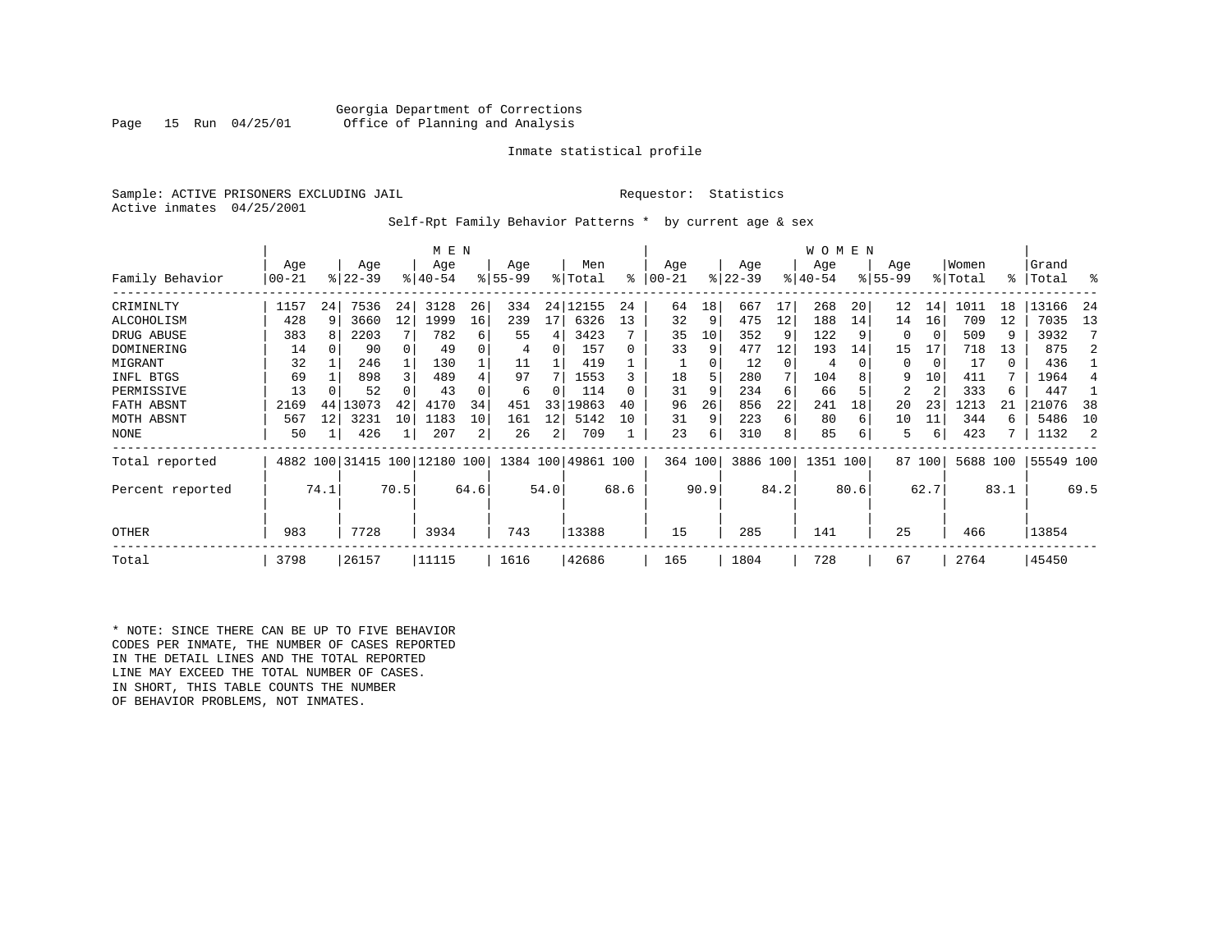Georgia Department of Corrections
Office of Planning and Analysis

Inmate statistical profile

Sample: ACTIVE PRISONERS EXCLUDING JAIL

Requestor: Statistics

Active inmates 04/25/2001

Self-Rpt Family Behavior Patterns * by current age & sex

| Family Behavior | MEN Age 00-21 | % | Age 22-39 | % | Age 40-54 | % | Age 55-99 | % | Men Total | % | WOMEN Age 00-21 | % | Age 22-39 | % | Age 40-54 | % | Age 55-99 | % | Women Total | % | Grand Total | % |
|---|---|---|---|---|---|---|---|---|---|---|---|---|---|---|---|---|---|---|---|---|---|---|
| CRIMINLTY | 1157 | 24 | 7536 | 24 | 3128 | 26 | 334 | 24 | 12155 | 24 | 64 | 18 | 667 | 17 | 268 | 20 | 12 | 14 | 1011 | 18 | 13166 | 24 |
| ALCOHOLISM | 428 | 9 | 3660 | 12 | 1999 | 16 | 239 | 17 | 6326 | 13 | 32 | 9 | 475 | 12 | 188 | 14 | 14 | 16 | 709 | 12 | 7035 | 13 |
| DRUG ABUSE | 383 | 8 | 2203 | 7 | 782 | 6 | 55 | 4 | 3423 | 7 | 35 | 10 | 352 | 9 | 122 | 9 | 0 | 0 | 509 | 9 | 3932 | 7 |
| DOMINERING | 14 | 0 | 90 | 0 | 49 | 0 | 4 | 0 | 157 | 0 | 33 | 9 | 477 | 12 | 193 | 14 | 15 | 17 | 718 | 13 | 875 | 2 |
| MIGRANT | 32 | 1 | 246 | 1 | 130 | 1 | 11 | 1 | 419 | 1 | 1 | 0 | 12 | 0 | 4 | 0 | 0 | 0 | 17 | 0 | 436 | 1 |
| INFL BTGS | 69 | 1 | 898 | 3 | 489 | 4 | 97 | 7 | 1553 | 3 | 18 | 5 | 280 | 7 | 104 | 8 | 9 | 10 | 411 | 7 | 1964 | 4 |
| PERMISSIVE | 13 | 0 | 52 | 0 | 43 | 0 | 6 | 0 | 114 | 0 | 31 | 9 | 234 | 6 | 66 | 5 | 2 | 2 | 333 | 6 | 447 | 1 |
| FATH ABSNT | 2169 | 44 | 13073 | 42 | 4170 | 34 | 451 | 33 | 19863 | 40 | 96 | 26 | 856 | 22 | 241 | 18 | 20 | 23 | 1213 | 21 | 21076 | 38 |
| MOTH ABSNT | 567 | 12 | 3231 | 10 | 1183 | 10 | 161 | 12 | 5142 | 10 | 31 | 9 | 223 | 6 | 80 | 6 | 10 | 11 | 344 | 6 | 5486 | 10 |
| NONE | 50 | 1 | 426 | 1 | 207 | 2 | 26 | 2 | 709 | 1 | 23 | 6 | 310 | 8 | 85 | 6 | 5 | 6 | 423 | 7 | 1132 | 2 |
| Total reported | 4882 | 100 | 31415 | 100 | 12180 | 100 | 1384 | 100 | 49861 | 100 | 364 | 100 | 3886 | 100 | 1351 | 100 | 87 | 100 | 5688 | 100 | 55549 | 100 |
| Percent reported | | 74.1 | | 70.5 | | 64.6 | | 54.0 | | 68.6 | | 90.9 | | 84.2 | | 80.6 | | 62.7 | | 83.1 | | 69.5 |
| OTHER | 983 | | 7728 | | 3934 | | 743 | | 13388 | | 15 | | 285 | | 141 | | 25 | | 466 | | 13854 | |
| Total | 3798 | | 26157 | | 11115 | | 1616 | | 42686 | | 165 | | 1804 | | 728 | | 67 | | 2764 | | 45450 | |

* NOTE: SINCE THERE CAN BE UP TO FIVE BEHAVIOR CODES PER INMATE, THE NUMBER OF CASES REPORTED IN THE DETAIL LINES AND THE TOTAL REPORTED LINE MAY EXCEED THE TOTAL NUMBER OF CASES. IN SHORT, THIS TABLE COUNTS THE NUMBER OF BEHAVIOR PROBLEMS, NOT INMATES.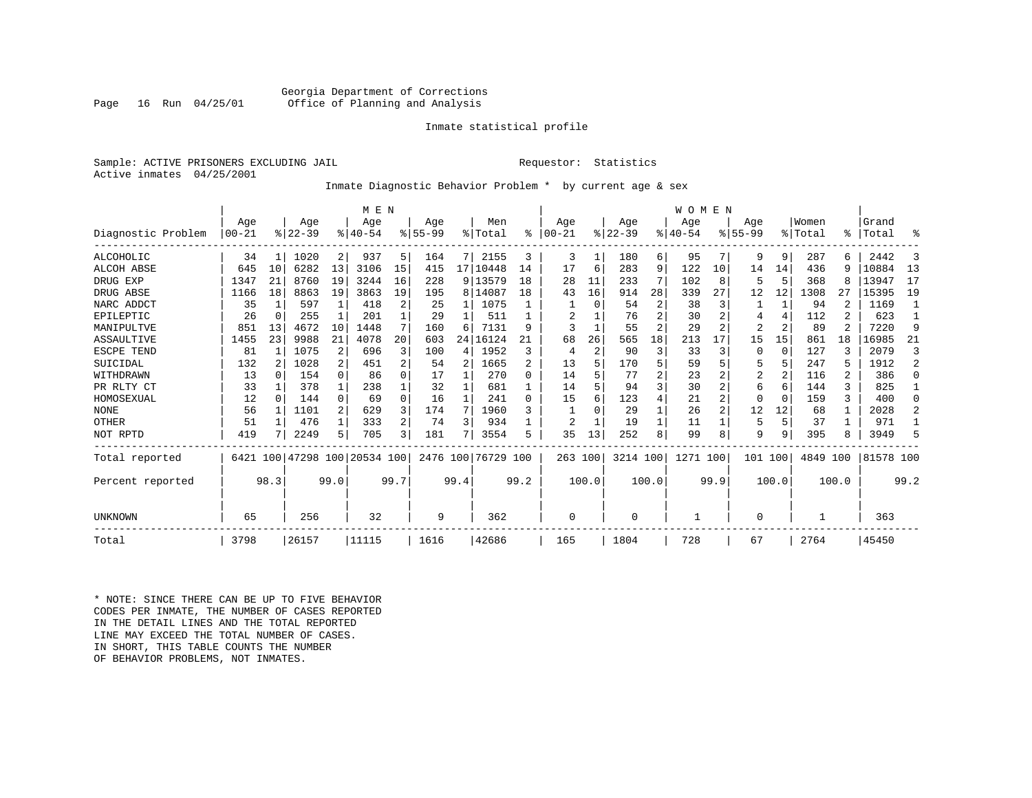Georgia Department of Corrections
Office of Planning and Analysis

Inmate statistical profile

Sample: ACTIVE PRISONERS EXCLUDING JAIL
Requestor: Statistics
Active inmates 04/25/2001

Inmate Diagnostic Behavior Problem * by current age & sex

| Diagnostic Problem | MEN Age 00-21 | % | Age 22-39 | % | Age 40-54 | % | Age 55-99 | % | Men Total | % | WOMEN Age 00-21 | % | Age 22-39 | % | Age 40-54 | % | Age 55-99 | % | Women Total | % | Grand Total | % |
|---|---|---|---|---|---|---|---|---|---|---|---|---|---|---|---|---|---|---|---|---|---|---|
| ALCOHOLIC | 34 | 1 | 1020 | 2 | 937 | 5 | 164 | 7 | 2155 | 3 | 3 | 1 | 180 | 6 | 95 | 7 | 9 | 9 | 287 | 6 | 2442 | 3 |
| ALCOH ABSE | 645 | 10 | 6282 | 13 | 3106 | 15 | 415 | 17 | 10448 | 14 | 17 | 6 | 283 | 9 | 122 | 10 | 14 | 14 | 436 | 9 | 10884 | 13 |
| DRUG EXP | 1347 | 21 | 8760 | 19 | 3244 | 16 | 228 | 9 | 13579 | 18 | 28 | 11 | 233 | 7 | 102 | 8 | 5 | 5 | 368 | 8 | 13947 | 17 |
| DRUG ABSE | 1166 | 18 | 8863 | 19 | 3863 | 19 | 195 | 8 | 14087 | 18 | 43 | 16 | 914 | 28 | 339 | 27 | 12 | 12 | 1308 | 27 | 15395 | 19 |
| NARC ADDCT | 35 | 1 | 597 | 1 | 418 | 2 | 25 | 1 | 1075 | 1 | 1 | 0 | 54 | 2 | 38 | 3 | 1 | 1 | 94 | 2 | 1169 | 1 |
| EPILEPTIC | 26 | 0 | 255 | 1 | 201 | 1 | 29 | 1 | 511 | 1 | 2 | 1 | 76 | 2 | 30 | 2 | 4 | 4 | 112 | 2 | 623 | 1 |
| MANIPULTVE | 851 | 13 | 4672 | 10 | 1448 | 7 | 160 | 6 | 7131 | 9 | 3 | 1 | 55 | 2 | 29 | 2 | 2 | 2 | 89 | 2 | 7220 | 9 |
| ASSAULTIVE | 1455 | 23 | 9988 | 21 | 4078 | 20 | 603 | 24 | 16124 | 21 | 68 | 26 | 565 | 18 | 213 | 17 | 15 | 15 | 861 | 18 | 16985 | 21 |
| ESCPE TEND | 81 | 1 | 1075 | 2 | 696 | 3 | 100 | 4 | 1952 | 3 | 4 | 2 | 90 | 3 | 33 | 3 | 0 | 0 | 127 | 3 | 2079 | 3 |
| SUICIDAL | 132 | 2 | 1028 | 2 | 451 | 2 | 54 | 2 | 1665 | 2 | 13 | 5 | 170 | 5 | 59 | 5 | 5 | 5 | 247 | 5 | 1912 | 2 |
| WITHDRAWN | 13 | 0 | 154 | 0 | 86 | 0 | 17 | 1 | 270 | 0 | 14 | 5 | 77 | 2 | 23 | 2 | 2 | 2 | 116 | 2 | 386 | 0 |
| PR RLTY CT | 33 | 1 | 378 | 1 | 238 | 1 | 32 | 1 | 681 | 1 | 14 | 5 | 94 | 3 | 30 | 2 | 6 | 6 | 144 | 3 | 825 | 1 |
| HOMOSEXUAL | 12 | 0 | 144 | 0 | 69 | 0 | 16 | 1 | 241 | 0 | 15 | 6 | 123 | 4 | 21 | 2 | 0 | 0 | 159 | 3 | 400 | 0 |
| NONE | 56 | 1 | 1101 | 2 | 629 | 3 | 174 | 7 | 1960 | 3 | 1 | 0 | 29 | 1 | 26 | 2 | 12 | 12 | 68 | 1 | 2028 | 2 |
| OTHER | 51 | 1 | 476 | 1 | 333 | 2 | 74 | 3 | 934 | 1 | 2 | 1 | 19 | 1 | 11 | 1 | 5 | 5 | 37 | 1 | 971 | 1 |
| NOT RPTD | 419 | 7 | 2249 | 5 | 705 | 3 | 181 | 7 | 3554 | 5 | 35 | 13 | 252 | 8 | 99 | 8 | 9 | 9 | 395 | 8 | 3949 | 5 |
| Total reported | 6421 | 100 | 47298 | 100 | 20534 | 100 | 2476 | 100 | 76729 | 100 | 263 | 100 | 3214 | 100 | 1271 | 100 | 101 | 100 | 4849 | 100 | 81578 | 100 |
| Percent reported | | 98.3 | | 99.0 | | 99.7 | | 99.4 | | 99.2 | | 100.0 | | 100.0 | | 99.9 | | 100.0 | | 100.0 | | 99.2 |
| UNKNOWN | 65 | | 256 | | 32 | | 9 | | 362 | | 0 | | 0 | | 1 | | 0 | | 1 | | 363 | |
| Total | 3798 | | 26157 | | 11115 | | 1616 | | 42686 | | 165 | | 1804 | | 728 | | 67 | | 2764 | | 45450 | |

* NOTE: SINCE THERE CAN BE UP TO FIVE BEHAVIOR CODES PER INMATE, THE NUMBER OF CASES REPORTED IN THE DETAIL LINES AND THE TOTAL REPORTED LINE MAY EXCEED THE TOTAL NUMBER OF CASES. IN SHORT, THIS TABLE COUNTS THE NUMBER OF BEHAVIOR PROBLEMS, NOT INMATES.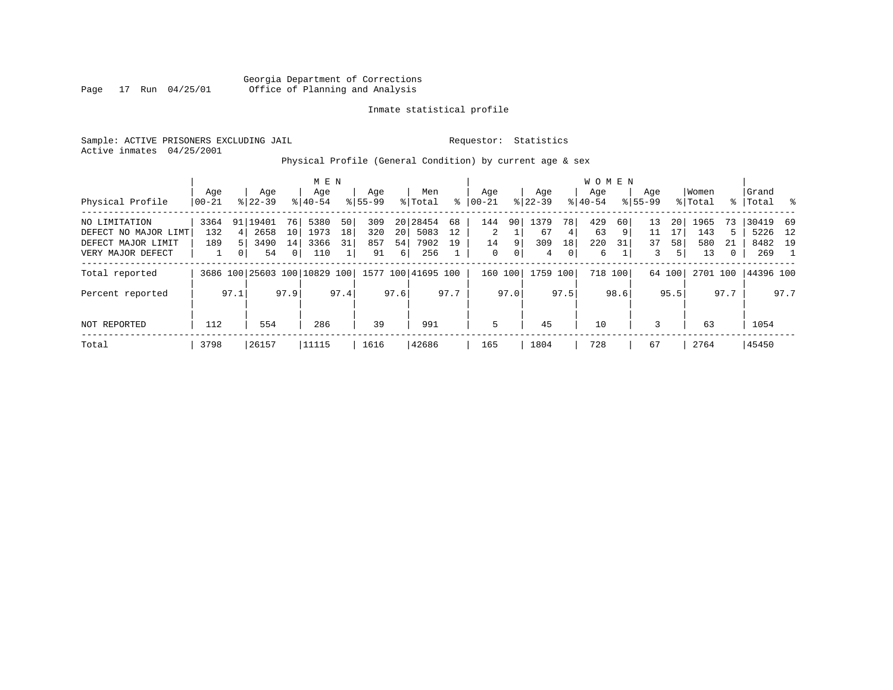Georgia Department of Corrections
Office of Planning and Analysis

Inmate statistical profile

Sample: ACTIVE PRISONERS EXCLUDING JAIL

Requestor: Statistics

Active inmates 04/25/2001

Physical Profile (General Condition) by current age & sex

| Physical Profile | MEN Age 00-21 | % | Age 22-39 | % | Age 40-54 | % | Age 55-99 | % | Men Total | % | WOMEN Age 00-21 | % | Age 22-39 | % | Age 40-54 | % | Age 55-99 | % | Women Total | % | Grand Total | % |
|---|---|---|---|---|---|---|---|---|---|---|---|---|---|---|---|---|---|---|---|---|---|---|
| NO LIMITATION | 3364 | 91 | 19401 | 76 | 5380 | 50 | 309 | 20 | 28454 | 68 | 144 | 90 | 1379 | 78 | 429 | 60 | 13 | 20 | 1965 | 73 | 30419 | 69 |
| DEFECT NO MAJOR LIMT | 132 | 4 | 2658 | 10 | 1973 | 18 | 320 | 20 | 5083 | 12 | 2 | 1 | 67 | 4 | 63 | 9 | 11 | 17 | 143 | 5 | 5226 | 12 |
| DEFECT MAJOR LIMIT | 189 | 5 | 3490 | 14 | 3366 | 31 | 857 | 54 | 7902 | 19 | 14 | 9 | 309 | 18 | 220 | 31 | 37 | 58 | 580 | 21 | 8482 | 19 |
| VERY MAJOR DEFECT | 1 | 0 | 54 | 0 | 110 | 1 | 91 | 6 | 256 | 1 | 0 | 0 | 4 | 0 | 6 | 1 | 3 | 5 | 13 | 0 | 269 | 1 |
| Total reported | 3686 | 100 | 25603 | 100 | 10829 | 100 | 1577 | 100 | 41695 | 100 | 160 | 100 | 1759 | 100 | 718 | 100 | 64 | 100 | 2701 | 100 | 44396 | 100 |
| Percent reported | | 97.1 | | 97.9 | | 97.4 | | 97.6 | | 97.7 | | 97.0 | | 97.5 | | 98.6 | | 95.5 | | 97.7 | | 97.7 |
| NOT REPORTED | 112 | | 554 | | 286 | | 39 | | 991 | | 5 | | 45 | | 10 | | 3 | | 63 | | 1054 | |
| Total | 3798 | | 26157 | | 11115 | | 1616 | | 42686 | | 165 | | 1804 | | 728 | | 67 | | 2764 | | 45450 | |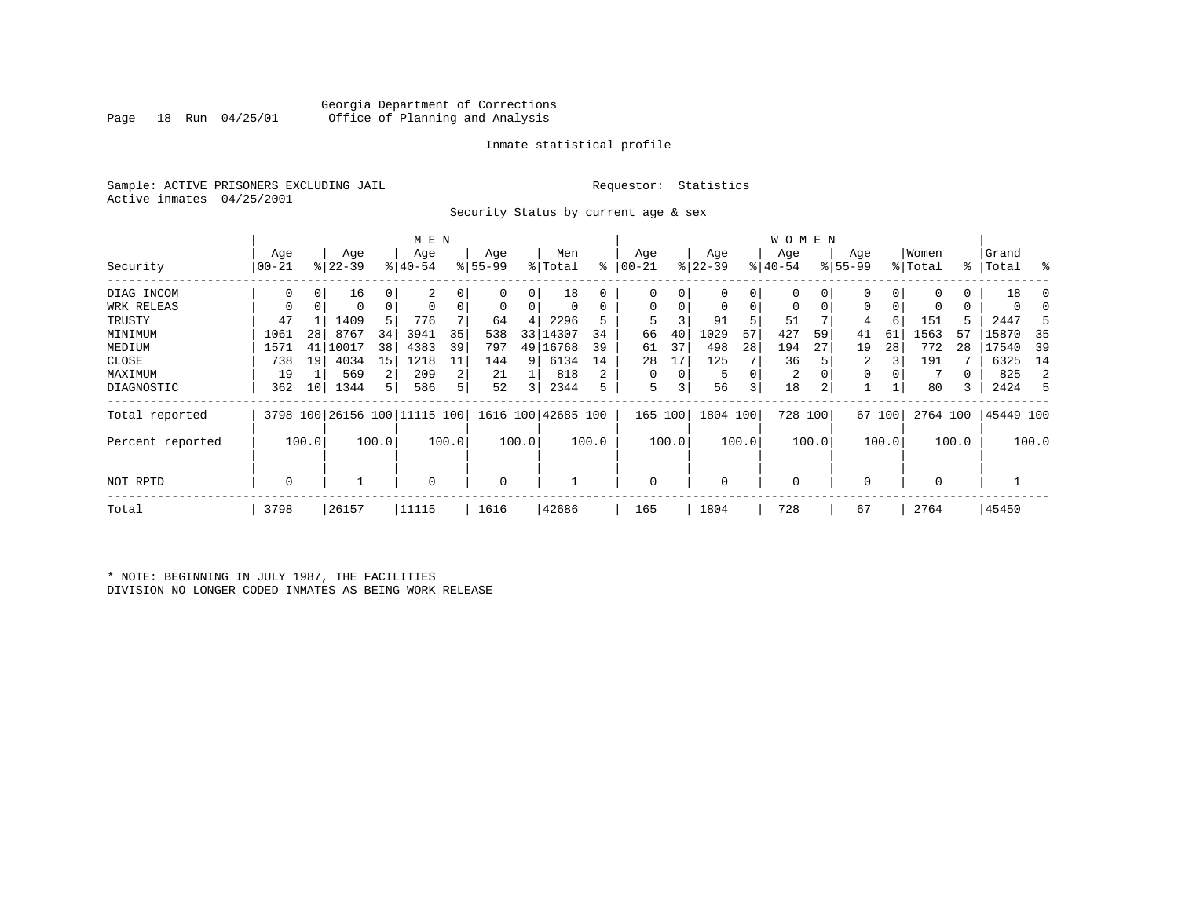Georgia Department of Corrections
Office of Planning and Analysis

Inmate statistical profile

Sample: ACTIVE PRISONERS EXCLUDING JAIL
Active inmates 04/25/2001

Requestor: Statistics

Security Status by current age & sex

| Security | MEN Age 00-21 | % | Age 22-39 | % | Age 40-54 | % | Age 55-99 | % | Men Total | % | WOMEN Age 00-21 | % | Age 22-39 | % | Age 40-54 | % | Age 55-99 | % | Women Total | % | Grand Total | % |
|---|---|---|---|---|---|---|---|---|---|---|---|---|---|---|---|---|---|---|---|---|---|---|
| DIAG INCOM | 0 | 0 | 16 | 0 | 2 | 0 | 0 | 0 | 18 | 0 | 0 | 0 | 0 | 0 | 0 | 0 | 0 | 0 | 0 | 0 | 18 | 0 |
| WRK RELEAS | 0 | 0 | 0 | 0 | 0 | 0 | 0 | 0 | 0 | 0 | 0 | 0 | 0 | 0 | 0 | 0 | 0 | 0 | 0 | 0 | 0 | 0 |
| TRUSTY | 47 | 1 | 1409 | 5 | 776 | 7 | 64 | 4 | 2296 | 5 | 5 | 3 | 91 | 5 | 51 | 7 | 4 | 6 | 151 | 5 | 2447 | 5 |
| MINIMUM | 1061 | 28 | 8767 | 34 | 3941 | 35 | 538 | 33 | 14307 | 34 | 66 | 40 | 1029 | 57 | 427 | 59 | 41 | 61 | 1563 | 57 | 15870 | 35 |
| MEDIUM | 1571 | 41 | 10017 | 38 | 4383 | 39 | 797 | 49 | 16768 | 39 | 61 | 37 | 498 | 28 | 194 | 27 | 19 | 28 | 772 | 28 | 17540 | 39 |
| CLOSE | 738 | 19 | 4034 | 15 | 1218 | 11 | 144 | 9 | 6134 | 14 | 28 | 17 | 125 | 7 | 36 | 5 | 2 | 3 | 191 | 7 | 6325 | 14 |
| MAXIMUM | 19 | 1 | 569 | 2 | 209 | 2 | 21 | 1 | 818 | 2 | 0 | 0 | 5 | 0 | 2 | 0 | 0 | 0 | 7 | 0 | 825 | 2 |
| DIAGNOSTIC | 362 | 10 | 1344 | 5 | 586 | 5 | 52 | 3 | 2344 | 5 | 5 | 3 | 56 | 3 | 18 | 2 | 1 | 1 | 80 | 3 | 2424 | 5 |
| Total reported | 3798 | 100 | 26156 | 100 | 11115 | 100 | 1616 | 100 | 42685 | 100 | 165 | 100 | 1804 | 100 | 728 | 100 | 67 | 100 | 2764 | 100 | 45449 | 100 |
| Percent reported | | 100.0 | | 100.0 | | 100.0 | | 100.0 | | 100.0 | | 100.0 | | 100.0 | | 100.0 | | 100.0 | | 100.0 | | 100.0 |
| NOT RPTD | 0 | | 1 | | 0 | | 0 | | 1 | | 0 | | 0 | | 0 | | 0 | | 0 | | 1 | |
| Total | 3798 | | 26157 | | 11115 | | 1616 | | 42686 | | 165 | | 1804 | | 728 | | 67 | | 2764 | | 45450 | |

* NOTE: BEGINNING IN JULY 1987, THE FACILITIES DIVISION NO LONGER CODED INMATES AS BEING WORK RELEASE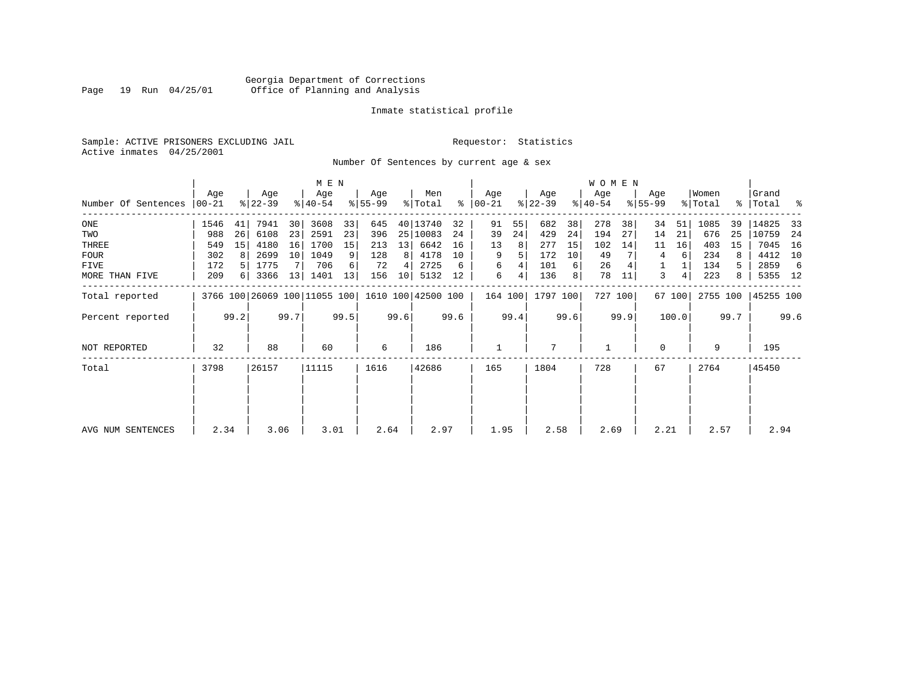Georgia Department of Corrections
Office of Planning and Analysis

Inmate statistical profile

Sample: ACTIVE PRISONERS EXCLUDING JAIL

Requestor: Statistics

Active inmates 04/25/2001

Number Of Sentences by current age & sex

| Number Of Sentences | MEN Age 00-21 | % | Age 22-39 | % | Age 40-54 | % | Age 55-99 | % | Men Total | % | WOMEN Age 00-21 | % | Age 22-39 | % | Age 40-54 | % | Age 55-99 | % | Women Total | % | Grand Total | % |
|---|---|---|---|---|---|---|---|---|---|---|---|---|---|---|---|---|---|---|---|---|---|---|
| ONE | 1546 | 41 | 7941 | 30 | 3608 | 33 | 645 | 40 | 13740 | 32 | 91 | 55 | 682 | 38 | 278 | 38 | 34 | 51 | 1085 | 39 | 14825 | 33 |
| TWO | 988 | 26 | 6108 | 23 | 2591 | 23 | 396 | 25 | 10083 | 24 | 39 | 24 | 429 | 24 | 194 | 27 | 14 | 21 | 676 | 25 | 10759 | 24 |
| THREE | 549 | 15 | 4180 | 16 | 1700 | 15 | 213 | 13 | 6642 | 16 | 13 | 8 | 277 | 15 | 102 | 14 | 11 | 16 | 403 | 15 | 7045 | 16 |
| FOUR | 302 | 8 | 2699 | 10 | 1049 | 9 | 128 | 8 | 4178 | 10 | 9 | 5 | 172 | 10 | 49 | 7 | 4 | 6 | 234 | 8 | 4412 | 10 |
| FIVE | 172 | 5 | 1775 | 7 | 706 | 6 | 72 | 4 | 2725 | 6 | 6 | 4 | 101 | 6 | 26 | 4 | 1 | 1 | 134 | 5 | 2859 | 6 |
| MORE THAN FIVE | 209 | 6 | 3366 | 13 | 1401 | 13 | 156 | 10 | 5132 | 12 | 6 | 4 | 136 | 8 | 78 | 11 | 3 | 4 | 223 | 8 | 5355 | 12 |
| Total reported | 3766 | 100 | 26069 | 100 | 11055 | 100 | 1610 | 100 | 42500 | 100 | 164 | 100 | 1797 | 100 | 727 | 100 | 67 | 100 | 2755 | 100 | 45255 | 100 |
| Percent reported | | 99.2 | | 99.7 | | 99.5 | | 99.6 | | 99.6 | | 99.4 | | 99.6 | | 99.9 | | 100.0 | | 99.7 | | 99.6 |
| NOT REPORTED | 32 | | 88 | | 60 | | 6 | | 186 | | 1 | | 7 | | 1 | | 0 | | 9 | | 195 | |
| Total | 3798 | | 26157 | | 11115 | | 1616 | | 42686 | | 165 | | 1804 | | 728 | | 67 | | 2764 | | 45450 | |
| AVG NUM SENTENCES | 2.34 | | 3.06 | | 3.01 | | 2.64 | | 2.97 | | 1.95 | | 2.58 | | 2.69 | | 2.21 | | 2.57 | | 2.94 | |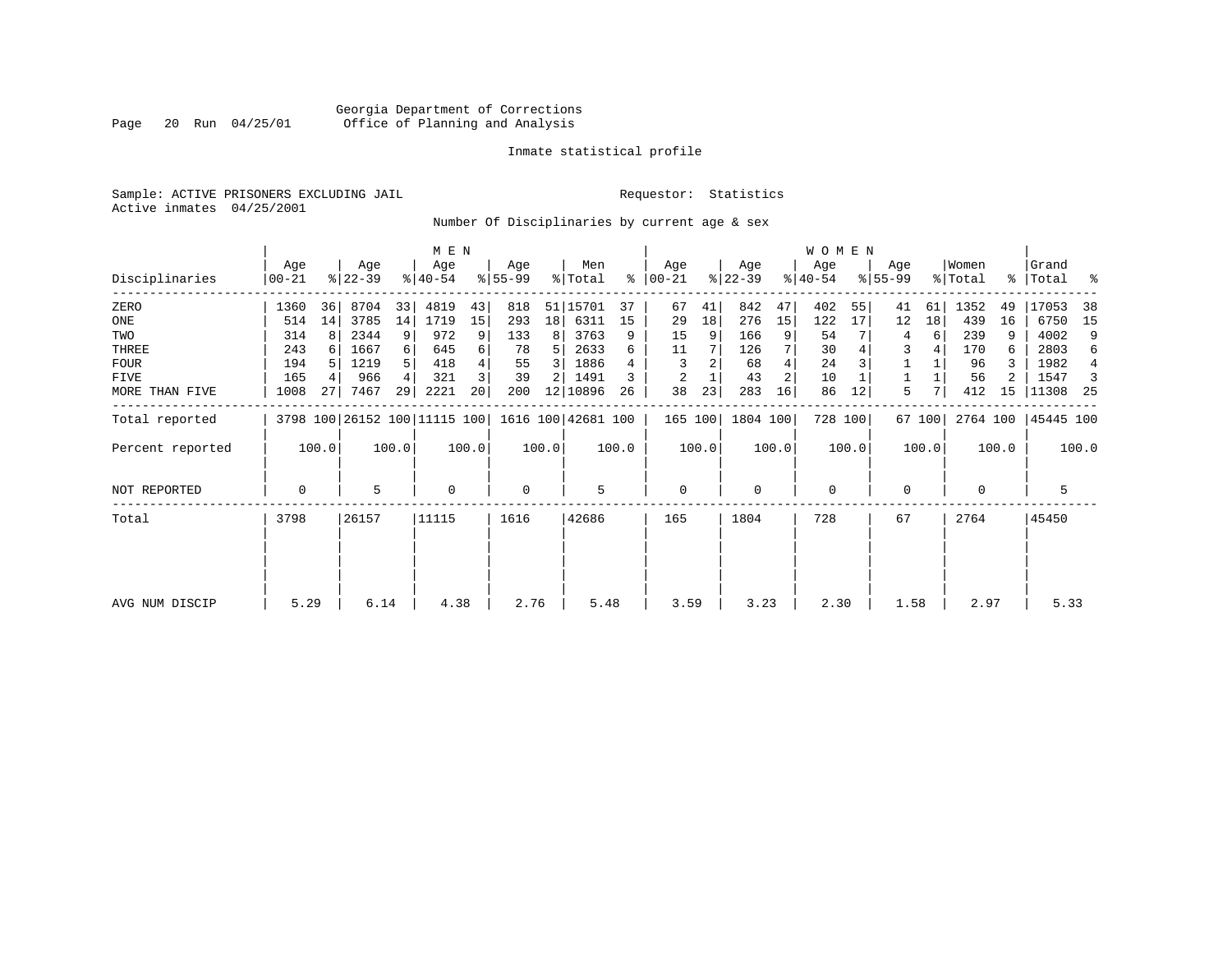Georgia Department of Corrections
Office of Planning and Analysis

Inmate statistical profile

Sample: ACTIVE PRISONERS EXCLUDING JAIL

Requestor: Statistics

Active inmates 04/25/2001

Number Of Disciplinaries by current age & sex

| Disciplinaries | MEN Age 00-21 | % | Age 22-39 | % | Age 40-54 | % | Age 55-99 | % | Men Total | % | WOMEN Age 00-21 | % | Age 22-39 | % | Age 40-54 | % | Age 55-99 | % | Women Total | % | Grand Total | % |
|---|---|---|---|---|---|---|---|---|---|---|---|---|---|---|---|---|---|---|---|---|---|---|
| ZERO | 1360 | 36 | 8704 | 33 | 4819 | 43 | 818 | 51 | 15701 | 37 | 67 | 41 | 842 | 47 | 402 | 55 | 41 | 61 | 1352 | 49 | 17053 | 38 |
| ONE | 514 | 14 | 3785 | 14 | 1719 | 15 | 293 | 18 | 6311 | 15 | 29 | 18 | 276 | 15 | 122 | 17 | 12 | 18 | 439 | 16 | 6750 | 15 |
| TWO | 314 | 8 | 2344 | 9 | 972 | 9 | 133 | 8 | 3763 | 9 | 15 | 9 | 166 | 9 | 54 | 7 | 4 | 6 | 239 | 9 | 4002 | 9 |
| THREE | 243 | 6 | 1667 | 6 | 645 | 6 | 78 | 5 | 2633 | 6 | 11 | 7 | 126 | 7 | 30 | 4 | 3 | 4 | 170 | 6 | 2803 | 6 |
| FOUR | 194 | 5 | 1219 | 5 | 418 | 4 | 55 | 3 | 1886 | 4 | 3 | 2 | 68 | 4 | 24 | 3 | 1 | 1 | 96 | 3 | 1982 | 4 |
| FIVE | 165 | 4 | 966 | 4 | 321 | 3 | 39 | 2 | 1491 | 3 | 2 | 1 | 43 | 2 | 10 | 1 | 1 | 1 | 56 | 2 | 1547 | 3 |
| MORE THAN FIVE | 1008 | 27 | 7467 | 29 | 2221 | 20 | 200 | 12 | 10896 | 26 | 38 | 23 | 283 | 16 | 86 | 12 | 5 | 7 | 412 | 15 | 11308 | 25 |
| Total reported | 3798 | 100 | 26152 | 100 | 11115 | 100 | 1616 | 100 | 42681 | 100 | 165 | 100 | 1804 | 100 | 728 | 100 | 67 | 100 | 2764 | 100 | 45445 | 100 |
| Percent reported | 100.0 | | 100.0 | | 100.0 | | 100.0 | | 100.0 | | 100.0 | | 100.0 | | 100.0 | | 100.0 | | 100.0 | | 100.0 | |
| NOT REPORTED | 0 | | 5 | | 0 | | 0 | | 5 | | 0 | | 0 | | 0 | | 0 | | 0 | | 5 | |
| Total | 3798 | | 26157 | | 11115 | | 1616 | | 42686 | | 165 | | 1804 | | 728 | | 67 | | 2764 | | 45450 | |
| AVG NUM DISCIP | 5.29 | | 6.14 | | 4.38 | | 2.76 | | 5.48 | | 3.59 | | 3.23 | | 2.30 | | 1.58 | | 2.97 | | 5.33 | |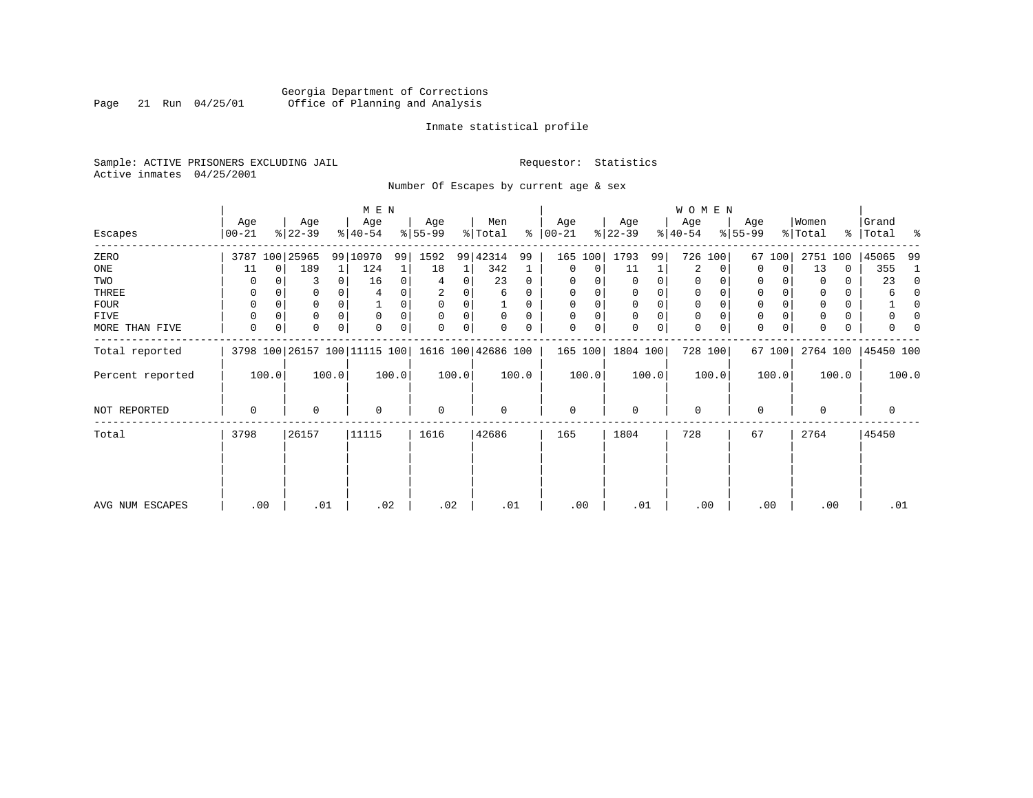Georgia Department of Corrections
Office of Planning and Analysis

Inmate statistical profile

Sample: ACTIVE PRISONERS EXCLUDING JAIL
Active inmates 04/25/2001

Requestor: Statistics

Number Of Escapes by current age & sex

| Escapes | MEN Age 00-21 | % | Age 22-39 | % | Age 40-54 | % | Age 55-99 | % | Men Total | % | WOMEN Age 00-21 | % | Age 22-39 | % | Age 40-54 | % | Age 55-99 | % | Women Total | % | Grand Total | % |
|---|---|---|---|---|---|---|---|---|---|---|---|---|---|---|---|---|---|---|---|---|---|---|
| ZERO | 3787 | 100 | 25965 | 99 | 10970 | 99 | 1592 | 99 | 42314 | 99 | 165 | 100 | 1793 | 99 | 726 | 100 | 67 | 100 | 2751 | 100 | 45065 | 99 |
| ONE | 11 | 0 | 189 | 1 | 124 | 1 | 18 | 1 | 342 | 1 | 0 | 0 | 11 | 1 | 2 | 0 | 0 | 0 | 13 | 0 | 355 | 1 |
| TWO | 0 | 0 | 3 | 0 | 16 | 0 | 4 | 0 | 23 | 0 | 0 | 0 | 0 | 0 | 0 | 0 | 0 | 0 | 0 | 0 | 23 | 0 |
| THREE | 0 | 0 | 0 | 0 | 4 | 0 | 2 | 0 | 6 | 0 | 0 | 0 | 0 | 0 | 0 | 0 | 0 | 0 | 0 | 0 | 6 | 0 |
| FOUR | 0 | 0 | 0 | 0 | 1 | 0 | 0 | 0 | 1 | 0 | 0 | 0 | 0 | 0 | 0 | 0 | 0 | 0 | 0 | 0 | 1 | 0 |
| FIVE | 0 | 0 | 0 | 0 | 0 | 0 | 0 | 0 | 0 | 0 | 0 | 0 | 0 | 0 | 0 | 0 | 0 | 0 | 0 | 0 | 0 | 0 |
| MORE THAN FIVE | 0 | 0 | 0 | 0 | 0 | 0 | 0 | 0 | 0 | 0 | 0 | 0 | 0 | 0 | 0 | 0 | 0 | 0 | 0 | 0 | 0 | 0 |
| Total reported | 3798 | 100 | 26157 | 100 | 11115 | 100 | 1616 | 100 | 42686 | 100 | 165 | 100 | 1804 | 100 | 728 | 100 | 67 | 100 | 2764 | 100 | 45450 | 100 |
| Percent reported | | 100.0 | | 100.0 | | 100.0 | | 100.0 | | 100.0 | | 100.0 | | 100.0 | | 100.0 | | 100.0 | | 100.0 | | 100.0 |
| NOT REPORTED | 0 | | 0 | | 0 | | 0 | | 0 | | 0 | | 0 | | 0 | | 0 | | 0 | | 0 | |
| Total | 3798 | | 26157 | | 11115 | | 1616 | | 42686 | | 165 | | 1804 | | 728 | | 67 | | 2764 | | 45450 | |
| AVG NUM ESCAPES | .00 | | .01 | | .02 | | .02 | | .01 | | .00 | | .01 | | .00 | | .00 | | .00 | | .01 | |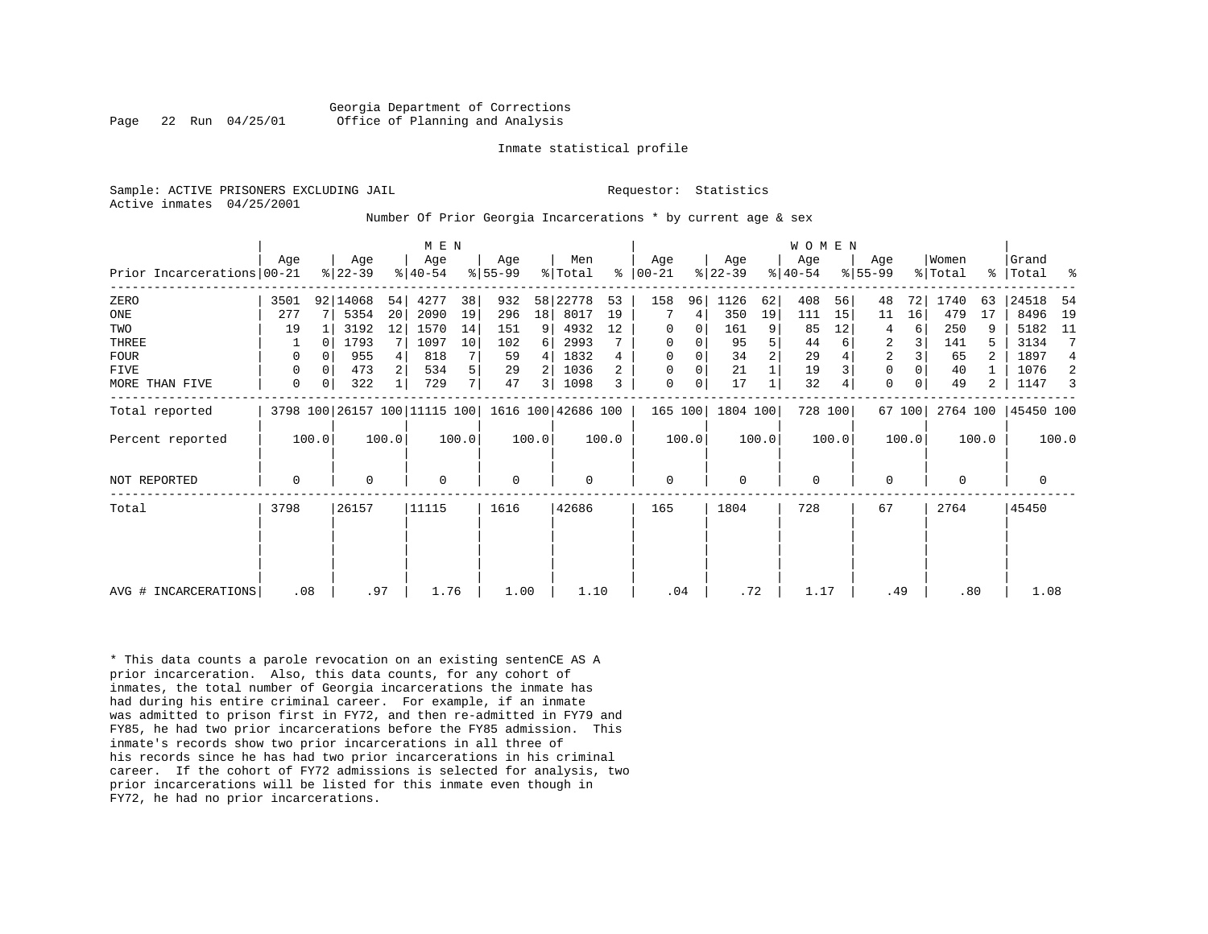Georgia Department of Corrections
Office of Planning and Analysis

Inmate statistical profile

Sample: ACTIVE PRISONERS EXCLUDING JAIL                                   Requestor: Statistics
Active inmates 04/25/2001

Number Of Prior Georgia Incarcerations * by current age & sex

| Prior Incarcerations | MEN Age 00-21 | % | Age 22-39 | % | Age 40-54 | % | Age 55-99 | % | Men Total | % | WOMEN Age 00-21 | % | Age 22-39 | % | Age 40-54 | % | Age 55-99 | % | Women Total | % | Grand Total | % |
|---|---|---|---|---|---|---|---|---|---|---|---|---|---|---|---|---|---|---|---|---|---|---|
| ZERO | 3501 | 92 | 14068 | 54 | 4277 | 38 | 932 | 58 | 22778 | 53 | 158 | 96 | 1126 | 62 | 408 | 56 | 48 | 72 | 1740 | 63 | 24518 | 54 |
| ONE | 277 | 7 | 5354 | 20 | 2090 | 19 | 296 | 18 | 8017 | 19 | 7 | 4 | 350 | 19 | 111 | 15 | 11 | 16 | 479 | 17 | 8496 | 19 |
| TWO | 19 | 1 | 3192 | 12 | 1570 | 14 | 151 | 9 | 4932 | 12 | 0 | 0 | 161 | 9 | 85 | 12 | 4 | 6 | 250 | 9 | 5182 | 11 |
| THREE | 1 | 0 | 1793 | 7 | 1097 | 10 | 102 | 6 | 2993 | 7 | 0 | 0 | 95 | 5 | 44 | 6 | 2 | 3 | 141 | 5 | 3134 | 7 |
| FOUR | 0 | 0 | 955 | 4 | 818 | 7 | 59 | 4 | 1832 | 4 | 0 | 0 | 34 | 2 | 29 | 4 | 2 | 3 | 65 | 2 | 1897 | 4 |
| FIVE | 0 | 0 | 473 | 2 | 534 | 5 | 29 | 2 | 1036 | 2 | 0 | 0 | 21 | 1 | 19 | 3 | 0 | 0 | 40 | 1 | 1076 | 2 |
| MORE THAN FIVE | 0 | 0 | 322 | 1 | 729 | 7 | 47 | 3 | 1098 | 3 | 0 | 0 | 17 | 1 | 32 | 4 | 0 | 0 | 49 | 2 | 1147 | 3 |
| Total reported | 3798 | 100 | 26157 | 100 | 11115 | 100 | 1616 | 100 | 42686 | 100 | 165 | 100 | 1804 | 100 | 728 | 100 | 67 | 100 | 2764 | 100 | 45450 | 100 |
| Percent reported | 100.0 | | 100.0 | | 100.0 | | 100.0 | | 100.0 | | 100.0 | | 100.0 | | 100.0 | | 100.0 | | 100.0 | | 100.0 | |
| NOT REPORTED | 0 | | 0 | | 0 | | 0 | | 0 | | 0 | | 0 | | 0 | | 0 | | 0 | | 0 | |
| Total | 3798 | | 26157 | | 11115 | | 1616 | | 42686 | | 165 | | 1804 | | 728 | | 67 | | 2764 | | 45450 | |
| AVG # INCARCERATIONS | .08 | | .97 | | 1.76 | | 1.00 | | 1.10 | | .04 | | .72 | | 1.17 | | .49 | | .80 | | 1.08 | |

* This data counts a parole revocation on an existing sentenCE AS A prior incarceration. Also, this data counts, for any cohort of inmates, the total number of Georgia incarcerations the inmate has had during his entire criminal career. For example, if an inmate was admitted to prison first in FY72, and then re-admitted in FY79 and FY85, he had two prior incarcerations before the FY85 admission. This inmate's records show two prior incarcerations in all three of his records since he has had two prior incarcerations in his criminal career. If the cohort of FY72 admissions is selected for analysis, two prior incarcerations will be listed for this inmate even though in FY72, he had no prior incarcerations.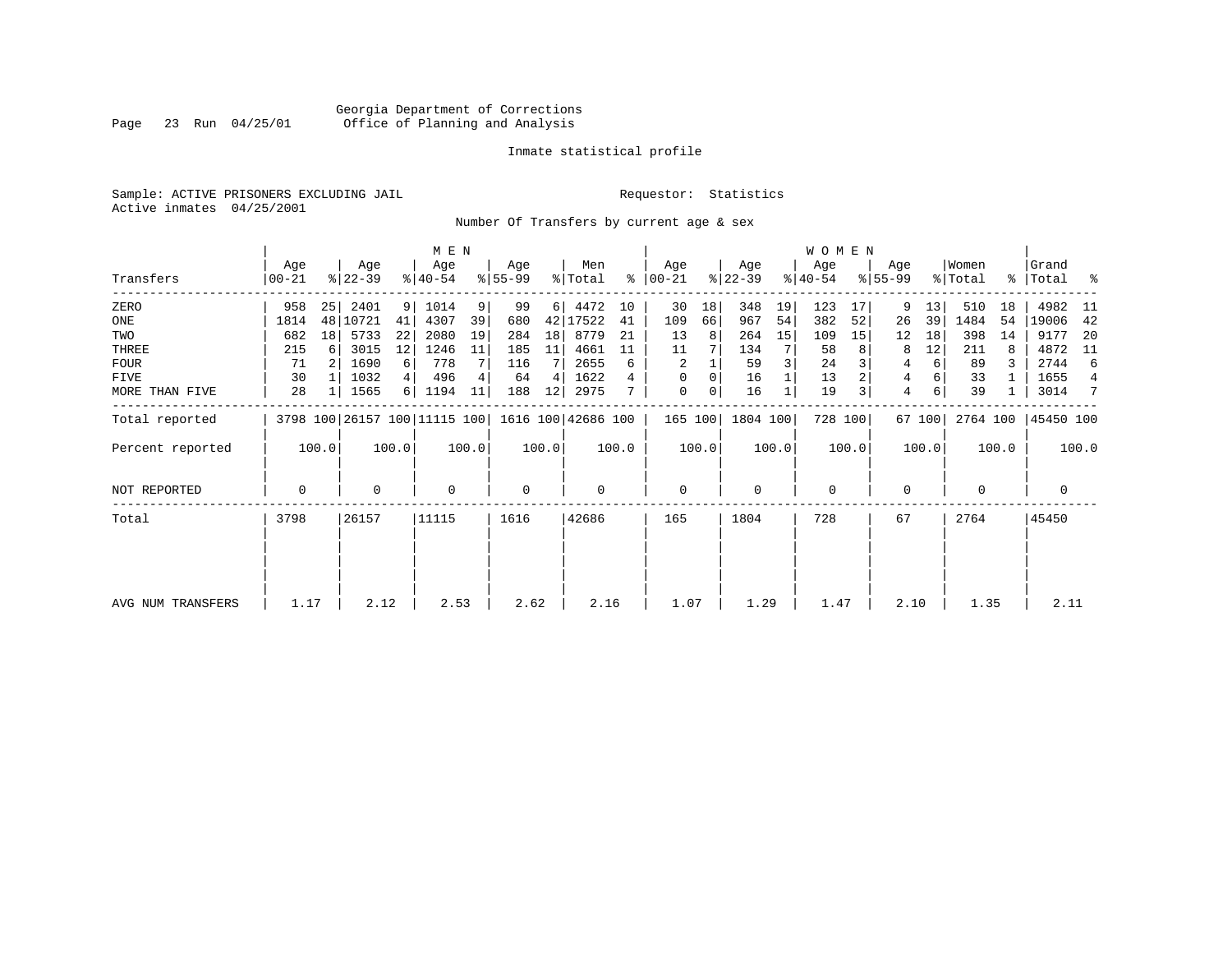Georgia Department of Corrections
Office of Planning and Analysis

Inmate statistical profile

Sample: ACTIVE PRISONERS EXCLUDING JAIL
Active inmates 04/25/2001

Requestor: Statistics

Number Of Transfers by current age & sex

| Transfers | MEN Age 00-21 | % | Age 22-39 | % | Age 40-54 | % | Age 55-99 | % | Men Total | % | WOMEN Age 00-21 | % | Age 22-39 | % | Age 40-54 | % | Age 55-99 | % | Women Total | % | Grand Total | % |
|---|---|---|---|---|---|---|---|---|---|---|---|---|---|---|---|---|---|---|---|---|---|---|
| ZERO | 958 | 25 | 2401 | 9 | 1014 | 9 | 99 | 6 | 4472 | 10 | 30 | 18 | 348 | 19 | 123 | 17 | 9 | 13 | 510 | 18 | 4982 | 11 |
| ONE | 1814 | 48 | 10721 | 41 | 4307 | 39 | 680 | 42 | 17522 | 41 | 109 | 66 | 967 | 54 | 382 | 52 | 26 | 39 | 1484 | 54 | 19006 | 42 |
| TWO | 682 | 18 | 5733 | 22 | 2080 | 19 | 284 | 18 | 8779 | 21 | 13 | 8 | 264 | 15 | 109 | 15 | 12 | 18 | 398 | 14 | 9177 | 20 |
| THREE | 215 | 6 | 3015 | 12 | 1246 | 11 | 185 | 11 | 4661 | 11 | 11 | 7 | 134 | 7 | 58 | 8 | 8 | 12 | 211 | 8 | 4872 | 11 |
| FOUR | 71 | 2 | 1690 | 6 | 778 | 7 | 116 | 7 | 2655 | 6 | 2 | 1 | 59 | 3 | 24 | 3 | 4 | 6 | 89 | 3 | 2744 | 6 |
| FIVE | 30 | 1 | 1032 | 4 | 496 | 4 | 64 | 4 | 1622 | 4 | 0 | 0 | 16 | 1 | 13 | 2 | 4 | 6 | 33 | 1 | 1655 | 4 |
| MORE THAN FIVE | 28 | 1 | 1565 | 6 | 1194 | 11 | 188 | 12 | 2975 | 7 | 0 | 0 | 16 | 1 | 19 | 3 | 4 | 6 | 39 | 1 | 3014 | 7 |
| Total reported | 3798 | 100 | 26157 | 100 | 11115 | 100 | 1616 | 100 | 42686 | 100 | 165 | 100 | 1804 | 100 | 728 | 100 | 67 | 100 | 2764 | 100 | 45450 | 100 |
| Percent reported | | 100.0 | | 100.0 | | 100.0 | | 100.0 | | 100.0 | | 100.0 | | 100.0 | | 100.0 | | 100.0 | | 100.0 | | 100.0 |
| NOT REPORTED | 0 | | 0 | | 0 | | 0 | | 0 | | 0 | | 0 | | 0 | | 0 | | 0 | | 0 | |
| Total | 3798 | | 26157 | | 11115 | | 1616 | | 42686 | | 165 | | 1804 | | 728 | | 67 | | 2764 | | 45450 | |
| AVG NUM TRANSFERS | 1.17 | | 2.12 | | 2.53 | | 2.62 | | 2.16 | | 1.07 | | 1.29 | | 1.47 | | 2.10 | | 1.35 | | 2.11 | |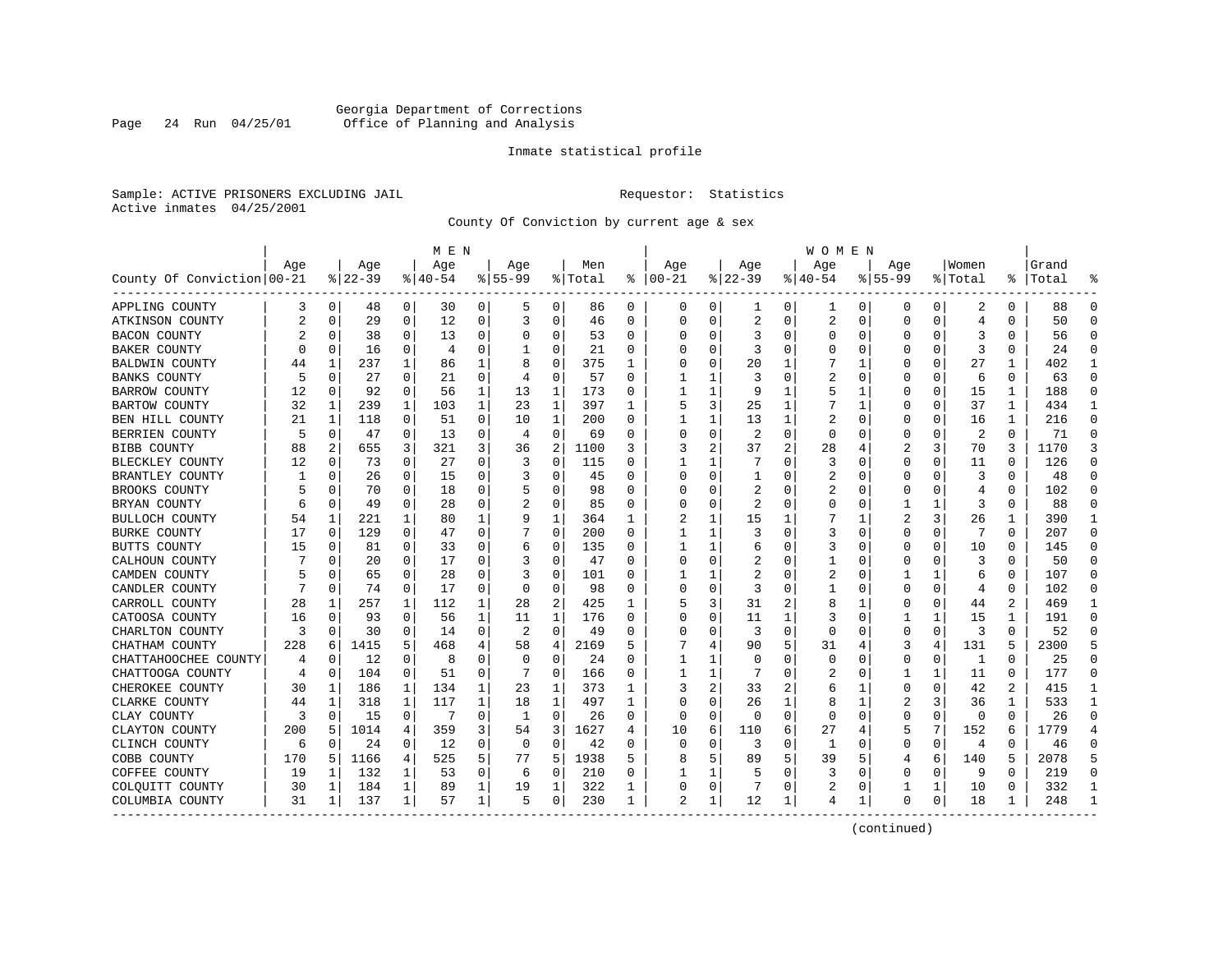Georgia Department of Corrections
Office of Planning and Analysis

Inmate statistical profile

Sample: ACTIVE PRISONERS EXCLUDING JAIL          Requestor: Statistics
Active inmates 04/25/2001

County Of Conviction by current age & sex

| County Of Conviction | MEN Age 00-21 | % | Age 22-39 | % | Age 40-54 | % | Age 55-99 | % | Men Total | % | WOMEN Age 00-21 | % | Age 22-39 | % | Age 40-54 | % | Age 55-99 | % | Women Total | % | Grand Total | % |
|---|---|---|---|---|---|---|---|---|---|---|---|---|---|---|---|---|---|---|---|---|---|---|
| APPLING COUNTY | 3 | 0 | 48 | 0 | 30 | 0 | 5 | 0 | 86 | 0 | 0 | 0 | 1 | 0 | 1 | 0 | 0 | 0 | 2 | 0 | 88 | 0 |
| ATKINSON COUNTY | 2 | 0 | 29 | 0 | 12 | 0 | 3 | 0 | 46 | 0 | 0 | 0 | 2 | 0 | 2 | 0 | 0 | 0 | 4 | 0 | 50 | 0 |
| BACON COUNTY | 2 | 0 | 38 | 0 | 13 | 0 | 0 | 0 | 53 | 0 | 0 | 0 | 3 | 0 | 0 | 0 | 0 | 0 | 3 | 0 | 56 | 0 |
| BAKER COUNTY | 0 | 0 | 16 | 0 | 4 | 0 | 1 | 0 | 21 | 0 | 0 | 0 | 3 | 0 | 0 | 0 | 0 | 0 | 3 | 0 | 24 | 0 |
| BALDWIN COUNTY | 44 | 1 | 237 | 1 | 86 | 1 | 8 | 0 | 375 | 1 | 0 | 0 | 20 | 1 | 7 | 1 | 0 | 0 | 27 | 1 | 402 | 1 |
| BANKS COUNTY | 5 | 0 | 27 | 0 | 21 | 0 | 4 | 0 | 57 | 0 | 1 | 1 | 3 | 0 | 2 | 0 | 0 | 0 | 6 | 0 | 63 | 0 |
| BARROW COUNTY | 12 | 0 | 92 | 0 | 56 | 1 | 13 | 1 | 173 | 0 | 1 | 1 | 9 | 1 | 5 | 1 | 0 | 0 | 15 | 1 | 188 | 0 |
| BARTOW COUNTY | 32 | 1 | 239 | 1 | 103 | 1 | 23 | 1 | 397 | 1 | 5 | 3 | 25 | 1 | 7 | 1 | 0 | 0 | 37 | 1 | 434 | 1 |
| BEN HILL COUNTY | 21 | 1 | 118 | 0 | 51 | 0 | 10 | 1 | 200 | 0 | 1 | 1 | 13 | 1 | 2 | 0 | 0 | 0 | 16 | 1 | 216 | 0 |
| BERRIEN COUNTY | 5 | 0 | 47 | 0 | 13 | 0 | 4 | 0 | 69 | 0 | 0 | 0 | 2 | 0 | 0 | 0 | 0 | 0 | 2 | 0 | 71 | 0 |
| BIBB COUNTY | 88 | 2 | 655 | 3 | 321 | 3 | 36 | 2 | 1100 | 3 | 3 | 2 | 37 | 2 | 28 | 4 | 2 | 3 | 70 | 3 | 1170 | 3 |
| BLECKLEY COUNTY | 12 | 0 | 73 | 0 | 27 | 0 | 3 | 0 | 115 | 0 | 1 | 1 | 7 | 0 | 3 | 0 | 0 | 0 | 11 | 0 | 126 | 0 |
| BRANTLEY COUNTY | 1 | 0 | 26 | 0 | 15 | 0 | 3 | 0 | 45 | 0 | 0 | 0 | 1 | 0 | 2 | 0 | 0 | 0 | 3 | 0 | 48 | 0 |
| BROOKS COUNTY | 5 | 0 | 70 | 0 | 18 | 0 | 5 | 0 | 98 | 0 | 0 | 0 | 2 | 0 | 2 | 0 | 0 | 0 | 4 | 0 | 102 | 0 |
| BRYAN COUNTY | 6 | 0 | 49 | 0 | 28 | 0 | 2 | 0 | 85 | 0 | 0 | 0 | 2 | 0 | 0 | 0 | 1 | 1 | 3 | 0 | 88 | 0 |
| BULLOCH COUNTY | 54 | 1 | 221 | 1 | 80 | 1 | 9 | 1 | 364 | 1 | 2 | 1 | 15 | 1 | 7 | 1 | 2 | 3 | 26 | 1 | 390 | 1 |
| BURKE COUNTY | 17 | 0 | 129 | 0 | 47 | 0 | 7 | 0 | 200 | 0 | 1 | 1 | 3 | 0 | 3 | 0 | 0 | 0 | 7 | 0 | 207 | 0 |
| BUTTS COUNTY | 15 | 0 | 81 | 0 | 33 | 0 | 6 | 0 | 135 | 0 | 1 | 1 | 6 | 0 | 3 | 0 | 0 | 0 | 10 | 0 | 145 | 0 |
| CALHOUN COUNTY | 7 | 0 | 20 | 0 | 17 | 0 | 3 | 0 | 47 | 0 | 0 | 0 | 2 | 0 | 1 | 0 | 0 | 0 | 3 | 0 | 50 | 0 |
| CAMDEN COUNTY | 5 | 0 | 65 | 0 | 28 | 0 | 3 | 0 | 101 | 0 | 1 | 1 | 2 | 0 | 2 | 0 | 1 | 1 | 6 | 0 | 107 | 0 |
| CANDLER COUNTY | 7 | 0 | 74 | 0 | 17 | 0 | 0 | 0 | 98 | 0 | 0 | 0 | 3 | 0 | 1 | 0 | 0 | 0 | 4 | 0 | 102 | 0 |
| CARROLL COUNTY | 28 | 1 | 257 | 1 | 112 | 1 | 28 | 2 | 425 | 1 | 5 | 3 | 31 | 2 | 8 | 1 | 0 | 0 | 44 | 2 | 469 | 1 |
| CATOOSA COUNTY | 16 | 0 | 93 | 0 | 56 | 1 | 11 | 1 | 176 | 0 | 0 | 0 | 11 | 1 | 3 | 0 | 1 | 1 | 15 | 1 | 191 | 0 |
| CHARLTON COUNTY | 3 | 0 | 30 | 0 | 14 | 0 | 2 | 0 | 49 | 0 | 0 | 0 | 3 | 0 | 0 | 0 | 0 | 0 | 3 | 0 | 52 | 0 |
| CHATHAM COUNTY | 228 | 6 | 1415 | 5 | 468 | 4 | 58 | 4 | 2169 | 5 | 7 | 4 | 90 | 5 | 31 | 4 | 3 | 4 | 131 | 5 | 2300 | 5 |
| CHATTAHOOCHEE COUNTY | 4 | 0 | 12 | 0 | 8 | 0 | 0 | 0 | 24 | 0 | 1 | 1 | 0 | 0 | 0 | 0 | 0 | 0 | 1 | 0 | 25 | 0 |
| CHATTOOGA COUNTY | 4 | 0 | 104 | 0 | 51 | 0 | 7 | 0 | 166 | 0 | 1 | 1 | 7 | 0 | 2 | 0 | 1 | 1 | 11 | 0 | 177 | 0 |
| CHEROKEE COUNTY | 30 | 1 | 186 | 1 | 134 | 1 | 23 | 1 | 373 | 1 | 3 | 2 | 33 | 2 | 6 | 1 | 0 | 0 | 42 | 2 | 415 | 1 |
| CLARKE COUNTY | 44 | 1 | 318 | 1 | 117 | 1 | 18 | 1 | 497 | 1 | 0 | 0 | 26 | 1 | 8 | 1 | 2 | 3 | 36 | 1 | 533 | 1 |
| CLAY COUNTY | 3 | 0 | 15 | 0 | 7 | 0 | 1 | 0 | 26 | 0 | 0 | 0 | 0 | 0 | 0 | 0 | 0 | 0 | 0 | 0 | 26 | 0 |
| CLAYTON COUNTY | 200 | 5 | 1014 | 4 | 359 | 3 | 54 | 3 | 1627 | 4 | 10 | 6 | 110 | 6 | 27 | 4 | 5 | 7 | 152 | 6 | 1779 | 4 |
| CLINCH COUNTY | 6 | 0 | 24 | 0 | 12 | 0 | 0 | 0 | 42 | 0 | 0 | 0 | 3 | 0 | 1 | 0 | 0 | 0 | 4 | 0 | 46 | 0 |
| COBB COUNTY | 170 | 5 | 1166 | 4 | 525 | 5 | 77 | 5 | 1938 | 5 | 8 | 5 | 89 | 5 | 39 | 5 | 4 | 6 | 140 | 5 | 2078 | 5 |
| COFFEE COUNTY | 19 | 1 | 132 | 1 | 53 | 0 | 6 | 0 | 210 | 0 | 1 | 1 | 5 | 0 | 3 | 0 | 0 | 0 | 9 | 0 | 219 | 0 |
| COLQUITT COUNTY | 30 | 1 | 184 | 1 | 89 | 1 | 19 | 1 | 322 | 1 | 0 | 0 | 7 | 0 | 2 | 0 | 1 | 1 | 10 | 0 | 332 | 1 |
| COLUMBIA COUNTY | 31 | 1 | 137 | 1 | 57 | 1 | 5 | 0 | 230 | 1 | 2 | 1 | 12 | 1 | 4 | 1 | 0 | 0 | 18 | 1 | 248 | 1 |

(continued)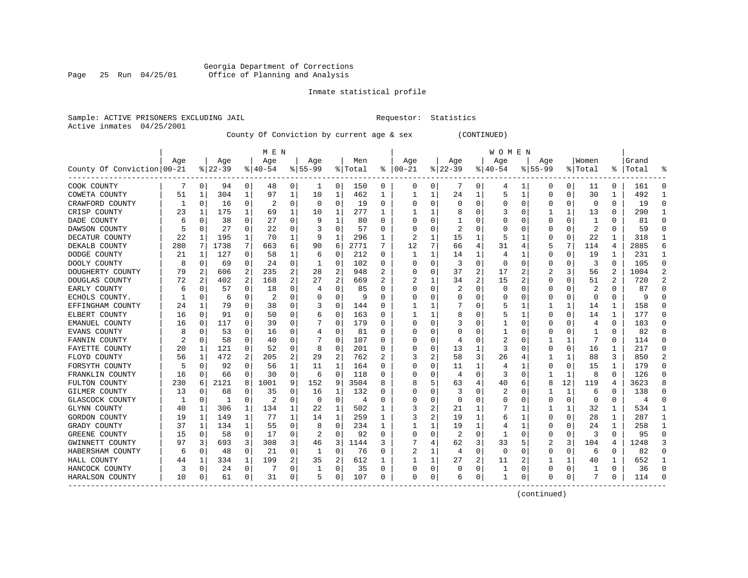Georgia Department of Corrections
Office of Planning and Analysis

Inmate statistical profile

Sample: ACTIVE PRISONERS EXCLUDING JAIL          Requestor: Statistics
Active inmates 04/25/2001

County Of Conviction by current age & sex          (CONTINUED)

| County Of Conviction | MEN Age 00-21 | % | Age 22-39 | % | Age 40-54 | % | Age 55-99 | % | Men Total | % | WOMEN Age 00-21 | % | Age 22-39 | % | Age 40-54 | % | Age 55-99 | % | Women Total | % | Grand Total | % |
|---|---|---|---|---|---|---|---|---|---|---|---|---|---|---|---|---|---|---|---|---|---|---|
| COOK COUNTY | 7 | 0 | 94 | 0 | 48 | 0 | 1 | 0 | 150 | 0 | 0 | 0 | 7 | 0 | 4 | 1 | 0 | 0 | 11 | 0 | 161 | 0 |
| COWETA COUNTY | 51 | 1 | 304 | 1 | 97 | 1 | 10 | 1 | 462 | 1 | 1 | 1 | 24 | 1 | 5 | 1 | 0 | 0 | 30 | 1 | 492 | 1 |
| CRAWFORD COUNTY | 1 | 0 | 16 | 0 | 2 | 0 | 0 | 0 | 19 | 0 | 0 | 0 | 0 | 0 | 0 | 0 | 0 | 0 | 0 | 0 | 19 | 0 |
| CRISP COUNTY | 23 | 1 | 175 | 1 | 69 | 1 | 10 | 1 | 277 | 1 | 1 | 1 | 8 | 0 | 3 | 0 | 1 | 1 | 13 | 0 | 290 | 1 |
| DADE COUNTY | 6 | 0 | 38 | 0 | 27 | 0 | 9 | 1 | 80 | 0 | 0 | 0 | 1 | 0 | 0 | 0 | 0 | 0 | 1 | 0 | 81 | 0 |
| DAWSON COUNTY | 5 | 0 | 27 | 0 | 22 | 0 | 3 | 0 | 57 | 0 | 0 | 0 | 2 | 0 | 0 | 0 | 0 | 0 | 2 | 0 | 59 | 0 |
| DECATUR COUNTY | 22 | 1 | 195 | 1 | 70 | 1 | 9 | 1 | 296 | 1 | 2 | 1 | 15 | 1 | 5 | 1 | 0 | 0 | 22 | 1 | 318 | 1 |
| DEKALB COUNTY | 280 | 7 | 1738 | 7 | 663 | 6 | 90 | 6 | 2771 | 7 | 12 | 7 | 66 | 4 | 31 | 4 | 5 | 7 | 114 | 4 | 2885 | 6 |
| DODGE COUNTY | 21 | 1 | 127 | 0 | 58 | 1 | 6 | 0 | 212 | 0 | 1 | 1 | 14 | 1 | 4 | 1 | 0 | 0 | 19 | 1 | 231 | 1 |
| DOOLY COUNTY | 8 | 0 | 69 | 0 | 24 | 0 | 1 | 0 | 102 | 0 | 0 | 0 | 3 | 0 | 0 | 0 | 0 | 0 | 3 | 0 | 105 | 0 |
| DOUGHERTY COUNTY | 79 | 2 | 606 | 2 | 235 | 2 | 28 | 2 | 948 | 2 | 0 | 0 | 37 | 2 | 17 | 2 | 2 | 3 | 56 | 2 | 1004 | 2 |
| DOUGLAS COUNTY | 72 | 2 | 402 | 2 | 168 | 2 | 27 | 2 | 669 | 2 | 2 | 1 | 34 | 2 | 15 | 2 | 0 | 0 | 51 | 2 | 720 | 2 |
| EARLY COUNTY | 6 | 0 | 57 | 0 | 18 | 0 | 4 | 0 | 85 | 0 | 0 | 0 | 2 | 0 | 0 | 0 | 0 | 0 | 2 | 0 | 87 | 0 |
| ECHOLS COUNTY. | 1 | 0 | 6 | 0 | 2 | 0 | 0 | 0 | 9 | 0 | 0 | 0 | 0 | 0 | 0 | 0 | 0 | 0 | 0 | 0 | 9 | 0 |
| EFFINGHAM COUNTY | 24 | 1 | 79 | 0 | 38 | 0 | 3 | 0 | 144 | 0 | 1 | 1 | 7 | 0 | 5 | 1 | 1 | 1 | 14 | 1 | 158 | 0 |
| ELBERT COUNTY | 16 | 0 | 91 | 0 | 50 | 0 | 6 | 0 | 163 | 0 | 1 | 1 | 8 | 0 | 5 | 1 | 0 | 0 | 14 | 1 | 177 | 0 |
| EMANUEL COUNTY | 16 | 0 | 117 | 0 | 39 | 0 | 7 | 0 | 179 | 0 | 0 | 0 | 3 | 0 | 1 | 0 | 0 | 0 | 4 | 0 | 183 | 0 |
| EVANS COUNTY | 8 | 0 | 53 | 0 | 16 | 0 | 4 | 0 | 81 | 0 | 0 | 0 | 0 | 0 | 1 | 0 | 0 | 0 | 1 | 0 | 82 | 0 |
| FANNIN COUNTY | 2 | 0 | 58 | 0 | 40 | 0 | 7 | 0 | 107 | 0 | 0 | 0 | 4 | 0 | 2 | 0 | 1 | 1 | 7 | 0 | 114 | 0 |
| FAYETTE COUNTY | 20 | 1 | 121 | 0 | 52 | 0 | 8 | 0 | 201 | 0 | 0 | 0 | 13 | 1 | 3 | 0 | 0 | 0 | 16 | 1 | 217 | 0 |
| FLOYD COUNTY | 56 | 1 | 472 | 2 | 205 | 2 | 29 | 2 | 762 | 2 | 3 | 2 | 58 | 3 | 26 | 4 | 1 | 1 | 88 | 3 | 850 | 2 |
| FORSYTH COUNTY | 5 | 0 | 92 | 0 | 56 | 1 | 11 | 1 | 164 | 0 | 0 | 0 | 11 | 1 | 4 | 1 | 0 | 0 | 15 | 1 | 179 | 0 |
| FRANKLIN COUNTY | 16 | 0 | 66 | 0 | 30 | 0 | 6 | 0 | 118 | 0 | 0 | 0 | 4 | 0 | 3 | 0 | 1 | 1 | 8 | 0 | 126 | 0 |
| FULTON COUNTY | 230 | 6 | 2121 | 8 | 1001 | 9 | 152 | 9 | 3504 | 8 | 8 | 5 | 63 | 4 | 40 | 6 | 8 | 12 | 119 | 4 | 3623 | 8 |
| GILMER COUNTY | 13 | 0 | 68 | 0 | 35 | 0 | 16 | 1 | 132 | 0 | 0 | 0 | 3 | 0 | 2 | 0 | 1 | 1 | 6 | 0 | 138 | 0 |
| GLASCOCK COUNTY | 1 | 0 | 1 | 0 | 2 | 0 | 0 | 0 | 4 | 0 | 0 | 0 | 0 | 0 | 0 | 0 | 0 | 0 | 0 | 0 | 4 | 0 |
| GLYNN COUNTY | 40 | 1 | 306 | 1 | 134 | 1 | 22 | 1 | 502 | 1 | 3 | 2 | 21 | 1 | 7 | 1 | 1 | 1 | 32 | 1 | 534 | 1 |
| GORDON COUNTY | 19 | 1 | 149 | 1 | 77 | 1 | 14 | 1 | 259 | 1 | 3 | 2 | 19 | 1 | 6 | 1 | 0 | 0 | 28 | 1 | 287 | 1 |
| GRADY COUNTY | 37 | 1 | 134 | 1 | 55 | 0 | 8 | 0 | 234 | 1 | 1 | 1 | 19 | 1 | 4 | 1 | 0 | 0 | 24 | 1 | 258 | 1 |
| GREENE COUNTY | 15 | 0 | 58 | 0 | 17 | 0 | 2 | 0 | 92 | 0 | 0 | 0 | 2 | 0 | 1 | 0 | 0 | 0 | 3 | 0 | 95 | 0 |
| GWINNETT COUNTY | 97 | 3 | 693 | 3 | 308 | 3 | 46 | 3 | 1144 | 3 | 7 | 4 | 62 | 3 | 33 | 5 | 2 | 3 | 104 | 4 | 1248 | 3 |
| HABERSHAM COUNTY | 6 | 0 | 48 | 0 | 21 | 0 | 1 | 0 | 76 | 0 | 2 | 1 | 4 | 0 | 0 | 0 | 0 | 0 | 6 | 0 | 82 | 0 |
| HALL COUNTY | 44 | 1 | 334 | 1 | 199 | 2 | 35 | 2 | 612 | 1 | 1 | 1 | 27 | 2 | 11 | 2 | 1 | 1 | 40 | 1 | 652 | 1 |
| HANCOCK COUNTY | 3 | 0 | 24 | 0 | 7 | 0 | 1 | 0 | 35 | 0 | 0 | 0 | 0 | 0 | 1 | 0 | 0 | 0 | 1 | 0 | 36 | 0 |
| HARALSON COUNTY | 10 | 0 | 61 | 0 | 31 | 0 | 5 | 0 | 107 | 0 | 0 | 0 | 6 | 0 | 1 | 0 | 0 | 0 | 7 | 0 | 114 | 0 |

(continued)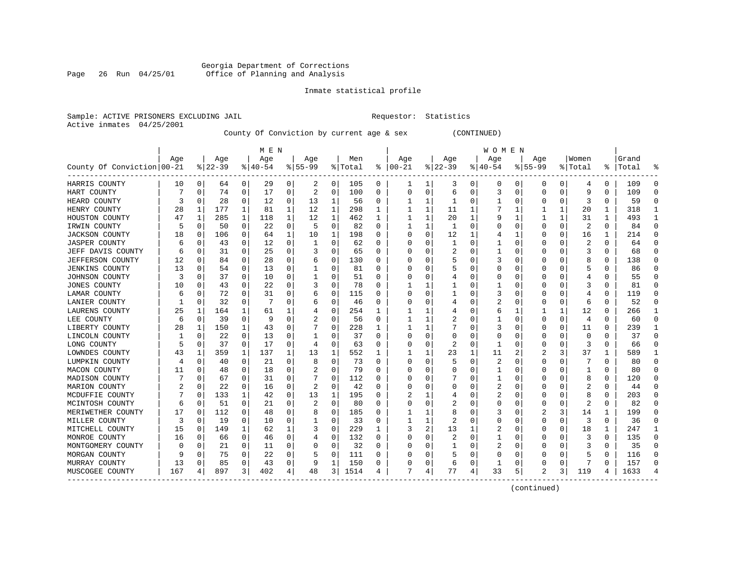Georgia Department of Corrections
Office of Planning and Analysis

Inmate statistical profile

Sample: ACTIVE PRISONERS EXCLUDING JAIL Requestor: Statistics
Active inmates 04/25/2001

County Of Conviction by current age & sex (CONTINUED)

| County Of Conviction | MEN Age 00-21 | % | Age 22-39 | % | Age 40-54 | % | Age 55-99 | % | Men Total | % | WOMEN Age 00-21 | % | Age 22-39 | % | Age 40-54 | % | Age 55-99 | % | Women Total | % | Grand Total | % |
|---|---|---|---|---|---|---|---|---|---|---|---|---|---|---|---|---|---|---|---|---|---|---|
| HARRIS COUNTY | 10 | 0 | 64 | 0 | 29 | 0 | 2 | 0 | 105 | 0 | 1 | 1 | 3 | 0 | 0 | 0 | 0 | 0 | 4 | 0 | 109 | 0 |
| HART COUNTY | 7 | 0 | 74 | 0 | 17 | 0 | 2 | 0 | 100 | 0 | 0 | 0 | 6 | 0 | 3 | 0 | 0 | 0 | 9 | 0 | 109 | 0 |
| HEARD COUNTY | 3 | 0 | 28 | 0 | 12 | 0 | 13 | 1 | 56 | 0 | 1 | 1 | 1 | 0 | 1 | 0 | 0 | 0 | 3 | 0 | 59 | 0 |
| HENRY COUNTY | 28 | 1 | 177 | 1 | 81 | 1 | 12 | 1 | 298 | 1 | 1 | 1 | 11 | 1 | 7 | 1 | 1 | 1 | 20 | 1 | 318 | 1 |
| HOUSTON COUNTY | 47 | 1 | 285 | 1 | 118 | 1 | 12 | 1 | 462 | 1 | 1 | 1 | 20 | 1 | 9 | 1 | 1 | 1 | 31 | 1 | 493 | 1 |
| IRWIN COUNTY | 5 | 0 | 50 | 0 | 22 | 0 | 5 | 0 | 82 | 0 | 1 | 1 | 1 | 0 | 0 | 0 | 0 | 0 | 2 | 0 | 84 | 0 |
| JACKSON COUNTY | 18 | 0 | 106 | 0 | 64 | 1 | 10 | 1 | 198 | 0 | 0 | 0 | 12 | 1 | 4 | 1 | 0 | 0 | 16 | 1 | 214 | 0 |
| JASPER COUNTY | 6 | 0 | 43 | 0 | 12 | 0 | 1 | 0 | 62 | 0 | 0 | 0 | 1 | 0 | 1 | 0 | 0 | 0 | 2 | 0 | 64 | 0 |
| JEFF DAVIS COUNTY | 6 | 0 | 31 | 0 | 25 | 0 | 3 | 0 | 65 | 0 | 0 | 0 | 2 | 0 | 1 | 0 | 0 | 0 | 3 | 0 | 68 | 0 |
| JEFFERSON COUNTY | 12 | 0 | 84 | 0 | 28 | 0 | 6 | 0 | 130 | 0 | 0 | 0 | 5 | 0 | 3 | 0 | 0 | 0 | 8 | 0 | 138 | 0 |
| JENKINS COUNTY | 13 | 0 | 54 | 0 | 13 | 0 | 1 | 0 | 81 | 0 | 0 | 0 | 5 | 0 | 0 | 0 | 0 | 0 | 5 | 0 | 86 | 0 |
| JOHNSON COUNTY | 3 | 0 | 37 | 0 | 10 | 0 | 1 | 0 | 51 | 0 | 0 | 0 | 4 | 0 | 0 | 0 | 0 | 0 | 4 | 0 | 55 | 0 |
| JONES COUNTY | 10 | 0 | 43 | 0 | 22 | 0 | 3 | 0 | 78 | 0 | 1 | 1 | 1 | 0 | 1 | 0 | 0 | 0 | 3 | 0 | 81 | 0 |
| LAMAR COUNTY | 6 | 0 | 72 | 0 | 31 | 0 | 6 | 0 | 115 | 0 | 0 | 0 | 1 | 0 | 3 | 0 | 0 | 0 | 4 | 0 | 119 | 0 |
| LANIER COUNTY | 1 | 0 | 32 | 0 | 7 | 0 | 6 | 0 | 46 | 0 | 0 | 0 | 4 | 0 | 2 | 0 | 0 | 0 | 6 | 0 | 52 | 0 |
| LAURENS COUNTY | 25 | 1 | 164 | 1 | 61 | 1 | 4 | 0 | 254 | 1 | 1 | 1 | 4 | 0 | 6 | 1 | 1 | 1 | 12 | 0 | 266 | 1 |
| LEE COUNTY | 6 | 0 | 39 | 0 | 9 | 0 | 2 | 0 | 56 | 0 | 1 | 1 | 2 | 0 | 1 | 0 | 0 | 0 | 4 | 0 | 60 | 0 |
| LIBERTY COUNTY | 28 | 1 | 150 | 1 | 43 | 0 | 7 | 0 | 228 | 1 | 1 | 1 | 7 | 0 | 3 | 0 | 0 | 0 | 11 | 0 | 239 | 1 |
| LINCOLN COUNTY | 1 | 0 | 22 | 0 | 13 | 0 | 1 | 0 | 37 | 0 | 0 | 0 | 0 | 0 | 0 | 0 | 0 | 0 | 0 | 0 | 37 | 0 |
| LONG COUNTY | 5 | 0 | 37 | 0 | 17 | 0 | 4 | 0 | 63 | 0 | 0 | 0 | 2 | 0 | 1 | 0 | 0 | 0 | 3 | 0 | 66 | 0 |
| LOWNDES COUNTY | 43 | 1 | 359 | 1 | 137 | 1 | 13 | 1 | 552 | 1 | 1 | 1 | 23 | 1 | 11 | 2 | 2 | 3 | 37 | 1 | 589 | 1 |
| LUMPKIN COUNTY | 4 | 0 | 40 | 0 | 21 | 0 | 8 | 0 | 73 | 0 | 0 | 0 | 5 | 0 | 2 | 0 | 0 | 0 | 7 | 0 | 80 | 0 |
| MACON COUNTY | 11 | 0 | 48 | 0 | 18 | 0 | 2 | 0 | 79 | 0 | 0 | 0 | 0 | 0 | 1 | 0 | 0 | 0 | 1 | 0 | 80 | 0 |
| MADISON COUNTY | 7 | 0 | 67 | 0 | 31 | 0 | 7 | 0 | 112 | 0 | 0 | 0 | 7 | 0 | 1 | 0 | 0 | 0 | 8 | 0 | 120 | 0 |
| MARION COUNTY | 2 | 0 | 22 | 0 | 16 | 0 | 2 | 0 | 42 | 0 | 0 | 0 | 0 | 0 | 2 | 0 | 0 | 0 | 2 | 0 | 44 | 0 |
| MCDUFFIE COUNTY | 7 | 0 | 133 | 1 | 42 | 0 | 13 | 1 | 195 | 0 | 2 | 1 | 4 | 0 | 2 | 0 | 0 | 0 | 8 | 0 | 203 | 0 |
| MCINTOSH COUNTY | 6 | 0 | 51 | 0 | 21 | 0 | 2 | 0 | 80 | 0 | 0 | 0 | 2 | 0 | 0 | 0 | 0 | 0 | 2 | 0 | 82 | 0 |
| MERIWETHER COUNTY | 17 | 0 | 112 | 0 | 48 | 0 | 8 | 0 | 185 | 0 | 1 | 1 | 8 | 0 | 3 | 0 | 2 | 3 | 14 | 1 | 199 | 0 |
| MILLER COUNTY | 3 | 0 | 19 | 0 | 10 | 0 | 1 | 0 | 33 | 0 | 1 | 1 | 2 | 0 | 0 | 0 | 0 | 0 | 3 | 0 | 36 | 0 |
| MITCHELL COUNTY | 15 | 0 | 149 | 1 | 62 | 1 | 3 | 0 | 229 | 1 | 3 | 2 | 13 | 1 | 2 | 0 | 0 | 0 | 18 | 1 | 247 | 1 |
| MONROE COUNTY | 16 | 0 | 66 | 0 | 46 | 0 | 4 | 0 | 132 | 0 | 0 | 0 | 2 | 0 | 1 | 0 | 0 | 0 | 3 | 0 | 135 | 0 |
| MONTGOMERY COUNTY | 0 | 0 | 21 | 0 | 11 | 0 | 0 | 0 | 32 | 0 | 0 | 0 | 1 | 0 | 2 | 0 | 0 | 0 | 3 | 0 | 35 | 0 |
| MORGAN COUNTY | 9 | 0 | 75 | 0 | 22 | 0 | 5 | 0 | 111 | 0 | 0 | 0 | 5 | 0 | 0 | 0 | 0 | 0 | 5 | 0 | 116 | 0 |
| MURRAY COUNTY | 13 | 0 | 85 | 0 | 43 | 0 | 9 | 1 | 150 | 0 | 0 | 0 | 6 | 0 | 1 | 0 | 0 | 0 | 7 | 0 | 157 | 0 |
| MUSCOGEE COUNTY | 167 | 4 | 897 | 3 | 402 | 4 | 48 | 3 | 1514 | 4 | 7 | 4 | 77 | 4 | 33 | 5 | 2 | 3 | 119 | 4 | 1633 | 4 |

(continued)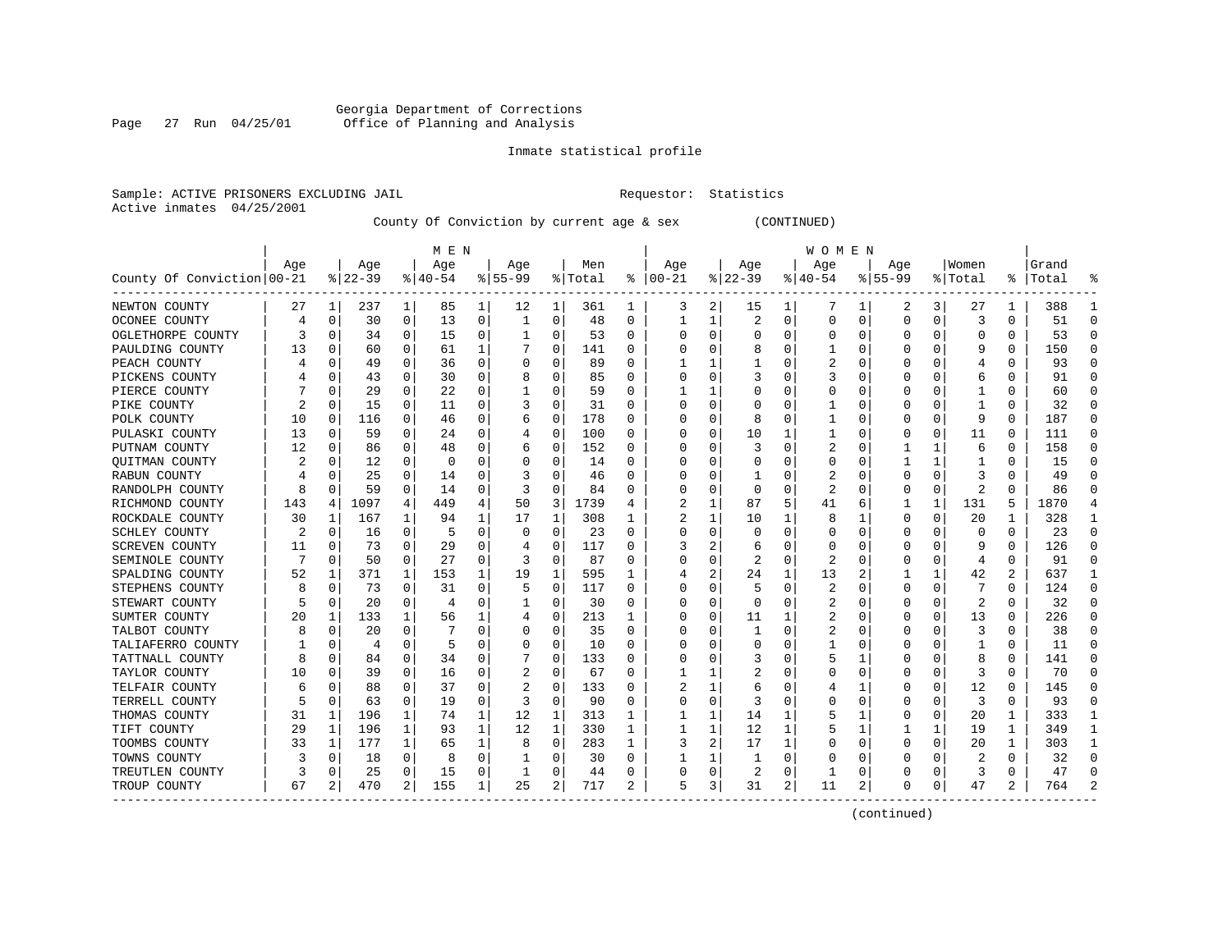Georgia Department of Corrections
Office of Planning and Analysis

Inmate statistical profile

Sample: ACTIVE PRISONERS EXCLUDING JAIL    Requestor: Statistics
Active inmates 04/25/2001

County Of Conviction by current age & sex (CONTINUED)

| County Of Conviction | MEN Age 00-21 | % | Age 22-39 | % | Age 40-54 | % | Age 55-99 | % | Men Total | % | WOMEN Age 00-21 | % | Age 22-39 | % | Age 40-54 | % | Age 55-99 | % | Women Total | % | Grand Total | % |
|---|---|---|---|---|---|---|---|---|---|---|---|---|---|---|---|---|---|---|---|---|---|---|
| NEWTON COUNTY | 27 | 1 | 237 | 1 | 85 | 1 | 12 | 1 | 361 | 1 | 3 | 2 | 15 | 1 | 7 | 1 | 2 | 3 | 27 | 1 | 388 | 1 |
| OCONEE COUNTY | 4 | 0 | 30 | 0 | 13 | 0 | 1 | 0 | 48 | 0 | 1 | 1 | 2 | 0 | 0 | 0 | 0 | 0 | 3 | 0 | 51 | 0 |
| OGLETHORPE COUNTY | 3 | 0 | 34 | 0 | 15 | 0 | 1 | 0 | 53 | 0 | 0 | 0 | 0 | 0 | 0 | 0 | 0 | 0 | 0 | 0 | 53 | 0 |
| PAULDING COUNTY | 13 | 0 | 60 | 0 | 61 | 1 | 7 | 0 | 141 | 0 | 0 | 0 | 8 | 0 | 1 | 0 | 0 | 0 | 9 | 0 | 150 | 0 |
| PEACH COUNTY | 4 | 0 | 49 | 0 | 36 | 0 | 0 | 0 | 89 | 0 | 1 | 1 | 1 | 0 | 2 | 0 | 0 | 0 | 4 | 0 | 93 | 0 |
| PICKENS COUNTY | 4 | 0 | 43 | 0 | 30 | 0 | 8 | 0 | 85 | 0 | 0 | 0 | 3 | 0 | 3 | 0 | 0 | 0 | 6 | 0 | 91 | 0 |
| PIERCE COUNTY | 7 | 0 | 29 | 0 | 22 | 0 | 1 | 0 | 59 | 0 | 1 | 1 | 0 | 0 | 0 | 0 | 0 | 0 | 1 | 0 | 60 | 0 |
| PIKE COUNTY | 2 | 0 | 15 | 0 | 11 | 0 | 3 | 0 | 31 | 0 | 0 | 0 | 0 | 0 | 1 | 0 | 0 | 0 | 1 | 0 | 32 | 0 |
| POLK COUNTY | 10 | 0 | 116 | 0 | 46 | 0 | 6 | 0 | 178 | 0 | 0 | 0 | 8 | 0 | 1 | 0 | 0 | 0 | 9 | 0 | 187 | 0 |
| PULASKI COUNTY | 13 | 0 | 59 | 0 | 24 | 0 | 4 | 0 | 100 | 0 | 0 | 0 | 10 | 1 | 1 | 0 | 0 | 0 | 11 | 0 | 111 | 0 |
| PUTNAM COUNTY | 12 | 0 | 86 | 0 | 48 | 0 | 6 | 0 | 152 | 0 | 0 | 0 | 3 | 0 | 2 | 0 | 1 | 1 | 6 | 0 | 158 | 0 |
| QUITMAN COUNTY | 2 | 0 | 12 | 0 | 0 | 0 | 0 | 0 | 14 | 0 | 0 | 0 | 0 | 0 | 0 | 0 | 1 | 1 | 1 | 0 | 15 | 0 |
| RABUN COUNTY | 4 | 0 | 25 | 0 | 14 | 0 | 3 | 0 | 46 | 0 | 0 | 0 | 1 | 0 | 2 | 0 | 0 | 0 | 3 | 0 | 49 | 0 |
| RANDOLPH COUNTY | 8 | 0 | 59 | 0 | 14 | 0 | 3 | 0 | 84 | 0 | 0 | 0 | 0 | 0 | 2 | 0 | 0 | 0 | 2 | 0 | 86 | 0 |
| RICHMOND COUNTY | 143 | 4 | 1097 | 4 | 449 | 4 | 50 | 3 | 1739 | 4 | 2 | 1 | 87 | 5 | 41 | 6 | 1 | 1 | 131 | 5 | 1870 | 4 |
| ROCKDALE COUNTY | 30 | 1 | 167 | 1 | 94 | 1 | 17 | 1 | 308 | 1 | 2 | 1 | 10 | 1 | 8 | 1 | 0 | 0 | 20 | 1 | 328 | 1 |
| SCHLEY COUNTY | 2 | 0 | 16 | 0 | 5 | 0 | 0 | 0 | 23 | 0 | 0 | 0 | 0 | 0 | 0 | 0 | 0 | 0 | 0 | 0 | 23 | 0 |
| SCREVEN COUNTY | 11 | 0 | 73 | 0 | 29 | 0 | 4 | 0 | 117 | 0 | 3 | 2 | 6 | 0 | 0 | 0 | 0 | 0 | 9 | 0 | 126 | 0 |
| SEMINOLE COUNTY | 7 | 0 | 50 | 0 | 27 | 0 | 3 | 0 | 87 | 0 | 0 | 0 | 2 | 0 | 2 | 0 | 0 | 0 | 4 | 0 | 91 | 0 |
| SPALDING COUNTY | 52 | 1 | 371 | 1 | 153 | 1 | 19 | 1 | 595 | 1 | 4 | 2 | 24 | 1 | 13 | 2 | 1 | 1 | 42 | 2 | 637 | 1 |
| STEPHENS COUNTY | 8 | 0 | 73 | 0 | 31 | 0 | 5 | 0 | 117 | 0 | 0 | 0 | 5 | 0 | 2 | 0 | 0 | 0 | 7 | 0 | 124 | 0 |
| STEWART COUNTY | 5 | 0 | 20 | 0 | 4 | 0 | 1 | 0 | 30 | 0 | 0 | 0 | 0 | 0 | 2 | 0 | 0 | 0 | 2 | 0 | 32 | 0 |
| SUMTER COUNTY | 20 | 1 | 133 | 1 | 56 | 1 | 4 | 0 | 213 | 1 | 0 | 0 | 11 | 1 | 2 | 0 | 0 | 0 | 13 | 0 | 226 | 0 |
| TALBOT COUNTY | 8 | 0 | 20 | 0 | 7 | 0 | 0 | 0 | 35 | 0 | 0 | 0 | 1 | 0 | 2 | 0 | 0 | 0 | 3 | 0 | 38 | 0 |
| TALIAFERRO COUNTY | 1 | 0 | 4 | 0 | 5 | 0 | 0 | 0 | 10 | 0 | 0 | 0 | 0 | 0 | 1 | 0 | 0 | 0 | 1 | 0 | 11 | 0 |
| TATTNALL COUNTY | 8 | 0 | 84 | 0 | 34 | 0 | 7 | 0 | 133 | 0 | 0 | 0 | 3 | 0 | 5 | 1 | 0 | 0 | 8 | 0 | 141 | 0 |
| TAYLOR COUNTY | 10 | 0 | 39 | 0 | 16 | 0 | 2 | 0 | 67 | 0 | 1 | 1 | 2 | 0 | 0 | 0 | 0 | 0 | 3 | 0 | 70 | 0 |
| TELFAIR COUNTY | 6 | 0 | 88 | 0 | 37 | 0 | 2 | 0 | 133 | 0 | 2 | 1 | 6 | 0 | 4 | 1 | 0 | 0 | 12 | 0 | 145 | 0 |
| TERRELL COUNTY | 5 | 0 | 63 | 0 | 19 | 0 | 3 | 0 | 90 | 0 | 0 | 0 | 3 | 0 | 0 | 0 | 0 | 0 | 3 | 0 | 93 | 0 |
| THOMAS COUNTY | 31 | 1 | 196 | 1 | 74 | 1 | 12 | 1 | 313 | 1 | 1 | 1 | 14 | 1 | 5 | 1 | 0 | 0 | 20 | 1 | 333 | 1 |
| TIFT COUNTY | 29 | 1 | 196 | 1 | 93 | 1 | 12 | 1 | 330 | 1 | 1 | 1 | 12 | 1 | 5 | 1 | 1 | 1 | 19 | 1 | 349 | 1 |
| TOOMBS COUNTY | 33 | 1 | 177 | 1 | 65 | 1 | 8 | 0 | 283 | 1 | 3 | 2 | 17 | 1 | 0 | 0 | 0 | 0 | 20 | 1 | 303 | 1 |
| TOWNS COUNTY | 3 | 0 | 18 | 0 | 8 | 0 | 1 | 0 | 30 | 0 | 1 | 1 | 1 | 0 | 0 | 0 | 0 | 0 | 2 | 0 | 32 | 0 |
| TREUTLEN COUNTY | 3 | 0 | 25 | 0 | 15 | 0 | 1 | 0 | 44 | 0 | 0 | 0 | 2 | 0 | 1 | 0 | 0 | 0 | 3 | 0 | 47 | 0 |
| TROUP COUNTY | 67 | 2 | 470 | 2 | 155 | 1 | 25 | 2 | 717 | 2 | 5 | 3 | 31 | 2 | 11 | 2 | 0 | 0 | 47 | 2 | 764 | 2 |

(continued)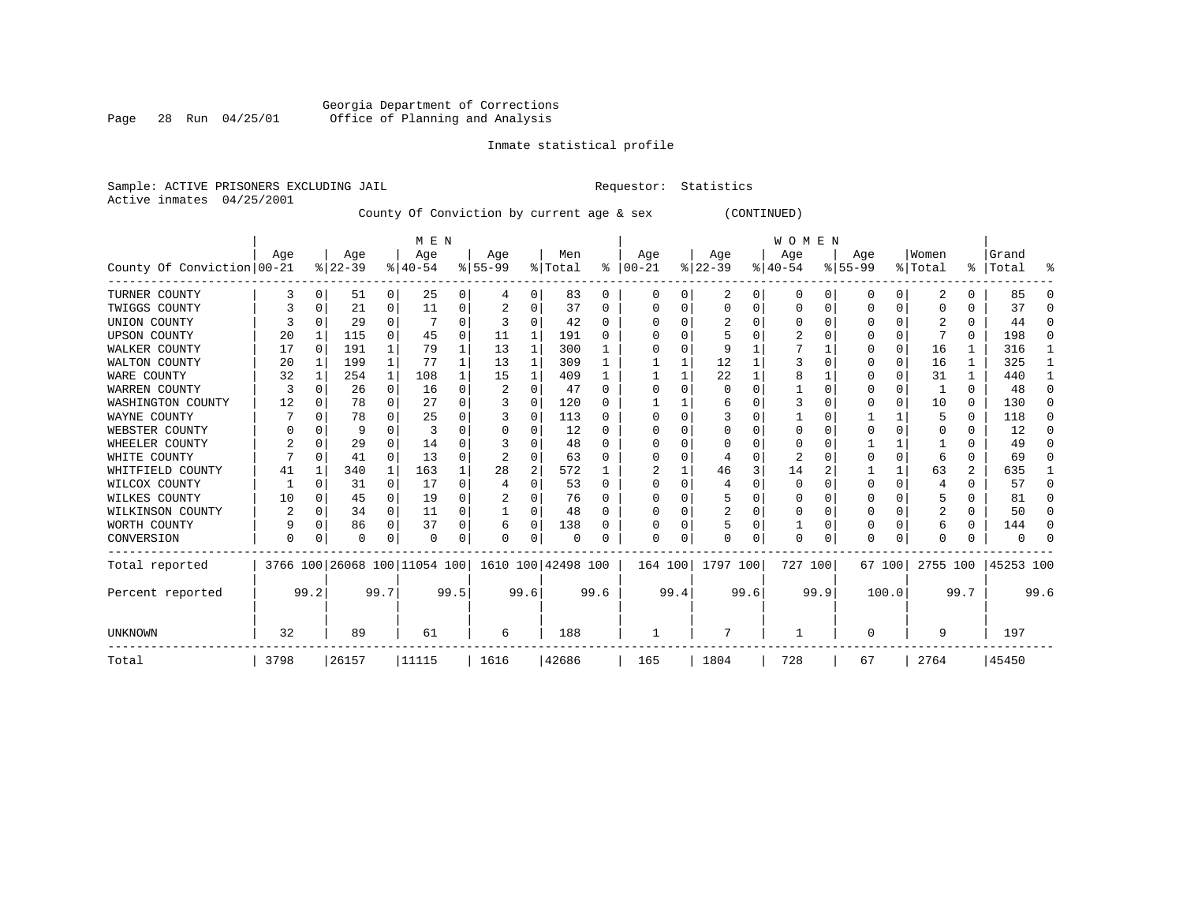Georgia Department of Corrections
Office of Planning and Analysis

Inmate statistical profile

Sample: ACTIVE PRISONERS EXCLUDING JAIL    Requestor: Statistics
Active inmates 04/25/2001

County Of Conviction by current age & sex (CONTINUED)

| County Of Conviction | MEN Age 00-21 | % | Age 22-39 | % | Age 40-54 | % | Age 55-99 | % | Men Total | % | WOMEN Age 00-21 | % | Age 22-39 | % | Age 40-54 | % | Age 55-99 | % | Women Total | % | Grand Total | % |
|---|---|---|---|---|---|---|---|---|---|---|---|---|---|---|---|---|---|---|---|---|---|---|
| TURNER COUNTY | 3 | 0 | 51 | 0 | 25 | 0 | 4 | 0 | 83 | 0 | 0 | 0 | 2 | 0 | 0 | 0 | 0 | 0 | 2 | 0 | 85 | 0 |
| TWIGGS COUNTY | 3 | 0 | 21 | 0 | 11 | 0 | 2 | 0 | 37 | 0 | 0 | 0 | 0 | 0 | 0 | 0 | 0 | 0 | 0 | 0 | 37 | 0 |
| UNION COUNTY | 3 | 0 | 29 | 0 | 7 | 0 | 3 | 0 | 42 | 0 | 0 | 0 | 2 | 0 | 0 | 0 | 0 | 0 | 2 | 0 | 44 | 0 |
| UPSON COUNTY | 20 | 1 | 115 | 0 | 45 | 0 | 11 | 1 | 191 | 0 | 0 | 0 | 5 | 0 | 2 | 0 | 0 | 0 | 7 | 0 | 198 | 0 |
| WALKER COUNTY | 17 | 0 | 191 | 1 | 79 | 1 | 13 | 1 | 300 | 1 | 0 | 0 | 9 | 1 | 7 | 1 | 0 | 0 | 16 | 1 | 316 | 1 |
| WALTON COUNTY | 20 | 1 | 199 | 1 | 77 | 1 | 13 | 1 | 309 | 1 | 1 | 1 | 12 | 1 | 3 | 0 | 0 | 0 | 16 | 1 | 325 | 1 |
| WARE COUNTY | 32 | 1 | 254 | 1 | 108 | 1 | 15 | 1 | 409 | 1 | 1 | 1 | 22 | 1 | 8 | 1 | 0 | 0 | 31 | 1 | 440 | 1 |
| WARREN COUNTY | 3 | 0 | 26 | 0 | 16 | 0 | 2 | 0 | 47 | 0 | 0 | 0 | 0 | 0 | 1 | 0 | 0 | 0 | 1 | 0 | 48 | 0 |
| WASHINGTON COUNTY | 12 | 0 | 78 | 0 | 27 | 0 | 3 | 0 | 120 | 0 | 1 | 1 | 6 | 0 | 3 | 0 | 0 | 0 | 10 | 0 | 130 | 0 |
| WAYNE COUNTY | 7 | 0 | 78 | 0 | 25 | 0 | 3 | 0 | 113 | 0 | 0 | 0 | 3 | 0 | 1 | 0 | 1 | 1 | 5 | 0 | 118 | 0 |
| WEBSTER COUNTY | 0 | 0 | 9 | 0 | 3 | 0 | 0 | 0 | 12 | 0 | 0 | 0 | 0 | 0 | 0 | 0 | 0 | 0 | 0 | 0 | 12 | 0 |
| WHEELER COUNTY | 2 | 0 | 29 | 0 | 14 | 0 | 3 | 0 | 48 | 0 | 0 | 0 | 0 | 0 | 0 | 0 | 1 | 1 | 1 | 0 | 49 | 0 |
| WHITE COUNTY | 7 | 0 | 41 | 0 | 13 | 0 | 2 | 0 | 63 | 0 | 0 | 0 | 4 | 0 | 2 | 0 | 0 | 0 | 6 | 0 | 69 | 0 |
| WHITFIELD COUNTY | 41 | 1 | 340 | 1 | 163 | 1 | 28 | 2 | 572 | 1 | 2 | 1 | 46 | 3 | 14 | 2 | 1 | 1 | 63 | 2 | 635 | 1 |
| WILCOX COUNTY | 1 | 0 | 31 | 0 | 17 | 0 | 4 | 0 | 53 | 0 | 0 | 0 | 4 | 0 | 0 | 0 | 0 | 0 | 4 | 0 | 57 | 0 |
| WILKES COUNTY | 10 | 0 | 45 | 0 | 19 | 0 | 2 | 0 | 76 | 0 | 0 | 0 | 5 | 0 | 0 | 0 | 0 | 0 | 5 | 0 | 81 | 0 |
| WILKINSON COUNTY | 2 | 0 | 34 | 0 | 11 | 0 | 1 | 0 | 48 | 0 | 0 | 0 | 2 | 0 | 0 | 0 | 0 | 0 | 2 | 0 | 50 | 0 |
| WORTH COUNTY | 9 | 0 | 86 | 0 | 37 | 0 | 6 | 0 | 138 | 0 | 0 | 0 | 5 | 0 | 1 | 0 | 0 | 0 | 6 | 0 | 144 | 0 |
| CONVERSION | 0 | 0 | 0 | 0 | 0 | 0 | 0 | 0 | 0 | 0 | 0 | 0 | 0 | 0 | 0 | 0 | 0 | 0 | 0 | 0 | 0 | 0 |
| Total reported | 3766 | 100 | 26068 | 100 | 11054 | 100 | 1610 | 100 | 42498 | 100 | 164 | 100 | 1797 | 100 | 727 | 100 | 67 | 100 | 2755 | 100 | 45253 | 100 |
| Percent reported | | 99.2 | | 99.7 | | 99.5 | | 99.6 | | 99.6 | | 99.4 | | 99.6 | | 99.9 | | 100.0 | | 99.7 | | 99.6 |
| UNKNOWN | 32 | | 89 | | 61 | | 6 | | 188 | | 1 | | 7 | | 1 | | 0 | | 9 | | 197 | |
| Total | 3798 | | 26157 | | 11115 | | 1616 | | 42686 | | 165 | | 1804 | | 728 | | 67 | | 2764 | | 45450 | |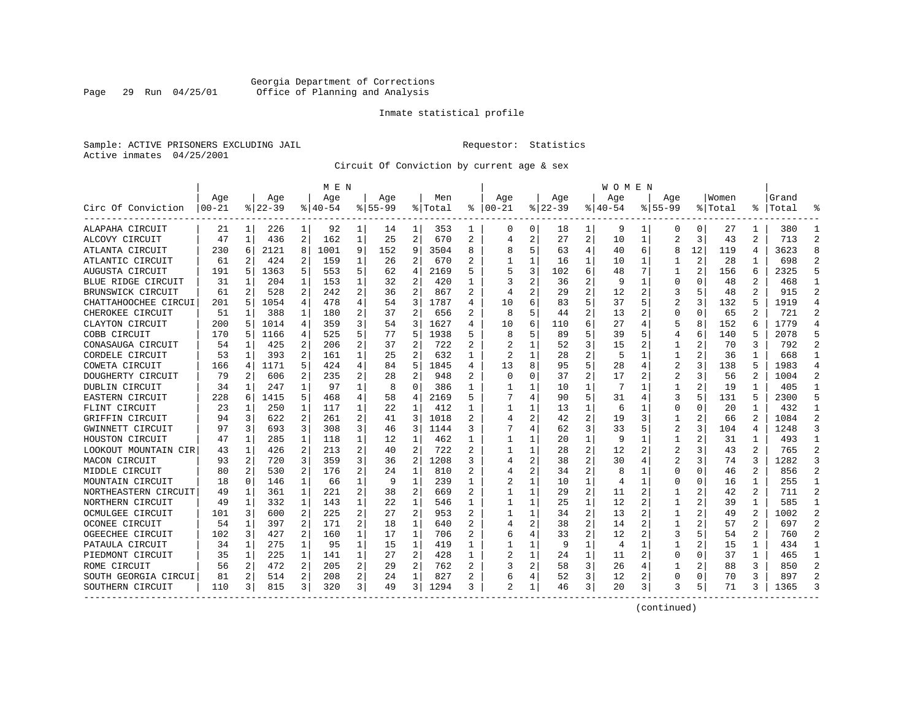Georgia Department of Corrections
Office of Planning and Analysis

Inmate statistical profile

Sample: ACTIVE PRISONERS EXCLUDING JAIL    Requestor: Statistics
Active inmates 04/25/2001

Circuit Of Conviction by current age & sex

| Circ Of Conviction | MEN Age 00-21 | % | Age 22-39 | % | Age 40-54 | % | Age 55-99 | % | Men Total | % | WOMEN Age 00-21 | % | Age 22-39 | % | Age 40-54 | % | Age 55-99 | % | Women Total | % | Grand Total | % |
|---|---|---|---|---|---|---|---|---|---|---|---|---|---|---|---|---|---|---|---|---|---|---|
| ALAPAHA CIRCUIT | 21 | 1 | 226 | 1 | 92 | 1 | 14 | 1 | 353 | 1 | 0 | 0 | 18 | 1 | 9 | 1 | 0 | 0 | 27 | 1 | 380 | 1 |
| ALCOVY CIRCUIT | 47 | 1 | 436 | 2 | 162 | 1 | 25 | 2 | 670 | 2 | 4 | 2 | 27 | 2 | 10 | 1 | 2 | 3 | 43 | 2 | 713 | 2 |
| ATLANTA CIRCUIT | 230 | 6 | 2121 | 8 | 1001 | 9 | 152 | 9 | 3504 | 8 | 8 | 5 | 63 | 4 | 40 | 6 | 8 | 12 | 119 | 4 | 3623 | 8 |
| ATLANTIC CIRCUIT | 61 | 2 | 424 | 2 | 159 | 1 | 26 | 2 | 670 | 2 | 1 | 1 | 16 | 1 | 10 | 1 | 1 | 2 | 28 | 1 | 698 | 2 |
| AUGUSTA CIRCUIT | 191 | 5 | 1363 | 5 | 553 | 5 | 62 | 4 | 2169 | 5 | 5 | 3 | 102 | 6 | 48 | 7 | 1 | 2 | 156 | 6 | 2325 | 5 |
| BLUE RIDGE CIRCUIT | 31 | 1 | 204 | 1 | 153 | 1 | 32 | 2 | 420 | 1 | 3 | 2 | 36 | 2 | 9 | 1 | 0 | 0 | 48 | 2 | 468 | 1 |
| BRUNSWICK CIRCUIT | 61 | 2 | 528 | 2 | 242 | 2 | 36 | 2 | 867 | 2 | 4 | 2 | 29 | 2 | 12 | 2 | 3 | 5 | 48 | 2 | 915 | 2 |
| CHATTAHOOCHEE CIRCUI | 201 | 5 | 1054 | 4 | 478 | 4 | 54 | 3 | 1787 | 4 | 10 | 6 | 83 | 5 | 37 | 5 | 2 | 3 | 132 | 5 | 1919 | 4 |
| CHEROKEE CIRCUIT | 51 | 1 | 388 | 1 | 180 | 2 | 37 | 2 | 656 | 2 | 8 | 5 | 44 | 2 | 13 | 2 | 0 | 0 | 65 | 2 | 721 | 2 |
| CLAYTON CIRCUIT | 200 | 5 | 1014 | 4 | 359 | 3 | 54 | 3 | 1627 | 4 | 10 | 6 | 110 | 6 | 27 | 4 | 5 | 8 | 152 | 6 | 1779 | 4 |
| COBB CIRCUIT | 170 | 5 | 1166 | 4 | 525 | 5 | 77 | 5 | 1938 | 5 | 8 | 5 | 89 | 5 | 39 | 5 | 4 | 6 | 140 | 5 | 2078 | 5 |
| CONASAUGA CIRCUIT | 54 | 1 | 425 | 2 | 206 | 2 | 37 | 2 | 722 | 2 | 2 | 1 | 52 | 3 | 15 | 2 | 1 | 2 | 70 | 3 | 792 | 2 |
| CORDELE CIRCUIT | 53 | 1 | 393 | 2 | 161 | 1 | 25 | 2 | 632 | 1 | 2 | 1 | 28 | 2 | 5 | 1 | 1 | 2 | 36 | 1 | 668 | 1 |
| COWETA CIRCUIT | 166 | 4 | 1171 | 5 | 424 | 4 | 84 | 5 | 1845 | 4 | 13 | 8 | 95 | 5 | 28 | 4 | 2 | 3 | 138 | 5 | 1983 | 4 |
| DOUGHERTY CIRCUIT | 79 | 2 | 606 | 2 | 235 | 2 | 28 | 2 | 948 | 2 | 0 | 0 | 37 | 2 | 17 | 2 | 2 | 3 | 56 | 2 | 1004 | 2 |
| DUBLIN CIRCUIT | 34 | 1 | 247 | 1 | 97 | 1 | 8 | 0 | 386 | 1 | 1 | 1 | 10 | 1 | 7 | 1 | 1 | 2 | 19 | 1 | 405 | 1 |
| EASTERN CIRCUIT | 228 | 6 | 1415 | 5 | 468 | 4 | 58 | 4 | 2169 | 5 | 7 | 4 | 90 | 5 | 31 | 4 | 3 | 5 | 131 | 5 | 2300 | 5 |
| FLINT CIRCUIT | 23 | 1 | 250 | 1 | 117 | 1 | 22 | 1 | 412 | 1 | 1 | 1 | 13 | 1 | 6 | 1 | 0 | 0 | 20 | 1 | 432 | 1 |
| GRIFFIN CIRCUIT | 94 | 3 | 622 | 2 | 261 | 2 | 41 | 3 | 1018 | 2 | 4 | 2 | 42 | 2 | 19 | 3 | 1 | 2 | 66 | 2 | 1084 | 2 |
| GWINNETT CIRCUIT | 97 | 3 | 693 | 3 | 308 | 3 | 46 | 3 | 1144 | 3 | 7 | 4 | 62 | 3 | 33 | 5 | 2 | 3 | 104 | 4 | 1248 | 3 |
| HOUSTON CIRCUIT | 47 | 1 | 285 | 1 | 118 | 1 | 12 | 1 | 462 | 1 | 1 | 1 | 20 | 1 | 9 | 1 | 1 | 2 | 31 | 1 | 493 | 1 |
| LOOKOUT MOUNTAIN CIR | 43 | 1 | 426 | 2 | 213 | 2 | 40 | 2 | 722 | 2 | 1 | 1 | 28 | 2 | 12 | 2 | 2 | 3 | 43 | 2 | 765 | 2 |
| MACON CIRCUIT | 93 | 2 | 720 | 3 | 359 | 3 | 36 | 2 | 1208 | 3 | 4 | 2 | 38 | 2 | 30 | 4 | 2 | 3 | 74 | 3 | 1282 | 3 |
| MIDDLE CIRCUIT | 80 | 2 | 530 | 2 | 176 | 2 | 24 | 1 | 810 | 2 | 4 | 2 | 34 | 2 | 8 | 1 | 0 | 0 | 46 | 2 | 856 | 2 |
| MOUNTAIN CIRCUIT | 18 | 0 | 146 | 1 | 66 | 1 | 9 | 1 | 239 | 1 | 2 | 1 | 10 | 1 | 4 | 1 | 0 | 0 | 16 | 1 | 255 | 1 |
| NORTHEASTERN CIRCUIT | 49 | 1 | 361 | 1 | 221 | 2 | 38 | 2 | 669 | 2 | 1 | 1 | 29 | 2 | 11 | 2 | 1 | 2 | 42 | 2 | 711 | 2 |
| NORTHERN CIRCUIT | 49 | 1 | 332 | 1 | 143 | 1 | 22 | 1 | 546 | 1 | 1 | 1 | 25 | 1 | 12 | 2 | 1 | 2 | 39 | 1 | 585 | 1 |
| OCMULGEE CIRCUIT | 101 | 3 | 600 | 2 | 225 | 2 | 27 | 2 | 953 | 2 | 1 | 1 | 34 | 2 | 13 | 2 | 1 | 2 | 49 | 2 | 1002 | 2 |
| OCONEE CIRCUIT | 54 | 1 | 397 | 2 | 171 | 2 | 18 | 1 | 640 | 2 | 4 | 2 | 38 | 2 | 14 | 2 | 1 | 2 | 57 | 2 | 697 | 2 |
| OGEECHEE CIRCUIT | 102 | 3 | 427 | 2 | 160 | 1 | 17 | 1 | 706 | 2 | 6 | 4 | 33 | 2 | 12 | 2 | 3 | 5 | 54 | 2 | 760 | 2 |
| PATAULA CIRCUIT | 34 | 1 | 275 | 1 | 95 | 1 | 15 | 1 | 419 | 1 | 1 | 1 | 9 | 1 | 4 | 1 | 1 | 2 | 15 | 1 | 434 | 1 |
| PIEDMONT CIRCUIT | 35 | 1 | 225 | 1 | 141 | 1 | 27 | 2 | 428 | 1 | 2 | 1 | 24 | 1 | 11 | 2 | 0 | 0 | 37 | 1 | 465 | 1 |
| ROME CIRCUIT | 56 | 2 | 472 | 2 | 205 | 2 | 29 | 2 | 762 | 2 | 3 | 2 | 58 | 3 | 26 | 4 | 1 | 2 | 88 | 3 | 850 | 2 |
| SOUTH GEORGIA CIRCUI | 81 | 2 | 514 | 2 | 208 | 2 | 24 | 1 | 827 | 2 | 6 | 4 | 52 | 3 | 12 | 2 | 0 | 0 | 70 | 3 | 897 | 2 |
| SOUTHERN CIRCUIT | 110 | 3 | 815 | 3 | 320 | 3 | 49 | 3 | 1294 | 3 | 2 | 1 | 46 | 3 | 20 | 3 | 3 | 5 | 71 | 3 | 1365 | 3 |

(continued)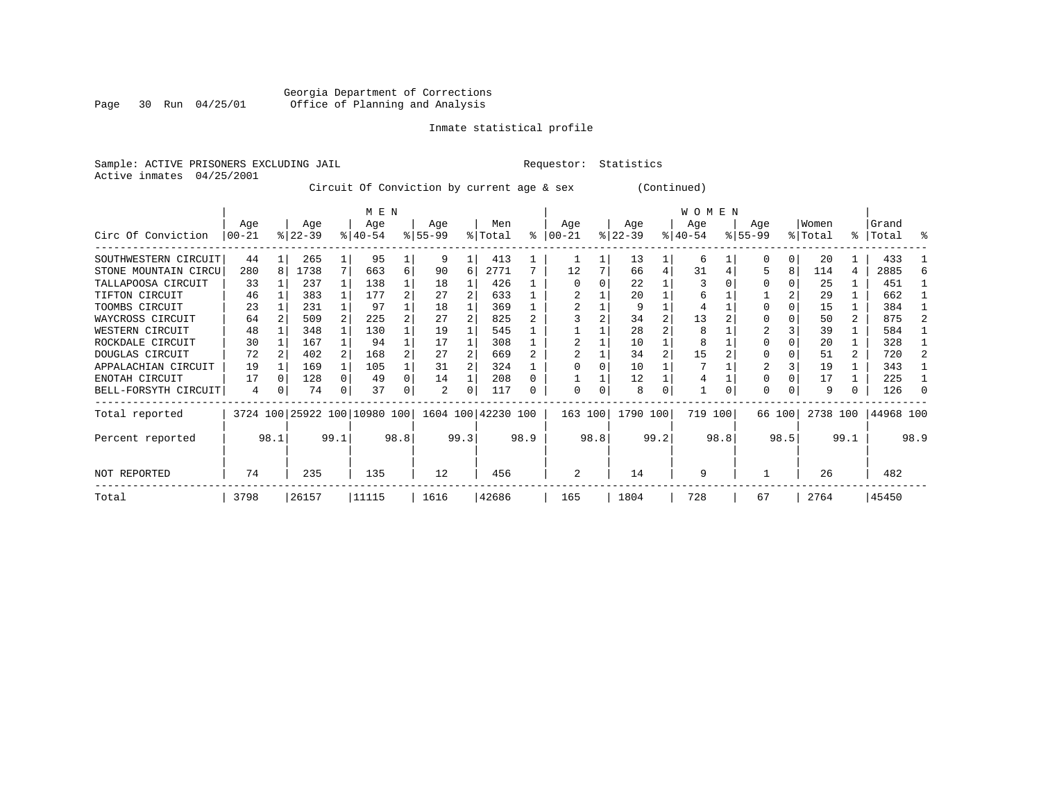Georgia Department of Corrections
Office of Planning and Analysis

Inmate statistical profile

Sample: ACTIVE PRISONERS EXCLUDING JAIL          Requestor: Statistics
Active inmates 04/25/2001

Circuit Of Conviction by current age & sex (Continued)

| Circ Of Conviction | MEN Age 00-21 | % | Age 22-39 | % | Age 40-54 | % | Age 55-99 | % | Men Total | % | WOMEN Age 00-21 | % | Age 22-39 | % | Age 40-54 | % | Age 55-99 | % | Women Total | % | Grand Total | % |
|---|---|---|---|---|---|---|---|---|---|---|---|---|---|---|---|---|---|---|---|---|---|---|
| SOUTHWESTERN CIRCUIT | 44 | 1 | 265 | 1 | 95 | 1 | 9 | 1 | 413 | 1 | 1 | 1 | 13 | 1 | 6 | 1 | 0 | 0 | 20 | 1 | 433 | 1 |
| STONE MOUNTAIN CIRCU | 280 | 8 | 1738 | 7 | 663 | 6 | 90 | 6 | 2771 | 7 | 12 | 7 | 66 | 4 | 31 | 4 | 5 | 8 | 114 | 4 | 2885 | 6 |
| TALLAPOOSA CIRCUIT | 33 | 1 | 237 | 1 | 138 | 1 | 18 | 1 | 426 | 1 | 0 | 0 | 22 | 1 | 3 | 0 | 0 | 0 | 25 | 1 | 451 | 1 |
| TIFTON CIRCUIT | 46 | 1 | 383 | 1 | 177 | 2 | 27 | 2 | 633 | 1 | 2 | 1 | 20 | 1 | 6 | 1 | 1 | 2 | 29 | 1 | 662 | 1 |
| TOOMBS CIRCUIT | 23 | 1 | 231 | 1 | 97 | 1 | 18 | 1 | 369 | 1 | 2 | 1 | 9 | 1 | 4 | 1 | 0 | 0 | 15 | 1 | 384 | 1 |
| WAYCROSS CIRCUIT | 64 | 2 | 509 | 2 | 225 | 2 | 27 | 2 | 825 | 2 | 3 | 2 | 34 | 2 | 13 | 2 | 0 | 0 | 50 | 2 | 875 | 2 |
| WESTERN CIRCUIT | 48 | 1 | 348 | 1 | 130 | 1 | 19 | 1 | 545 | 1 | 1 | 1 | 28 | 2 | 8 | 1 | 2 | 3 | 39 | 1 | 584 | 1 |
| ROCKDALE CIRCUIT | 30 | 1 | 167 | 1 | 94 | 1 | 17 | 1 | 308 | 1 | 2 | 1 | 10 | 1 | 8 | 1 | 0 | 0 | 20 | 1 | 328 | 1 |
| DOUGLAS CIRCUIT | 72 | 2 | 402 | 2 | 168 | 2 | 27 | 2 | 669 | 2 | 2 | 1 | 34 | 2 | 15 | 2 | 0 | 0 | 51 | 2 | 720 | 2 |
| APPALACHIAN CIRCUIT | 19 | 1 | 169 | 1 | 105 | 1 | 31 | 2 | 324 | 1 | 0 | 0 | 10 | 1 | 7 | 1 | 2 | 3 | 19 | 1 | 343 | 1 |
| ENOTAH CIRCUIT | 17 | 0 | 128 | 0 | 49 | 0 | 14 | 1 | 208 | 0 | 1 | 1 | 12 | 1 | 4 | 1 | 0 | 0 | 17 | 1 | 225 | 1 |
| BELL-FORSYTH CIRCUIT | 4 | 0 | 74 | 0 | 37 | 0 | 2 | 0 | 117 | 0 | 0 | 0 | 8 | 0 | 1 | 0 | 0 | 0 | 9 | 0 | 126 | 0 |
| Total reported | 3724 | 100 | 25922 | 100 | 10980 | 100 | 1604 | 100 | 42230 | 100 | 163 | 100 | 1790 | 100 | 719 | 100 | 66 | 100 | 2738 | 100 | 44968 | 100 |
| Percent reported | | 98.1 | | 99.1 | | 98.8 | | 99.3 | | 98.9 | | 98.8 | | 99.2 | | 98.8 | | 98.5 | | 99.1 | | 98.9 |
| NOT REPORTED | 74 | | 235 | | 135 | | 12 | | 456 | | 2 | | 14 | | 9 | | 1 | | 26 | | 482 | |
| Total | 3798 | | 26157 | | 11115 | | 1616 | | 42686 | | 165 | | 1804 | | 728 | | 67 | | 2764 | | 45450 | |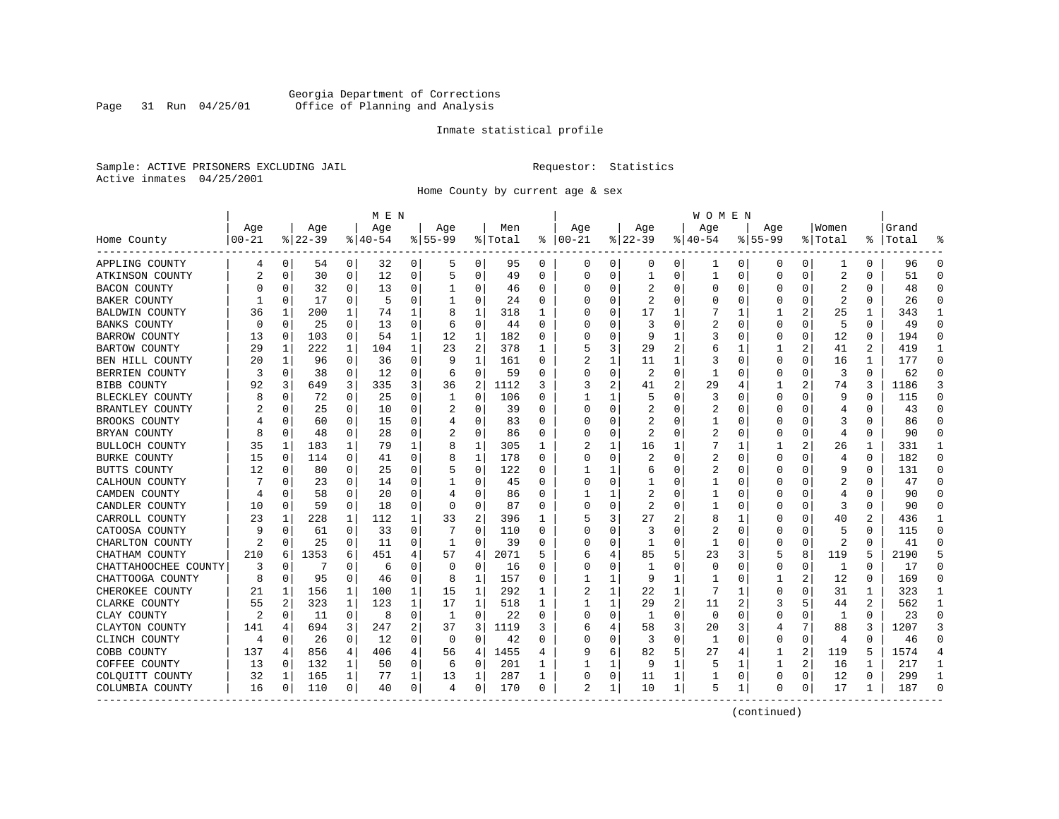Georgia Department of Corrections
Office of Planning and Analysis

Inmate statistical profile

Sample: ACTIVE PRISONERS EXCLUDING JAIL

Requestor: Statistics

Active inmates 04/25/2001

Home County by current age & sex

| Home County | MEN Age 00-21 | % | Age 22-39 | % | Age 40-54 | % | Age 55-99 | % | Men Total | % | WOMEN Age 00-21 | % | Age 22-39 | % | Age 40-54 | % | Age 55-99 | % | Women Total | % | Grand Total | % |
|---|---|---|---|---|---|---|---|---|---|---|---|---|---|---|---|---|---|---|---|---|---|---|
| APPLING COUNTY | 4 | 0 | 54 | 0 | 32 | 0 | 5 | 0 | 95 | 0 | 0 | 0 | 0 | 0 | 1 | 0 | 0 | 0 | 1 | 0 | 96 | 0 |
| ATKINSON COUNTY | 2 | 0 | 30 | 0 | 12 | 0 | 5 | 0 | 49 | 0 | 0 | 0 | 1 | 0 | 1 | 0 | 0 | 0 | 2 | 0 | 51 | 0 |
| BACON COUNTY | 0 | 0 | 32 | 0 | 13 | 0 | 1 | 0 | 46 | 0 | 0 | 0 | 2 | 0 | 0 | 0 | 0 | 0 | 2 | 0 | 48 | 0 |
| BAKER COUNTY | 1 | 0 | 17 | 0 | 5 | 0 | 1 | 0 | 24 | 0 | 0 | 0 | 2 | 0 | 0 | 0 | 0 | 0 | 2 | 0 | 26 | 0 |
| BALDWIN COUNTY | 36 | 1 | 200 | 1 | 74 | 1 | 8 | 1 | 318 | 1 | 0 | 0 | 17 | 1 | 7 | 1 | 1 | 2 | 25 | 1 | 343 | 1 |
| BANKS COUNTY | 0 | 0 | 25 | 0 | 13 | 0 | 6 | 0 | 44 | 0 | 0 | 0 | 3 | 0 | 2 | 0 | 0 | 0 | 5 | 0 | 49 | 0 |
| BARROW COUNTY | 13 | 0 | 103 | 0 | 54 | 1 | 12 | 1 | 182 | 0 | 0 | 0 | 9 | 1 | 3 | 0 | 0 | 0 | 12 | 0 | 194 | 0 |
| BARTOW COUNTY | 29 | 1 | 222 | 1 | 104 | 1 | 23 | 2 | 378 | 1 | 5 | 3 | 29 | 2 | 6 | 1 | 1 | 2 | 41 | 2 | 419 | 1 |
| BEN HILL COUNTY | 20 | 1 | 96 | 0 | 36 | 0 | 9 | 1 | 161 | 0 | 2 | 1 | 11 | 1 | 3 | 0 | 0 | 0 | 16 | 1 | 177 | 0 |
| BERRIEN COUNTY | 3 | 0 | 38 | 0 | 12 | 0 | 6 | 0 | 59 | 0 | 0 | 0 | 2 | 0 | 1 | 0 | 0 | 0 | 3 | 0 | 62 | 0 |
| BIBB COUNTY | 92 | 3 | 649 | 3 | 335 | 3 | 36 | 2 | 1112 | 3 | 3 | 2 | 41 | 2 | 29 | 4 | 1 | 2 | 74 | 3 | 1186 | 3 |
| BLECKLEY COUNTY | 8 | 0 | 72 | 0 | 25 | 0 | 1 | 0 | 106 | 0 | 1 | 1 | 5 | 0 | 3 | 0 | 0 | 0 | 9 | 0 | 115 | 0 |
| BRANTLEY COUNTY | 2 | 0 | 25 | 0 | 10 | 0 | 2 | 0 | 39 | 0 | 0 | 0 | 2 | 0 | 2 | 0 | 0 | 0 | 4 | 0 | 43 | 0 |
| BROOKS COUNTY | 4 | 0 | 60 | 0 | 15 | 0 | 4 | 0 | 83 | 0 | 0 | 0 | 2 | 0 | 1 | 0 | 0 | 0 | 3 | 0 | 86 | 0 |
| BRYAN COUNTY | 8 | 0 | 48 | 0 | 28 | 0 | 2 | 0 | 86 | 0 | 0 | 0 | 2 | 0 | 2 | 0 | 0 | 0 | 4 | 0 | 90 | 0 |
| BULLOCH COUNTY | 35 | 1 | 183 | 1 | 79 | 1 | 8 | 1 | 305 | 1 | 2 | 1 | 16 | 1 | 7 | 1 | 1 | 2 | 26 | 1 | 331 | 1 |
| BURKE COUNTY | 15 | 0 | 114 | 0 | 41 | 0 | 8 | 1 | 178 | 0 | 0 | 0 | 2 | 0 | 2 | 0 | 0 | 0 | 4 | 0 | 182 | 0 |
| BUTTS COUNTY | 12 | 0 | 80 | 0 | 25 | 0 | 5 | 0 | 122 | 0 | 1 | 1 | 6 | 0 | 2 | 0 | 0 | 0 | 9 | 0 | 131 | 0 |
| CALHOUN COUNTY | 7 | 0 | 23 | 0 | 14 | 0 | 1 | 0 | 45 | 0 | 0 | 0 | 1 | 0 | 1 | 0 | 0 | 0 | 2 | 0 | 47 | 0 |
| CAMDEN COUNTY | 4 | 0 | 58 | 0 | 20 | 0 | 4 | 0 | 86 | 0 | 1 | 1 | 2 | 0 | 1 | 0 | 0 | 0 | 4 | 0 | 90 | 0 |
| CANDLER COUNTY | 10 | 0 | 59 | 0 | 18 | 0 | 0 | 0 | 87 | 0 | 0 | 0 | 2 | 0 | 1 | 0 | 0 | 0 | 3 | 0 | 90 | 0 |
| CARROLL COUNTY | 23 | 1 | 228 | 1 | 112 | 1 | 33 | 2 | 396 | 1 | 5 | 3 | 27 | 2 | 8 | 1 | 0 | 0 | 40 | 2 | 436 | 1 |
| CATOOSA COUNTY | 9 | 0 | 61 | 0 | 33 | 0 | 7 | 0 | 110 | 0 | 0 | 0 | 3 | 0 | 2 | 0 | 0 | 0 | 5 | 0 | 115 | 0 |
| CHARLTON COUNTY | 2 | 0 | 25 | 0 | 11 | 0 | 1 | 0 | 39 | 0 | 0 | 0 | 1 | 0 | 1 | 0 | 0 | 0 | 2 | 0 | 41 | 0 |
| CHATHAM COUNTY | 210 | 6 | 1353 | 6 | 451 | 4 | 57 | 4 | 2071 | 5 | 6 | 4 | 85 | 5 | 23 | 3 | 5 | 8 | 119 | 5 | 2190 | 5 |
| CHATTAHOOCHEE COUNTY | 3 | 0 | 7 | 0 | 6 | 0 | 0 | 0 | 16 | 0 | 0 | 0 | 1 | 0 | 0 | 0 | 0 | 0 | 1 | 0 | 17 | 0 |
| CHATTOOGA COUNTY | 8 | 0 | 95 | 0 | 46 | 0 | 8 | 1 | 157 | 0 | 1 | 1 | 9 | 1 | 1 | 0 | 1 | 2 | 12 | 0 | 169 | 0 |
| CHEROKEE COUNTY | 21 | 1 | 156 | 1 | 100 | 1 | 15 | 1 | 292 | 1 | 2 | 1 | 22 | 1 | 7 | 1 | 0 | 0 | 31 | 1 | 323 | 1 |
| CLARKE COUNTY | 55 | 2 | 323 | 1 | 123 | 1 | 17 | 1 | 518 | 1 | 1 | 1 | 29 | 2 | 11 | 2 | 3 | 5 | 44 | 2 | 562 | 1 |
| CLAY COUNTY | 2 | 0 | 11 | 0 | 8 | 0 | 1 | 0 | 22 | 0 | 0 | 0 | 1 | 0 | 0 | 0 | 0 | 0 | 1 | 0 | 23 | 0 |
| CLAYTON COUNTY | 141 | 4 | 694 | 3 | 247 | 2 | 37 | 3 | 1119 | 3 | 6 | 4 | 58 | 3 | 20 | 3 | 4 | 7 | 88 | 3 | 1207 | 3 |
| CLINCH COUNTY | 4 | 0 | 26 | 0 | 12 | 0 | 0 | 0 | 42 | 0 | 0 | 0 | 3 | 0 | 1 | 0 | 0 | 0 | 4 | 0 | 46 | 0 |
| COBB COUNTY | 137 | 4 | 856 | 4 | 406 | 4 | 56 | 4 | 1455 | 4 | 9 | 6 | 82 | 5 | 27 | 4 | 1 | 2 | 119 | 5 | 1574 | 4 |
| COFFEE COUNTY | 13 | 0 | 132 | 1 | 50 | 0 | 6 | 0 | 201 | 1 | 1 | 1 | 9 | 1 | 5 | 1 | 1 | 2 | 16 | 1 | 217 | 1 |
| COLQUITT COUNTY | 32 | 1 | 165 | 1 | 77 | 1 | 13 | 1 | 287 | 1 | 0 | 0 | 11 | 1 | 1 | 0 | 0 | 0 | 12 | 0 | 299 | 1 |
| COLUMBIA COUNTY | 16 | 0 | 110 | 0 | 40 | 0 | 4 | 0 | 170 | 0 | 2 | 1 | 10 | 1 | 5 | 1 | 0 | 0 | 17 | 1 | 187 | 0 |

(continued)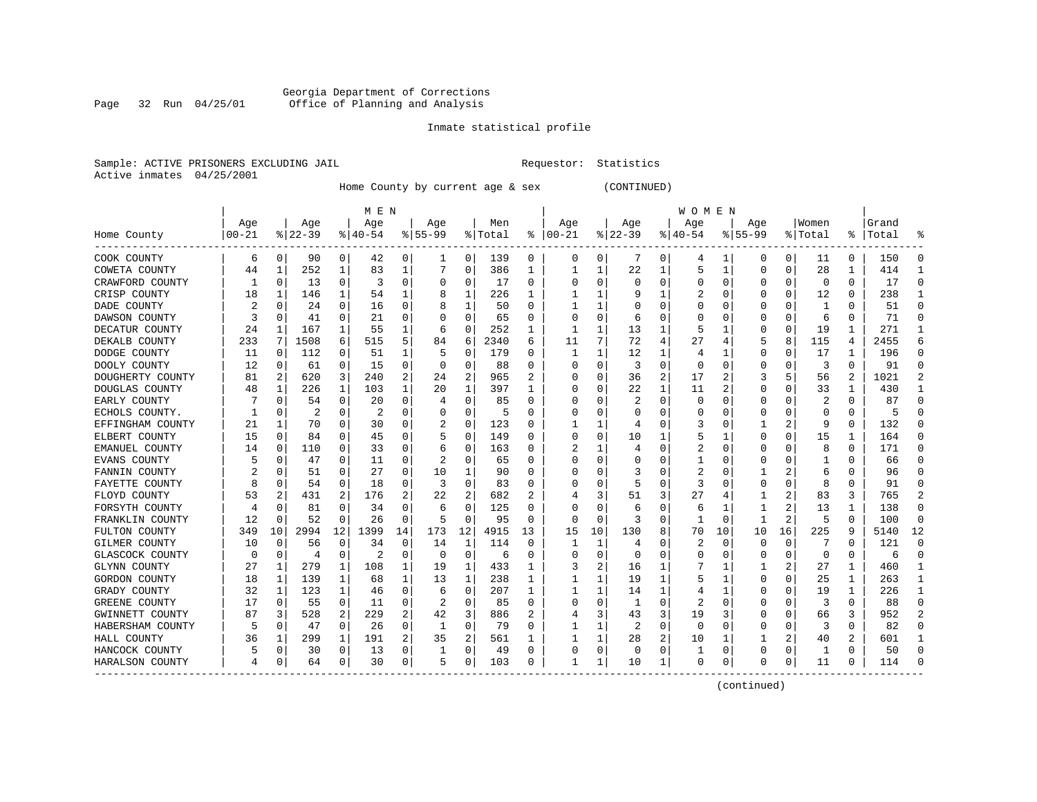Georgia Department of Corrections
Office of Planning and Analysis

Inmate statistical profile

Sample: ACTIVE PRISONERS EXCLUDING JAIL                    Requestor: Statistics
Active inmates 04/25/2001

Home County by current age & sex (CONTINUED)

| | MEN | | | | | | | | | | WOMEN | | | | | | | | | | | |
|---|---|---|---|---|---|---|---|---|---|---|---|---|---|---|---|---|---|---|---|---|---|---|
| Home County | Age 00-21 | % | Age 22-39 | % | Age 40-54 | % | Age 55-99 | % | Men Total | % | Age 00-21 | % | Age 22-39 | % | Age 40-54 | % | Age 55-99 | % | Women Total | % | Grand Total | % |
| COOK COUNTY | 6 | 0 | 90 | 0 | 42 | 0 | 1 | 0 | 139 | 0 | 0 | 0 | 7 | 0 | 4 | 1 | 0 | 0 | 11 | 0 | 150 | 0 |
| COWETA COUNTY | 44 | 1 | 252 | 1 | 83 | 1 | 7 | 0 | 386 | 1 | 1 | 1 | 22 | 1 | 5 | 1 | 0 | 0 | 28 | 1 | 414 | 1 |
| CRAWFORD COUNTY | 1 | 0 | 13 | 0 | 3 | 0 | 0 | 0 | 17 | 0 | 0 | 0 | 0 | 0 | 0 | 0 | 0 | 0 | 0 | 0 | 17 | 0 |
| CRISP COUNTY | 18 | 1 | 146 | 1 | 54 | 1 | 8 | 1 | 226 | 1 | 1 | 1 | 9 | 1 | 2 | 0 | 0 | 0 | 12 | 0 | 238 | 1 |
| DADE COUNTY | 2 | 0 | 24 | 0 | 16 | 0 | 8 | 1 | 50 | 0 | 1 | 1 | 0 | 0 | 0 | 0 | 0 | 0 | 1 | 0 | 51 | 0 |
| DAWSON COUNTY | 3 | 0 | 41 | 0 | 21 | 0 | 0 | 0 | 65 | 0 | 0 | 0 | 6 | 0 | 0 | 0 | 0 | 0 | 6 | 0 | 71 | 0 |
| DECATUR COUNTY | 24 | 1 | 167 | 1 | 55 | 1 | 6 | 0 | 252 | 1 | 1 | 1 | 13 | 1 | 5 | 1 | 0 | 0 | 19 | 1 | 271 | 1 |
| DEKALB COUNTY | 233 | 7 | 1508 | 6 | 515 | 5 | 84 | 6 | 2340 | 6 | 11 | 7 | 72 | 4 | 27 | 4 | 5 | 8 | 115 | 4 | 2455 | 6 |
| DODGE COUNTY | 11 | 0 | 112 | 0 | 51 | 1 | 5 | 0 | 179 | 0 | 1 | 1 | 12 | 1 | 4 | 1 | 0 | 0 | 17 | 1 | 196 | 0 |
| DOOLY COUNTY | 12 | 0 | 61 | 0 | 15 | 0 | 0 | 0 | 88 | 0 | 0 | 0 | 3 | 0 | 0 | 0 | 0 | 0 | 3 | 0 | 91 | 0 |
| DOUGHERTY COUNTY | 81 | 2 | 620 | 3 | 240 | 2 | 24 | 2 | 965 | 2 | 0 | 0 | 36 | 2 | 17 | 2 | 3 | 5 | 56 | 2 | 1021 | 2 |
| DOUGLAS COUNTY | 48 | 1 | 226 | 1 | 103 | 1 | 20 | 1 | 397 | 1 | 0 | 0 | 22 | 1 | 11 | 2 | 0 | 0 | 33 | 1 | 430 | 1 |
| EARLY COUNTY | 7 | 0 | 54 | 0 | 20 | 0 | 4 | 0 | 85 | 0 | 0 | 0 | 2 | 0 | 0 | 0 | 0 | 0 | 2 | 0 | 87 | 0 |
| ECHOLS COUNTY. | 1 | 0 | 2 | 0 | 2 | 0 | 0 | 0 | 5 | 0 | 0 | 0 | 0 | 0 | 0 | 0 | 0 | 0 | 0 | 0 | 5 | 0 |
| EFFINGHAM COUNTY | 21 | 1 | 70 | 0 | 30 | 0 | 2 | 0 | 123 | 0 | 1 | 1 | 4 | 0 | 3 | 0 | 1 | 2 | 9 | 0 | 132 | 0 |
| ELBERT COUNTY | 15 | 0 | 84 | 0 | 45 | 0 | 5 | 0 | 149 | 0 | 0 | 0 | 10 | 1 | 5 | 1 | 0 | 0 | 15 | 1 | 164 | 0 |
| EMANUEL COUNTY | 14 | 0 | 110 | 0 | 33 | 0 | 6 | 0 | 163 | 0 | 2 | 1 | 4 | 0 | 2 | 0 | 0 | 0 | 8 | 0 | 171 | 0 |
| EVANS COUNTY | 5 | 0 | 47 | 0 | 11 | 0 | 2 | 0 | 65 | 0 | 0 | 0 | 0 | 0 | 1 | 0 | 0 | 0 | 1 | 0 | 66 | 0 |
| FANNIN COUNTY | 2 | 0 | 51 | 0 | 27 | 0 | 10 | 1 | 90 | 0 | 0 | 0 | 3 | 0 | 2 | 0 | 1 | 2 | 6 | 0 | 96 | 0 |
| FAYETTE COUNTY | 8 | 0 | 54 | 0 | 18 | 0 | 3 | 0 | 83 | 0 | 0 | 0 | 5 | 0 | 3 | 0 | 0 | 0 | 8 | 0 | 91 | 0 |
| FLOYD COUNTY | 53 | 2 | 431 | 2 | 176 | 2 | 22 | 2 | 682 | 2 | 4 | 3 | 51 | 3 | 27 | 4 | 1 | 2 | 83 | 3 | 765 | 2 |
| FORSYTH COUNTY | 4 | 0 | 81 | 0 | 34 | 0 | 6 | 0 | 125 | 0 | 0 | 0 | 6 | 0 | 6 | 1 | 1 | 2 | 13 | 1 | 138 | 0 |
| FRANKLIN COUNTY | 12 | 0 | 52 | 0 | 26 | 0 | 5 | 0 | 95 | 0 | 0 | 0 | 3 | 0 | 1 | 0 | 1 | 2 | 5 | 0 | 100 | 0 |
| FULTON COUNTY | 349 | 10 | 2994 | 12 | 1399 | 14 | 173 | 12 | 4915 | 13 | 15 | 10 | 130 | 8 | 70 | 10 | 10 | 16 | 225 | 9 | 5140 | 12 |
| GILMER COUNTY | 10 | 0 | 56 | 0 | 34 | 0 | 14 | 1 | 114 | 0 | 1 | 1 | 4 | 0 | 2 | 0 | 0 | 0 | 7 | 0 | 121 | 0 |
| GLASCOCK COUNTY | 0 | 0 | 4 | 0 | 2 | 0 | 0 | 0 | 6 | 0 | 0 | 0 | 0 | 0 | 0 | 0 | 0 | 0 | 0 | 0 | 6 | 0 |
| GLYNN COUNTY | 27 | 1 | 279 | 1 | 108 | 1 | 19 | 1 | 433 | 1 | 3 | 2 | 16 | 1 | 7 | 1 | 1 | 2 | 27 | 1 | 460 | 1 |
| GORDON COUNTY | 18 | 1 | 139 | 1 | 68 | 1 | 13 | 1 | 238 | 1 | 1 | 1 | 19 | 1 | 5 | 1 | 0 | 0 | 25 | 1 | 263 | 1 |
| GRADY COUNTY | 32 | 1 | 123 | 1 | 46 | 0 | 6 | 0 | 207 | 1 | 1 | 1 | 14 | 1 | 4 | 1 | 0 | 0 | 19 | 1 | 226 | 1 |
| GREENE COUNTY | 17 | 0 | 55 | 0 | 11 | 0 | 2 | 0 | 85 | 0 | 0 | 0 | 1 | 0 | 2 | 0 | 0 | 0 | 3 | 0 | 88 | 0 |
| GWINNETT COUNTY | 87 | 3 | 528 | 2 | 229 | 2 | 42 | 3 | 886 | 2 | 4 | 3 | 43 | 3 | 19 | 3 | 0 | 0 | 66 | 3 | 952 | 2 |
| HABERSHAM COUNTY | 5 | 0 | 47 | 0 | 26 | 0 | 1 | 0 | 79 | 0 | 1 | 1 | 2 | 0 | 0 | 0 | 0 | 0 | 3 | 0 | 82 | 0 |
| HALL COUNTY | 36 | 1 | 299 | 1 | 191 | 2 | 35 | 2 | 561 | 1 | 1 | 1 | 28 | 2 | 10 | 1 | 1 | 2 | 40 | 2 | 601 | 1 |
| HANCOCK COUNTY | 5 | 0 | 30 | 0 | 13 | 0 | 1 | 0 | 49 | 0 | 0 | 0 | 0 | 0 | 1 | 0 | 0 | 0 | 1 | 0 | 50 | 0 |
| HARALSON COUNTY | 4 | 0 | 64 | 0 | 30 | 0 | 5 | 0 | 103 | 0 | 1 | 1 | 10 | 1 | 0 | 0 | 0 | 0 | 11 | 0 | 114 | 0 |

(continued)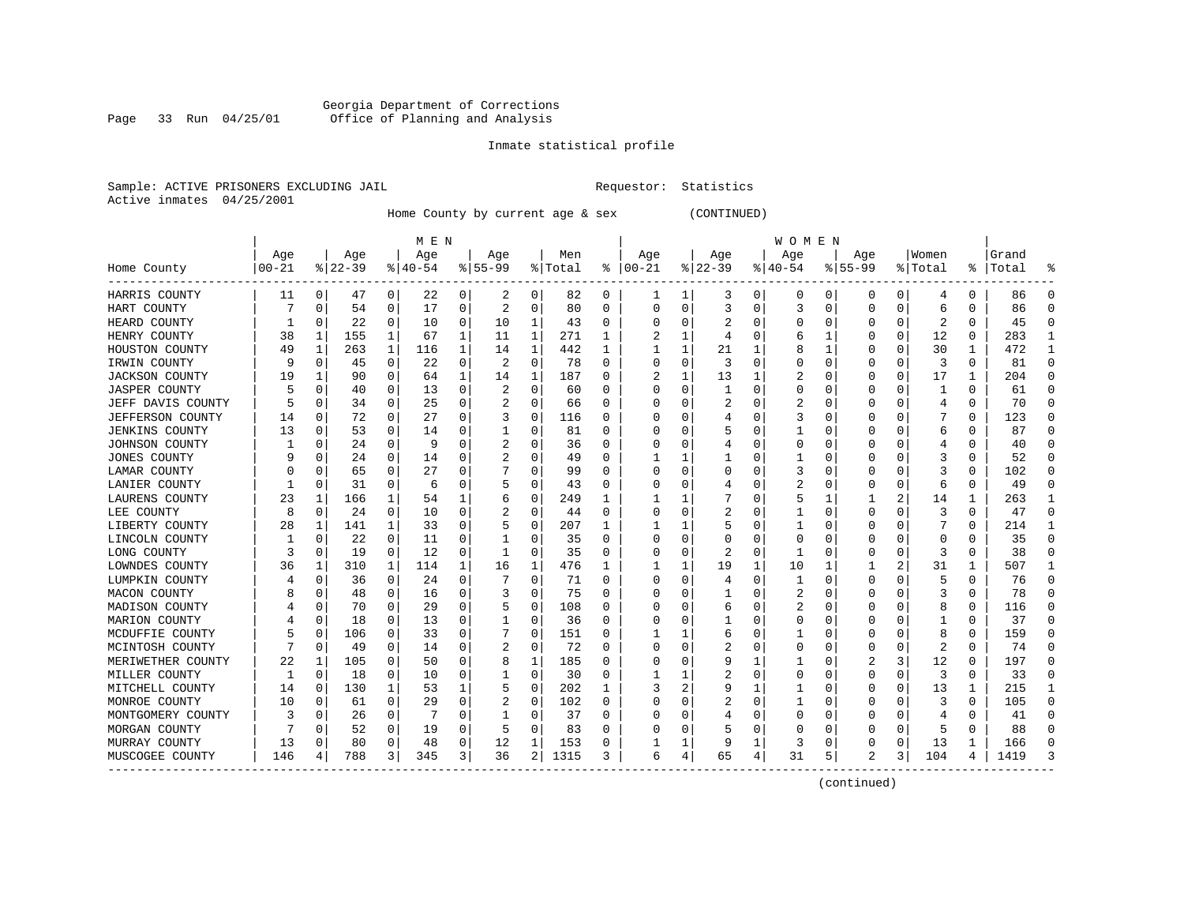Georgia Department of Corrections
Office of Planning and Analysis

Inmate statistical profile

Sample: ACTIVE PRISONERS EXCLUDING JAIL　　　　Requestor: Statistics
Active inmates 04/25/2001

Home County by current age & sex (CONTINUED)

| Home County | MEN Age 00-21 | % | Age 22-39 | % | Age 40-54 | % | Age 55-99 | % | Men Total | % | WOMEN Age 00-21 | % | Age 22-39 | % | Age 40-54 | % | Age 55-99 | % | Women Total | % | Grand Total | % |
|---|---|---|---|---|---|---|---|---|---|---|---|---|---|---|---|---|---|---|---|---|---|---|
| HARRIS COUNTY | 11 | 0 | 47 | 0 | 22 | 0 | 2 | 0 | 82 | 0 | 1 | 1 | 3 | 0 | 0 | 0 | 0 | 0 | 4 | 0 | 86 | 0 |
| HART COUNTY | 7 | 0 | 54 | 0 | 17 | 0 | 2 | 0 | 80 | 0 | 0 | 0 | 3 | 0 | 3 | 0 | 0 | 0 | 6 | 0 | 86 | 0 |
| HEARD COUNTY | 1 | 0 | 22 | 0 | 10 | 0 | 10 | 1 | 43 | 0 | 0 | 0 | 2 | 0 | 0 | 0 | 0 | 0 | 2 | 0 | 45 | 0 |
| HENRY COUNTY | 38 | 1 | 155 | 1 | 67 | 1 | 11 | 1 | 271 | 1 | 2 | 1 | 4 | 0 | 6 | 1 | 0 | 0 | 12 | 0 | 283 | 1 |
| HOUSTON COUNTY | 49 | 1 | 263 | 1 | 116 | 1 | 14 | 1 | 442 | 1 | 1 | 1 | 21 | 1 | 8 | 1 | 0 | 0 | 30 | 1 | 472 | 1 |
| IRWIN COUNTY | 9 | 0 | 45 | 0 | 22 | 0 | 2 | 0 | 78 | 0 | 0 | 0 | 3 | 0 | 0 | 0 | 0 | 0 | 3 | 0 | 81 | 0 |
| JACKSON COUNTY | 19 | 1 | 90 | 0 | 64 | 1 | 14 | 1 | 187 | 0 | 2 | 1 | 13 | 1 | 2 | 0 | 0 | 0 | 17 | 1 | 204 | 0 |
| JASPER COUNTY | 5 | 0 | 40 | 0 | 13 | 0 | 2 | 0 | 60 | 0 | 0 | 0 | 1 | 0 | 0 | 0 | 0 | 0 | 1 | 0 | 61 | 0 |
| JEFF DAVIS COUNTY | 5 | 0 | 34 | 0 | 25 | 0 | 2 | 0 | 66 | 0 | 0 | 0 | 2 | 0 | 2 | 0 | 0 | 0 | 4 | 0 | 70 | 0 |
| JEFFERSON COUNTY | 14 | 0 | 72 | 0 | 27 | 0 | 3 | 0 | 116 | 0 | 0 | 0 | 4 | 0 | 3 | 0 | 0 | 0 | 7 | 0 | 123 | 0 |
| JENKINS COUNTY | 13 | 0 | 53 | 0 | 14 | 0 | 1 | 0 | 81 | 0 | 0 | 0 | 5 | 0 | 1 | 0 | 0 | 0 | 6 | 0 | 87 | 0 |
| JOHNSON COUNTY | 1 | 0 | 24 | 0 | 9 | 0 | 2 | 0 | 36 | 0 | 0 | 0 | 4 | 0 | 0 | 0 | 0 | 0 | 4 | 0 | 40 | 0 |
| JONES COUNTY | 9 | 0 | 24 | 0 | 14 | 0 | 2 | 0 | 49 | 0 | 1 | 1 | 1 | 0 | 1 | 0 | 0 | 0 | 3 | 0 | 52 | 0 |
| LAMAR COUNTY | 0 | 0 | 65 | 0 | 27 | 0 | 7 | 0 | 99 | 0 | 0 | 0 | 0 | 0 | 3 | 0 | 0 | 0 | 3 | 0 | 102 | 0 |
| LANIER COUNTY | 1 | 0 | 31 | 0 | 6 | 0 | 5 | 0 | 43 | 0 | 0 | 0 | 4 | 0 | 2 | 0 | 0 | 0 | 6 | 0 | 49 | 0 |
| LAURENS COUNTY | 23 | 1 | 166 | 1 | 54 | 1 | 6 | 0 | 249 | 1 | 1 | 1 | 7 | 0 | 5 | 1 | 1 | 2 | 14 | 1 | 263 | 1 |
| LEE COUNTY | 8 | 0 | 24 | 0 | 10 | 0 | 2 | 0 | 44 | 0 | 0 | 0 | 2 | 0 | 1 | 0 | 0 | 0 | 3 | 0 | 47 | 0 |
| LIBERTY COUNTY | 28 | 1 | 141 | 1 | 33 | 0 | 5 | 0 | 207 | 1 | 1 | 1 | 5 | 0 | 1 | 0 | 0 | 0 | 7 | 0 | 214 | 1 |
| LINCOLN COUNTY | 1 | 0 | 22 | 0 | 11 | 0 | 1 | 0 | 35 | 0 | 0 | 0 | 0 | 0 | 0 | 0 | 0 | 0 | 0 | 0 | 35 | 0 |
| LONG COUNTY | 3 | 0 | 19 | 0 | 12 | 0 | 1 | 0 | 35 | 0 | 0 | 0 | 2 | 0 | 1 | 0 | 0 | 0 | 3 | 0 | 38 | 0 |
| LOWNDES COUNTY | 36 | 1 | 310 | 1 | 114 | 1 | 16 | 1 | 476 | 1 | 1 | 1 | 19 | 1 | 10 | 1 | 1 | 2 | 31 | 1 | 507 | 1 |
| LUMPKIN COUNTY | 4 | 0 | 36 | 0 | 24 | 0 | 7 | 0 | 71 | 0 | 0 | 0 | 4 | 0 | 1 | 0 | 0 | 0 | 5 | 0 | 76 | 0 |
| MACON COUNTY | 8 | 0 | 48 | 0 | 16 | 0 | 3 | 0 | 75 | 0 | 0 | 0 | 1 | 0 | 2 | 0 | 0 | 0 | 3 | 0 | 78 | 0 |
| MADISON COUNTY | 4 | 0 | 70 | 0 | 29 | 0 | 5 | 0 | 108 | 0 | 0 | 0 | 6 | 0 | 2 | 0 | 0 | 0 | 8 | 0 | 116 | 0 |
| MARION COUNTY | 4 | 0 | 18 | 0 | 13 | 0 | 1 | 0 | 36 | 0 | 0 | 0 | 1 | 0 | 0 | 0 | 0 | 0 | 1 | 0 | 37 | 0 |
| MCDUFFIE COUNTY | 5 | 0 | 106 | 0 | 33 | 0 | 7 | 0 | 151 | 0 | 1 | 1 | 6 | 0 | 1 | 0 | 0 | 0 | 8 | 0 | 159 | 0 |
| MCINTOSH COUNTY | 7 | 0 | 49 | 0 | 14 | 0 | 2 | 0 | 72 | 0 | 0 | 0 | 2 | 0 | 0 | 0 | 0 | 0 | 2 | 0 | 74 | 0 |
| MERIWETHER COUNTY | 22 | 1 | 105 | 0 | 50 | 0 | 8 | 1 | 185 | 0 | 0 | 0 | 9 | 1 | 1 | 0 | 2 | 3 | 12 | 0 | 197 | 0 |
| MILLER COUNTY | 1 | 0 | 18 | 0 | 10 | 0 | 1 | 0 | 30 | 0 | 1 | 1 | 2 | 0 | 0 | 0 | 0 | 0 | 3 | 0 | 33 | 0 |
| MITCHELL COUNTY | 14 | 0 | 130 | 1 | 53 | 1 | 5 | 0 | 202 | 1 | 3 | 2 | 9 | 1 | 1 | 0 | 0 | 0 | 13 | 1 | 215 | 1 |
| MONROE COUNTY | 10 | 0 | 61 | 0 | 29 | 0 | 2 | 0 | 102 | 0 | 0 | 0 | 2 | 0 | 1 | 0 | 0 | 0 | 3 | 0 | 105 | 0 |
| MONTGOMERY COUNTY | 3 | 0 | 26 | 0 | 7 | 0 | 1 | 0 | 37 | 0 | 0 | 0 | 4 | 0 | 0 | 0 | 0 | 0 | 4 | 0 | 41 | 0 |
| MORGAN COUNTY | 7 | 0 | 52 | 0 | 19 | 0 | 5 | 0 | 83 | 0 | 0 | 0 | 5 | 0 | 0 | 0 | 0 | 0 | 5 | 0 | 88 | 0 |
| MURRAY COUNTY | 13 | 0 | 80 | 0 | 48 | 0 | 12 | 1 | 153 | 0 | 1 | 1 | 9 | 1 | 3 | 0 | 0 | 0 | 13 | 1 | 166 | 0 |
| MUSCOGEE COUNTY | 146 | 4 | 788 | 3 | 345 | 3 | 36 | 2 | 1315 | 3 | 6 | 4 | 65 | 4 | 31 | 5 | 2 | 3 | 104 | 4 | 1419 | 3 |

(continued)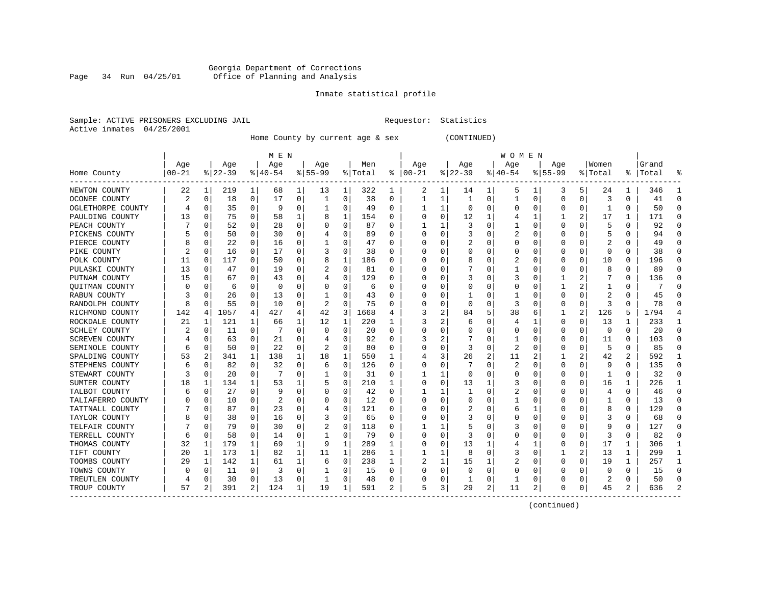Georgia Department of Corrections
Office of Planning and Analysis

Inmate statistical profile

Sample: ACTIVE PRISONERS EXCLUDING JAIL                                    Requestor: Statistics
Active inmates 04/25/2001

Home County by current age & sex (CONTINUED)

| Home County | MEN Age 00-21 | % | Age 22-39 | % | Age 40-54 | % | Age 55-99 | % | Men Total | % | WOMEN Age 00-21 | % | Age 22-39 | % | Age 40-54 | % | Age 55-99 | % | Women Total | % | Grand Total | % |
|---|---|---|---|---|---|---|---|---|---|---|---|---|---|---|---|---|---|---|---|---|---|---|
| NEWTON COUNTY | 22 | 1 | 219 | 1 | 68 | 1 | 13 | 1 | 322 | 1 | 2 | 1 | 14 | 1 | 5 | 1 | 3 | 5 | 24 | 1 | 346 | 1 |
| OCONEE COUNTY | 2 | 0 | 18 | 0 | 17 | 0 | 1 | 0 | 38 | 0 | 1 | 1 | 1 | 0 | 1 | 0 | 0 | 0 | 3 | 0 | 41 | 0 |
| OGLETHORPE COUNTY | 4 | 0 | 35 | 0 | 9 | 0 | 1 | 0 | 49 | 0 | 1 | 1 | 0 | 0 | 0 | 0 | 0 | 0 | 1 | 0 | 50 | 0 |
| PAULDING COUNTY | 13 | 0 | 75 | 0 | 58 | 1 | 8 | 1 | 154 | 0 | 0 | 0 | 12 | 1 | 4 | 1 | 1 | 2 | 17 | 1 | 171 | 0 |
| PEACH COUNTY | 7 | 0 | 52 | 0 | 28 | 0 | 0 | 0 | 87 | 0 | 1 | 1 | 3 | 0 | 1 | 0 | 0 | 0 | 5 | 0 | 92 | 0 |
| PICKENS COUNTY | 5 | 0 | 50 | 0 | 30 | 0 | 4 | 0 | 89 | 0 | 0 | 0 | 3 | 0 | 2 | 0 | 0 | 0 | 5 | 0 | 94 | 0 |
| PIERCE COUNTY | 8 | 0 | 22 | 0 | 16 | 0 | 1 | 0 | 47 | 0 | 0 | 0 | 2 | 0 | 0 | 0 | 0 | 0 | 2 | 0 | 49 | 0 |
| PIKE COUNTY | 2 | 0 | 16 | 0 | 17 | 0 | 3 | 0 | 38 | 0 | 0 | 0 | 0 | 0 | 0 | 0 | 0 | 0 | 0 | 0 | 38 | 0 |
| POLK COUNTY | 11 | 0 | 117 | 0 | 50 | 0 | 8 | 1 | 186 | 0 | 0 | 0 | 8 | 0 | 2 | 0 | 0 | 0 | 10 | 0 | 196 | 0 |
| PULASKI COUNTY | 13 | 0 | 47 | 0 | 19 | 0 | 2 | 0 | 81 | 0 | 0 | 0 | 7 | 0 | 1 | 0 | 0 | 0 | 8 | 0 | 89 | 0 |
| PUTNAM COUNTY | 15 | 0 | 67 | 0 | 43 | 0 | 4 | 0 | 129 | 0 | 0 | 0 | 3 | 0 | 3 | 0 | 1 | 2 | 7 | 0 | 136 | 0 |
| QUITMAN COUNTY | 0 | 0 | 6 | 0 | 0 | 0 | 0 | 0 | 6 | 0 | 0 | 0 | 0 | 0 | 0 | 0 | 1 | 2 | 1 | 0 | 7 | 0 |
| RABUN COUNTY | 3 | 0 | 26 | 0 | 13 | 0 | 1 | 0 | 43 | 0 | 0 | 0 | 1 | 0 | 1 | 0 | 0 | 0 | 2 | 0 | 45 | 0 |
| RANDOLPH COUNTY | 8 | 0 | 55 | 0 | 10 | 0 | 2 | 0 | 75 | 0 | 0 | 0 | 0 | 0 | 3 | 0 | 0 | 0 | 3 | 0 | 78 | 0 |
| RICHMOND COUNTY | 142 | 4 | 1057 | 4 | 427 | 4 | 42 | 3 | 1668 | 4 | 3 | 2 | 84 | 5 | 38 | 6 | 1 | 2 | 126 | 5 | 1794 | 4 |
| ROCKDALE COUNTY | 21 | 1 | 121 | 1 | 66 | 1 | 12 | 1 | 220 | 1 | 3 | 2 | 6 | 0 | 4 | 1 | 0 | 0 | 13 | 1 | 233 | 1 |
| SCHLEY COUNTY | 2 | 0 | 11 | 0 | 7 | 0 | 0 | 0 | 20 | 0 | 0 | 0 | 0 | 0 | 0 | 0 | 0 | 0 | 0 | 0 | 20 | 0 |
| SCREVEN COUNTY | 4 | 0 | 63 | 0 | 21 | 0 | 4 | 0 | 92 | 0 | 3 | 2 | 7 | 0 | 1 | 0 | 0 | 0 | 11 | 0 | 103 | 0 |
| SEMINOLE COUNTY | 6 | 0 | 50 | 0 | 22 | 0 | 2 | 0 | 80 | 0 | 0 | 0 | 3 | 0 | 2 | 0 | 0 | 0 | 5 | 0 | 85 | 0 |
| SPALDING COUNTY | 53 | 2 | 341 | 1 | 138 | 1 | 18 | 1 | 550 | 1 | 4 | 3 | 26 | 2 | 11 | 2 | 1 | 2 | 42 | 2 | 592 | 1 |
| STEPHENS COUNTY | 6 | 0 | 82 | 0 | 32 | 0 | 6 | 0 | 126 | 0 | 0 | 0 | 7 | 0 | 2 | 0 | 0 | 0 | 9 | 0 | 135 | 0 |
| STEWART COUNTY | 3 | 0 | 20 | 0 | 7 | 0 | 1 | 0 | 31 | 0 | 1 | 1 | 0 | 0 | 0 | 0 | 0 | 0 | 1 | 0 | 32 | 0 |
| SUMTER COUNTY | 18 | 1 | 134 | 1 | 53 | 1 | 5 | 0 | 210 | 1 | 0 | 0 | 13 | 1 | 3 | 0 | 0 | 0 | 16 | 1 | 226 | 1 |
| TALBOT COUNTY | 6 | 0 | 27 | 0 | 9 | 0 | 0 | 0 | 42 | 0 | 1 | 1 | 1 | 0 | 2 | 0 | 0 | 0 | 4 | 0 | 46 | 0 |
| TALIAFERRO COUNTY | 0 | 0 | 10 | 0 | 2 | 0 | 0 | 0 | 12 | 0 | 0 | 0 | 0 | 0 | 1 | 0 | 0 | 0 | 1 | 0 | 13 | 0 |
| TATTNALL COUNTY | 7 | 0 | 87 | 0 | 23 | 0 | 4 | 0 | 121 | 0 | 0 | 0 | 2 | 0 | 6 | 1 | 0 | 0 | 8 | 0 | 129 | 0 |
| TAYLOR COUNTY | 8 | 0 | 38 | 0 | 16 | 0 | 3 | 0 | 65 | 0 | 0 | 0 | 3 | 0 | 0 | 0 | 0 | 0 | 3 | 0 | 68 | 0 |
| TELFAIR COUNTY | 7 | 0 | 79 | 0 | 30 | 0 | 2 | 0 | 118 | 0 | 1 | 1 | 5 | 0 | 3 | 0 | 0 | 0 | 9 | 0 | 127 | 0 |
| TERRELL COUNTY | 6 | 0 | 58 | 0 | 14 | 0 | 1 | 0 | 79 | 0 | 0 | 0 | 3 | 0 | 0 | 0 | 0 | 0 | 3 | 0 | 82 | 0 |
| THOMAS COUNTY | 32 | 1 | 179 | 1 | 69 | 1 | 9 | 1 | 289 | 1 | 0 | 0 | 13 | 1 | 4 | 1 | 0 | 0 | 17 | 1 | 306 | 1 |
| TIFT COUNTY | 20 | 1 | 173 | 1 | 82 | 1 | 11 | 1 | 286 | 1 | 1 | 1 | 8 | 0 | 3 | 0 | 1 | 2 | 13 | 1 | 299 | 1 |
| TOOMBS COUNTY | 29 | 1 | 142 | 1 | 61 | 1 | 6 | 0 | 238 | 1 | 2 | 1 | 15 | 1 | 2 | 0 | 0 | 0 | 19 | 1 | 257 | 1 |
| TOWNS COUNTY | 0 | 0 | 11 | 0 | 3 | 0 | 1 | 0 | 15 | 0 | 0 | 0 | 0 | 0 | 0 | 0 | 0 | 0 | 0 | 0 | 15 | 0 |
| TREUTLEN COUNTY | 4 | 0 | 30 | 0 | 13 | 0 | 1 | 0 | 48 | 0 | 0 | 0 | 1 | 0 | 1 | 0 | 0 | 0 | 2 | 0 | 50 | 0 |
| TROUP COUNTY | 57 | 2 | 391 | 2 | 124 | 1 | 19 | 1 | 591 | 2 | 5 | 3 | 29 | 2 | 11 | 2 | 0 | 0 | 45 | 2 | 636 | 2 |

(continued)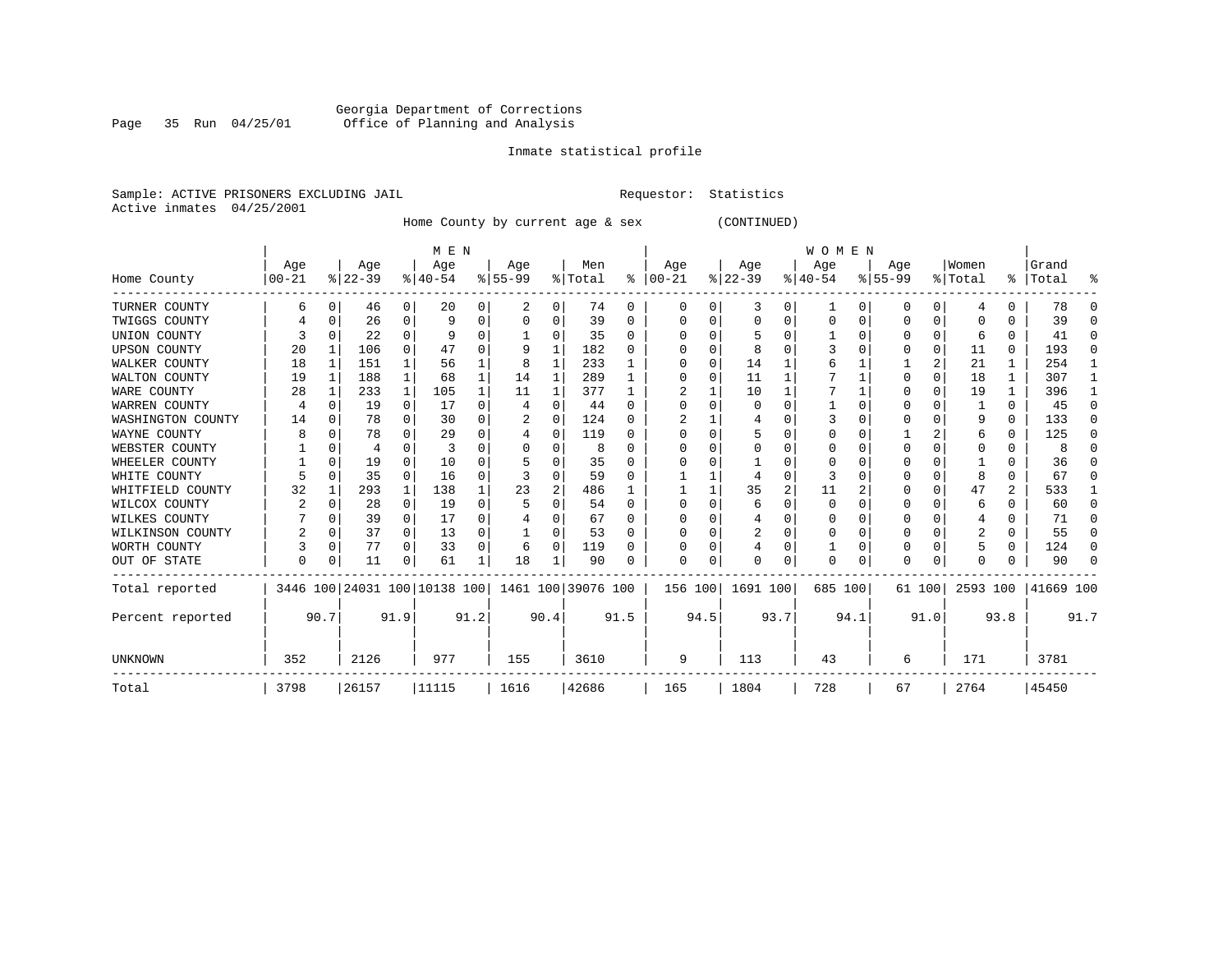Georgia Department of Corrections
Office of Planning and Analysis

Inmate statistical profile

Sample: ACTIVE PRISONERS EXCLUDING JAIL
Requestor: Statistics
Active inmates 04/25/2001

Home County by current age & sex (CONTINUED)

| | MEN | | | | | | | | | | WOMEN | | | | | | | | | | | |
|---|---|---|---|---|---|---|---|---|---|---|---|---|---|---|---|---|---|---|---|---|---|---|
| Home County | Age 00-21 | % | Age 22-39 | % | Age 40-54 | % | Age 55-99 | % | Men Total | % | Age 00-21 | % | Age 22-39 | % | Age 40-54 | % | Age 55-99 | % | Women Total | % | Grand Total | % |
| TURNER COUNTY | 6 | 0 | 46 | 0 | 20 | 0 | 2 | 0 | 74 | 0 | 0 | 0 | 3 | 0 | 1 | 0 | 0 | 0 | 4 | 0 | 78 | 0 |
| TWIGGS COUNTY | 4 | 0 | 26 | 0 | 9 | 0 | 0 | 0 | 39 | 0 | 0 | 0 | 0 | 0 | 0 | 0 | 0 | 0 | 0 | 0 | 39 | 0 |
| UNION COUNTY | 3 | 0 | 22 | 0 | 9 | 0 | 1 | 0 | 35 | 0 | 0 | 0 | 5 | 0 | 1 | 0 | 0 | 0 | 6 | 0 | 41 | 0 |
| UPSON COUNTY | 20 | 1 | 106 | 0 | 47 | 0 | 9 | 1 | 182 | 0 | 0 | 0 | 8 | 0 | 3 | 0 | 0 | 0 | 11 | 0 | 193 | 0 |
| WALKER COUNTY | 18 | 1 | 151 | 1 | 56 | 1 | 8 | 1 | 233 | 1 | 0 | 0 | 14 | 1 | 6 | 1 | 1 | 2 | 21 | 1 | 254 | 1 |
| WALTON COUNTY | 19 | 1 | 188 | 1 | 68 | 1 | 14 | 1 | 289 | 1 | 0 | 0 | 11 | 1 | 7 | 1 | 0 | 0 | 18 | 1 | 307 | 1 |
| WARE COUNTY | 28 | 1 | 233 | 1 | 105 | 1 | 11 | 1 | 377 | 1 | 2 | 1 | 10 | 1 | 7 | 1 | 0 | 0 | 19 | 1 | 396 | 1 |
| WARREN COUNTY | 4 | 0 | 19 | 0 | 17 | 0 | 4 | 0 | 44 | 0 | 0 | 0 | 0 | 0 | 1 | 0 | 0 | 0 | 1 | 0 | 45 | 0 |
| WASHINGTON COUNTY | 14 | 0 | 78 | 0 | 30 | 0 | 2 | 0 | 124 | 0 | 2 | 1 | 4 | 0 | 3 | 0 | 0 | 0 | 9 | 0 | 133 | 0 |
| WAYNE COUNTY | 8 | 0 | 78 | 0 | 29 | 0 | 4 | 0 | 119 | 0 | 0 | 0 | 5 | 0 | 0 | 0 | 1 | 2 | 6 | 0 | 125 | 0 |
| WEBSTER COUNTY | 1 | 0 | 4 | 0 | 3 | 0 | 0 | 0 | 8 | 0 | 0 | 0 | 0 | 0 | 0 | 0 | 0 | 0 | 0 | 0 | 8 | 0 |
| WHEELER COUNTY | 1 | 0 | 19 | 0 | 10 | 0 | 5 | 0 | 35 | 0 | 0 | 0 | 1 | 0 | 0 | 0 | 0 | 0 | 1 | 0 | 36 | 0 |
| WHITE COUNTY | 5 | 0 | 35 | 0 | 16 | 0 | 3 | 0 | 59 | 0 | 1 | 1 | 4 | 0 | 3 | 0 | 0 | 0 | 8 | 0 | 67 | 0 |
| WHITFIELD COUNTY | 32 | 1 | 293 | 1 | 138 | 1 | 23 | 2 | 486 | 1 | 1 | 1 | 35 | 2 | 11 | 2 | 0 | 0 | 47 | 2 | 533 | 1 |
| WILCOX COUNTY | 2 | 0 | 28 | 0 | 19 | 0 | 5 | 0 | 54 | 0 | 0 | 0 | 6 | 0 | 0 | 0 | 0 | 0 | 6 | 0 | 60 | 0 |
| WILKES COUNTY | 7 | 0 | 39 | 0 | 17 | 0 | 4 | 0 | 67 | 0 | 0 | 0 | 4 | 0 | 0 | 0 | 0 | 0 | 4 | 0 | 71 | 0 |
| WILKINSON COUNTY | 2 | 0 | 37 | 0 | 13 | 0 | 1 | 0 | 53 | 0 | 0 | 0 | 2 | 0 | 0 | 0 | 0 | 0 | 2 | 0 | 55 | 0 |
| WORTH COUNTY | 3 | 0 | 77 | 0 | 33 | 0 | 6 | 0 | 119 | 0 | 0 | 0 | 4 | 0 | 1 | 0 | 0 | 0 | 5 | 0 | 124 | 0 |
| OUT OF STATE | 0 | 0 | 11 | 0 | 61 | 1 | 18 | 1 | 90 | 0 | 0 | 0 | 0 | 0 | 0 | 0 | 0 | 0 | 0 | 0 | 90 | 0 |
| Total reported | 3446 | 100 | 24031 | 100 | 10138 | 100 | 1461 | 100 | 39076 | 100 | 156 | 100 | 1691 | 100 | 685 | 100 | 61 | 100 | 2593 | 100 | 41669 | 100 |
| Percent reported | | 90.7 | | 91.9 | | 91.2 | | 90.4 | | 91.5 | | 94.5 | | 93.7 | | 94.1 | | 91.0 | | 93.8 | | 91.7 |
| UNKNOWN | 352 | | 2126 | | 977 | | 155 | | 3610 | | 9 | | 113 | | 43 | | 6 | | 171 | | 3781 | |
| Total | 3798 | | 26157 | | 11115 | | 1616 | | 42686 | | 165 | | 1804 | | 728 | | 67 | | 2764 | | 45450 | |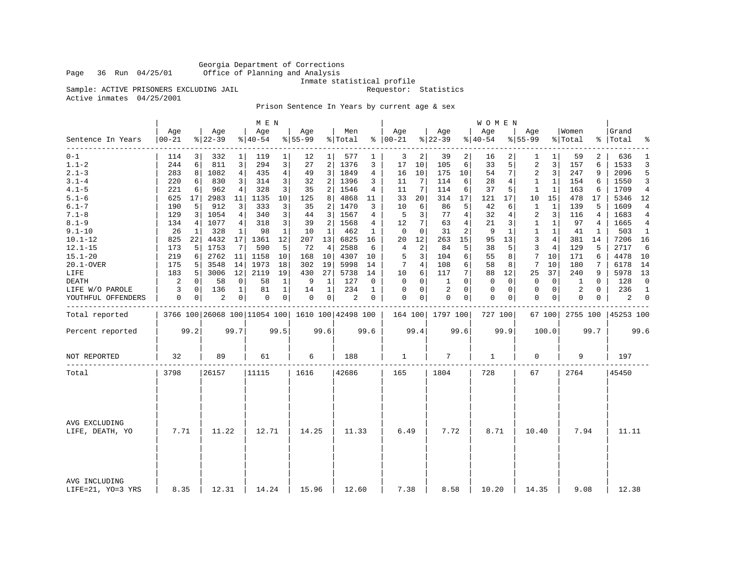Georgia Department of Corrections
Office of Planning and Analysis
Inmate statistical profile

Sample: ACTIVE PRISONERS EXCLUDING JAIL | Requestor: Statistics
Active inmates 04/25/2001

## Prison Sentence In Years by current age & sex

| Sentence In Years | MEN Age 00-21 | % | Age 22-39 | % | Age 40-54 | % | Age 55-99 | % | Men Total | % | WOMEN Age 00-21 | % | Age 22-39 | % | Age 40-54 | % | Age 55-99 | % | Women Total | % | Grand Total | % |
|---|---|---|---|---|---|---|---|---|---|---|---|---|---|---|---|---|---|---|---|---|---|---|
| 0-1 | 114 | 3 | 332 | 1 | 119 | 1 | 12 | 1 | 577 | 1 | 3 | 2 | 39 | 2 | 16 | 2 | 1 | 1 | 59 | 2 | 636 | 1 |
| 1.1-2 | 244 | 6 | 811 | 3 | 294 | 3 | 27 | 2 | 1376 | 3 | 17 | 10 | 105 | 6 | 33 | 5 | 2 | 3 | 157 | 6 | 1533 | 3 |
| 2.1-3 | 283 | 8 | 1082 | 4 | 435 | 4 | 49 | 3 | 1849 | 4 | 16 | 10 | 175 | 10 | 54 | 7 | 2 | 3 | 247 | 9 | 2096 | 5 |
| 3.1-4 | 220 | 6 | 830 | 3 | 314 | 3 | 32 | 2 | 1396 | 3 | 11 | 7 | 114 | 6 | 28 | 4 | 1 | 1 | 154 | 6 | 1550 | 3 |
| 4.1-5 | 221 | 6 | 962 | 4 | 328 | 3 | 35 | 2 | 1546 | 4 | 11 | 7 | 114 | 6 | 37 | 5 | 1 | 1 | 163 | 6 | 1709 | 4 |
| 5.1-6 | 625 | 17 | 2983 | 11 | 1135 | 10 | 125 | 8 | 4868 | 11 | 33 | 20 | 314 | 17 | 121 | 17 | 10 | 15 | 478 | 17 | 5346 | 12 |
| 6.1-7 | 190 | 5 | 912 | 3 | 333 | 3 | 35 | 2 | 1470 | 3 | 10 | 6 | 86 | 5 | 42 | 6 | 1 | 1 | 139 | 5 | 1609 | 4 |
| 7.1-8 | 129 | 3 | 1054 | 4 | 340 | 3 | 44 | 3 | 1567 | 4 | 5 | 3 | 77 | 4 | 32 | 4 | 2 | 3 | 116 | 4 | 1683 | 4 |
| 8.1-9 | 134 | 4 | 1077 | 4 | 318 | 3 | 39 | 2 | 1568 | 4 | 12 | 7 | 63 | 4 | 21 | 3 | 1 | 1 | 97 | 4 | 1665 | 4 |
| 9.1-10 | 26 | 1 | 328 | 1 | 98 | 1 | 10 | 1 | 462 | 1 | 0 | 0 | 31 | 2 | 9 | 1 | 1 | 1 | 41 | 1 | 503 | 1 |
| 10.1-12 | 825 | 22 | 4432 | 17 | 1361 | 12 | 207 | 13 | 6825 | 16 | 20 | 12 | 263 | 15 | 95 | 13 | 3 | 4 | 381 | 14 | 7206 | 16 |
| 12.1-15 | 173 | 5 | 1753 | 7 | 590 | 5 | 72 | 4 | 2588 | 6 | 4 | 2 | 84 | 5 | 38 | 5 | 3 | 4 | 129 | 5 | 2717 | 6 |
| 15.1-20 | 219 | 6 | 2762 | 11 | 1158 | 10 | 168 | 10 | 4307 | 10 | 5 | 3 | 104 | 6 | 55 | 8 | 7 | 10 | 171 | 6 | 4478 | 10 |
| 20.1-OVER | 175 | 5 | 3548 | 14 | 1973 | 18 | 302 | 19 | 5998 | 14 | 7 | 4 | 108 | 6 | 58 | 8 | 7 | 10 | 180 | 7 | 6178 | 14 |
| LIFE | 183 | 5 | 3006 | 12 | 2119 | 19 | 430 | 27 | 5738 | 14 | 10 | 6 | 117 | 7 | 88 | 12 | 25 | 37 | 240 | 9 | 5978 | 13 |
| DEATH | 2 | 0 | 58 | 0 | 58 | 1 | 9 | 1 | 127 | 0 | 0 | 0 | 1 | 0 | 0 | 0 | 0 | 0 | 1 | 0 | 128 | 0 |
| LIFE W/O PAROLE | 3 | 0 | 136 | 1 | 81 | 1 | 14 | 1 | 234 | 1 | 0 | 0 | 2 | 0 | 0 | 0 | 0 | 0 | 2 | 0 | 236 | 1 |
| YOUTHFUL OFFENDERS | 0 | 0 | 2 | 0 | 0 | 0 | 0 | 0 | 2 | 0 | 0 | 0 | 0 | 0 | 0 | 0 | 0 | 0 | 0 | 0 | 2 | 0 |
| Total reported | 3766 | 100 | 26068 | 100 | 11054 | 100 | 1610 | 100 | 42498 | 100 | 164 | 100 | 1797 | 100 | 727 | 100 | 67 | 100 | 2755 | 100 | 45253 | 100 |
| Percent reported | | 99.2 | | 99.7 | | 99.5 | | 99.6 | | 99.6 | | 99.4 | | 99.6 | | 99.9 | | 100.0 | | 99.7 | | 99.6 |
| NOT REPORTED | 32 | | 89 | | 61 | | 6 | | 188 | | 1 | | 7 | | 1 | | 0 | | 9 | | 197 | |
| Total | 3798 | | 26157 | | 11115 | | 1616 | | 42686 | | 165 | | 1804 | | 728 | | 67 | | 2764 | | 45450 | |
| AVG EXCLUDING LIFE, DEATH, YO | 7.71 | | 11.22 | | 12.71 | | 14.25 | | 11.33 | | 6.49 | | 7.72 | | 8.71 | | 10.40 | | 7.94 | | 11.11 | |
| AVG INCLUDING LIFE=21, YO=3 YRS | 8.35 | | 12.31 | | 14.24 | | 15.96 | | 12.60 | | 7.38 | | 8.58 | | 10.20 | | 14.35 | | 9.08 | | 12.38 | |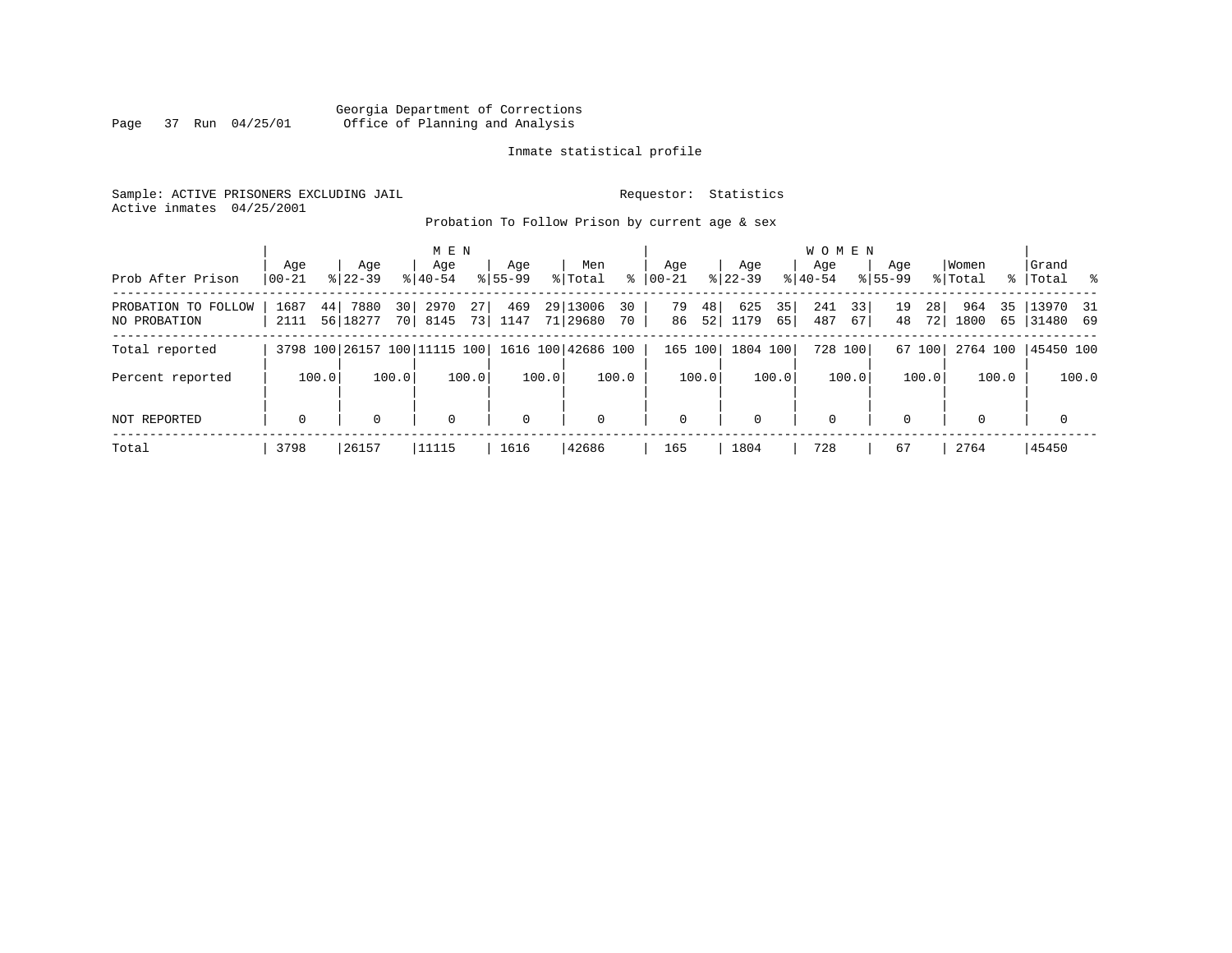Georgia Department of Corrections
Office of Planning and Analysis

Inmate statistical profile

Sample: ACTIVE PRISONERS EXCLUDING JAIL

Requestor: Statistics

Active inmates 04/25/2001

Probation To Follow Prison by current age & sex

| Prob After Prison | MEN Age 00-21 | % | MEN Age 22-39 | % | MEN Age 40-54 | % | MEN Age 55-99 | % | Men Total | % | WOMEN Age 00-21 | % | WOMEN Age 22-39 | % | WOMEN Age 40-54 | % | WOMEN Age 55-99 | % | Women Total | % | Grand Total | % |
|---|---|---|---|---|---|---|---|---|---|---|---|---|---|---|---|---|---|---|---|---|---|---|
| PROBATION TO FOLLOW | 1687 | 44 | 7880 | 30 | 2970 | 27 | 469 | 29 | 13006 | 30 | 79 | 48 | 625 | 35 | 241 | 33 | 19 | 28 | 964 | 35 | 13970 | 31 |
| NO PROBATION | 2111 | 56 | 18277 | 70 | 8145 | 73 | 1147 | 71 | 29680 | 70 | 86 | 52 | 1179 | 65 | 487 | 67 | 48 | 72 | 1800 | 65 | 31480 | 69 |
| Total reported | 3798 | 100 | 26157 | 100 | 11115 | 100 | 1616 | 100 | 42686 | 100 | 165 | 100 | 1804 | 100 | 728 | 100 | 67 | 100 | 2764 | 100 | 45450 | 100 |
| Percent reported | | 100.0 | | 100.0 | | 100.0 | | 100.0 | | 100.0 | | 100.0 | | 100.0 | | 100.0 | | 100.0 | | 100.0 | | 100.0 |
| NOT REPORTED | 0 | | 0 | | 0 | | 0 | | 0 | | 0 | | 0 | | 0 | | 0 | | 0 | | 0 | |
| Total | 3798 | | 26157 | | 11115 | | 1616 | | 42686 | | 165 | | 1804 | | 728 | | 67 | | 2764 | | 45450 | |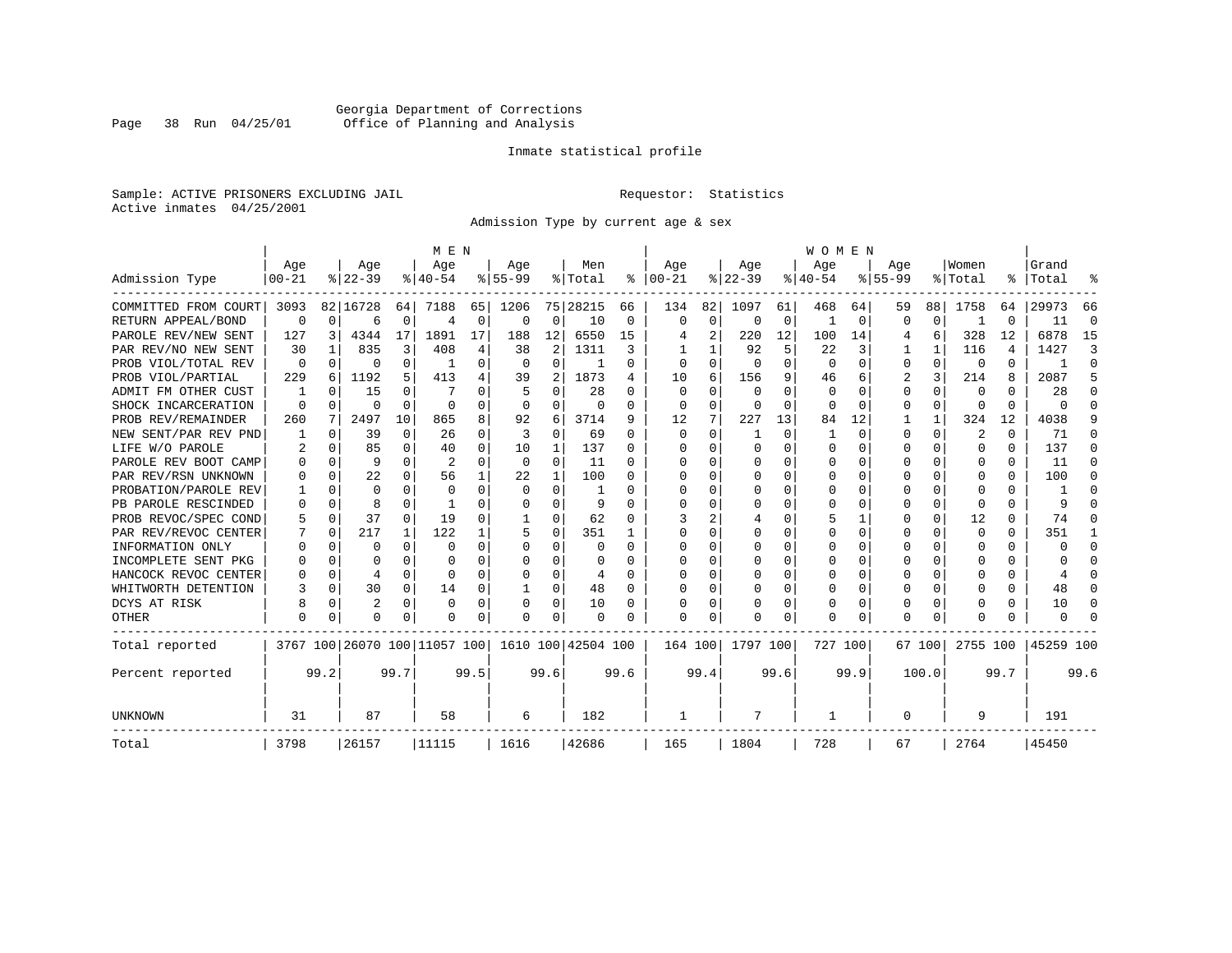Georgia Department of Corrections
Office of Planning and Analysis

Inmate statistical profile

Sample: ACTIVE PRISONERS EXCLUDING JAIL

Requestor: Statistics

Active inmates 04/25/2001

Admission Type by current age & sex

| Admission Type | MEN Age 00-21 | % | Age 22-39 | % | Age 40-54 | % | Age 55-99 | % | Men Total | % | WOMEN Age 00-21 | % | Age 22-39 | % | Age 40-54 | % | Age 55-99 | % | Women Total | % | Grand Total | % |
|---|---|---|---|---|---|---|---|---|---|---|---|---|---|---|---|---|---|---|---|---|---|---|
| COMMITTED FROM COURT | 3093 | 82 | 16728 | 64 | 7188 | 65 | 1206 | 75 | 28215 | 66 | 134 | 82 | 1097 | 61 | 468 | 64 | 59 | 88 | 1758 | 64 | 29973 | 66 |
| RETURN APPEAL/BOND | 0 | 0 | 6 | 0 | 4 | 0 | 0 | 0 | 10 | 0 | 0 | 0 | 0 | 0 | 1 | 0 | 0 | 0 | 1 | 0 | 11 | 0 |
| PAROLE REV/NEW SENT | 127 | 3 | 4344 | 17 | 1891 | 17 | 188 | 12 | 6550 | 15 | 4 | 2 | 220 | 12 | 100 | 14 | 4 | 6 | 328 | 12 | 6878 | 15 |
| PAR REV/NO NEW SENT | 30 | 1 | 835 | 3 | 408 | 4 | 38 | 2 | 1311 | 3 | 1 | 1 | 92 | 5 | 22 | 3 | 1 | 1 | 116 | 4 | 1427 | 3 |
| PROB VIOL/TOTAL REV | 0 | 0 | 0 | 0 | 1 | 0 | 0 | 0 | 1 | 0 | 0 | 0 | 0 | 0 | 0 | 0 | 0 | 0 | 0 | 0 | 1 | 0 |
| PROB VIOL/PARTIAL | 229 | 6 | 1192 | 5 | 413 | 4 | 39 | 2 | 1873 | 4 | 10 | 6 | 156 | 9 | 46 | 6 | 2 | 3 | 214 | 8 | 2087 | 5 |
| ADMIT FM OTHER CUST | 1 | 0 | 15 | 0 | 7 | 0 | 5 | 0 | 28 | 0 | 0 | 0 | 0 | 0 | 0 | 0 | 0 | 0 | 0 | 0 | 28 | 0 |
| SHOCK INCARCERATION | 0 | 0 | 0 | 0 | 0 | 0 | 0 | 0 | 0 | 0 | 0 | 0 | 0 | 0 | 0 | 0 | 0 | 0 | 0 | 0 | 0 | 0 |
| PROB REV/REMAINDER | 260 | 7 | 2497 | 10 | 865 | 8 | 92 | 6 | 3714 | 9 | 12 | 7 | 227 | 13 | 84 | 12 | 1 | 1 | 324 | 12 | 4038 | 9 |
| NEW SENT/PAR REV PND | 1 | 0 | 39 | 0 | 26 | 0 | 3 | 0 | 69 | 0 | 0 | 0 | 1 | 0 | 1 | 0 | 0 | 0 | 2 | 0 | 71 | 0 |
| LIFE W/O PAROLE | 2 | 0 | 85 | 0 | 40 | 0 | 10 | 1 | 137 | 0 | 0 | 0 | 0 | 0 | 0 | 0 | 0 | 0 | 0 | 0 | 137 | 0 |
| PAROLE REV BOOT CAMP | 0 | 0 | 9 | 0 | 2 | 0 | 0 | 0 | 11 | 0 | 0 | 0 | 0 | 0 | 0 | 0 | 0 | 0 | 0 | 0 | 11 | 0 |
| PAR REV/RSN UNKNOWN | 0 | 0 | 22 | 0 | 56 | 1 | 22 | 1 | 100 | 0 | 0 | 0 | 0 | 0 | 0 | 0 | 0 | 0 | 0 | 0 | 100 | 0 |
| PROBATION/PAROLE REV | 1 | 0 | 0 | 0 | 0 | 0 | 0 | 0 | 1 | 0 | 0 | 0 | 0 | 0 | 0 | 0 | 0 | 0 | 0 | 0 | 1 | 0 |
| PB PAROLE RESCINDED | 0 | 0 | 8 | 0 | 1 | 0 | 0 | 0 | 9 | 0 | 0 | 0 | 0 | 0 | 0 | 0 | 0 | 0 | 0 | 0 | 9 | 0 |
| PROB REVOC/SPEC COND | 5 | 0 | 37 | 0 | 19 | 0 | 1 | 0 | 62 | 0 | 3 | 2 | 4 | 0 | 5 | 1 | 0 | 0 | 12 | 0 | 74 | 0 |
| PAR REV/REVOC CENTER | 7 | 0 | 217 | 1 | 122 | 1 | 5 | 0 | 351 | 1 | 0 | 0 | 0 | 0 | 0 | 0 | 0 | 0 | 0 | 0 | 351 | 1 |
| INFORMATION ONLY | 0 | 0 | 0 | 0 | 0 | 0 | 0 | 0 | 0 | 0 | 0 | 0 | 0 | 0 | 0 | 0 | 0 | 0 | 0 | 0 | 0 | 0 |
| INCOMPLETE SENT PKG | 0 | 0 | 0 | 0 | 0 | 0 | 0 | 0 | 0 | 0 | 0 | 0 | 0 | 0 | 0 | 0 | 0 | 0 | 0 | 0 | 0 | 0 |
| HANCOCK REVOC CENTER | 0 | 0 | 4 | 0 | 0 | 0 | 0 | 0 | 4 | 0 | 0 | 0 | 0 | 0 | 0 | 0 | 0 | 0 | 0 | 0 | 4 | 0 |
| WHITWORTH DETENTION | 3 | 0 | 30 | 0 | 14 | 0 | 1 | 0 | 48 | 0 | 0 | 0 | 0 | 0 | 0 | 0 | 0 | 0 | 0 | 0 | 48 | 0 |
| DCYS AT RISK | 8 | 0 | 2 | 0 | 0 | 0 | 0 | 0 | 10 | 0 | 0 | 0 | 0 | 0 | 0 | 0 | 0 | 0 | 0 | 0 | 10 | 0 |
| OTHER | 0 | 0 | 0 | 0 | 0 | 0 | 0 | 0 | 0 | 0 | 0 | 0 | 0 | 0 | 0 | 0 | 0 | 0 | 0 | 0 | 0 | 0 |
| Total reported | 3767 | 100 | 26070 | 100 | 11057 | 100 | 1610 | 100 | 42504 | 100 | 164 | 100 | 1797 | 100 | 727 | 100 | 67 | 100 | 2755 | 100 | 45259 | 100 |
| Percent reported | | 99.2 | | 99.7 | | 99.5 | | 99.6 | | 99.6 | | 99.4 | | 99.6 | | 99.9 | | 100.0 | | 99.7 | | 99.6 |
| UNKNOWN | 31 | | 87 | | 58 | | 6 | | 182 | | 1 | | 7 | | 1 | | 0 | | 9 | | 191 | |
| Total | 3798 | | 26157 | | 11115 | | 1616 | | 42686 | | 165 | | 1804 | | 728 | | 67 | | 2764 | | 45450 | |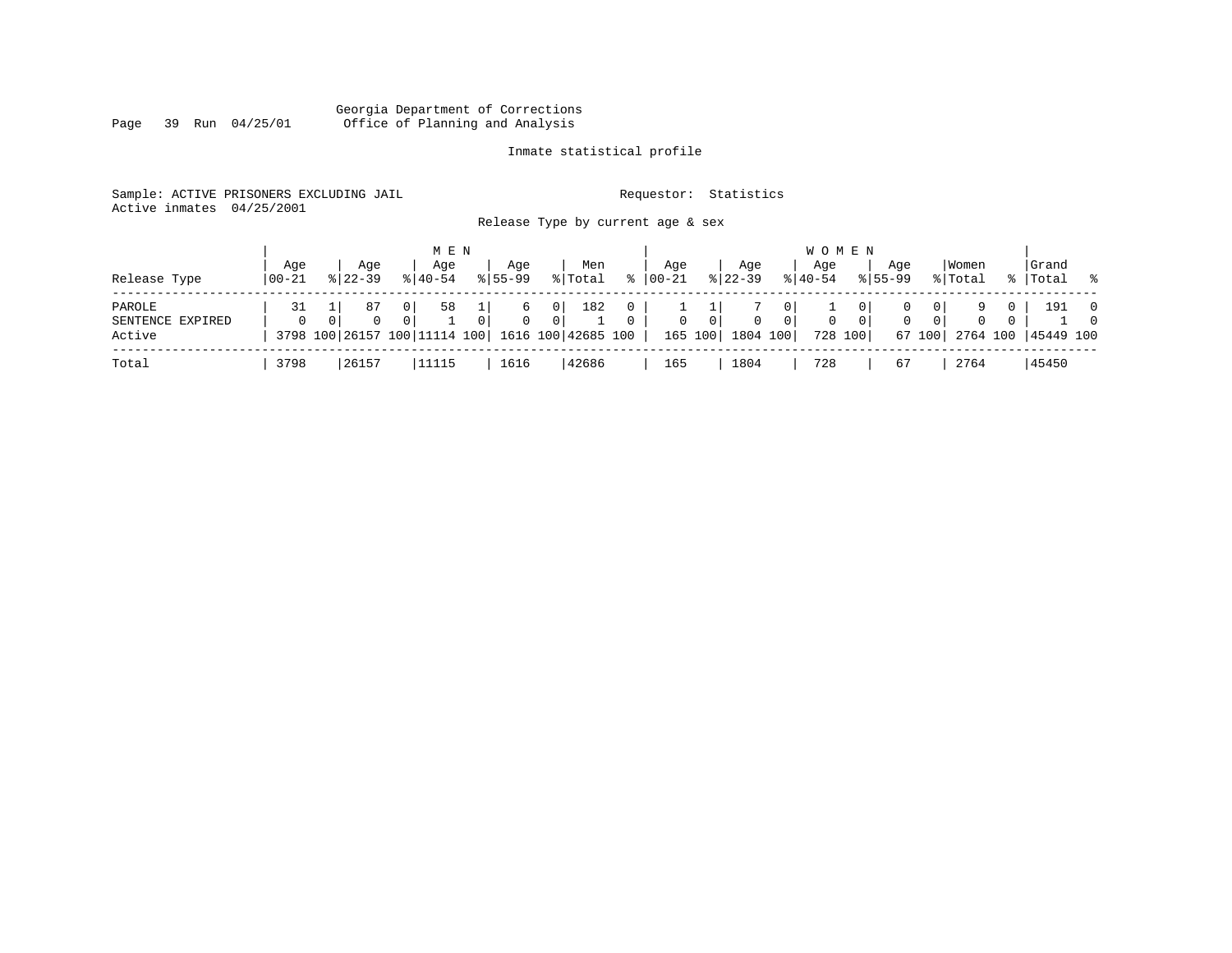Georgia Department of Corrections
Office of Planning and Analysis

Inmate statistical profile

Sample: ACTIVE PRISONERS EXCLUDING JAIL

Requestor: Statistics

Active inmates 04/25/2001

Release Type by current age & sex

| | MEN | | | | | | | | | | WOMEN | | | | | | | | | | | |
|---|---|---|---|---|---|---|---|---|---|---|---|---|---|---|---|---|---|---|---|---|---|---|
| Release Type | Age 00-21 | % | Age 22-39 | % | Age 40-54 | % | Age 55-99 | % | Men Total | % | Age 00-21 | % | Age 22-39 | % | Age 40-54 | % | Age 55-99 | % | Women Total | % | Grand Total | % |
| PAROLE | 31 | 1 | 87 | 0 | 58 | 1 | 6 | 0 | 182 | 0 | 1 | 1 | 7 | 0 | 1 | 0 | 0 | 0 | 9 | 0 | 191 | 0 |
| SENTENCE EXPIRED | 0 | 0 | 0 | 0 | 1 | 0 | 0 | 0 | 1 | 0 | 0 | 0 | 0 | 0 | 0 | 0 | 0 | 0 | 0 | 0 | 1 | 0 |
| Active | 3798 | 100 | 26157 | 100 | 11114 | 100 | 1616 | 100 | 42685 | 100 | 165 | 100 | 1804 | 100 | 728 | 100 | 67 | 100 | 2764 | 100 | 45449 | 100 |
| Total | 3798 | | 26157 | | 11115 | | 1616 | | 42686 | | 165 | | 1804 | | 728 | | 67 | | 2764 | | 45450 | |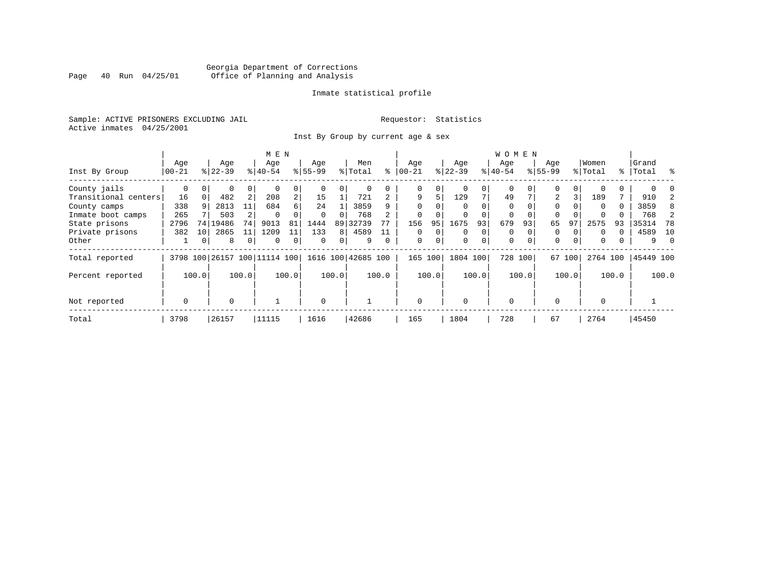Georgia Department of Corrections
Office of Planning and Analysis

Inmate statistical profile

Sample: ACTIVE PRISONERS EXCLUDING JAIL                Requestor: Statistics
Active inmates 04/25/2001

Inst By Group by current age & sex

| Inst By Group | MEN Age 00-21 | % | Age 22-39 | % | Age 40-54 | % | Age 55-99 | % | Men Total | % | WOMEN Age 00-21 | % | Age 22-39 | % | Age 40-54 | % | Age 55-99 | % | Women Total | % | Grand Total | % |
|---|---|---|---|---|---|---|---|---|---|---|---|---|---|---|---|---|---|---|---|---|---|---|
| County jails | 0 | 0 | 0 | 0 | 0 | 0 | 0 | 0 | 0 | 0 | 0 | 0 | 0 | 0 | 0 | 0 | 0 | 0 | 0 | 0 | 0 | 0 |
| Transitional centers | 16 | 0 | 482 | 2 | 208 | 2 | 15 | 1 | 721 | 2 | 9 | 5 | 129 | 7 | 49 | 7 | 2 | 3 | 189 | 7 | 910 | 2 |
| County camps | 338 | 9 | 2813 | 11 | 684 | 6 | 24 | 1 | 3859 | 9 | 0 | 0 | 0 | 0 | 0 | 0 | 0 | 0 | 0 | 0 | 3859 | 8 |
| Inmate boot camps | 265 | 7 | 503 | 2 | 0 | 0 | 0 | 0 | 768 | 2 | 0 | 0 | 0 | 0 | 0 | 0 | 0 | 0 | 0 | 0 | 768 | 2 |
| State prisons | 2796 | 74 | 19486 | 74 | 9013 | 81 | 1444 | 89 | 32739 | 77 | 156 | 95 | 1675 | 93 | 679 | 93 | 65 | 97 | 2575 | 93 | 35314 | 78 |
| Private prisons | 382 | 10 | 2865 | 11 | 1209 | 11 | 133 | 8 | 4589 | 11 | 0 | 0 | 0 | 0 | 0 | 0 | 0 | 0 | 0 | 0 | 4589 | 10 |
| Other | 1 | 0 | 8 | 0 | 0 | 0 | 0 | 0 | 9 | 0 | 0 | 0 | 0 | 0 | 0 | 0 | 0 | 0 | 0 | 0 | 9 | 0 |
| Total reported | 3798 | 100 | 26157 | 100 | 11114 | 100 | 1616 | 100 | 42685 | 100 | 165 | 100 | 1804 | 100 | 728 | 100 | 67 | 100 | 2764 | 100 | 45449 | 100 |
| Percent reported | | 100.0 | | 100.0 | | 100.0 | | 100.0 | | 100.0 | | 100.0 | | 100.0 | | 100.0 | | 100.0 | | 100.0 | | 100.0 |
| Not reported | 0 | | 0 | | 1 | | 0 | | 1 | | 0 | | 0 | | 0 | | 0 | | 0 | | 1 | |
| Total | 3798 | | 26157 | | 11115 | | 1616 | | 42686 | | 165 | | 1804 | | 728 | | 67 | | 2764 | | 45450 | |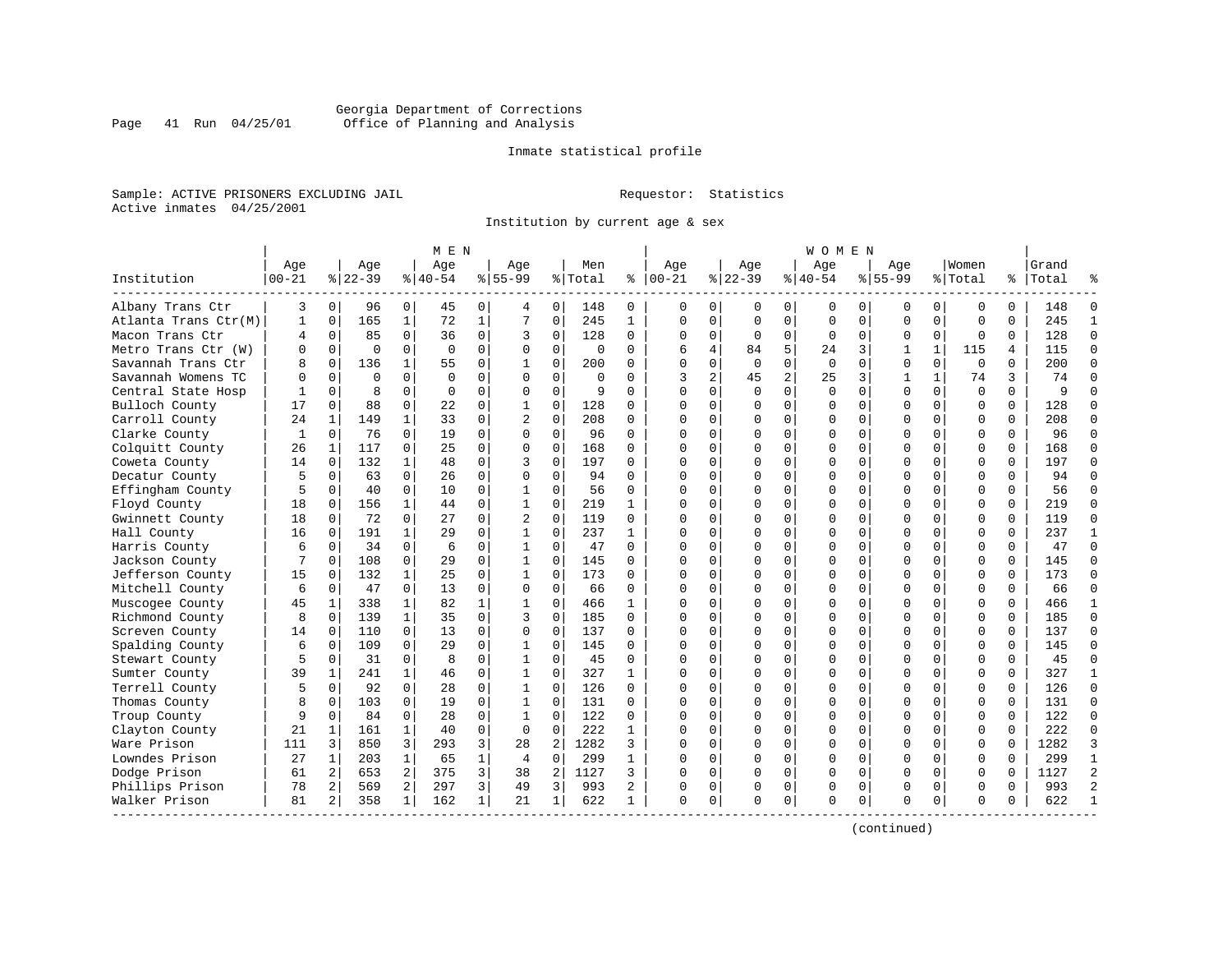Georgia Department of Corrections
Office of Planning and Analysis

Inmate statistical profile

Sample: ACTIVE PRISONERS EXCLUDING JAIL

Requestor: Statistics

Active inmates 04/25/2001

Institution by current age & sex

| Institution | MEN Age 00-21 | % | Age 22-39 | % | Age 40-54 | % | Age 55-99 | % | Men Total | % | WOMEN Age 00-21 | % | Age 22-39 | % | Age 40-54 | % | Age 55-99 | % | Women Total | % | Grand Total | % |
|---|---|---|---|---|---|---|---|---|---|---|---|---|---|---|---|---|---|---|---|---|---|---|
| Albany Trans Ctr | 3 | 0 | 96 | 0 | 45 | 0 | 4 | 0 | 148 | 0 | 0 | 0 | 0 | 0 | 0 | 0 | 0 | 0 | 0 | 0 | 148 | 0 |
| Atlanta Trans Ctr(M) | 1 | 0 | 165 | 1 | 72 | 1 | 7 | 0 | 245 | 1 | 0 | 0 | 0 | 0 | 0 | 0 | 0 | 0 | 0 | 0 | 245 | 1 |
| Macon Trans Ctr | 4 | 0 | 85 | 0 | 36 | 0 | 3 | 0 | 128 | 0 | 0 | 0 | 0 | 0 | 0 | 0 | 0 | 0 | 0 | 0 | 128 | 0 |
| Metro Trans Ctr (W) | 0 | 0 | 0 | 0 | 0 | 0 | 0 | 0 | 0 | 0 | 6 | 4 | 84 | 5 | 24 | 3 | 1 | 1 | 115 | 4 | 115 | 0 |
| Savannah Trans Ctr | 8 | 0 | 136 | 1 | 55 | 0 | 1 | 0 | 200 | 0 | 0 | 0 | 0 | 0 | 0 | 0 | 0 | 0 | 0 | 0 | 200 | 0 |
| Savannah Womens TC | 0 | 0 | 0 | 0 | 0 | 0 | 0 | 0 | 0 | 0 | 3 | 2 | 45 | 2 | 25 | 3 | 1 | 1 | 74 | 3 | 74 | 0 |
| Central State Hosp | 1 | 0 | 8 | 0 | 0 | 0 | 0 | 0 | 9 | 0 | 0 | 0 | 0 | 0 | 0 | 0 | 0 | 0 | 0 | 0 | 9 | 0 |
| Bulloch County | 17 | 0 | 88 | 0 | 22 | 0 | 1 | 0 | 128 | 0 | 0 | 0 | 0 | 0 | 0 | 0 | 0 | 0 | 0 | 0 | 128 | 0 |
| Carroll County | 24 | 1 | 149 | 1 | 33 | 0 | 2 | 0 | 208 | 0 | 0 | 0 | 0 | 0 | 0 | 0 | 0 | 0 | 0 | 0 | 208 | 0 |
| Clarke County | 1 | 0 | 76 | 0 | 19 | 0 | 0 | 0 | 96 | 0 | 0 | 0 | 0 | 0 | 0 | 0 | 0 | 0 | 0 | 0 | 96 | 0 |
| Colquitt County | 26 | 1 | 117 | 0 | 25 | 0 | 0 | 0 | 168 | 0 | 0 | 0 | 0 | 0 | 0 | 0 | 0 | 0 | 0 | 0 | 168 | 0 |
| Coweta County | 14 | 0 | 132 | 1 | 48 | 0 | 3 | 0 | 197 | 0 | 0 | 0 | 0 | 0 | 0 | 0 | 0 | 0 | 0 | 0 | 197 | 0 |
| Decatur County | 5 | 0 | 63 | 0 | 26 | 0 | 0 | 0 | 94 | 0 | 0 | 0 | 0 | 0 | 0 | 0 | 0 | 0 | 0 | 0 | 94 | 0 |
| Effingham County | 5 | 0 | 40 | 0 | 10 | 0 | 1 | 0 | 56 | 0 | 0 | 0 | 0 | 0 | 0 | 0 | 0 | 0 | 0 | 0 | 56 | 0 |
| Floyd County | 18 | 0 | 156 | 1 | 44 | 0 | 1 | 0 | 219 | 1 | 0 | 0 | 0 | 0 | 0 | 0 | 0 | 0 | 0 | 0 | 219 | 0 |
| Gwinnett County | 18 | 0 | 72 | 0 | 27 | 0 | 2 | 0 | 119 | 0 | 0 | 0 | 0 | 0 | 0 | 0 | 0 | 0 | 0 | 0 | 119 | 0 |
| Hall County | 16 | 0 | 191 | 1 | 29 | 0 | 1 | 0 | 237 | 1 | 0 | 0 | 0 | 0 | 0 | 0 | 0 | 0 | 0 | 0 | 237 | 1 |
| Harris County | 6 | 0 | 34 | 0 | 6 | 0 | 1 | 0 | 47 | 0 | 0 | 0 | 0 | 0 | 0 | 0 | 0 | 0 | 0 | 0 | 47 | 0 |
| Jackson County | 7 | 0 | 108 | 0 | 29 | 0 | 1 | 0 | 145 | 0 | 0 | 0 | 0 | 0 | 0 | 0 | 0 | 0 | 0 | 0 | 145 | 0 |
| Jefferson County | 15 | 0 | 132 | 1 | 25 | 0 | 1 | 0 | 173 | 0 | 0 | 0 | 0 | 0 | 0 | 0 | 0 | 0 | 0 | 0 | 173 | 0 |
| Mitchell County | 6 | 0 | 47 | 0 | 13 | 0 | 0 | 0 | 66 | 0 | 0 | 0 | 0 | 0 | 0 | 0 | 0 | 0 | 0 | 0 | 66 | 0 |
| Muscogee County | 45 | 1 | 338 | 1 | 82 | 1 | 1 | 0 | 466 | 1 | 0 | 0 | 0 | 0 | 0 | 0 | 0 | 0 | 0 | 0 | 466 | 1 |
| Richmond County | 8 | 0 | 139 | 1 | 35 | 0 | 3 | 0 | 185 | 0 | 0 | 0 | 0 | 0 | 0 | 0 | 0 | 0 | 0 | 0 | 185 | 0 |
| Screven County | 14 | 0 | 110 | 0 | 13 | 0 | 0 | 0 | 137 | 0 | 0 | 0 | 0 | 0 | 0 | 0 | 0 | 0 | 0 | 0 | 137 | 0 |
| Spalding County | 6 | 0 | 109 | 0 | 29 | 0 | 1 | 0 | 145 | 0 | 0 | 0 | 0 | 0 | 0 | 0 | 0 | 0 | 0 | 0 | 145 | 0 |
| Stewart County | 5 | 0 | 31 | 0 | 8 | 0 | 1 | 0 | 45 | 0 | 0 | 0 | 0 | 0 | 0 | 0 | 0 | 0 | 0 | 0 | 45 | 0 |
| Sumter County | 39 | 1 | 241 | 1 | 46 | 0 | 1 | 0 | 327 | 1 | 0 | 0 | 0 | 0 | 0 | 0 | 0 | 0 | 0 | 0 | 327 | 1 |
| Terrell County | 5 | 0 | 92 | 0 | 28 | 0 | 1 | 0 | 126 | 0 | 0 | 0 | 0 | 0 | 0 | 0 | 0 | 0 | 0 | 0 | 126 | 0 |
| Thomas County | 8 | 0 | 103 | 0 | 19 | 0 | 1 | 0 | 131 | 0 | 0 | 0 | 0 | 0 | 0 | 0 | 0 | 0 | 0 | 0 | 131 | 0 |
| Troup County | 9 | 0 | 84 | 0 | 28 | 0 | 1 | 0 | 122 | 0 | 0 | 0 | 0 | 0 | 0 | 0 | 0 | 0 | 0 | 0 | 122 | 0 |
| Clayton County | 21 | 1 | 161 | 1 | 40 | 0 | 0 | 0 | 222 | 1 | 0 | 0 | 0 | 0 | 0 | 0 | 0 | 0 | 0 | 0 | 222 | 0 |
| Ware Prison | 111 | 3 | 850 | 3 | 293 | 3 | 28 | 2 | 1282 | 3 | 0 | 0 | 0 | 0 | 0 | 0 | 0 | 0 | 0 | 0 | 1282 | 3 |
| Lowndes Prison | 27 | 1 | 203 | 1 | 65 | 1 | 4 | 0 | 299 | 1 | 0 | 0 | 0 | 0 | 0 | 0 | 0 | 0 | 0 | 0 | 299 | 1 |
| Dodge Prison | 61 | 2 | 653 | 2 | 375 | 3 | 38 | 2 | 1127 | 3 | 0 | 0 | 0 | 0 | 0 | 0 | 0 | 0 | 0 | 0 | 1127 | 2 |
| Phillips Prison | 78 | 2 | 569 | 2 | 297 | 3 | 49 | 3 | 993 | 2 | 0 | 0 | 0 | 0 | 0 | 0 | 0 | 0 | 0 | 0 | 993 | 2 |
| Walker Prison | 81 | 2 | 358 | 1 | 162 | 1 | 21 | 1 | 622 | 1 | 0 | 0 | 0 | 0 | 0 | 0 | 0 | 0 | 0 | 0 | 622 | 1 |

(continued)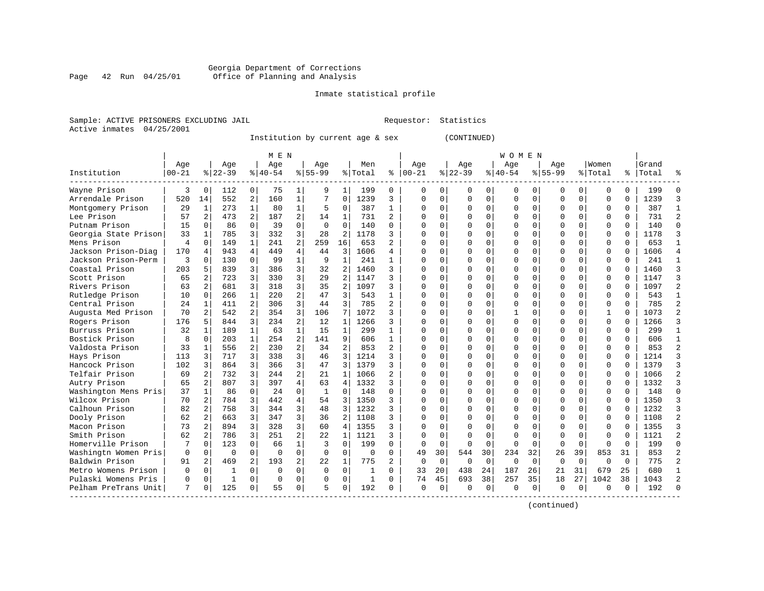Georgia Department of Corrections
Office of Planning and Analysis

Inmate statistical profile

Sample: ACTIVE PRISONERS EXCLUDING JAIL                Requestor: Statistics
Active inmates 04/25/2001

Institution by current age & sex (CONTINUED)

| Institution | MEN Age 00-21 | % | Age 22-39 | % | Age 40-54 | % | Age 55-99 | % | Men Total | % | WOMEN Age 00-21 | % | Age 22-39 | % | Age 40-54 | % | Age 55-99 | % | Women Total | % | Grand Total | % |
|---|---|---|---|---|---|---|---|---|---|---|---|---|---|---|---|---|---|---|---|---|---|---|
| Wayne Prison | 3 | 0 | 112 | 0 | 75 | 1 | 9 | 1 | 199 | 0 | 0 | 0 | 0 | 0 | 0 | 0 | 0 | 0 | 0 | 0 | 199 | 0 |
| Arrendale Prison | 520 | 14 | 552 | 2 | 160 | 1 | 7 | 0 | 1239 | 3 | 0 | 0 | 0 | 0 | 0 | 0 | 0 | 0 | 0 | 0 | 1239 | 3 |
| Montgomery Prison | 29 | 1 | 273 | 1 | 80 | 1 | 5 | 0 | 387 | 1 | 0 | 0 | 0 | 0 | 0 | 0 | 0 | 0 | 0 | 0 | 387 | 1 |
| Lee Prison | 57 | 2 | 473 | 2 | 187 | 2 | 14 | 1 | 731 | 2 | 0 | 0 | 0 | 0 | 0 | 0 | 0 | 0 | 0 | 0 | 731 | 2 |
| Putnam Prison | 15 | 0 | 86 | 0 | 39 | 0 | 0 | 0 | 140 | 0 | 0 | 0 | 0 | 0 | 0 | 0 | 0 | 0 | 0 | 0 | 140 | 0 |
| Georgia State Prison | 33 | 1 | 785 | 3 | 332 | 3 | 28 | 2 | 1178 | 3 | 0 | 0 | 0 | 0 | 0 | 0 | 0 | 0 | 0 | 0 | 1178 | 3 |
| Mens Prison | 4 | 0 | 149 | 1 | 241 | 2 | 259 | 16 | 653 | 2 | 0 | 0 | 0 | 0 | 0 | 0 | 0 | 0 | 0 | 0 | 653 | 1 |
| Jackson Prison-Diag | 170 | 4 | 943 | 4 | 449 | 4 | 44 | 3 | 1606 | 4 | 0 | 0 | 0 | 0 | 0 | 0 | 0 | 0 | 0 | 0 | 1606 | 4 |
| Jackson Prison-Perm | 3 | 0 | 130 | 0 | 99 | 1 | 9 | 1 | 241 | 1 | 0 | 0 | 0 | 0 | 0 | 0 | 0 | 0 | 0 | 0 | 241 | 1 |
| Coastal Prison | 203 | 5 | 839 | 3 | 386 | 3 | 32 | 2 | 1460 | 3 | 0 | 0 | 0 | 0 | 0 | 0 | 0 | 0 | 0 | 0 | 1460 | 3 |
| Scott Prison | 65 | 2 | 723 | 3 | 330 | 3 | 29 | 2 | 1147 | 3 | 0 | 0 | 0 | 0 | 0 | 0 | 0 | 0 | 0 | 0 | 1147 | 3 |
| Rivers Prison | 63 | 2 | 681 | 3 | 318 | 3 | 35 | 2 | 1097 | 3 | 0 | 0 | 0 | 0 | 0 | 0 | 0 | 0 | 0 | 0 | 1097 | 2 |
| Rutledge Prison | 10 | 0 | 266 | 1 | 220 | 2 | 47 | 3 | 543 | 1 | 0 | 0 | 0 | 0 | 0 | 0 | 0 | 0 | 0 | 0 | 543 | 1 |
| Central Prison | 24 | 1 | 411 | 2 | 306 | 3 | 44 | 3 | 785 | 2 | 0 | 0 | 0 | 0 | 0 | 0 | 0 | 0 | 0 | 0 | 785 | 2 |
| Augusta Med Prison | 70 | 2 | 542 | 2 | 354 | 3 | 106 | 7 | 1072 | 3 | 0 | 0 | 0 | 0 | 1 | 0 | 0 | 0 | 1 | 0 | 1073 | 2 |
| Rogers Prison | 176 | 5 | 844 | 3 | 234 | 2 | 12 | 1 | 1266 | 3 | 0 | 0 | 0 | 0 | 0 | 0 | 0 | 0 | 0 | 0 | 1266 | 3 |
| Burruss Prison | 32 | 1 | 189 | 1 | 63 | 1 | 15 | 1 | 299 | 1 | 0 | 0 | 0 | 0 | 0 | 0 | 0 | 0 | 0 | 0 | 299 | 1 |
| Bostick Prison | 8 | 0 | 203 | 1 | 254 | 2 | 141 | 9 | 606 | 1 | 0 | 0 | 0 | 0 | 0 | 0 | 0 | 0 | 0 | 0 | 606 | 1 |
| Valdosta Prison | 33 | 1 | 556 | 2 | 230 | 2 | 34 | 2 | 853 | 2 | 0 | 0 | 0 | 0 | 0 | 0 | 0 | 0 | 0 | 0 | 853 | 2 |
| Hays Prison | 113 | 3 | 717 | 3 | 338 | 3 | 46 | 3 | 1214 | 3 | 0 | 0 | 0 | 0 | 0 | 0 | 0 | 0 | 0 | 0 | 1214 | 3 |
| Hancock Prison | 102 | 3 | 864 | 3 | 366 | 3 | 47 | 3 | 1379 | 3 | 0 | 0 | 0 | 0 | 0 | 0 | 0 | 0 | 0 | 0 | 1379 | 3 |
| Telfair Prison | 69 | 2 | 732 | 3 | 244 | 2 | 21 | 1 | 1066 | 2 | 0 | 0 | 0 | 0 | 0 | 0 | 0 | 0 | 0 | 0 | 1066 | 2 |
| Autry Prison | 65 | 2 | 807 | 3 | 397 | 4 | 63 | 4 | 1332 | 3 | 0 | 0 | 0 | 0 | 0 | 0 | 0 | 0 | 0 | 0 | 1332 | 3 |
| Washington Mens Pris | 37 | 1 | 86 | 0 | 24 | 0 | 1 | 0 | 148 | 0 | 0 | 0 | 0 | 0 | 0 | 0 | 0 | 0 | 0 | 0 | 148 | 0 |
| Wilcox Prison | 70 | 2 | 784 | 3 | 442 | 4 | 54 | 3 | 1350 | 3 | 0 | 0 | 0 | 0 | 0 | 0 | 0 | 0 | 0 | 0 | 1350 | 3 |
| Calhoun Prison | 82 | 2 | 758 | 3 | 344 | 3 | 48 | 3 | 1232 | 3 | 0 | 0 | 0 | 0 | 0 | 0 | 0 | 0 | 0 | 0 | 1232 | 3 |
| Dooly Prison | 62 | 2 | 663 | 3 | 347 | 3 | 36 | 2 | 1108 | 3 | 0 | 0 | 0 | 0 | 0 | 0 | 0 | 0 | 0 | 0 | 1108 | 2 |
| Macon Prison | 73 | 2 | 894 | 3 | 328 | 3 | 60 | 4 | 1355 | 3 | 0 | 0 | 0 | 0 | 0 | 0 | 0 | 0 | 0 | 0 | 1355 | 3 |
| Smith Prison | 62 | 2 | 786 | 3 | 251 | 2 | 22 | 1 | 1121 | 3 | 0 | 0 | 0 | 0 | 0 | 0 | 0 | 0 | 0 | 0 | 1121 | 2 |
| Homerville Prison | 7 | 0 | 123 | 0 | 66 | 1 | 3 | 0 | 199 | 0 | 0 | 0 | 0 | 0 | 0 | 0 | 0 | 0 | 0 | 0 | 199 | 0 |
| Washingtn Women Pris | 0 | 0 | 0 | 0 | 0 | 0 | 0 | 0 | 0 | 0 | 49 | 30 | 544 | 30 | 234 | 32 | 26 | 39 | 853 | 31 | 853 | 2 |
| Baldwin Prison | 91 | 2 | 469 | 2 | 193 | 2 | 22 | 1 | 775 | 2 | 0 | 0 | 0 | 0 | 0 | 0 | 0 | 0 | 0 | 0 | 775 | 2 |
| Metro Womens Prison | 0 | 0 | 1 | 0 | 0 | 0 | 0 | 0 | 1 | 0 | 33 | 20 | 438 | 24 | 187 | 26 | 21 | 31 | 679 | 25 | 680 | 1 |
| Pulaski Womens Pris | 0 | 0 | 1 | 0 | 0 | 0 | 0 | 0 | 1 | 0 | 74 | 45 | 693 | 38 | 257 | 35 | 18 | 27 | 1042 | 38 | 1043 | 2 |
| Pelham PreTrans Unit | 7 | 0 | 125 | 0 | 55 | 0 | 5 | 0 | 192 | 0 | 0 | 0 | 0 | 0 | 0 | 0 | 0 | 0 | 0 | 0 | 192 | 0 |

(continued)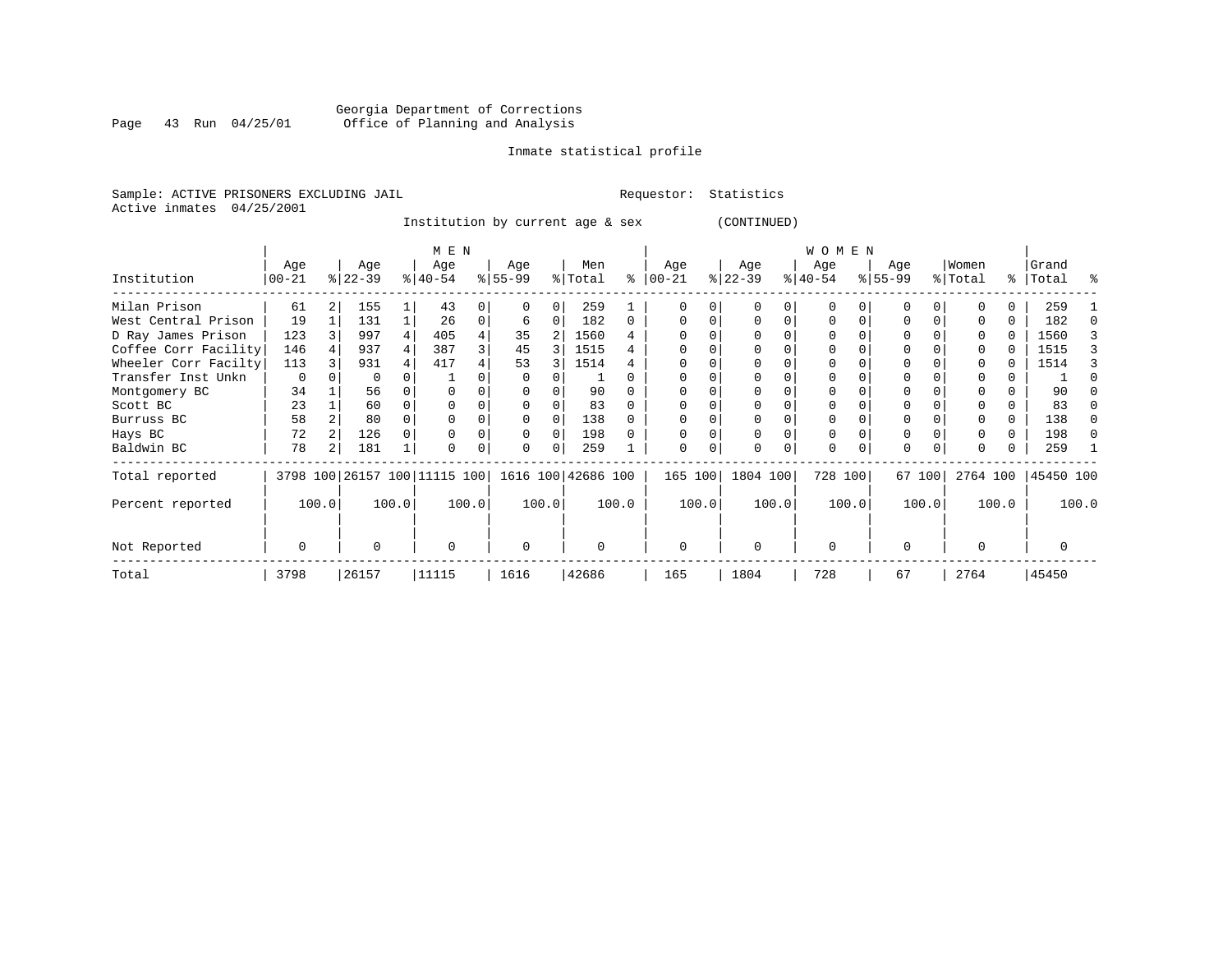Georgia Department of Corrections
Office of Planning and Analysis

Inmate statistical profile

Sample: ACTIVE PRISONERS EXCLUDING JAIL    Requestor: Statistics
Active inmates 04/25/2001

Institution by current age & sex (CONTINUED)

| Institution | MEN Age 00-21 | % | Age 22-39 | % | Age 40-54 | % | Age 55-99 | % | Men Total | % | WOMEN Age 00-21 | % | Age 22-39 | % | Age 40-54 | % | Age 55-99 | % | Women Total | % | Grand Total | % |
|---|---|---|---|---|---|---|---|---|---|---|---|---|---|---|---|---|---|---|---|---|---|---|
| Milan Prison | 61 | 2 | 155 | 1 | 43 | 0 | 0 | 0 | 259 | 1 | 0 | 0 | 0 | 0 | 0 | 0 | 0 | 0 | 0 | 0 | 259 | 1 |
| West Central Prison | 19 | 1 | 131 | 1 | 26 | 0 | 6 | 0 | 182 | 0 | 0 | 0 | 0 | 0 | 0 | 0 | 0 | 0 | 0 | 0 | 182 | 0 |
| D Ray James Prison | 123 | 3 | 997 | 4 | 405 | 4 | 35 | 2 | 1560 | 4 | 0 | 0 | 0 | 0 | 0 | 0 | 0 | 0 | 0 | 0 | 1560 | 3 |
| Coffee Corr Facility | 146 | 4 | 937 | 4 | 387 | 3 | 45 | 3 | 1515 | 4 | 0 | 0 | 0 | 0 | 0 | 0 | 0 | 0 | 0 | 0 | 1515 | 3 |
| Wheeler Corr Facilty | 113 | 3 | 931 | 4 | 417 | 4 | 53 | 3 | 1514 | 4 | 0 | 0 | 0 | 0 | 0 | 0 | 0 | 0 | 0 | 0 | 1514 | 3 |
| Transfer Inst Unkn | 0 | 0 | 0 | 0 | 1 | 0 | 0 | 0 | 1 | 0 | 0 | 0 | 0 | 0 | 0 | 0 | 0 | 0 | 0 | 0 | 1 | 0 |
| Montgomery BC | 34 | 1 | 56 | 0 | 0 | 0 | 0 | 0 | 90 | 0 | 0 | 0 | 0 | 0 | 0 | 0 | 0 | 0 | 0 | 0 | 90 | 0 |
| Scott BC | 23 | 1 | 60 | 0 | 0 | 0 | 0 | 0 | 83 | 0 | 0 | 0 | 0 | 0 | 0 | 0 | 0 | 0 | 0 | 0 | 83 | 0 |
| Burruss BC | 58 | 2 | 80 | 0 | 0 | 0 | 0 | 0 | 138 | 0 | 0 | 0 | 0 | 0 | 0 | 0 | 0 | 0 | 0 | 0 | 138 | 0 |
| Hays BC | 72 | 2 | 126 | 0 | 0 | 0 | 0 | 0 | 198 | 0 | 0 | 0 | 0 | 0 | 0 | 0 | 0 | 0 | 0 | 0 | 198 | 0 |
| Baldwin BC | 78 | 2 | 181 | 1 | 0 | 0 | 0 | 0 | 259 | 1 | 0 | 0 | 0 | 0 | 0 | 0 | 0 | 0 | 0 | 0 | 259 | 1 |
| Total reported | 3798 | 100 | 26157 | 100 | 11115 | 100 | 1616 | 100 | 42686 | 100 | 165 | 100 | 1804 | 100 | 728 | 100 | 67 | 100 | 2764 | 100 | 45450 | 100 |
| Percent reported | | 100.0 | | 100.0 | | 100.0 | | 100.0 | | 100.0 | | 100.0 | | 100.0 | | 100.0 | | 100.0 | | 100.0 | | 100.0 |
| Not Reported | 0 | | 0 | | 0 | | 0 | | 0 | | 0 | | 0 | | 0 | | 0 | | 0 | | 0 | |
| Total | 3798 | | 26157 | | 11115 | | 1616 | | 42686 | | 165 | | 1804 | | 728 | | 67 | | 2764 | | 45450 | |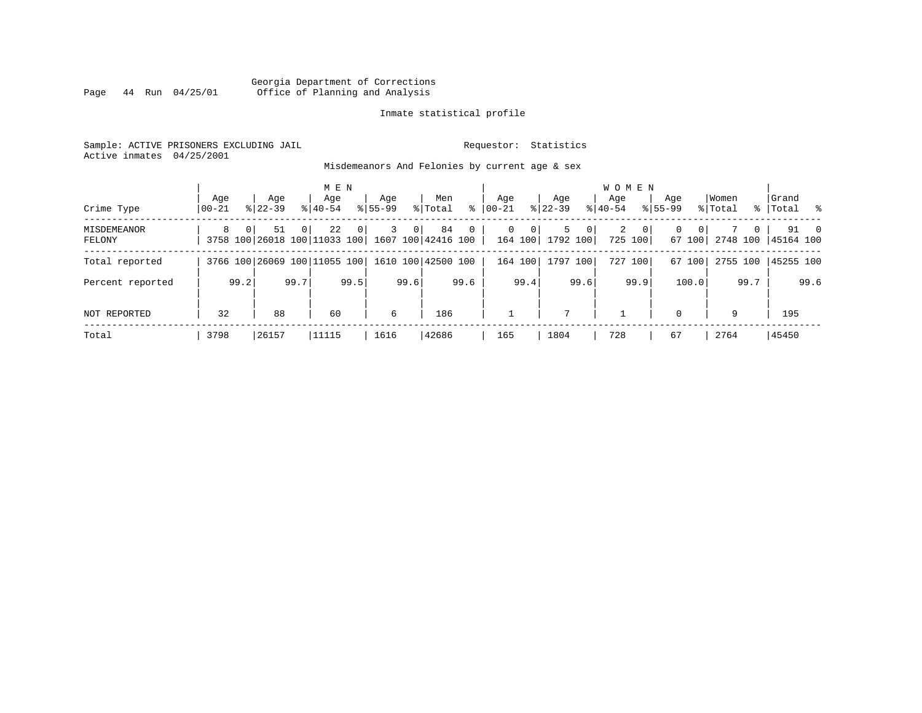Georgia Department of Corrections
Office of Planning and Analysis

Inmate statistical profile

Sample: ACTIVE PRISONERS EXCLUDING JAIL

Requestor: Statistics

Active inmates 04/25/2001

Misdemeanors And Felonies by current age & sex

| Crime Type | MEN Age 00-21 | % | Age 22-39 | % | Age 40-54 | % | Age 55-99 | % | Men Total | % | WOMEN Age 00-21 | % | Age 22-39 | % | Age 40-54 | % | Age 55-99 | % | Women Total | % | Grand Total | % |
|---|---|---|---|---|---|---|---|---|---|---|---|---|---|---|---|---|---|---|---|---|---|---|
| MISDEMEANOR | 8 | 0 | 51 | 0 | 22 | 0 | 3 | 0 | 84 | 0 | 0 | 0 | 5 | 0 | 2 | 0 | 0 | 0 | 7 | 0 | 91 | 0 |
| FELONY | 3758 | 100 | 26018 | 100 | 11033 | 100 | 1607 | 100 | 42416 | 100 | 164 | 100 | 1792 | 100 | 725 | 100 | 67 | 100 | 2748 | 100 | 45164 | 100 |
| Total reported | 3766 | 100 | 26069 | 100 | 11055 | 100 | 1610 | 100 | 42500 | 100 | 164 | 100 | 1797 | 100 | 727 | 100 | 67 | 100 | 2755 | 100 | 45255 | 100 |
| Percent reported | | 99.2 | | 99.7 | | 99.5 | | 99.6 | | 99.6 | | 99.4 | | 99.6 | | 99.9 | | 100.0 | | 99.7 | | 99.6 |
| NOT REPORTED | 32 | | 88 | | 60 | | 6 | | 186 | | 1 | | 7 | | 1 | | 0 | | 9 | | 195 | |
| Total | 3798 | | 26157 | | 11115 | | 1616 | | 42686 | | 165 | | 1804 | | 728 | | 67 | | 2764 | | 45450 | |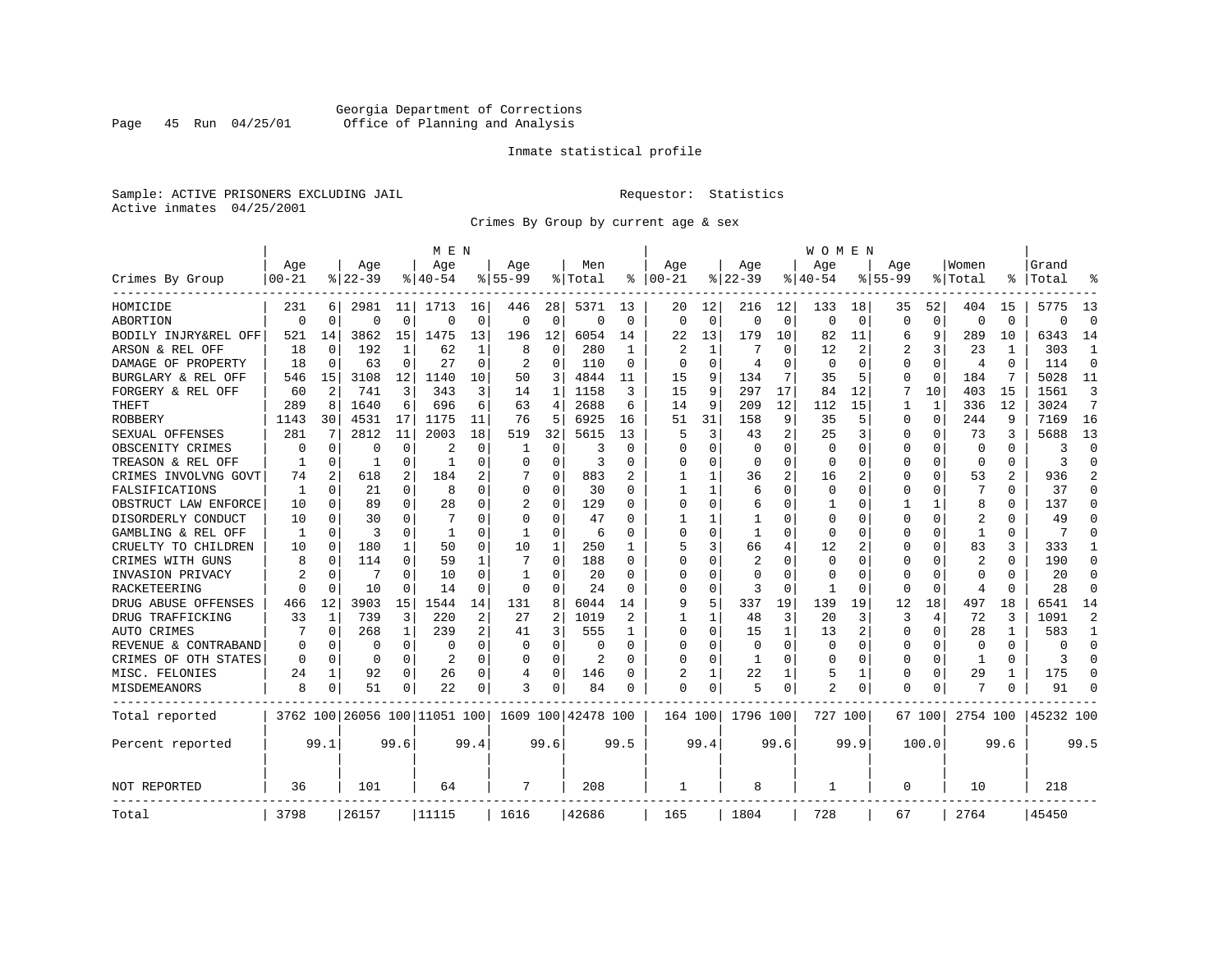Georgia Department of Corrections
Office of Planning and Analysis

Inmate statistical profile

Sample: ACTIVE PRISONERS EXCLUDING JAIL        Requestor: Statistics
Active inmates 04/25/2001

Crimes By Group by current age & sex

| Crimes By Group | MEN Age 00-21 | % | Age 22-39 | % | Age 40-54 | % | Age 55-99 | % | Men Total | % | WOMEN Age 00-21 | % | Age 22-39 | % | Age 40-54 | % | Age 55-99 | % | Women Total | % | Grand Total | % |
|---|---|---|---|---|---|---|---|---|---|---|---|---|---|---|---|---|---|---|---|---|---|---|
| HOMICIDE | 231 | 6 | 2981 | 11 | 1713 | 16 | 446 | 28 | 5371 | 13 | 20 | 12 | 216 | 12 | 133 | 18 | 35 | 52 | 404 | 15 | 5775 | 13 |
| ABORTION | 0 | 0 | 0 | 0 | 0 | 0 | 0 | 0 | 0 | 0 | 0 | 0 | 0 | 0 | 0 | 0 | 0 | 0 | 0 | 0 | 0 | 0 |
| BODILY INJRY&REL OFF | 521 | 14 | 3862 | 15 | 1475 | 13 | 196 | 12 | 6054 | 14 | 22 | 13 | 179 | 10 | 82 | 11 | 6 | 9 | 289 | 10 | 6343 | 14 |
| ARSON & REL OFF | 18 | 0 | 192 | 1 | 62 | 1 | 8 | 0 | 280 | 1 | 2 | 1 | 7 | 0 | 12 | 2 | 2 | 3 | 23 | 1 | 303 | 1 |
| DAMAGE OF PROPERTY | 18 | 0 | 63 | 0 | 27 | 0 | 2 | 0 | 110 | 0 | 0 | 0 | 4 | 0 | 0 | 0 | 0 | 0 | 4 | 0 | 114 | 0 |
| BURGLARY & REL OFF | 546 | 15 | 3108 | 12 | 1140 | 10 | 50 | 3 | 4844 | 11 | 15 | 9 | 134 | 7 | 35 | 5 | 0 | 0 | 184 | 7 | 5028 | 11 |
| FORGERY & REL OFF | 60 | 2 | 741 | 3 | 343 | 3 | 14 | 1 | 1158 | 3 | 15 | 9 | 297 | 17 | 84 | 12 | 7 | 10 | 403 | 15 | 1561 | 3 |
| THEFT | 289 | 8 | 1640 | 6 | 696 | 6 | 63 | 4 | 2688 | 6 | 14 | 9 | 209 | 12 | 112 | 15 | 1 | 1 | 336 | 12 | 3024 | 7 |
| ROBBERY | 1143 | 30 | 4531 | 17 | 1175 | 11 | 76 | 5 | 6925 | 16 | 51 | 31 | 158 | 9 | 35 | 5 | 0 | 0 | 244 | 9 | 7169 | 16 |
| SEXUAL OFFENSES | 281 | 7 | 2812 | 11 | 2003 | 18 | 519 | 32 | 5615 | 13 | 5 | 3 | 43 | 2 | 25 | 3 | 0 | 0 | 73 | 3 | 5688 | 13 |
| OBSCENITY CRIMES | 0 | 0 | 0 | 0 | 2 | 0 | 1 | 0 | 3 | 0 | 0 | 0 | 0 | 0 | 0 | 0 | 0 | 0 | 0 | 0 | 3 | 0 |
| TREASON & REL OFF | 1 | 0 | 1 | 0 | 1 | 0 | 0 | 0 | 3 | 0 | 0 | 0 | 0 | 0 | 0 | 0 | 0 | 0 | 0 | 0 | 3 | 0 |
| CRIMES INVOLVNG GOVT | 74 | 2 | 618 | 2 | 184 | 2 | 7 | 0 | 883 | 2 | 1 | 1 | 36 | 2 | 16 | 2 | 0 | 0 | 53 | 2 | 936 | 2 |
| FALSIFICATIONS | 1 | 0 | 21 | 0 | 8 | 0 | 0 | 0 | 30 | 0 | 1 | 1 | 6 | 0 | 0 | 0 | 0 | 0 | 7 | 0 | 37 | 0 |
| OBSTRUCT LAW ENFORCE | 10 | 0 | 89 | 0 | 28 | 0 | 2 | 0 | 129 | 0 | 0 | 0 | 6 | 0 | 1 | 0 | 1 | 1 | 8 | 0 | 137 | 0 |
| DISORDERLY CONDUCT | 10 | 0 | 30 | 0 | 7 | 0 | 0 | 0 | 47 | 0 | 1 | 1 | 1 | 0 | 0 | 0 | 0 | 0 | 2 | 0 | 49 | 0 |
| GAMBLING & REL OFF | 1 | 0 | 3 | 0 | 1 | 0 | 1 | 0 | 6 | 0 | 0 | 0 | 1 | 0 | 0 | 0 | 0 | 0 | 1 | 0 | 7 | 0 |
| CRUELTY TO CHILDREN | 10 | 0 | 180 | 1 | 50 | 0 | 10 | 1 | 250 | 1 | 5 | 3 | 66 | 4 | 12 | 2 | 0 | 0 | 83 | 3 | 333 | 1 |
| CRIMES WITH GUNS | 8 | 0 | 114 | 0 | 59 | 1 | 7 | 0 | 188 | 0 | 0 | 0 | 2 | 0 | 0 | 0 | 0 | 0 | 2 | 0 | 190 | 0 |
| INVASION PRIVACY | 2 | 0 | 7 | 0 | 10 | 0 | 1 | 0 | 20 | 0 | 0 | 0 | 0 | 0 | 0 | 0 | 0 | 0 | 0 | 0 | 20 | 0 |
| RACKETEERING | 0 | 0 | 10 | 0 | 14 | 0 | 0 | 0 | 24 | 0 | 0 | 0 | 3 | 0 | 1 | 0 | 0 | 0 | 4 | 0 | 28 | 0 |
| DRUG ABUSE OFFENSES | 466 | 12 | 3903 | 15 | 1544 | 14 | 131 | 8 | 6044 | 14 | 9 | 5 | 337 | 19 | 139 | 19 | 12 | 18 | 497 | 18 | 6541 | 14 |
| DRUG TRAFFICKING | 33 | 1 | 739 | 3 | 220 | 2 | 27 | 2 | 1019 | 2 | 1 | 1 | 48 | 3 | 20 | 3 | 3 | 4 | 72 | 3 | 1091 | 2 |
| AUTO CRIMES | 7 | 0 | 268 | 1 | 239 | 2 | 41 | 3 | 555 | 1 | 0 | 0 | 15 | 1 | 13 | 2 | 0 | 0 | 28 | 1 | 583 | 1 |
| REVENUE & CONTRABAND | 0 | 0 | 0 | 0 | 0 | 0 | 0 | 0 | 0 | 0 | 0 | 0 | 0 | 0 | 0 | 0 | 0 | 0 | 0 | 0 | 0 | 0 |
| CRIMES OF OTH STATES | 0 | 0 | 0 | 0 | 2 | 0 | 0 | 0 | 2 | 0 | 0 | 0 | 1 | 0 | 0 | 0 | 0 | 0 | 1 | 0 | 3 | 0 |
| MISC. FELONIES | 24 | 1 | 92 | 0 | 26 | 0 | 4 | 0 | 146 | 0 | 2 | 1 | 22 | 1 | 5 | 1 | 0 | 0 | 29 | 1 | 175 | 0 |
| MISDEMEANORS | 8 | 0 | 51 | 0 | 22 | 0 | 3 | 0 | 84 | 0 | 0 | 0 | 5 | 0 | 2 | 0 | 0 | 0 | 7 | 0 | 91 | 0 |
| Total reported | 3762 | 100 | 26056 | 100 | 11051 | 100 | 1609 | 100 | 42478 | 100 | 164 | 100 | 1796 | 100 | 727 | 100 | 67 | 100 | 2754 | 100 | 45232 | 100 |
| Percent reported | | 99.1 | | 99.6 | | 99.4 | | 99.6 | | 99.5 | | 99.4 | | 99.6 | | 99.9 | | 100.0 | | 99.6 | | 99.5 |
| NOT REPORTED | 36 | | 101 | | 64 | | 7 | | 208 | | 1 | | 8 | | 1 | | 0 | | 10 | | 218 | |
| Total | 3798 | | 26157 | | 11115 | | 1616 | | 42686 | | 165 | | 1804 | | 728 | | 67 | | 2764 | | 45450 | |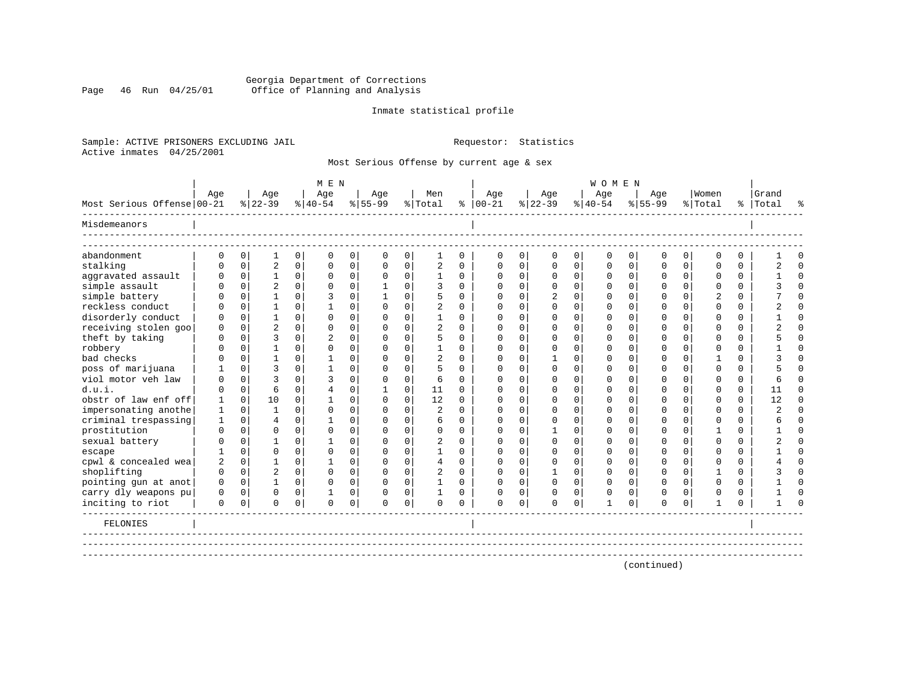Georgia Department of Corrections
Office of Planning and Analysis

Inmate statistical profile

Sample: ACTIVE PRISONERS EXCLUDING JAIL
Active inmates 04/25/2001

Requestor: Statistics

Most Serious Offense by current age & sex

| Most Serious Offense | MEN Age 00-21 | % | Age 22-39 | % | Age 40-54 | % | Age 55-99 | % | Men Total | % | WOMEN Age 00-21 | % | Age 22-39 | % | Age 40-54 | % | Age 55-99 | % | Women Total | % | Grand Total | % |
|---|---|---|---|---|---|---|---|---|---|---|---|---|---|---|---|---|---|---|---|---|---|---|
| Misdemeanors | | | | | | | | | | | | | | | | | | | | | | |
| abandonment | 0 | 0 | 1 | 0 | 0 | 0 | 0 | 0 | 1 | 0 | 0 | 0 | 0 | 0 | 0 | 0 | 0 | 0 | 0 | 0 | 1 | 0 |
| stalking | 0 | 0 | 2 | 0 | 0 | 0 | 0 | 0 | 2 | 0 | 0 | 0 | 0 | 0 | 0 | 0 | 0 | 0 | 0 | 0 | 2 | 0 |
| aggravated assault | 0 | 0 | 1 | 0 | 0 | 0 | 0 | 0 | 1 | 0 | 0 | 0 | 0 | 0 | 0 | 0 | 0 | 0 | 0 | 0 | 1 | 0 |
| simple assault | 0 | 0 | 2 | 0 | 0 | 0 | 1 | 0 | 3 | 0 | 0 | 0 | 0 | 0 | 0 | 0 | 0 | 0 | 0 | 0 | 3 | 0 |
| simple battery | 0 | 0 | 1 | 0 | 3 | 0 | 1 | 0 | 5 | 0 | 0 | 0 | 2 | 0 | 0 | 0 | 0 | 0 | 2 | 0 | 7 | 0 |
| reckless conduct | 0 | 0 | 1 | 0 | 1 | 0 | 0 | 0 | 2 | 0 | 0 | 0 | 0 | 0 | 0 | 0 | 0 | 0 | 0 | 0 | 2 | 0 |
| disorderly conduct | 0 | 0 | 1 | 0 | 0 | 0 | 0 | 0 | 1 | 0 | 0 | 0 | 0 | 0 | 0 | 0 | 0 | 0 | 0 | 0 | 1 | 0 |
| receiving stolen goo | 0 | 0 | 2 | 0 | 0 | 0 | 0 | 0 | 2 | 0 | 0 | 0 | 0 | 0 | 0 | 0 | 0 | 0 | 0 | 0 | 2 | 0 |
| theft by taking | 0 | 0 | 3 | 0 | 2 | 0 | 0 | 0 | 5 | 0 | 0 | 0 | 0 | 0 | 0 | 0 | 0 | 0 | 0 | 0 | 5 | 0 |
| robbery | 0 | 0 | 1 | 0 | 0 | 0 | 0 | 0 | 1 | 0 | 0 | 0 | 0 | 0 | 0 | 0 | 0 | 0 | 0 | 0 | 1 | 0 |
| bad checks | 0 | 0 | 1 | 0 | 1 | 0 | 0 | 0 | 2 | 0 | 0 | 0 | 1 | 0 | 0 | 0 | 0 | 0 | 1 | 0 | 3 | 0 |
| poss of marijuana | 1 | 0 | 3 | 0 | 1 | 0 | 0 | 0 | 5 | 0 | 0 | 0 | 0 | 0 | 0 | 0 | 0 | 0 | 0 | 0 | 5 | 0 |
| viol motor veh law | 0 | 0 | 3 | 0 | 3 | 0 | 0 | 0 | 6 | 0 | 0 | 0 | 0 | 0 | 0 | 0 | 0 | 0 | 0 | 0 | 6 | 0 |
| d.u.i. | 0 | 0 | 6 | 0 | 4 | 0 | 1 | 0 | 11 | 0 | 0 | 0 | 0 | 0 | 0 | 0 | 0 | 0 | 0 | 0 | 11 | 0 |
| obstr of law enf off | 1 | 0 | 10 | 0 | 1 | 0 | 0 | 0 | 12 | 0 | 0 | 0 | 0 | 0 | 0 | 0 | 0 | 0 | 0 | 0 | 12 | 0 |
| impersonating anothe | 1 | 0 | 1 | 0 | 0 | 0 | 0 | 0 | 2 | 0 | 0 | 0 | 0 | 0 | 0 | 0 | 0 | 0 | 0 | 0 | 2 | 0 |
| criminal trespassing | 1 | 0 | 4 | 0 | 1 | 0 | 0 | 0 | 6 | 0 | 0 | 0 | 0 | 0 | 0 | 0 | 0 | 0 | 0 | 0 | 6 | 0 |
| prostitution | 0 | 0 | 0 | 0 | 0 | 0 | 0 | 0 | 0 | 0 | 0 | 0 | 1 | 0 | 0 | 0 | 0 | 0 | 1 | 0 | 1 | 0 |
| sexual battery | 0 | 0 | 1 | 0 | 1 | 0 | 0 | 0 | 2 | 0 | 0 | 0 | 0 | 0 | 0 | 0 | 0 | 0 | 0 | 0 | 2 | 0 |
| escape | 1 | 0 | 0 | 0 | 0 | 0 | 0 | 0 | 1 | 0 | 0 | 0 | 0 | 0 | 0 | 0 | 0 | 0 | 0 | 0 | 1 | 0 |
| cpwl & concealed wea | 2 | 0 | 1 | 0 | 1 | 0 | 0 | 0 | 4 | 0 | 0 | 0 | 0 | 0 | 0 | 0 | 0 | 0 | 0 | 0 | 4 | 0 |
| shoplifting | 0 | 0 | 2 | 0 | 0 | 0 | 0 | 0 | 2 | 0 | 0 | 0 | 1 | 0 | 0 | 0 | 0 | 0 | 1 | 0 | 3 | 0 |
| pointing gun at anot | 0 | 0 | 1 | 0 | 0 | 0 | 0 | 0 | 1 | 0 | 0 | 0 | 0 | 0 | 0 | 0 | 0 | 0 | 0 | 0 | 1 | 0 |
| carry dly weapons pu | 0 | 0 | 0 | 0 | 1 | 0 | 0 | 0 | 1 | 0 | 0 | 0 | 0 | 0 | 0 | 0 | 0 | 0 | 0 | 0 | 1 | 0 |
| inciting to riot | 0 | 0 | 0 | 0 | 0 | 0 | 0 | 0 | 0 | 0 | 0 | 0 | 0 | 0 | 1 | 0 | 0 | 0 | 1 | 0 | 1 | 0 |
| FELONIES | | | | | | | | | | | | | | | | | | | | | | |

(continued)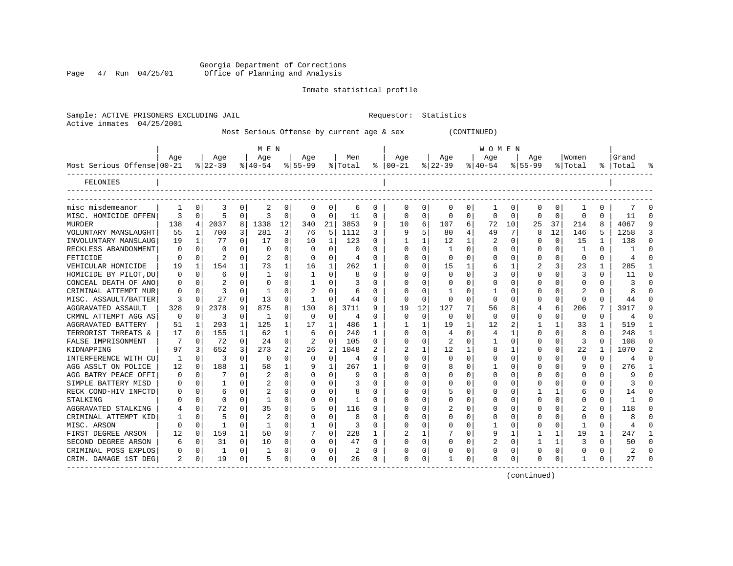Georgia Department of Corrections
Office of Planning and Analysis

Inmate statistical profile

Sample: ACTIVE PRISONERS EXCLUDING JAIL    Requestor: Statistics
Active inmates 04/25/2001

Most Serious Offense by current age & sex (CONTINUED)

| Most Serious Offense | MEN Age 00-21 | % | Age 22-39 | % | Age 40-54 | % | Age 55-99 | % | Men Total | % | WOMEN Age 00-21 | % | Age 22-39 | % | Age 40-54 | % | Age 55-99 | % | Women Total | % | Grand Total | % |
|---|---|---|---|---|---|---|---|---|---|---|---|---|---|---|---|---|---|---|---|---|---|---|
| FELONIES | | | | | | | | | | | | | | | | | | | | | | |
| misc misdemeanor | 1 | 0 | 3 | 0 | 2 | 0 | 0 | 0 | 6 | 0 | 0 | 0 | 0 | 0 | 1 | 0 | 0 | 0 | 1 | 0 | 7 | 0 |
| MISC. HOMICIDE OFFEN | 3 | 0 | 5 | 0 | 3 | 0 | 0 | 0 | 11 | 0 | 0 | 0 | 0 | 0 | 0 | 0 | 0 | 0 | 0 | 0 | 11 | 0 |
| MURDER | 138 | 4 | 2037 | 8 | 1338 | 12 | 340 | 21 | 3853 | 9 | 10 | 6 | 107 | 6 | 72 | 10 | 25 | 37 | 214 | 8 | 4067 | 9 |
| VOLUNTARY MANSLAUGHT | 55 | 1 | 700 | 3 | 281 | 3 | 76 | 5 | 1112 | 3 | 9 | 5 | 80 | 4 | 49 | 7 | 8 | 12 | 146 | 5 | 1258 | 3 |
| INVOLUNTARY MANSLAUG | 19 | 1 | 77 | 0 | 17 | 0 | 10 | 1 | 123 | 0 | 1 | 1 | 12 | 1 | 2 | 0 | 0 | 0 | 15 | 1 | 138 | 0 |
| RECKLESS ABANDONMENT | 0 | 0 | 0 | 0 | 0 | 0 | 0 | 0 | 0 | 0 | 0 | 0 | 1 | 0 | 0 | 0 | 0 | 0 | 1 | 0 | 1 | 0 |
| FETICIDE | 0 | 0 | 2 | 0 | 2 | 0 | 0 | 0 | 4 | 0 | 0 | 0 | 0 | 0 | 0 | 0 | 0 | 0 | 0 | 0 | 4 | 0 |
| VEHICULAR HOMICIDE | 19 | 1 | 154 | 1 | 73 | 1 | 16 | 1 | 262 | 1 | 0 | 0 | 15 | 1 | 6 | 1 | 2 | 3 | 23 | 1 | 285 | 1 |
| HOMICIDE BY PILOT,DU | 0 | 0 | 6 | 0 | 1 | 0 | 1 | 0 | 8 | 0 | 0 | 0 | 0 | 0 | 3 | 0 | 0 | 0 | 3 | 0 | 11 | 0 |
| CONCEAL DEATH OF ANO | 0 | 0 | 2 | 0 | 0 | 0 | 1 | 0 | 3 | 0 | 0 | 0 | 0 | 0 | 0 | 0 | 0 | 0 | 0 | 0 | 3 | 0 |
| CRIMINAL ATTEMPT MUR | 0 | 0 | 3 | 0 | 1 | 0 | 2 | 0 | 6 | 0 | 0 | 0 | 1 | 0 | 1 | 0 | 0 | 0 | 2 | 0 | 8 | 0 |
| MISC. ASSAULT/BATTER | 3 | 0 | 27 | 0 | 13 | 0 | 1 | 0 | 44 | 0 | 0 | 0 | 0 | 0 | 0 | 0 | 0 | 0 | 0 | 0 | 44 | 0 |
| AGGRAVATED ASSAULT | 328 | 9 | 2378 | 9 | 875 | 8 | 130 | 8 | 3711 | 9 | 19 | 12 | 127 | 7 | 56 | 8 | 4 | 6 | 206 | 7 | 3917 | 9 |
| CRMNL ATTEMPT AGG AS | 0 | 0 | 3 | 0 | 1 | 0 | 0 | 0 | 4 | 0 | 0 | 0 | 0 | 0 | 0 | 0 | 0 | 0 | 0 | 0 | 4 | 0 |
| AGGRAVATED BATTERY | 51 | 1 | 293 | 1 | 125 | 1 | 17 | 1 | 486 | 1 | 1 | 1 | 19 | 1 | 12 | 2 | 1 | 1 | 33 | 1 | 519 | 1 |
| TERRORIST THREATS & | 17 | 0 | 155 | 1 | 62 | 1 | 6 | 0 | 240 | 1 | 0 | 0 | 4 | 0 | 4 | 1 | 0 | 0 | 8 | 0 | 248 | 1 |
| FALSE IMPRISONMENT | 7 | 0 | 72 | 0 | 24 | 0 | 2 | 0 | 105 | 0 | 0 | 0 | 2 | 0 | 1 | 0 | 0 | 0 | 3 | 0 | 108 | 0 |
| KIDNAPPING | 97 | 3 | 652 | 3 | 273 | 2 | 26 | 2 | 1048 | 2 | 2 | 1 | 12 | 1 | 8 | 1 | 0 | 0 | 22 | 1 | 1070 | 2 |
| INTERFERENCE WITH CU | 1 | 0 | 3 | 0 | 0 | 0 | 0 | 0 | 4 | 0 | 0 | 0 | 0 | 0 | 0 | 0 | 0 | 0 | 0 | 0 | 4 | 0 |
| AGG ASSLT ON POLICE | 12 | 0 | 188 | 1 | 58 | 1 | 9 | 1 | 267 | 1 | 0 | 0 | 8 | 0 | 1 | 0 | 0 | 0 | 9 | 0 | 276 | 1 |
| AGG BATRY PEACE OFFI | 0 | 0 | 7 | 0 | 2 | 0 | 0 | 0 | 9 | 0 | 0 | 0 | 0 | 0 | 0 | 0 | 0 | 0 | 0 | 0 | 9 | 0 |
| SIMPLE BATTERY MISD | 0 | 0 | 1 | 0 | 2 | 0 | 0 | 0 | 3 | 0 | 0 | 0 | 0 | 0 | 0 | 0 | 0 | 0 | 0 | 0 | 3 | 0 |
| RECK COND-HIV INFCTD | 0 | 0 | 6 | 0 | 2 | 0 | 0 | 0 | 8 | 0 | 0 | 0 | 5 | 0 | 0 | 0 | 1 | 1 | 6 | 0 | 14 | 0 |
| STALKING | 0 | 0 | 0 | 0 | 1 | 0 | 0 | 0 | 1 | 0 | 0 | 0 | 0 | 0 | 0 | 0 | 0 | 0 | 0 | 0 | 1 | 0 |
| AGGRAVATED STALKING | 4 | 0 | 72 | 0 | 35 | 0 | 5 | 0 | 116 | 0 | 0 | 0 | 2 | 0 | 0 | 0 | 0 | 0 | 2 | 0 | 118 | 0 |
| CRIMINAL ATTEMPT KID | 1 | 0 | 5 | 0 | 2 | 0 | 0 | 0 | 8 | 0 | 0 | 0 | 0 | 0 | 0 | 0 | 0 | 0 | 0 | 0 | 8 | 0 |
| MISC. ARSON | 0 | 0 | 1 | 0 | 1 | 0 | 1 | 0 | 3 | 0 | 0 | 0 | 0 | 0 | 1 | 0 | 0 | 0 | 1 | 0 | 4 | 0 |
| FIRST DEGREE ARSON | 12 | 0 | 159 | 1 | 50 | 0 | 7 | 0 | 228 | 1 | 2 | 1 | 7 | 0 | 9 | 1 | 1 | 1 | 19 | 1 | 247 | 1 |
| SECOND DEGREE ARSON | 6 | 0 | 31 | 0 | 10 | 0 | 0 | 0 | 47 | 0 | 0 | 0 | 0 | 0 | 2 | 0 | 1 | 1 | 3 | 0 | 50 | 0 |
| CRIMINAL POSS EXPLOS | 0 | 0 | 1 | 0 | 1 | 0 | 0 | 0 | 2 | 0 | 0 | 0 | 0 | 0 | 0 | 0 | 0 | 0 | 0 | 0 | 2 | 0 |
| CRIM. DAMAGE 1ST DEG | 2 | 0 | 19 | 0 | 5 | 0 | 0 | 0 | 26 | 0 | 0 | 0 | 1 | 0 | 0 | 0 | 0 | 0 | 1 | 0 | 27 | 0 |

(continued)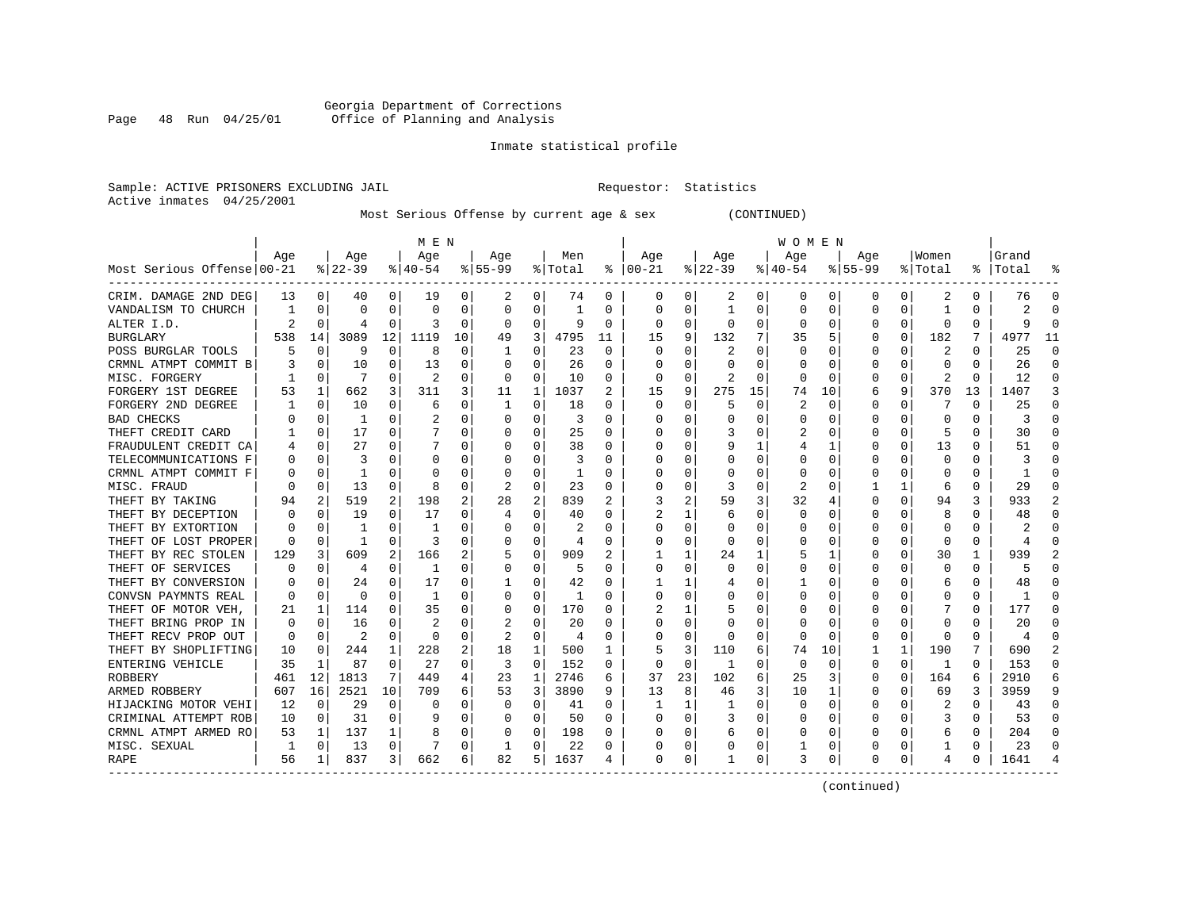Georgia Department of Corrections
Office of Planning and Analysis

Inmate statistical profile

Sample: ACTIVE PRISONERS EXCLUDING JAIL  Requestor: Statistics
Active inmates 04/25/2001

Most Serious Offense by current age & sex (CONTINUED)

| Most Serious Offense | MEN Age 00-21 | % | Age 22-39 | % | Age 40-54 | % | Age 55-99 | % | Men Total | % | WOMEN Age 00-21 | % | Age 22-39 | % | Age 40-54 | % | Age 55-99 | % | Women Total | % | Grand Total | % |
|---|---|---|---|---|---|---|---|---|---|---|---|---|---|---|---|---|---|---|---|---|---|---|
| CRIM. DAMAGE 2ND DEG | 13 | 0 | 40 | 0 | 19 | 0 | 2 | 0 | 74 | 0 | 0 | 0 | 2 | 0 | 0 | 0 | 0 | 0 | 2 | 0 | 76 | 0 |
| VANDALISM TO CHURCH | 1 | 0 | 0 | 0 | 0 | 0 | 0 | 0 | 1 | 0 | 0 | 0 | 1 | 0 | 0 | 0 | 0 | 0 | 1 | 0 | 2 | 0 |
| ALTER I.D. | 2 | 0 | 4 | 0 | 3 | 0 | 0 | 0 | 9 | 0 | 0 | 0 | 0 | 0 | 0 | 0 | 0 | 0 | 0 | 0 | 9 | 0 |
| BURGLARY | 538 | 14 | 3089 | 12 | 1119 | 10 | 49 | 3 | 4795 | 11 | 15 | 9 | 132 | 7 | 35 | 5 | 0 | 0 | 182 | 7 | 4977 | 11 |
| POSS BURGLAR TOOLS | 5 | 0 | 9 | 0 | 8 | 0 | 1 | 0 | 23 | 0 | 0 | 0 | 2 | 0 | 0 | 0 | 0 | 0 | 2 | 0 | 25 | 0 |
| CRMNL ATMPT COMMIT B | 3 | 0 | 10 | 0 | 13 | 0 | 0 | 0 | 26 | 0 | 0 | 0 | 0 | 0 | 0 | 0 | 0 | 0 | 0 | 0 | 26 | 0 |
| MISC. FORGERY | 1 | 0 | 7 | 0 | 2 | 0 | 0 | 0 | 10 | 0 | 0 | 0 | 2 | 0 | 0 | 0 | 0 | 0 | 2 | 0 | 12 | 0 |
| FORGERY 1ST DEGREE | 53 | 1 | 662 | 3 | 311 | 3 | 11 | 1 | 1037 | 2 | 15 | 9 | 275 | 15 | 74 | 10 | 6 | 9 | 370 | 13 | 1407 | 3 |
| FORGERY 2ND DEGREE | 1 | 0 | 10 | 0 | 6 | 0 | 1 | 0 | 18 | 0 | 0 | 0 | 5 | 0 | 2 | 0 | 0 | 0 | 7 | 0 | 25 | 0 |
| BAD CHECKS | 0 | 0 | 1 | 0 | 2 | 0 | 0 | 0 | 3 | 0 | 0 | 0 | 0 | 0 | 0 | 0 | 0 | 0 | 0 | 0 | 3 | 0 |
| THEFT CREDIT CARD | 1 | 0 | 17 | 0 | 7 | 0 | 0 | 0 | 25 | 0 | 0 | 0 | 3 | 0 | 2 | 0 | 0 | 0 | 5 | 0 | 30 | 0 |
| FRAUDULENT CREDIT CA | 4 | 0 | 27 | 0 | 7 | 0 | 0 | 0 | 38 | 0 | 0 | 0 | 9 | 1 | 4 | 1 | 0 | 0 | 13 | 0 | 51 | 0 |
| TELECOMMUNICATIONS F | 0 | 0 | 3 | 0 | 0 | 0 | 0 | 0 | 3 | 0 | 0 | 0 | 0 | 0 | 0 | 0 | 0 | 0 | 0 | 0 | 3 | 0 |
| CRMNL ATMPT COMMIT F | 0 | 0 | 1 | 0 | 0 | 0 | 0 | 0 | 1 | 0 | 0 | 0 | 0 | 0 | 0 | 0 | 0 | 0 | 0 | 0 | 1 | 0 |
| MISC. FRAUD | 0 | 0 | 13 | 0 | 8 | 0 | 2 | 0 | 23 | 0 | 0 | 0 | 3 | 0 | 2 | 0 | 1 | 1 | 6 | 0 | 29 | 0 |
| THEFT BY TAKING | 94 | 2 | 519 | 2 | 198 | 2 | 28 | 2 | 839 | 2 | 3 | 2 | 59 | 3 | 32 | 4 | 0 | 0 | 94 | 3 | 933 | 2 |
| THEFT BY DECEPTION | 0 | 0 | 19 | 0 | 17 | 0 | 4 | 0 | 40 | 0 | 2 | 1 | 6 | 0 | 0 | 0 | 0 | 0 | 8 | 0 | 48 | 0 |
| THEFT BY EXTORTION | 0 | 0 | 1 | 0 | 1 | 0 | 0 | 0 | 2 | 0 | 0 | 0 | 0 | 0 | 0 | 0 | 0 | 0 | 0 | 0 | 2 | 0 |
| THEFT OF LOST PROPER | 0 | 0 | 1 | 0 | 3 | 0 | 0 | 0 | 4 | 0 | 0 | 0 | 0 | 0 | 0 | 0 | 0 | 0 | 0 | 0 | 4 | 0 |
| THEFT BY REC STOLEN | 129 | 3 | 609 | 2 | 166 | 2 | 5 | 0 | 909 | 2 | 1 | 1 | 24 | 1 | 5 | 1 | 0 | 0 | 30 | 1 | 939 | 2 |
| THEFT OF SERVICES | 0 | 0 | 4 | 0 | 1 | 0 | 0 | 0 | 5 | 0 | 0 | 0 | 0 | 0 | 0 | 0 | 0 | 0 | 0 | 0 | 5 | 0 |
| THEFT BY CONVERSION | 0 | 0 | 24 | 0 | 17 | 0 | 1 | 0 | 42 | 0 | 1 | 1 | 4 | 0 | 1 | 0 | 0 | 0 | 6 | 0 | 48 | 0 |
| CONVSN PAYMNTS REAL | 0 | 0 | 0 | 0 | 1 | 0 | 0 | 0 | 1 | 0 | 0 | 0 | 0 | 0 | 0 | 0 | 0 | 0 | 0 | 0 | 1 | 0 |
| THEFT OF MOTOR VEH, | 21 | 1 | 114 | 0 | 35 | 0 | 0 | 0 | 170 | 0 | 2 | 1 | 5 | 0 | 0 | 0 | 0 | 0 | 7 | 0 | 177 | 0 |
| THEFT BRING PROP IN | 0 | 0 | 16 | 0 | 2 | 0 | 2 | 0 | 20 | 0 | 0 | 0 | 0 | 0 | 0 | 0 | 0 | 0 | 0 | 0 | 20 | 0 |
| THEFT RECV PROP OUT | 0 | 0 | 2 | 0 | 0 | 0 | 2 | 0 | 4 | 0 | 0 | 0 | 0 | 0 | 0 | 0 | 0 | 0 | 0 | 0 | 4 | 0 |
| THEFT BY SHOPLIFTING | 10 | 0 | 244 | 1 | 228 | 2 | 18 | 1 | 500 | 1 | 5 | 3 | 110 | 6 | 74 | 10 | 1 | 1 | 190 | 7 | 690 | 2 |
| ENTERING VEHICLE | 35 | 1 | 87 | 0 | 27 | 0 | 3 | 0 | 152 | 0 | 0 | 0 | 1 | 0 | 0 | 0 | 0 | 0 | 1 | 0 | 153 | 0 |
| ROBBERY | 461 | 12 | 1813 | 7 | 449 | 4 | 23 | 1 | 2746 | 6 | 37 | 23 | 102 | 6 | 25 | 3 | 0 | 0 | 164 | 6 | 2910 | 6 |
| ARMED ROBBERY | 607 | 16 | 2521 | 10 | 709 | 6 | 53 | 3 | 3890 | 9 | 13 | 8 | 46 | 3 | 10 | 1 | 0 | 0 | 69 | 3 | 3959 | 9 |
| HIJACKING MOTOR VEHI | 12 | 0 | 29 | 0 | 0 | 0 | 0 | 0 | 41 | 0 | 1 | 1 | 1 | 0 | 0 | 0 | 0 | 0 | 2 | 0 | 43 | 0 |
| CRIMINAL ATTEMPT ROB | 10 | 0 | 31 | 0 | 9 | 0 | 0 | 0 | 50 | 0 | 0 | 0 | 3 | 0 | 0 | 0 | 0 | 0 | 3 | 0 | 53 | 0 |
| CRMNL ATMPT ARMED RO | 53 | 1 | 137 | 1 | 8 | 0 | 0 | 0 | 198 | 0 | 0 | 0 | 6 | 0 | 0 | 0 | 0 | 0 | 6 | 0 | 204 | 0 |
| MISC. SEXUAL | 1 | 0 | 13 | 0 | 7 | 0 | 1 | 0 | 22 | 0 | 0 | 0 | 0 | 0 | 1 | 0 | 0 | 0 | 1 | 0 | 23 | 0 |
| RAPE | 56 | 1 | 837 | 3 | 662 | 6 | 82 | 5 | 1637 | 4 | 0 | 0 | 1 | 0 | 3 | 0 | 0 | 0 | 4 | 0 | 1641 | 4 |

(continued)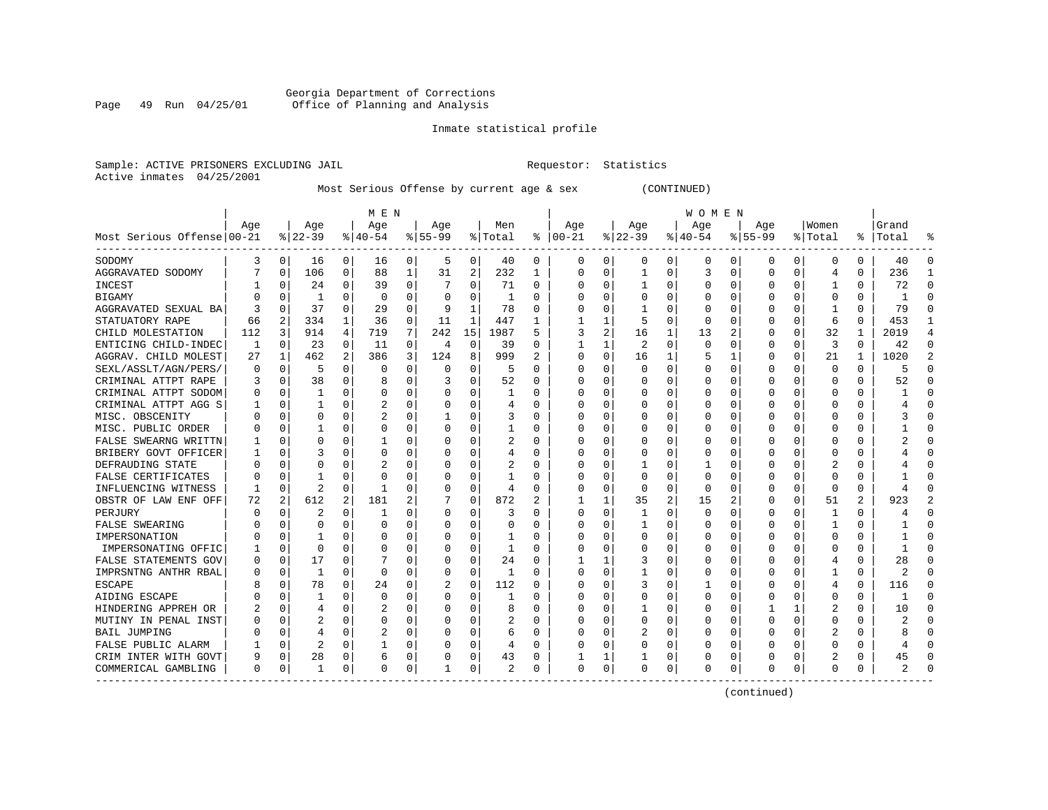Georgia Department of Corrections
Office of Planning and Analysis

Inmate statistical profile

Sample: ACTIVE PRISONERS EXCLUDING JAIL    Requestor: Statistics
Active inmates 04/25/2001

Most Serious Offense by current age & sex (CONTINUED)

| Most Serious Offense | MEN Age 00-21 | % | Age 22-39 | % | Age 40-54 | % | Age 55-99 | % | Men Total | % | WOMEN Age 00-21 | % | Age 22-39 | % | Age 40-54 | % | Age 55-99 | % | Women Total | % | Grand Total | % |
|---|---|---|---|---|---|---|---|---|---|---|---|---|---|---|---|---|---|---|---|---|---|---|
| SODOMY | 3 | 0 | 16 | 0 | 16 | 0 | 5 | 0 | 40 | 0 | 0 | 0 | 0 | 0 | 0 | 0 | 0 | 0 | 0 | 0 | 40 | 0 |
| AGGRAVATED SODOMY | 7 | 0 | 106 | 0 | 88 | 1 | 31 | 2 | 232 | 1 | 0 | 0 | 1 | 0 | 3 | 0 | 0 | 0 | 4 | 0 | 236 | 1 |
| INCEST | 1 | 0 | 24 | 0 | 39 | 0 | 7 | 0 | 71 | 0 | 0 | 0 | 1 | 0 | 0 | 0 | 0 | 0 | 1 | 0 | 72 | 0 |
| BIGAMY | 0 | 0 | 1 | 0 | 0 | 0 | 0 | 0 | 1 | 0 | 0 | 0 | 0 | 0 | 0 | 0 | 0 | 0 | 0 | 0 | 1 | 0 |
| AGGRAVATED SEXUAL BA | 3 | 0 | 37 | 0 | 29 | 0 | 9 | 1 | 78 | 0 | 0 | 0 | 1 | 0 | 0 | 0 | 0 | 0 | 1 | 0 | 79 | 0 |
| STATUTORY RAPE | 66 | 2 | 334 | 1 | 36 | 0 | 11 | 1 | 447 | 1 | 1 | 1 | 5 | 0 | 0 | 0 | 0 | 0 | 6 | 0 | 453 | 1 |
| CHILD MOLESTATION | 112 | 3 | 914 | 4 | 719 | 7 | 242 | 15 | 1987 | 5 | 3 | 2 | 16 | 1 | 13 | 2 | 0 | 0 | 32 | 1 | 2019 | 4 |
| ENTICING CHILD-INDEC | 1 | 0 | 23 | 0 | 11 | 0 | 4 | 0 | 39 | 0 | 1 | 1 | 2 | 0 | 0 | 0 | 0 | 0 | 3 | 0 | 42 | 0 |
| AGGRAV. CHILD MOLEST | 27 | 1 | 462 | 2 | 386 | 3 | 124 | 8 | 999 | 2 | 0 | 0 | 16 | 1 | 5 | 1 | 0 | 0 | 21 | 1 | 1020 | 2 |
| SEXL/ASSLT/AGN/PERS/ | 0 | 0 | 5 | 0 | 0 | 0 | 0 | 0 | 5 | 0 | 0 | 0 | 0 | 0 | 0 | 0 | 0 | 0 | 0 | 0 | 5 | 0 |
| CRIMINAL ATTPT RAPE | 3 | 0 | 38 | 0 | 8 | 0 | 3 | 0 | 52 | 0 | 0 | 0 | 0 | 0 | 0 | 0 | 0 | 0 | 0 | 0 | 52 | 0 |
| CRIMINAL ATTPT SODOM | 0 | 0 | 1 | 0 | 0 | 0 | 0 | 0 | 1 | 0 | 0 | 0 | 0 | 0 | 0 | 0 | 0 | 0 | 0 | 0 | 1 | 0 |
| CRIMINAL ATTPT AGG S | 1 | 0 | 1 | 0 | 2 | 0 | 0 | 0 | 4 | 0 | 0 | 0 | 0 | 0 | 0 | 0 | 0 | 0 | 0 | 0 | 4 | 0 |
| MISC. OBSCENITY | 0 | 0 | 0 | 0 | 2 | 0 | 1 | 0 | 3 | 0 | 0 | 0 | 0 | 0 | 0 | 0 | 0 | 0 | 0 | 0 | 3 | 0 |
| MISC. PUBLIC ORDER | 0 | 0 | 1 | 0 | 0 | 0 | 0 | 0 | 1 | 0 | 0 | 0 | 0 | 0 | 0 | 0 | 0 | 0 | 0 | 0 | 1 | 0 |
| FALSE SWEARNG WRITTN | 1 | 0 | 0 | 0 | 1 | 0 | 0 | 0 | 2 | 0 | 0 | 0 | 0 | 0 | 0 | 0 | 0 | 0 | 0 | 0 | 2 | 0 |
| BRIBERY GOVT OFFICER | 1 | 0 | 3 | 0 | 0 | 0 | 0 | 0 | 4 | 0 | 0 | 0 | 0 | 0 | 0 | 0 | 0 | 0 | 0 | 0 | 4 | 0 |
| DEFRAUDING STATE | 0 | 0 | 0 | 0 | 2 | 0 | 0 | 0 | 2 | 0 | 0 | 0 | 1 | 0 | 1 | 0 | 0 | 0 | 2 | 0 | 4 | 0 |
| FALSE CERTIFICATES | 0 | 0 | 1 | 0 | 0 | 0 | 0 | 0 | 1 | 0 | 0 | 0 | 0 | 0 | 0 | 0 | 0 | 0 | 0 | 0 | 1 | 0 |
| INFLUENCING WITNESS | 1 | 0 | 2 | 0 | 1 | 0 | 0 | 0 | 4 | 0 | 0 | 0 | 0 | 0 | 0 | 0 | 0 | 0 | 0 | 0 | 4 | 0 |
| OBSTR OF LAW ENF OFF | 72 | 2 | 612 | 2 | 181 | 2 | 7 | 0 | 872 | 2 | 1 | 1 | 35 | 2 | 15 | 2 | 0 | 0 | 51 | 2 | 923 | 2 |
| PERJURY | 0 | 0 | 2 | 0 | 1 | 0 | 0 | 0 | 3 | 0 | 0 | 0 | 1 | 0 | 0 | 0 | 0 | 0 | 1 | 0 | 4 | 0 |
| FALSE SWEARING | 0 | 0 | 0 | 0 | 0 | 0 | 0 | 0 | 0 | 0 | 0 | 0 | 1 | 0 | 0 | 0 | 0 | 0 | 1 | 0 | 1 | 0 |
| IMPERSONATION | 0 | 0 | 1 | 0 | 0 | 0 | 0 | 0 | 1 | 0 | 0 | 0 | 0 | 0 | 0 | 0 | 0 | 0 | 0 | 0 | 1 | 0 |
| IMPERSONATING OFFIC | 1 | 0 | 0 | 0 | 0 | 0 | 0 | 0 | 1 | 0 | 0 | 0 | 0 | 0 | 0 | 0 | 0 | 0 | 0 | 0 | 1 | 0 |
| FALSE STATEMENTS GOV | 0 | 0 | 17 | 0 | 7 | 0 | 0 | 0 | 24 | 0 | 1 | 1 | 3 | 0 | 0 | 0 | 0 | 0 | 4 | 0 | 28 | 0 |
| IMPRSNTNG ANTHR RBAL | 0 | 0 | 1 | 0 | 0 | 0 | 0 | 0 | 1 | 0 | 0 | 0 | 1 | 0 | 0 | 0 | 0 | 0 | 1 | 0 | 2 | 0 |
| ESCAPE | 8 | 0 | 78 | 0 | 24 | 0 | 2 | 0 | 112 | 0 | 0 | 0 | 3 | 0 | 1 | 0 | 0 | 0 | 4 | 0 | 116 | 0 |
| AIDING ESCAPE | 0 | 0 | 1 | 0 | 0 | 0 | 0 | 0 | 1 | 0 | 0 | 0 | 0 | 0 | 0 | 0 | 0 | 0 | 0 | 0 | 1 | 0 |
| HINDERING APPREH OR | 2 | 0 | 4 | 0 | 2 | 0 | 0 | 0 | 8 | 0 | 0 | 0 | 1 | 0 | 0 | 0 | 1 | 1 | 2 | 0 | 10 | 0 |
| MUTINY IN PENAL INST | 0 | 0 | 2 | 0 | 0 | 0 | 0 | 0 | 2 | 0 | 0 | 0 | 0 | 0 | 0 | 0 | 0 | 0 | 0 | 0 | 2 | 0 |
| BAIL JUMPING | 0 | 0 | 4 | 0 | 2 | 0 | 0 | 0 | 6 | 0 | 0 | 0 | 2 | 0 | 0 | 0 | 0 | 0 | 2 | 0 | 8 | 0 |
| FALSE PUBLIC ALARM | 1 | 0 | 2 | 0 | 1 | 0 | 0 | 0 | 4 | 0 | 0 | 0 | 0 | 0 | 0 | 0 | 0 | 0 | 0 | 0 | 4 | 0 |
| CRIM INTER WITH GOVT | 9 | 0 | 28 | 0 | 6 | 0 | 0 | 0 | 43 | 0 | 1 | 1 | 1 | 0 | 0 | 0 | 0 | 0 | 2 | 0 | 45 | 0 |
| COMMERICAL GAMBLING | 0 | 0 | 1 | 0 | 0 | 0 | 1 | 0 | 2 | 0 | 0 | 0 | 0 | 0 | 0 | 0 | 0 | 0 | 0 | 0 | 2 | 0 |

(continued)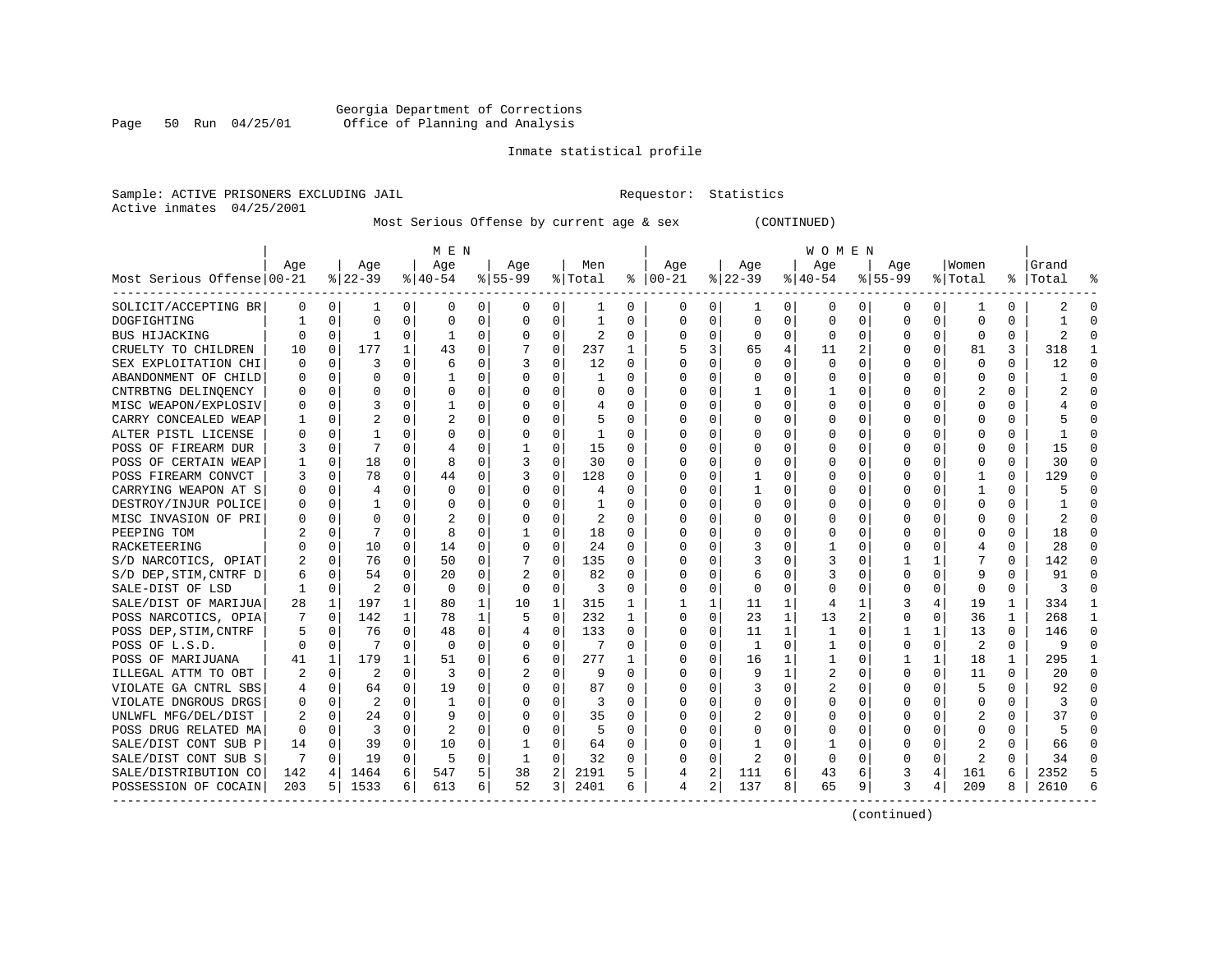Georgia Department of Corrections
Office of Planning and Analysis

Inmate statistical profile

Sample: ACTIVE PRISONERS EXCLUDING JAIL    Requestor: Statistics
Active inmates 04/25/2001

Most Serious Offense by current age & sex (CONTINUED)

| Most Serious Offense | MEN Age 00-21 | % | Age 22-39 | % | Age 40-54 | % | Age 55-99 | % | Men Total | % | WOMEN Age 00-21 | % | Age 22-39 | % | Age 40-54 | % | Age 55-99 | % | Women Total | % | Grand Total | % |
|---|---|---|---|---|---|---|---|---|---|---|---|---|---|---|---|---|---|---|---|---|---|---|
| SOLICIT/ACCEPTING BR | 0 | 0 | 1 | 0 | 0 | 0 | 0 | 0 | 1 | 0 | 0 | 0 | 1 | 0 | 0 | 0 | 0 | 0 | 1 | 0 | 2 | 0 |
| DOGFIGHTING | 1 | 0 | 0 | 0 | 0 | 0 | 0 | 0 | 1 | 0 | 0 | 0 | 0 | 0 | 0 | 0 | 0 | 0 | 0 | 0 | 1 | 0 |
| BUS HIJACKING | 0 | 0 | 1 | 0 | 1 | 0 | 0 | 0 | 2 | 0 | 0 | 0 | 0 | 0 | 0 | 0 | 0 | 0 | 0 | 0 | 2 | 0 |
| CRUELTY TO CHILDREN | 10 | 0 | 177 | 1 | 43 | 0 | 7 | 0 | 237 | 1 | 5 | 3 | 65 | 4 | 11 | 2 | 0 | 0 | 81 | 3 | 318 | 1 |
| SEX EXPLOITATION CHI | 0 | 0 | 3 | 0 | 6 | 0 | 3 | 0 | 12 | 0 | 0 | 0 | 0 | 0 | 0 | 0 | 0 | 0 | 0 | 0 | 12 | 0 |
| ABANDONMENT OF CHILD | 0 | 0 | 0 | 0 | 1 | 0 | 0 | 0 | 1 | 0 | 0 | 0 | 0 | 0 | 0 | 0 | 0 | 0 | 0 | 0 | 1 | 0 |
| CNTRBTNG DELINQENCY | 0 | 0 | 0 | 0 | 0 | 0 | 0 | 0 | 0 | 0 | 0 | 0 | 1 | 0 | 1 | 0 | 0 | 0 | 2 | 0 | 2 | 0 |
| MISC WEAPON/EXPLOSIV | 0 | 0 | 3 | 0 | 1 | 0 | 0 | 0 | 4 | 0 | 0 | 0 | 0 | 0 | 0 | 0 | 0 | 0 | 0 | 0 | 4 | 0 |
| CARRY CONCEALED WEAP | 1 | 0 | 2 | 0 | 2 | 0 | 0 | 0 | 5 | 0 | 0 | 0 | 0 | 0 | 0 | 0 | 0 | 0 | 0 | 0 | 5 | 0 |
| ALTER PISTL LICENSE | 0 | 0 | 1 | 0 | 0 | 0 | 0 | 0 | 1 | 0 | 0 | 0 | 0 | 0 | 0 | 0 | 0 | 0 | 0 | 0 | 1 | 0 |
| POSS OF FIREARM DUR | 3 | 0 | 7 | 0 | 4 | 0 | 1 | 0 | 15 | 0 | 0 | 0 | 0 | 0 | 0 | 0 | 0 | 0 | 0 | 0 | 15 | 0 |
| POSS OF CERTAIN WEAP | 1 | 0 | 18 | 0 | 8 | 0 | 3 | 0 | 30 | 0 | 0 | 0 | 0 | 0 | 0 | 0 | 0 | 0 | 0 | 0 | 30 | 0 |
| POSS FIREARM CONVCT | 3 | 0 | 78 | 0 | 44 | 0 | 3 | 0 | 128 | 0 | 0 | 0 | 1 | 0 | 0 | 0 | 0 | 0 | 1 | 0 | 129 | 0 |
| CARRYING WEAPON AT S | 0 | 0 | 4 | 0 | 0 | 0 | 0 | 0 | 4 | 0 | 0 | 0 | 1 | 0 | 0 | 0 | 0 | 0 | 1 | 0 | 5 | 0 |
| DESTROY/INJUR POLICE | 0 | 0 | 1 | 0 | 0 | 0 | 0 | 0 | 1 | 0 | 0 | 0 | 0 | 0 | 0 | 0 | 0 | 0 | 0 | 0 | 1 | 0 |
| MISC INVASION OF PRI | 0 | 0 | 0 | 0 | 2 | 0 | 0 | 0 | 2 | 0 | 0 | 0 | 0 | 0 | 0 | 0 | 0 | 0 | 0 | 0 | 2 | 0 |
| PEEPING TOM | 2 | 0 | 7 | 0 | 8 | 0 | 1 | 0 | 18 | 0 | 0 | 0 | 0 | 0 | 0 | 0 | 0 | 0 | 0 | 0 | 18 | 0 |
| RACKETEERING | 0 | 0 | 10 | 0 | 14 | 0 | 0 | 0 | 24 | 0 | 0 | 0 | 3 | 0 | 1 | 0 | 0 | 0 | 4 | 0 | 28 | 0 |
| S/D NARCOTICS, OPIAT | 2 | 0 | 76 | 0 | 50 | 0 | 7 | 0 | 135 | 0 | 0 | 0 | 3 | 0 | 3 | 0 | 1 | 1 | 7 | 0 | 142 | 0 |
| S/D DEP,STIM,CNTRF D | 6 | 0 | 54 | 0 | 20 | 0 | 2 | 0 | 82 | 0 | 0 | 0 | 6 | 0 | 3 | 0 | 0 | 0 | 9 | 0 | 91 | 0 |
| SALE-DIST OF LSD | 1 | 0 | 2 | 0 | 0 | 0 | 0 | 0 | 3 | 0 | 0 | 0 | 0 | 0 | 0 | 0 | 0 | 0 | 0 | 0 | 3 | 0 |
| SALE/DIST OF MARIJUA | 28 | 1 | 197 | 1 | 80 | 1 | 10 | 1 | 315 | 1 | 1 | 1 | 11 | 1 | 4 | 1 | 3 | 4 | 19 | 1 | 334 | 1 |
| POSS NARCOTICS, OPIA | 7 | 0 | 142 | 1 | 78 | 1 | 5 | 0 | 232 | 1 | 0 | 0 | 23 | 1 | 13 | 2 | 0 | 0 | 36 | 1 | 268 | 1 |
| POSS DEP,STIM,CNTRF | 5 | 0 | 76 | 0 | 48 | 0 | 4 | 0 | 133 | 0 | 0 | 0 | 11 | 1 | 1 | 0 | 1 | 1 | 13 | 0 | 146 | 0 |
| POSS OF L.S.D. | 0 | 0 | 7 | 0 | 0 | 0 | 0 | 0 | 7 | 0 | 0 | 0 | 1 | 0 | 1 | 0 | 0 | 0 | 2 | 0 | 9 | 0 |
| POSS OF MARIJUANA | 41 | 1 | 179 | 1 | 51 | 0 | 6 | 0 | 277 | 1 | 0 | 0 | 16 | 1 | 1 | 0 | 1 | 1 | 18 | 1 | 295 | 1 |
| ILLEGAL ATTM TO OBT | 2 | 0 | 2 | 0 | 3 | 0 | 2 | 0 | 9 | 0 | 0 | 0 | 9 | 1 | 2 | 0 | 0 | 0 | 11 | 0 | 20 | 0 |
| VIOLATE GA CNTRL SBS | 4 | 0 | 64 | 0 | 19 | 0 | 0 | 0 | 87 | 0 | 0 | 0 | 3 | 0 | 2 | 0 | 0 | 0 | 5 | 0 | 92 | 0 |
| VIOLATE DNGROUS DRGS | 0 | 0 | 2 | 0 | 1 | 0 | 0 | 0 | 3 | 0 | 0 | 0 | 0 | 0 | 0 | 0 | 0 | 0 | 0 | 0 | 3 | 0 |
| UNLWFL MFG/DEL/DIST | 2 | 0 | 24 | 0 | 9 | 0 | 0 | 0 | 35 | 0 | 0 | 0 | 2 | 0 | 0 | 0 | 0 | 0 | 2 | 0 | 37 | 0 |
| POSS DRUG RELATED MA | 0 | 0 | 3 | 0 | 2 | 0 | 0 | 0 | 5 | 0 | 0 | 0 | 0 | 0 | 0 | 0 | 0 | 0 | 0 | 0 | 5 | 0 |
| SALE/DIST CONT SUB P | 14 | 0 | 39 | 0 | 10 | 0 | 1 | 0 | 64 | 0 | 0 | 0 | 1 | 0 | 1 | 0 | 0 | 0 | 2 | 0 | 66 | 0 |
| SALE/DIST CONT SUB S | 7 | 0 | 19 | 0 | 5 | 0 | 1 | 0 | 32 | 0 | 0 | 0 | 2 | 0 | 0 | 0 | 0 | 0 | 2 | 0 | 34 | 0 |
| SALE/DISTRIBUTION CO | 142 | 4 | 1464 | 6 | 547 | 5 | 38 | 2 | 2191 | 5 | 4 | 2 | 111 | 6 | 43 | 6 | 3 | 4 | 161 | 6 | 2352 | 5 |
| POSSESSION OF COCAIN | 203 | 5 | 1533 | 6 | 613 | 6 | 52 | 3 | 2401 | 6 | 4 | 2 | 137 | 8 | 65 | 9 | 3 | 4 | 209 | 8 | 2610 | 6 |

(continued)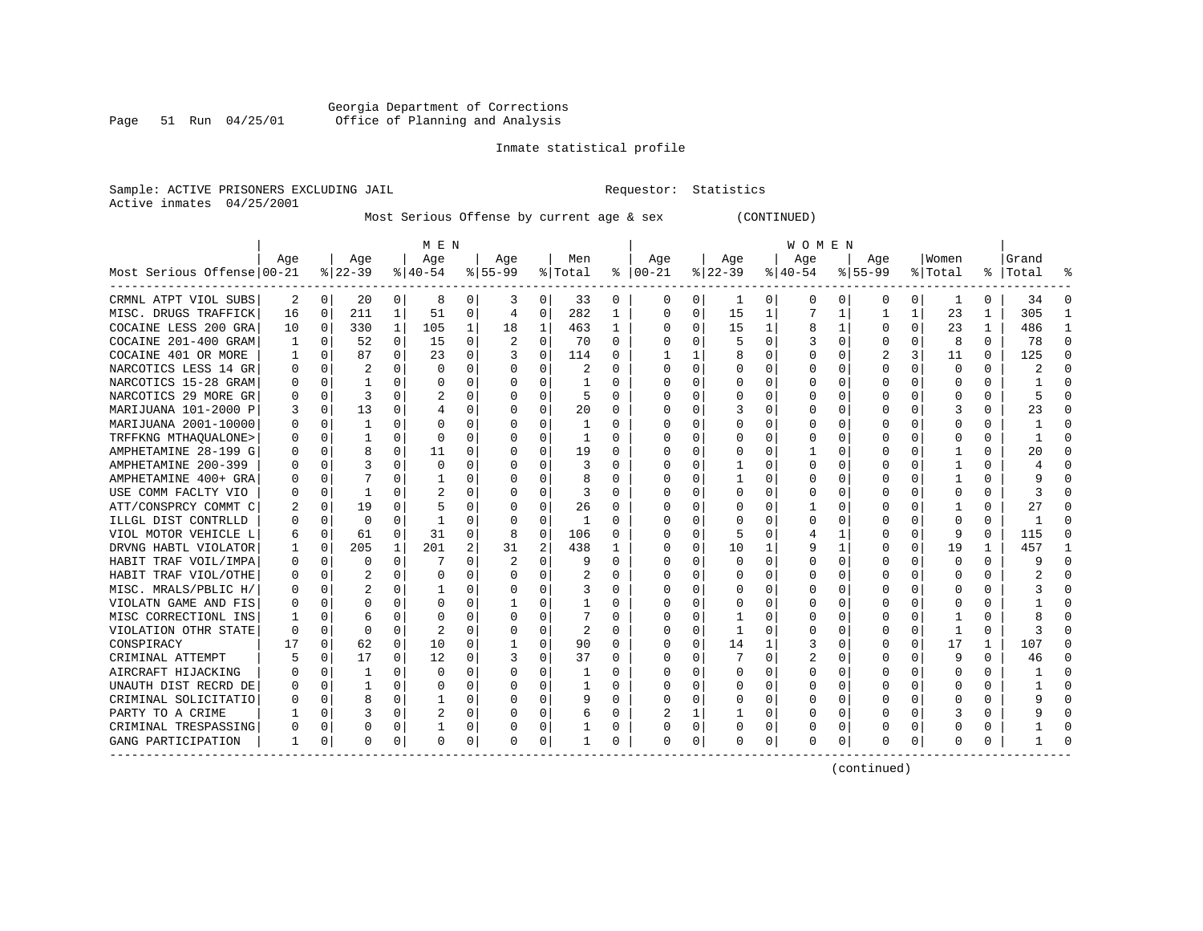Georgia Department of Corrections
Office of Planning and Analysis

Inmate statistical profile

Sample: ACTIVE PRISONERS EXCLUDING JAIL
Requestor: Statistics
Active inmates 04/25/2001

Most Serious Offense by current age & sex (CONTINUED)

| | MEN | | | | | | | | | | WOMEN | | | | | | | | | | | |
|---|---|---|---|---|---|---|---|---|---|---|---|---|---|---|---|---|---|---|---|---|---|---|
| Most Serious Offense | Age 00-21 | % | Age 22-39 | % | Age 40-54 | % | Age 55-99 | % | Men Total | % | Age 00-21 | % | Age 22-39 | % | Age 40-54 | % | Age 55-99 | % | Women Total | % | Grand Total | % |
| CRMNL ATPT VIOL SUBS | 2 | 0 | 20 | 0 | 8 | 0 | 3 | 0 | 33 | 0 | 0 | 0 | 1 | 0 | 0 | 0 | 0 | 0 | 1 | 0 | 34 | 0 |
| MISC. DRUGS TRAFFICK | 16 | 0 | 211 | 1 | 51 | 0 | 4 | 0 | 282 | 1 | 0 | 0 | 15 | 1 | 7 | 1 | 1 | 1 | 23 | 1 | 305 | 1 |
| COCAINE LESS 200 GRA | 10 | 0 | 330 | 1 | 105 | 1 | 18 | 1 | 463 | 1 | 0 | 0 | 15 | 1 | 8 | 1 | 0 | 0 | 23 | 1 | 486 | 1 |
| COCAINE 201-400 GRAM | 1 | 0 | 52 | 0 | 15 | 0 | 2 | 0 | 70 | 0 | 0 | 0 | 5 | 0 | 3 | 0 | 0 | 0 | 8 | 0 | 78 | 0 |
| COCAINE 401 OR MORE | 1 | 0 | 87 | 0 | 23 | 0 | 3 | 0 | 114 | 0 | 1 | 1 | 8 | 0 | 0 | 0 | 2 | 3 | 11 | 0 | 125 | 0 |
| NARCOTICS LESS 14 GR | 0 | 0 | 2 | 0 | 0 | 0 | 0 | 0 | 2 | 0 | 0 | 0 | 0 | 0 | 0 | 0 | 0 | 0 | 0 | 0 | 2 | 0 |
| NARCOTICS 15-28 GRAM | 0 | 0 | 1 | 0 | 0 | 0 | 0 | 0 | 1 | 0 | 0 | 0 | 0 | 0 | 0 | 0 | 0 | 0 | 0 | 0 | 1 | 0 |
| NARCOTICS 29 MORE GR | 0 | 0 | 3 | 0 | 2 | 0 | 0 | 0 | 5 | 0 | 0 | 0 | 0 | 0 | 0 | 0 | 0 | 0 | 0 | 0 | 5 | 0 |
| MARIJUANA 101-2000 P | 3 | 0 | 13 | 0 | 4 | 0 | 0 | 0 | 20 | 0 | 0 | 0 | 3 | 0 | 0 | 0 | 0 | 0 | 3 | 0 | 23 | 0 |
| MARIJUANA 2001-10000 | 0 | 0 | 1 | 0 | 0 | 0 | 0 | 0 | 1 | 0 | 0 | 0 | 0 | 0 | 0 | 0 | 0 | 0 | 0 | 0 | 1 | 0 |
| TRFFKNG MTHAQUALONE> | 0 | 0 | 1 | 0 | 0 | 0 | 0 | 0 | 1 | 0 | 0 | 0 | 0 | 0 | 0 | 0 | 0 | 0 | 0 | 0 | 1 | 0 |
| AMPHETAMINE 28-199 G | 0 | 0 | 8 | 0 | 11 | 0 | 0 | 0 | 19 | 0 | 0 | 0 | 0 | 0 | 1 | 0 | 0 | 0 | 1 | 0 | 20 | 0 |
| AMPHETAMINE 200-399 | 0 | 0 | 3 | 0 | 0 | 0 | 0 | 0 | 3 | 0 | 0 | 0 | 1 | 0 | 0 | 0 | 0 | 0 | 1 | 0 | 4 | 0 |
| AMPHETAMINE 400+ GRA | 0 | 0 | 7 | 0 | 1 | 0 | 0 | 0 | 8 | 0 | 0 | 0 | 1 | 0 | 0 | 0 | 0 | 0 | 1 | 0 | 9 | 0 |
| USE COMM FACLTY VIO | 0 | 0 | 1 | 0 | 2 | 0 | 0 | 0 | 3 | 0 | 0 | 0 | 0 | 0 | 0 | 0 | 0 | 0 | 0 | 0 | 3 | 0 |
| ATT/CONSPRCY COMMT C | 2 | 0 | 19 | 0 | 5 | 0 | 0 | 0 | 26 | 0 | 0 | 0 | 0 | 0 | 1 | 0 | 0 | 0 | 1 | 0 | 27 | 0 |
| ILLGL DIST CONTRLLD | 0 | 0 | 0 | 0 | 1 | 0 | 0 | 0 | 1 | 0 | 0 | 0 | 0 | 0 | 0 | 0 | 0 | 0 | 0 | 0 | 1 | 0 |
| VIOL MOTOR VEHICLE L | 6 | 0 | 61 | 0 | 31 | 0 | 8 | 0 | 106 | 0 | 0 | 0 | 5 | 0 | 4 | 1 | 0 | 0 | 9 | 0 | 115 | 0 |
| DRVNG HABTL VIOLATOR | 1 | 0 | 205 | 1 | 201 | 2 | 31 | 2 | 438 | 1 | 0 | 0 | 10 | 1 | 9 | 1 | 0 | 0 | 19 | 1 | 457 | 1 |
| HABIT TRAF VOIL/IMPA | 0 | 0 | 0 | 0 | 7 | 0 | 2 | 0 | 9 | 0 | 0 | 0 | 0 | 0 | 0 | 0 | 0 | 0 | 0 | 0 | 9 | 0 |
| HABIT TRAF VIOL/OTHE | 0 | 0 | 2 | 0 | 0 | 0 | 0 | 0 | 2 | 0 | 0 | 0 | 0 | 0 | 0 | 0 | 0 | 0 | 0 | 0 | 2 | 0 |
| MISC. MRALS/PBLIC H/ | 0 | 0 | 2 | 0 | 1 | 0 | 0 | 0 | 3 | 0 | 0 | 0 | 0 | 0 | 0 | 0 | 0 | 0 | 0 | 0 | 3 | 0 |
| VIOLATN GAME AND FIS | 0 | 0 | 0 | 0 | 0 | 0 | 1 | 0 | 1 | 0 | 0 | 0 | 0 | 0 | 0 | 0 | 0 | 0 | 0 | 0 | 1 | 0 |
| MISC CORRECTIONL INS | 1 | 0 | 6 | 0 | 0 | 0 | 0 | 0 | 7 | 0 | 0 | 0 | 1 | 0 | 0 | 0 | 0 | 0 | 1 | 0 | 8 | 0 |
| VIOLATION OTHR STATE | 0 | 0 | 0 | 0 | 2 | 0 | 0 | 0 | 2 | 0 | 0 | 0 | 1 | 0 | 0 | 0 | 0 | 0 | 1 | 0 | 3 | 0 |
| CONSPIRACY | 17 | 0 | 62 | 0 | 10 | 0 | 1 | 0 | 90 | 0 | 0 | 0 | 14 | 1 | 3 | 0 | 0 | 0 | 17 | 1 | 107 | 0 |
| CRIMINAL ATTEMPT | 5 | 0 | 17 | 0 | 12 | 0 | 3 | 0 | 37 | 0 | 0 | 0 | 7 | 0 | 2 | 0 | 0 | 0 | 9 | 0 | 46 | 0 |
| AIRCRAFT HIJACKING | 0 | 0 | 1 | 0 | 0 | 0 | 0 | 0 | 1 | 0 | 0 | 0 | 0 | 0 | 0 | 0 | 0 | 0 | 0 | 0 | 1 | 0 |
| UNAUTH DIST RECRD DE | 0 | 0 | 1 | 0 | 0 | 0 | 0 | 0 | 1 | 0 | 0 | 0 | 0 | 0 | 0 | 0 | 0 | 0 | 0 | 0 | 1 | 0 |
| CRIMINAL SOLICITATIO | 0 | 0 | 8 | 0 | 1 | 0 | 0 | 0 | 9 | 0 | 0 | 0 | 0 | 0 | 0 | 0 | 0 | 0 | 0 | 0 | 9 | 0 |
| PARTY TO A CRIME | 1 | 0 | 3 | 0 | 2 | 0 | 0 | 0 | 6 | 0 | 2 | 1 | 1 | 0 | 0 | 0 | 0 | 0 | 3 | 0 | 9 | 0 |
| CRIMINAL TRESPASSING | 0 | 0 | 0 | 0 | 1 | 0 | 0 | 0 | 1 | 0 | 0 | 0 | 0 | 0 | 0 | 0 | 0 | 0 | 0 | 0 | 1 | 0 |
| GANG PARTICIPATION | 1 | 0 | 0 | 0 | 0 | 0 | 0 | 0 | 1 | 0 | 0 | 0 | 0 | 0 | 0 | 0 | 0 | 0 | 0 | 0 | 1 | 0 |

(continued)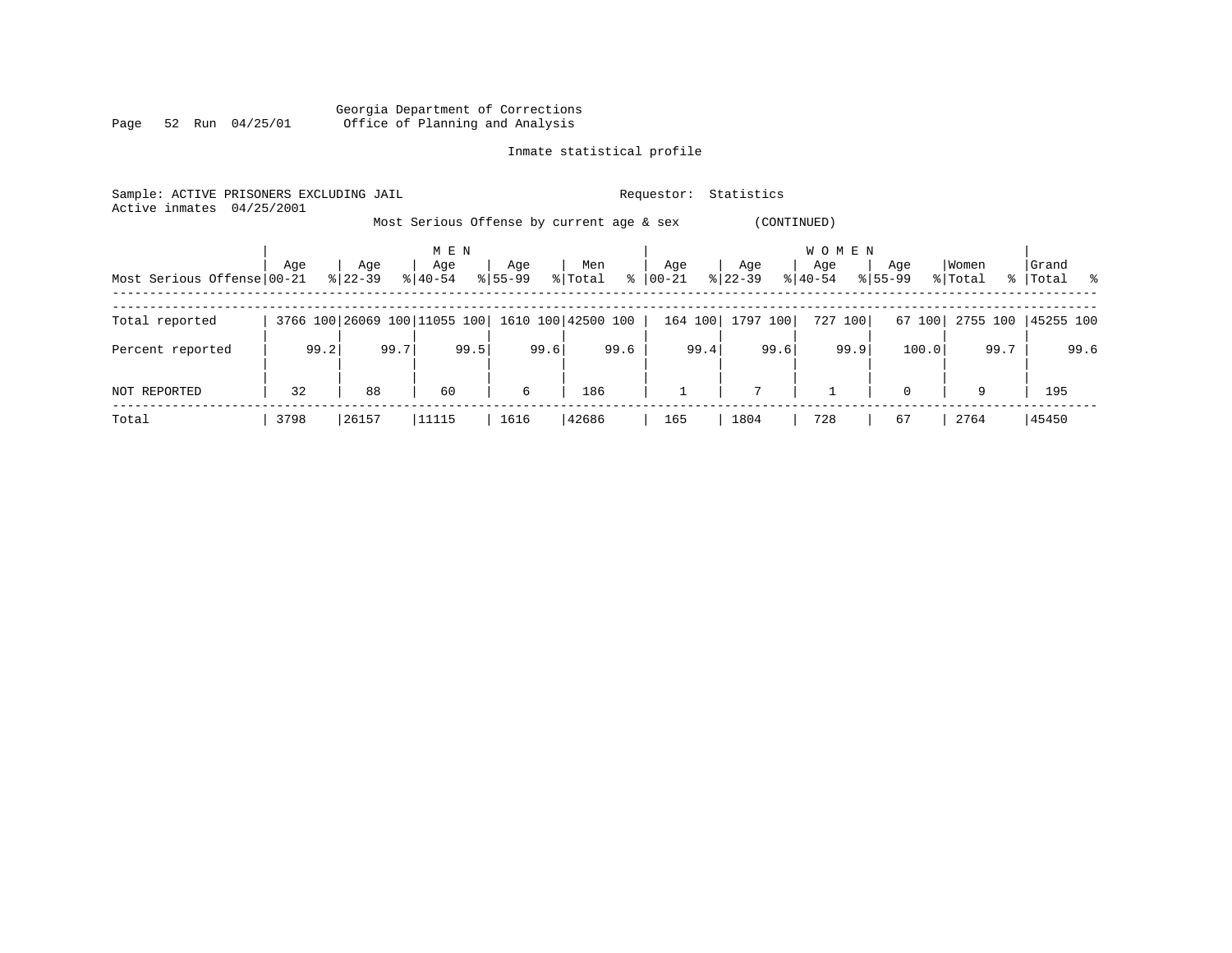Georgia Department of Corrections
Office of Planning and Analysis

Inmate statistical profile

Sample: ACTIVE PRISONERS EXCLUDING JAIL

Requestor: Statistics

Active inmates 04/25/2001

Most Serious Offense by current age & sex (CONTINUED)

| Most Serious Offense | MEN Age 00-21 | % | Age 22-39 | % | Age 40-54 | % | Age 55-99 | % | Men Total | % | WOMEN Age 00-21 | % | Age 22-39 | % | Age 40-54 | % | Age 55-99 | % | Women Total | % | Grand Total | % |
|---|---|---|---|---|---|---|---|---|---|---|---|---|---|---|---|---|---|---|---|---|---|---|
| Total reported | 3766 | 100 | 26069 | 100 | 11055 | 100 | 1610 | 100 | 42500 | 100 | 164 | 100 | 1797 | 100 | 727 | 100 | 67 | 100 | 2755 | 100 | 45255 | 100 |
| Percent reported | | 99.2 | | 99.7 | | 99.5 | | 99.6 | | 99.6 | | 99.4 | | 99.6 | | 99.9 | | 100.0 | | 99.7 | | 99.6 |
| NOT REPORTED | 32 | | 88 | | 60 | | 6 | | 186 | | 1 | | 7 | | 1 | | 0 | | 9 | | 195 | |
| Total | 3798 | | 26157 | | 11115 | | 1616 | | 42686 | | 165 | | 1804 | | 728 | | 67 | | 2764 | | 45450 | |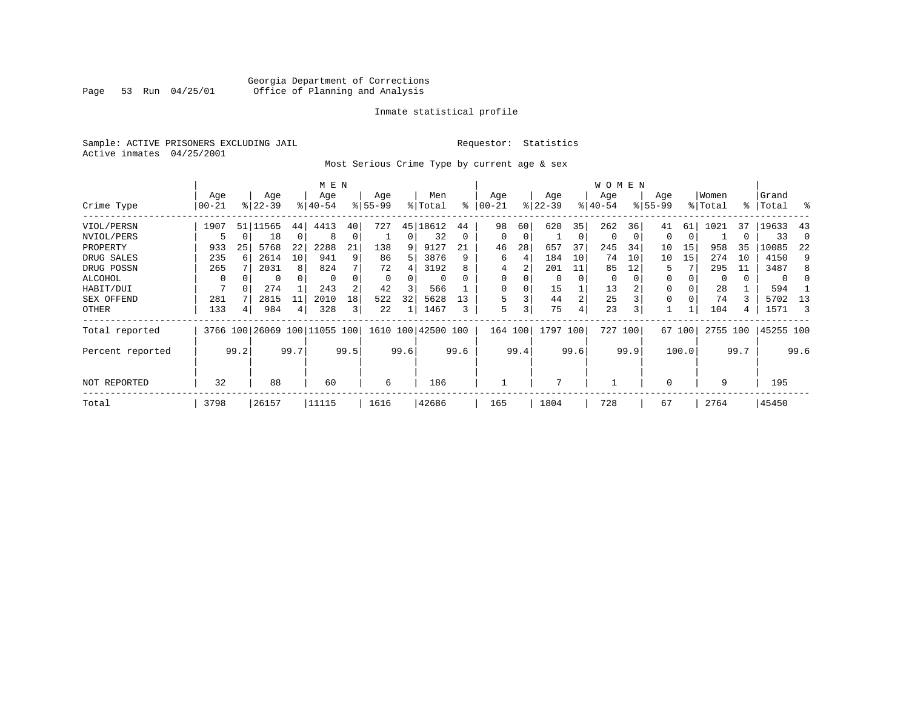Georgia Department of Corrections
Office of Planning and Analysis

Inmate statistical profile

Sample: ACTIVE PRISONERS EXCLUDING JAIL
Active inmates 04/25/2001

Requestor: Statistics

Most Serious Crime Type by current age & sex

| | MEN | | | | | | | | | | WOMEN | | | | | | | | | | | |
|---|---|---|---|---|---|---|---|---|---|---|---|---|---|---|---|---|---|---|---|---|---|---|
| Crime Type | Age 00-21 | % | Age 22-39 | % | Age 40-54 | % | Age 55-99 | % | Men Total | % | Age 00-21 | % | Age 22-39 | % | Age 40-54 | % | Age 55-99 | % | Women Total | % | Grand Total | % |
| VIOL/PERSN | 1907 | 51 | 11565 | 44 | 4413 | 40 | 727 | 45 | 18612 | 44 | 98 | 60 | 620 | 35 | 262 | 36 | 41 | 61 | 1021 | 37 | 19633 | 43 |
| NVIOL/PERS | 5 | 0 | 18 | 0 | 8 | 0 | 1 | 0 | 32 | 0 | 0 | 0 | 1 | 0 | 0 | 0 | 0 | 0 | 1 | 0 | 33 | 0 |
| PROPERTY | 933 | 25 | 5768 | 22 | 2288 | 21 | 138 | 9 | 9127 | 21 | 46 | 28 | 657 | 37 | 245 | 34 | 10 | 15 | 958 | 35 | 10085 | 22 |
| DRUG SALES | 235 | 6 | 2614 | 10 | 941 | 9 | 86 | 5 | 3876 | 9 | 6 | 4 | 184 | 10 | 74 | 10 | 10 | 15 | 274 | 10 | 4150 | 9 |
| DRUG POSSN | 265 | 7 | 2031 | 8 | 824 | 7 | 72 | 4 | 3192 | 8 | 4 | 2 | 201 | 11 | 85 | 12 | 5 | 7 | 295 | 11 | 3487 | 8 |
| ALCOHOL | 0 | 0 | 0 | 0 | 0 | 0 | 0 | 0 | 0 | 0 | 0 | 0 | 0 | 0 | 0 | 0 | 0 | 0 | 0 | 0 | 0 | 0 |
| HABIT/DUI | 7 | 0 | 274 | 1 | 243 | 2 | 42 | 3 | 566 | 1 | 0 | 0 | 15 | 1 | 13 | 2 | 0 | 0 | 28 | 1 | 594 | 1 |
| SEX OFFEND | 281 | 7 | 2815 | 11 | 2010 | 18 | 522 | 32 | 5628 | 13 | 5 | 3 | 44 | 2 | 25 | 3 | 0 | 0 | 74 | 3 | 5702 | 13 |
| OTHER | 133 | 4 | 984 | 4 | 328 | 3 | 22 | 1 | 1467 | 3 | 5 | 3 | 75 | 4 | 23 | 3 | 1 | 1 | 104 | 4 | 1571 | 3 |
| Total reported | 3766 | 100 | 26069 | 100 | 11055 | 100 | 1610 | 100 | 42500 | 100 | 164 | 100 | 1797 | 100 | 727 | 100 | 67 | 100 | 2755 | 100 | 45255 | 100 |
| Percent reported | | 99.2 | | 99.7 | | 99.5 | | 99.6 | | 99.6 | | 99.4 | | 99.6 | | 99.9 | | 100.0 | | 99.7 | | 99.6 |
| NOT REPORTED | 32 | | 88 | | 60 | | 6 | | 186 | | 1 | | 7 | | 1 | | 0 | | 9 | | 195 | |
| Total | 3798 | | 26157 | | 11115 | | 1616 | | 42686 | | 165 | | 1804 | | 728 | | 67 | | 2764 | | 45450 | |